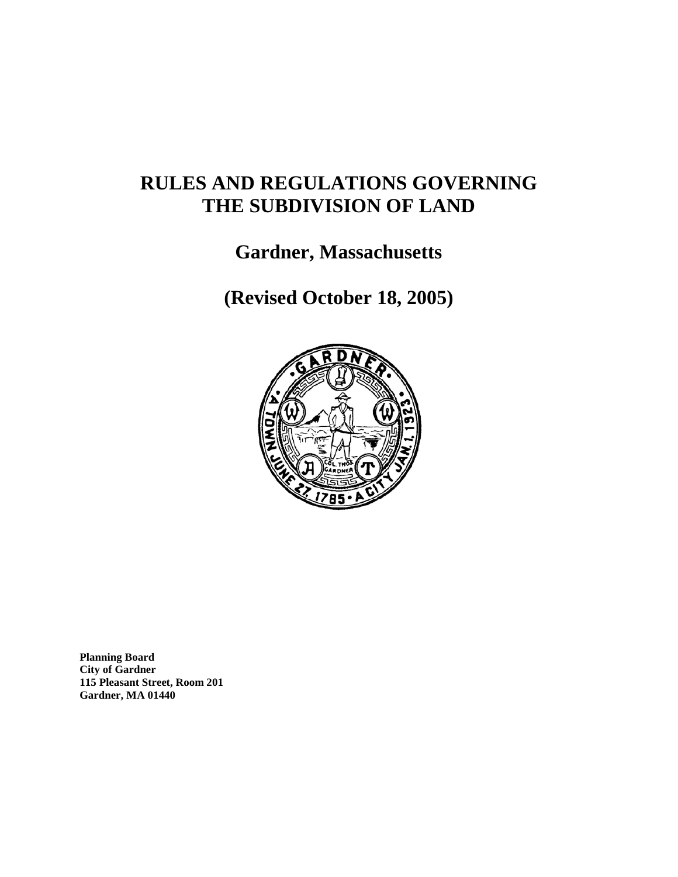# RULES AND REGULATIONS GOVERNING THE SUBDIVISION OF LAND

## Gardner, Massachusetts

## (Revised October 18, 2005)

**Planning Board**
**City of Gardner**
**115 Pleasant Street, Room 201**
**Gardner, MA 01440**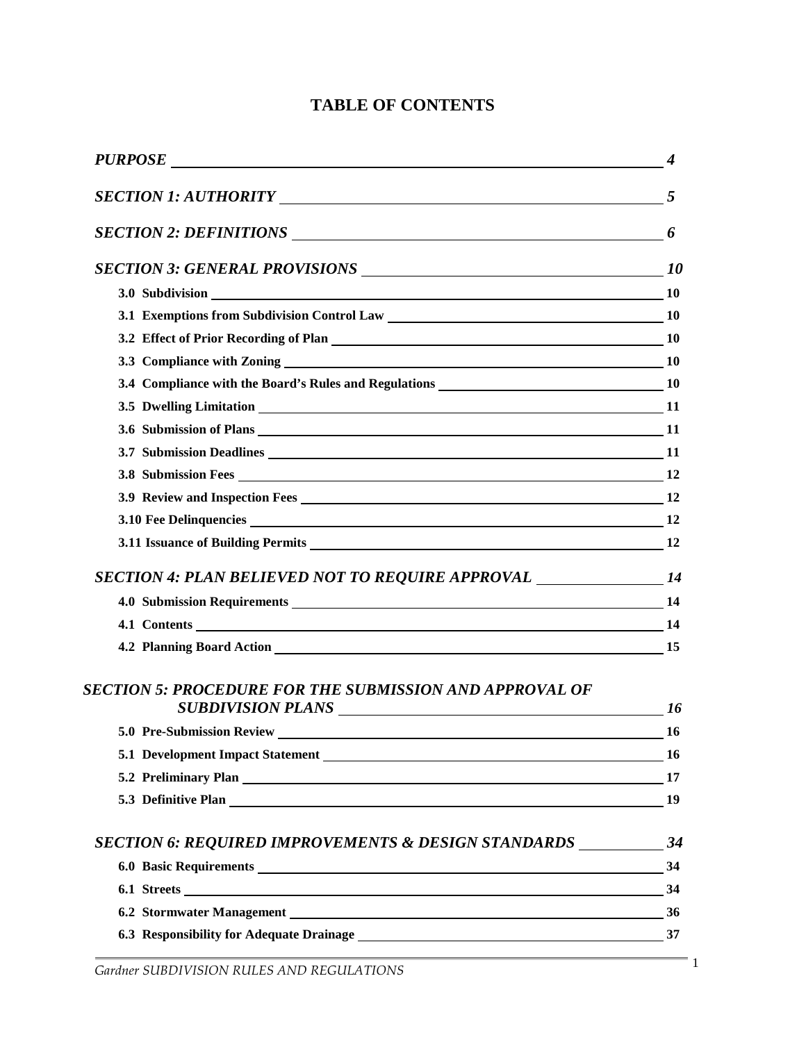# TABLE OF CONTENTS

| | |
|---|---|
| ***PURPOSE*** | ***4*** |
| ***SECTION 1: AUTHORITY*** | ***5*** |
| ***SECTION 2: DEFINITIONS*** | ***6*** |
| ***SECTION 3: GENERAL PROVISIONS*** | ***10*** |
| **3.0 Subdivision** | **10** |
| **3.1 Exemptions from Subdivision Control Law** | **10** |
| **3.2 Effect of Prior Recording of Plan** | **10** |
| **3.3 Compliance with Zoning** | **10** |
| **3.4 Compliance with the Board's Rules and Regulations** | **10** |
| **3.5 Dwelling Limitation** | **11** |
| **3.6 Submission of Plans** | **11** |
| **3.7 Submission Deadlines** | **11** |
| **3.8 Submission Fees** | **12** |
| **3.9 Review and Inspection Fees** | **12** |
| **3.10 Fee Delinquencies** | **12** |
| **3.11 Issuance of Building Permits** | **12** |
| ***SECTION 4: PLAN BELIEVED NOT TO REQUIRE APPROVAL*** | ***14*** |
| **4.0 Submission Requirements** | **14** |
| **4.1 Contents** | **14** |
| **4.2 Planning Board Action** | **15** |
| ***SECTION 5: PROCEDURE FOR THE SUBMISSION AND APPROVAL OF SUBDIVISION PLANS*** | ***16*** |
| **5.0 Pre-Submission Review** | **16** |
| **5.1 Development Impact Statement** | **16** |
| **5.2 Preliminary Plan** | **17** |
| **5.3 Definitive Plan** | **19** |
| ***SECTION 6: REQUIRED IMPROVEMENTS & DESIGN STANDARDS*** | ***34*** |
| **6.0 Basic Requirements** | **34** |
| **6.1 Streets** | **34** |
| **6.2 Stormwater Management** | **36** |
| **6.3 Responsibility for Adequate Drainage** | **37** |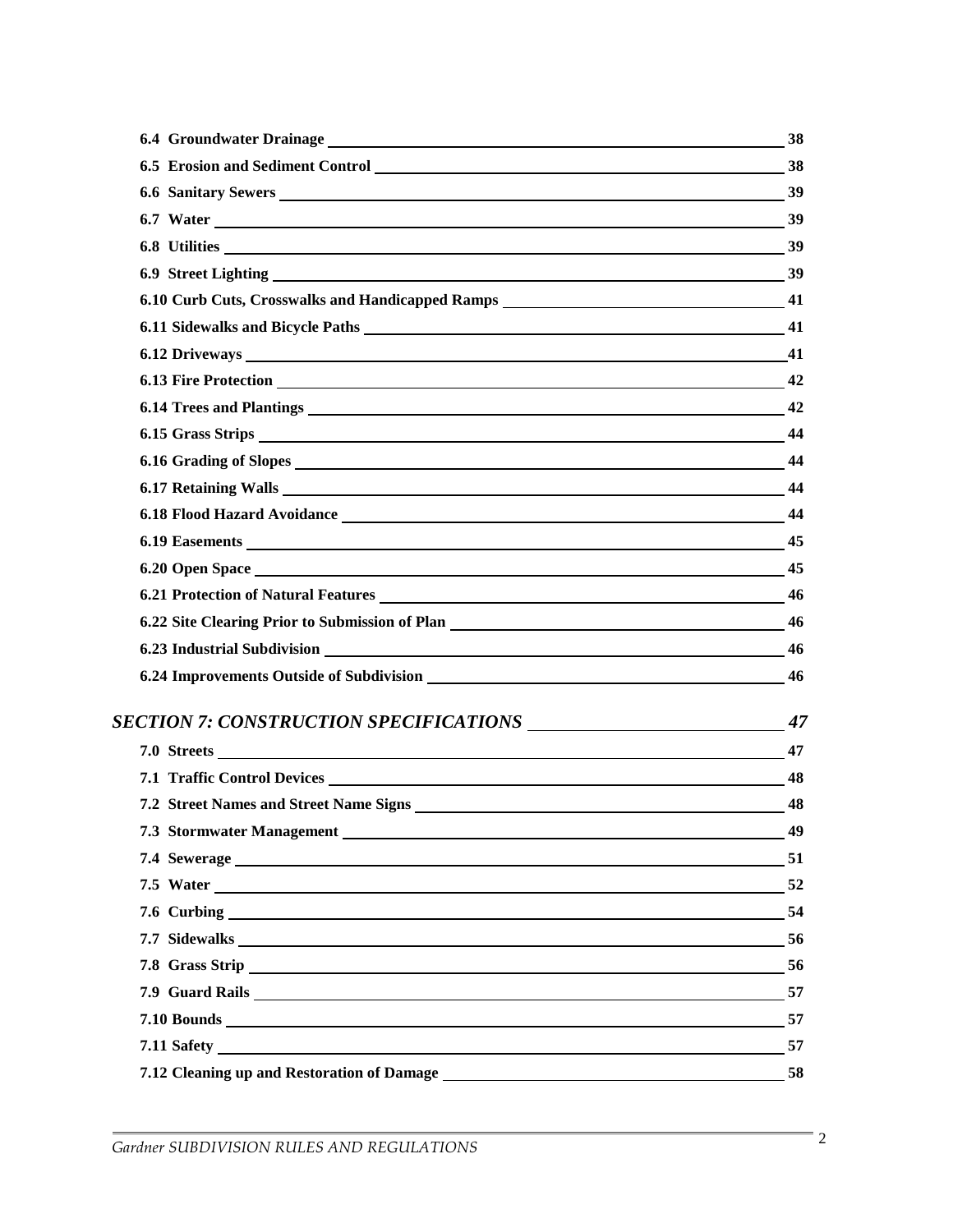**6.4 Groundwater Drainage** 38

**6.5 Erosion and Sediment Control** 38

**6.6 Sanitary Sewers** 39

**6.7 Water** 39

**6.8 Utilities** 39

**6.9 Street Lighting** 39

**6.10 Curb Cuts, Crosswalks and Handicapped Ramps** 41

**6.11 Sidewalks and Bicycle Paths** 41

**6.12 Driveways** 41

**6.13 Fire Protection** 42

**6.14 Trees and Plantings** 42

**6.15 Grass Strips** 44

**6.16 Grading of Slopes** 44

**6.17 Retaining Walls** 44

**6.18 Flood Hazard Avoidance** 44

**6.19 Easements** 45

**6.20 Open Space** 45

**6.21 Protection of Natural Features** 46

**6.22 Site Clearing Prior to Submission of Plan** 46

**6.23 Industrial Subdivision** 46

**6.24 Improvements Outside of Subdivision** 46

***SECTION 7: CONSTRUCTION SPECIFICATIONS*** ***47***

**7.0 Streets** 47

**7.1 Traffic Control Devices** 48

**7.2 Street Names and Street Name Signs** 48

**7.3 Stormwater Management** 49

**7.4 Sewerage** 51

**7.5 Water** 52

**7.6 Curbing** 54

**7.7 Sidewalks** 56

**7.8 Grass Strip** 56

**7.9 Guard Rails** 57

**7.10 Bounds** 57

**7.11 Safety** 57

**7.12 Cleaning up and Restoration of Damage** 58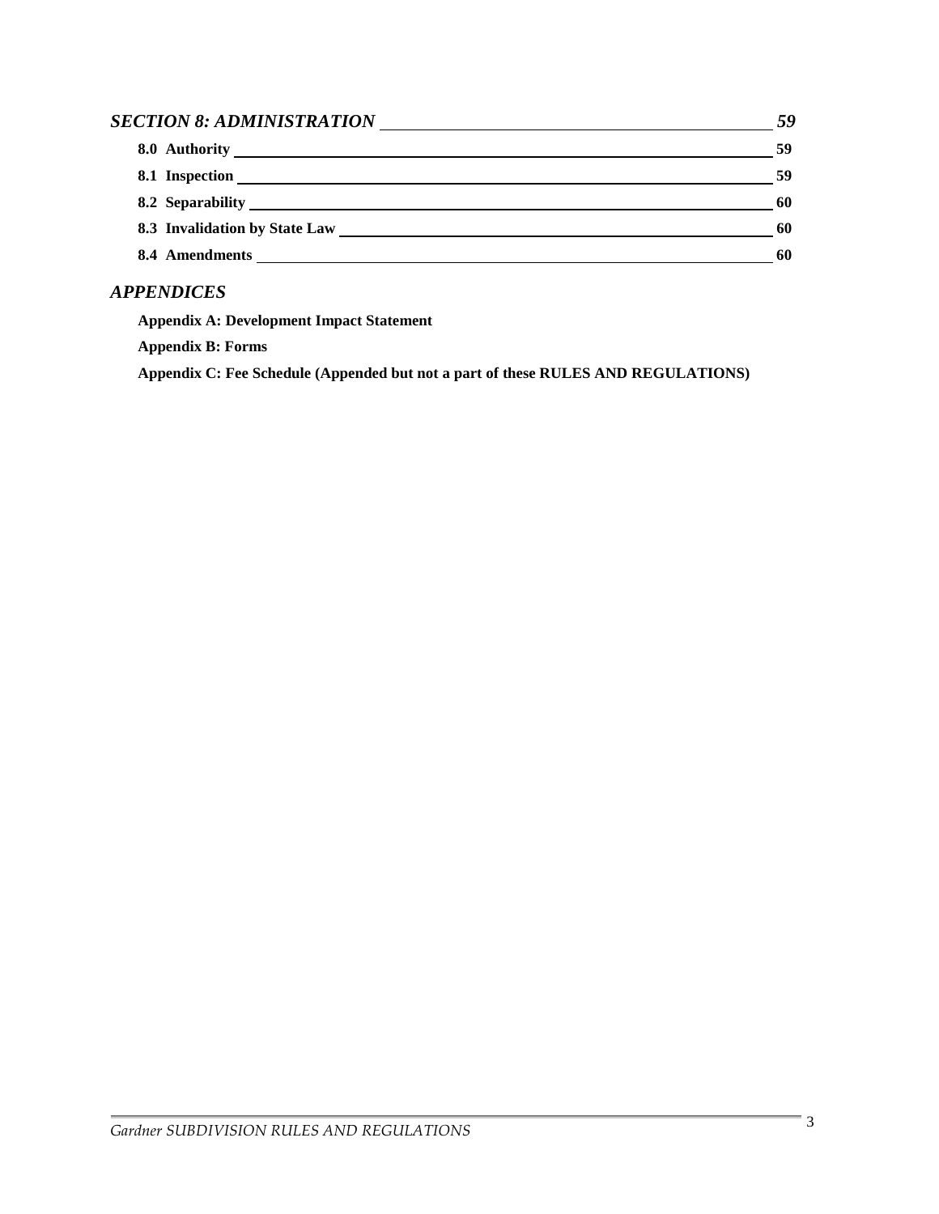*SECTION 8: ADMINISTRATION* *59*

**8.0 Authority** **59**

**8.1 Inspection** **59**

**8.2 Separability** **60**

**8.3 Invalidation by State Law** **60**

**8.4 Amendments** **60**

*APPENDICES*

**Appendix A: Development Impact Statement**

**Appendix B: Forms**

**Appendix C: Fee Schedule (Appended but not a part of these RULES AND REGULATIONS)**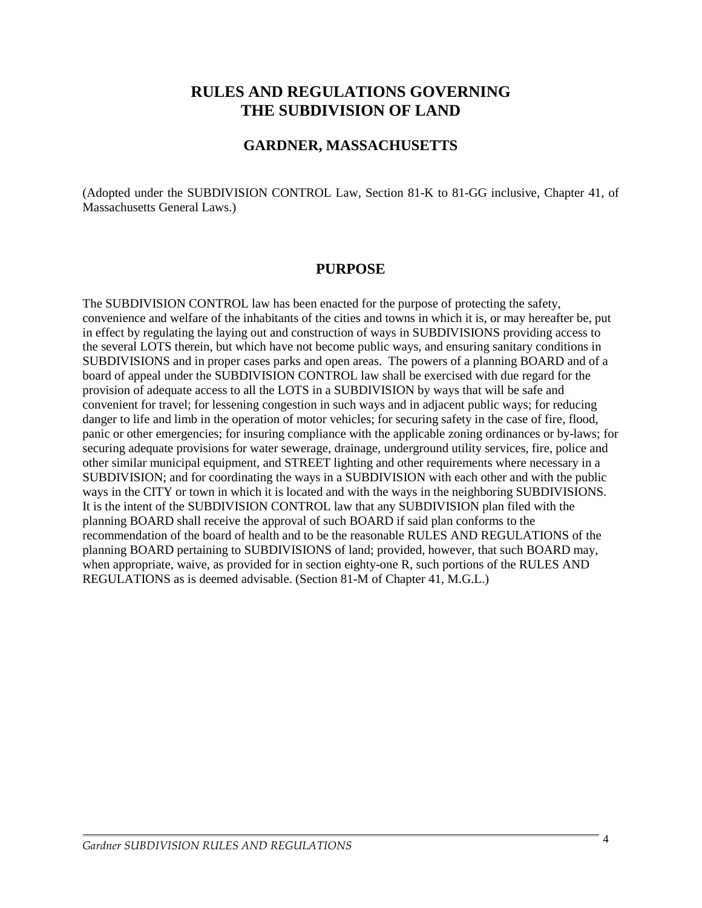# RULES AND REGULATIONS GOVERNING THE SUBDIVISION OF LAND

## GARDNER, MASSACHUSETTS

(Adopted under the SUBDIVISION CONTROL Law, Section 81-K to 81-GG inclusive, Chapter 41, of Massachusetts General Laws.)

## PURPOSE

The SUBDIVISION CONTROL law has been enacted for the purpose of protecting the safety, convenience and welfare of the inhabitants of the cities and towns in which it is, or may hereafter be, put in effect by regulating the laying out and construction of ways in SUBDIVISIONS providing access to the several LOTS therein, but which have not become public ways, and ensuring sanitary conditions in SUBDIVISIONS and in proper cases parks and open areas. The powers of a planning BOARD and of a board of appeal under the SUBDIVISION CONTROL law shall be exercised with due regard for the provision of adequate access to all the LOTS in a SUBDIVISION by ways that will be safe and convenient for travel; for lessening congestion in such ways and in adjacent public ways; for reducing danger to life and limb in the operation of motor vehicles; for securing safety in the case of fire, flood, panic or other emergencies; for insuring compliance with the applicable zoning ordinances or by-laws; for securing adequate provisions for water sewerage, drainage, underground utility services, fire, police and other similar municipal equipment, and STREET lighting and other requirements where necessary in a SUBDIVISION; and for coordinating the ways in a SUBDIVISION with each other and with the public ways in the CITY or town in which it is located and with the ways in the neighboring SUBDIVISIONS. It is the intent of the SUBDIVISION CONTROL law that any SUBDIVISION plan filed with the planning BOARD shall receive the approval of such BOARD if said plan conforms to the recommendation of the board of health and to be the reasonable RULES AND REGULATIONS of the planning BOARD pertaining to SUBDIVISIONS of land; provided, however, that such BOARD may, when appropriate, waive, as provided for in section eighty-one R, such portions of the RULES AND REGULATIONS as is deemed advisable. (Section 81-M of Chapter 41, M.G.L.)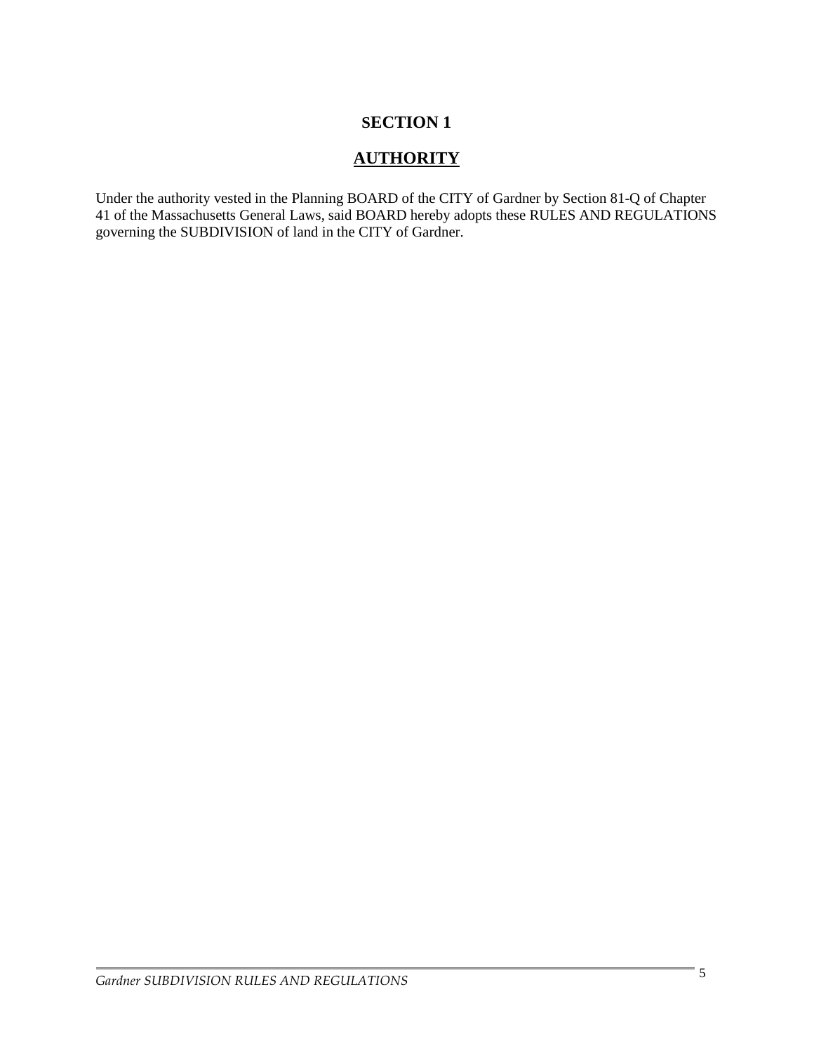# SECTION 1

## AUTHORITY

Under the authority vested in the Planning BOARD of the CITY of Gardner by Section 81-Q of Chapter 41 of the Massachusetts General Laws, said BOARD hereby adopts these RULES AND REGULATIONS governing the SUBDIVISION of land in the CITY of Gardner.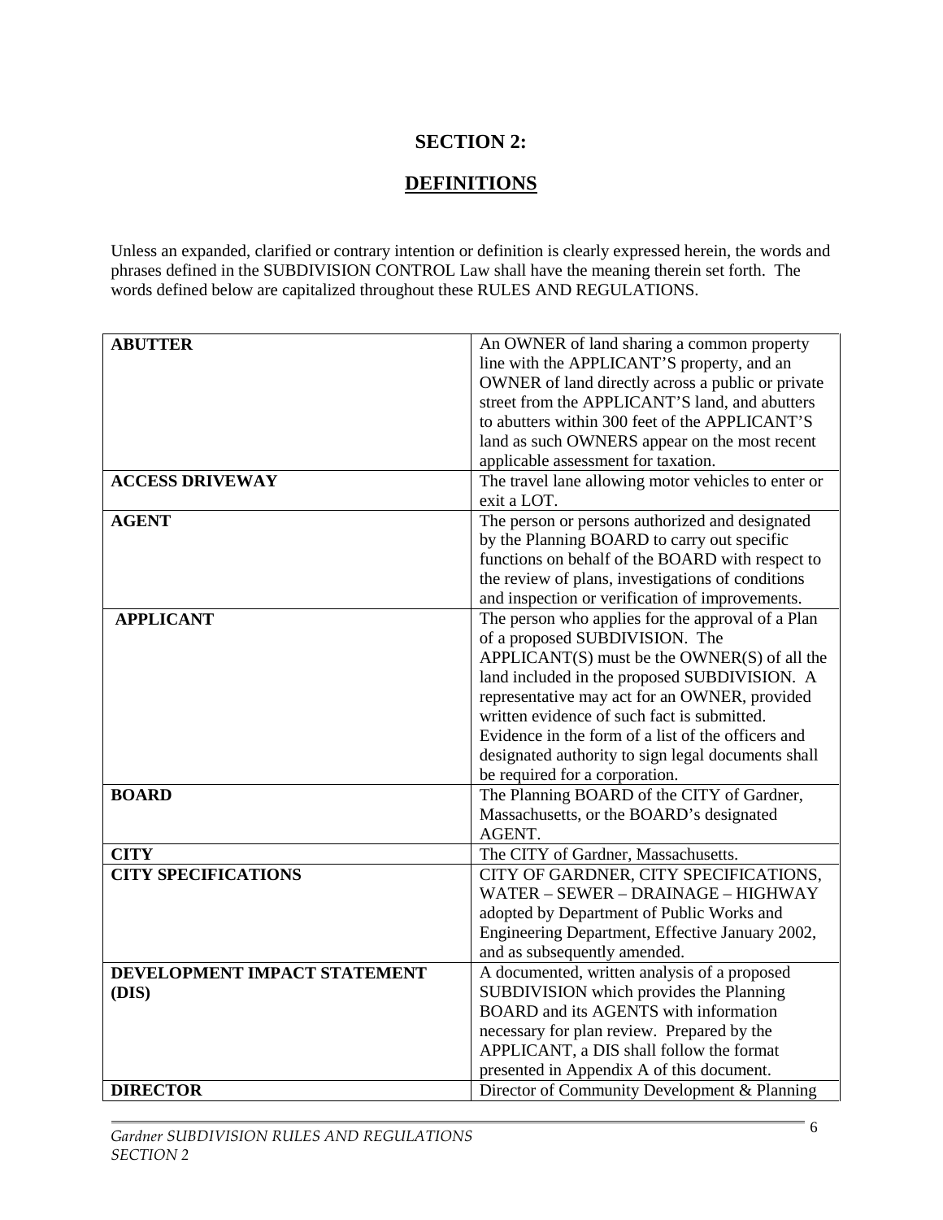# SECTION 2:

## DEFINITIONS

Unless an expanded, clarified or contrary intention or definition is clearly expressed herein, the words and phrases defined in the SUBDIVISION CONTROL Law shall have the meaning therein set forth. The words defined below are capitalized throughout these RULES AND REGULATIONS.

| | |
|---|---|
| **ABUTTER** | An OWNER of land sharing a common property line with the APPLICANT'S property, and an OWNER of land directly across a public or private street from the APPLICANT'S land, and abutters to abutters within 300 feet of the APPLICANT'S land as such OWNERS appear on the most recent applicable assessment for taxation. |
| **ACCESS DRIVEWAY** | The travel lane allowing motor vehicles to enter or exit a LOT. |
| **AGENT** | The person or persons authorized and designated by the Planning BOARD to carry out specific functions on behalf of the BOARD with respect to the review of plans, investigations of conditions and inspection or verification of improvements. |
| **APPLICANT** | The person who applies for the approval of a Plan of a proposed SUBDIVISION. The APPLICANT(S) must be the OWNER(S) of all the land included in the proposed SUBDIVISION. A representative may act for an OWNER, provided written evidence of such fact is submitted. Evidence in the form of a list of the officers and designated authority to sign legal documents shall be required for a corporation. |
| **BOARD** | The Planning BOARD of the CITY of Gardner, Massachusetts, or the BOARD's designated AGENT. |
| **CITY** | The CITY of Gardner, Massachusetts. |
| **CITY SPECIFICATIONS** | CITY OF GARDNER, CITY SPECIFICATIONS, WATER – SEWER – DRAINAGE – HIGHWAY adopted by Department of Public Works and Engineering Department, Effective January 2002, and as subsequently amended. |
| **DEVELOPMENT IMPACT STATEMENT (DIS)** | A documented, written analysis of a proposed SUBDIVISION which provides the Planning BOARD and its AGENTS with information necessary for plan review. Prepared by the APPLICANT, a DIS shall follow the format presented in Appendix A of this document. |
| **DIRECTOR** | Director of Community Development & Planning |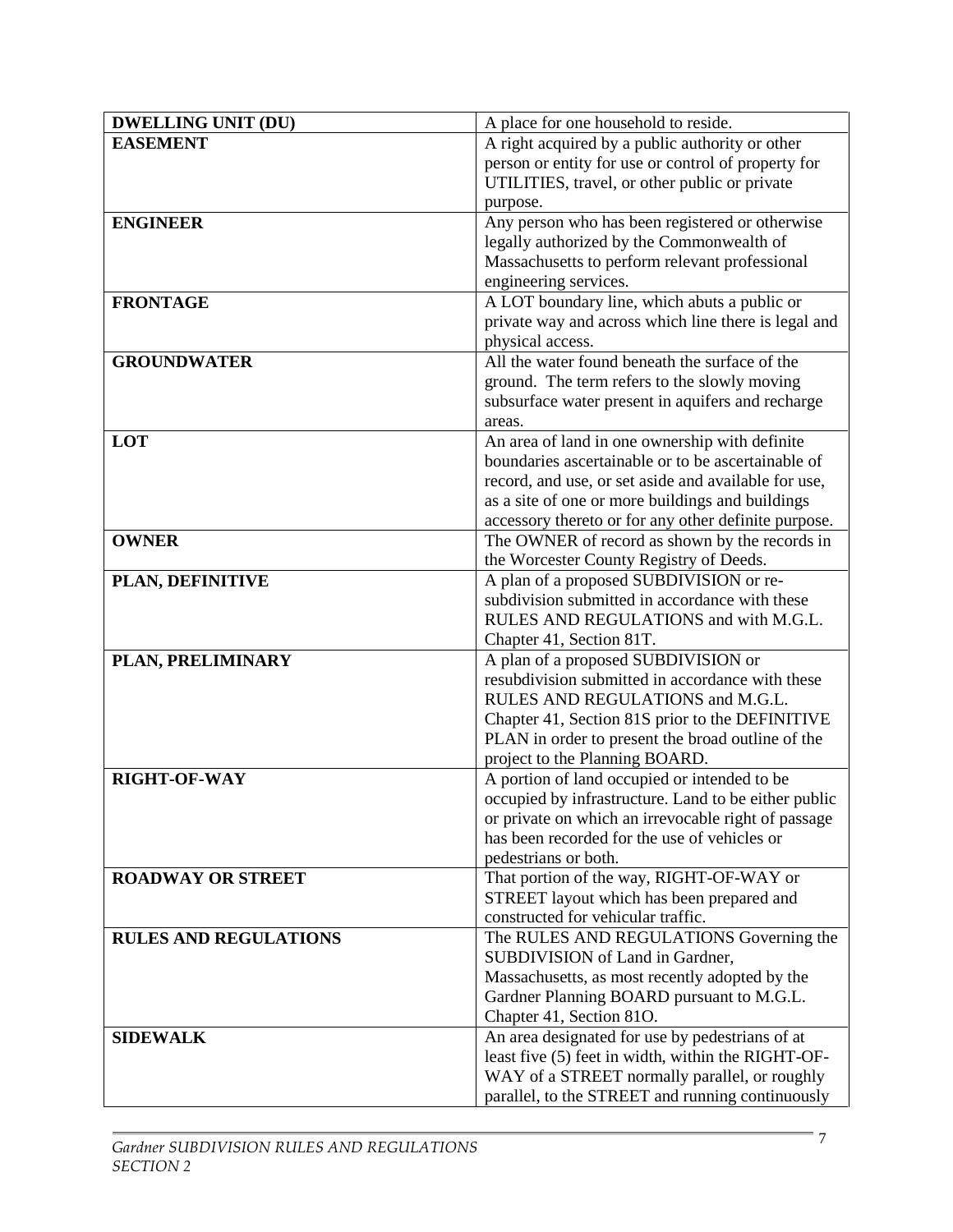| **DWELLING UNIT (DU)** | A place for one household to reside. |
|---|---|
| **EASEMENT** | A right acquired by a public authority or other person or entity for use or control of property for UTILITIES, travel, or other public or private purpose. |
| **ENGINEER** | Any person who has been registered or otherwise legally authorized by the Commonwealth of Massachusetts to perform relevant professional engineering services. |
| **FRONTAGE** | A LOT boundary line, which abuts a public or private way and across which line there is legal and physical access. |
| **GROUNDWATER** | All the water found beneath the surface of the ground. The term refers to the slowly moving subsurface water present in aquifers and recharge areas. |
| **LOT** | An area of land in one ownership with definite boundaries ascertainable or to be ascertainable of record, and use, or set aside and available for use, as a site of one or more buildings and buildings accessory thereto or for any other definite purpose. |
| **OWNER** | The OWNER of record as shown by the records in the Worcester County Registry of Deeds. |
| **PLAN, DEFINITIVE** | A plan of a proposed SUBDIVISION or re-subdivision submitted in accordance with these RULES AND REGULATIONS and with M.G.L. Chapter 41, Section 81T. |
| **PLAN, PRELIMINARY** | A plan of a proposed SUBDIVISION or resubdivision submitted in accordance with these RULES AND REGULATIONS and M.G.L. Chapter 41, Section 81S prior to the DEFINITIVE PLAN in order to present the broad outline of the project to the Planning BOARD. |
| **RIGHT-OF-WAY** | A portion of land occupied or intended to be occupied by infrastructure. Land to be either public or private on which an irrevocable right of passage has been recorded for the use of vehicles or pedestrians or both. |
| **ROADWAY OR STREET** | That portion of the way, RIGHT-OF-WAY or STREET layout which has been prepared and constructed for vehicular traffic. |
| **RULES AND REGULATIONS** | The RULES AND REGULATIONS Governing the SUBDIVISION of Land in Gardner, Massachusetts, as most recently adopted by the Gardner Planning BOARD pursuant to M.G.L. Chapter 41, Section 81O. |
| **SIDEWALK** | An area designated for use by pedestrians of at least five (5) feet in width, within the RIGHT-OF-WAY of a STREET normally parallel, or roughly parallel, to the STREET and running continuously |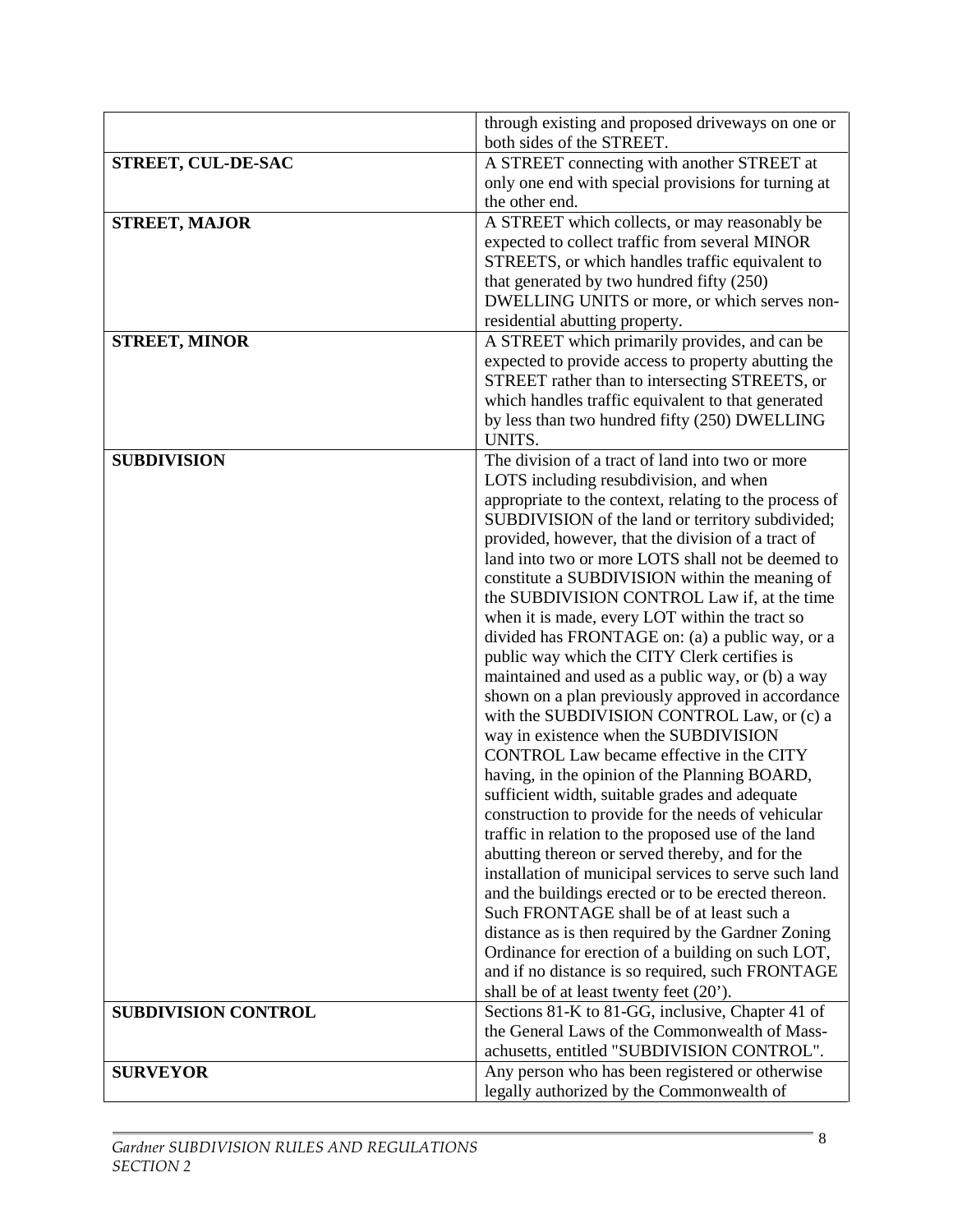| | |
|---|---|
| | through existing and proposed driveways on one or both sides of the STREET. |
| **STREET, CUL-DE-SAC** | A STREET connecting with another STREET at only one end with special provisions for turning at the other end. |
| **STREET, MAJOR** | A STREET which collects, or may reasonably be expected to collect traffic from several MINOR STREETS, or which handles traffic equivalent to that generated by two hundred fifty (250) DWELLING UNITS or more, or which serves non-residential abutting property. |
| **STREET, MINOR** | A STREET which primarily provides, and can be expected to provide access to property abutting the STREET rather than to intersecting STREETS, or which handles traffic equivalent to that generated by less than two hundred fifty (250) DWELLING UNITS. |
| **SUBDIVISION** | The division of a tract of land into two or more LOTS including resubdivision, and when appropriate to the context, relating to the process of SUBDIVISION of the land or territory subdivided; provided, however, that the division of a tract of land into two or more LOTS shall not be deemed to constitute a SUBDIVISION within the meaning of the SUBDIVISION CONTROL Law if, at the time when it is made, every LOT within the tract so divided has FRONTAGE on: (a) a public way, or a public way which the CITY Clerk certifies is maintained and used as a public way, or (b) a way shown on a plan previously approved in accordance with the SUBDIVISION CONTROL Law, or (c) a way in existence when the SUBDIVISION CONTROL Law became effective in the CITY having, in the opinion of the Planning BOARD, sufficient width, suitable grades and adequate construction to provide for the needs of vehicular traffic in relation to the proposed use of the land abutting thereon or served thereby, and for the installation of municipal services to serve such land and the buildings erected or to be erected thereon. Such FRONTAGE shall be of at least such a distance as is then required by the Gardner Zoning Ordinance for erection of a building on such LOT, and if no distance is so required, such FRONTAGE shall be of at least twenty feet (20'). |
| **SUBDIVISION CONTROL** | Sections 81-K to 81-GG, inclusive, Chapter 41 of the General Laws of the Commonwealth of Massachusetts, entitled "SUBDIVISION CONTROL". |
| **SURVEYOR** | Any person who has been registered or otherwise legally authorized by the Commonwealth of |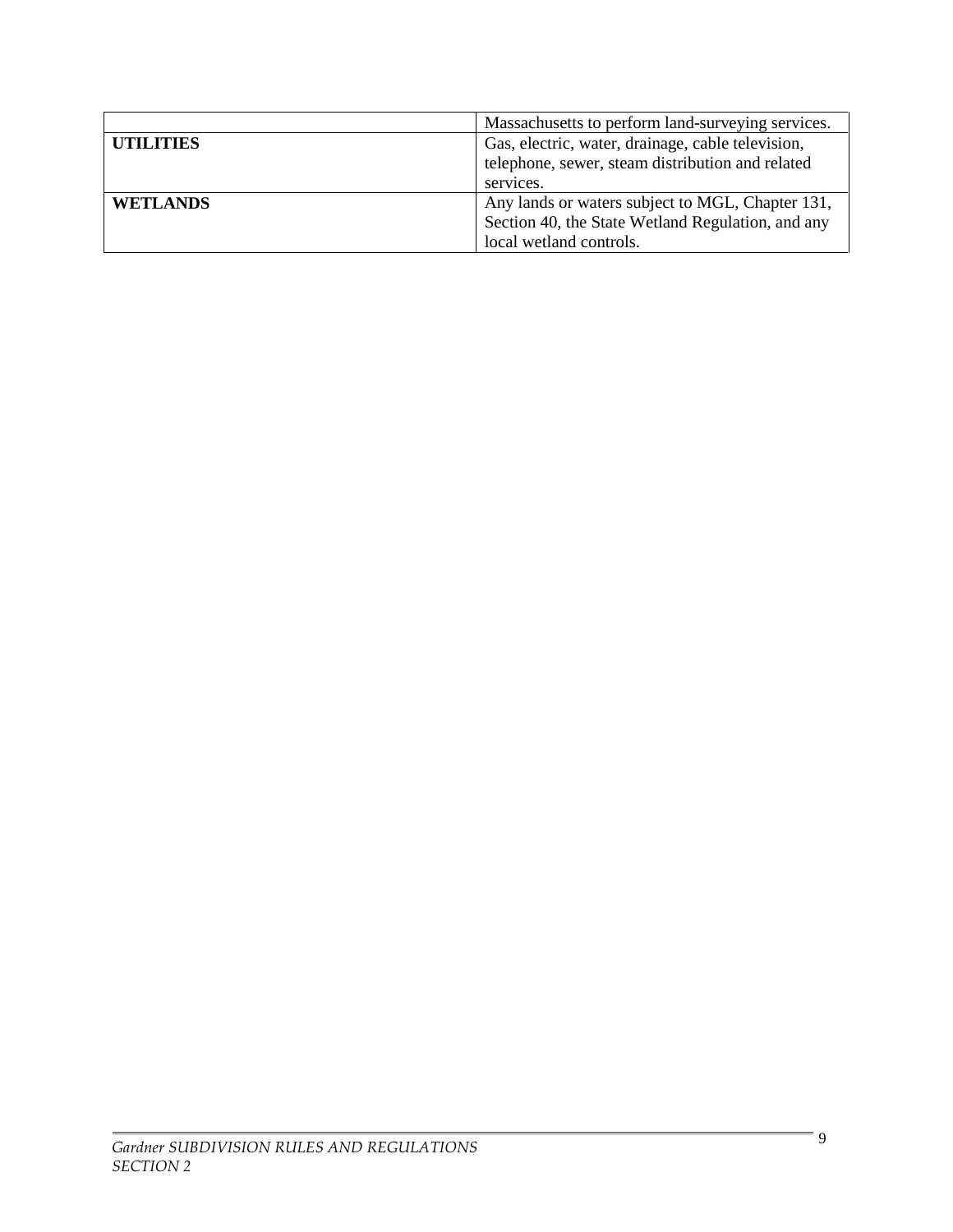| | |
|---|---|
| | Massachusetts to perform land-surveying services. |
| **UTILITIES** | Gas, electric, water, drainage, cable television, telephone, sewer, steam distribution and related services. |
| **WETLANDS** | Any lands or waters subject to MGL, Chapter 131, Section 40, the State Wetland Regulation, and any local wetland controls. |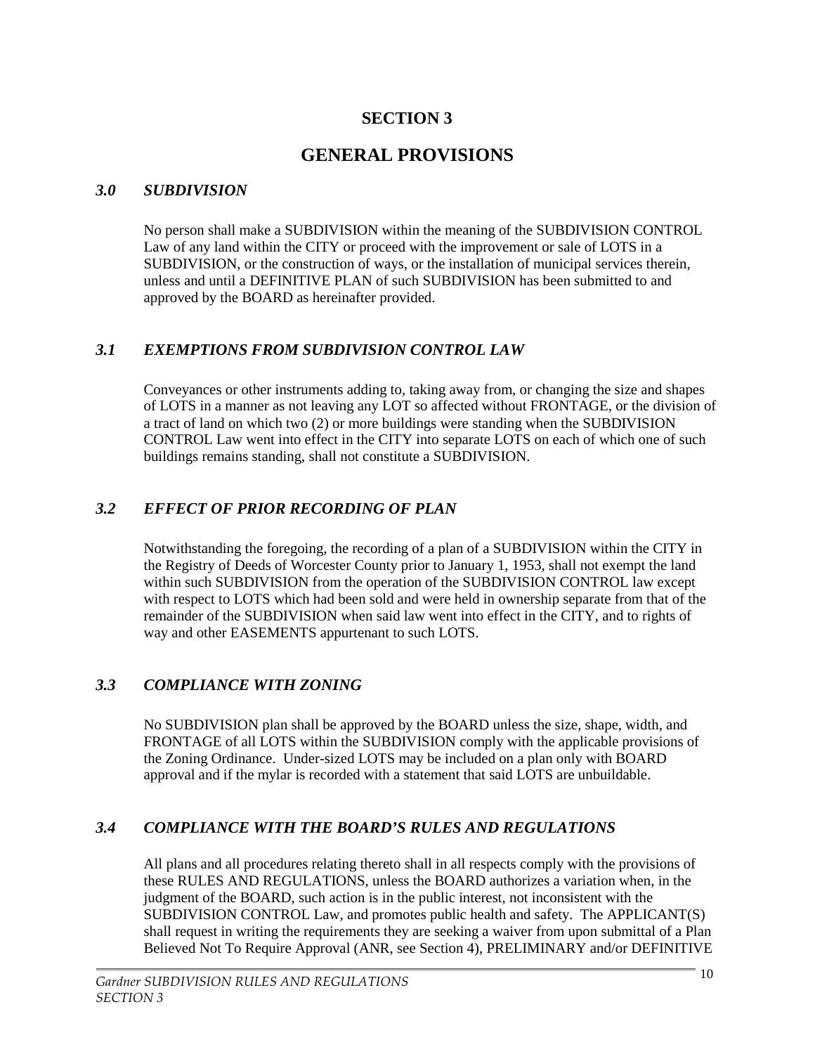# SECTION 3

# GENERAL PROVISIONS

### *3.0 SUBDIVISION*

No person shall make a SUBDIVISION within the meaning of the SUBDIVISION CONTROL Law of any land within the CITY or proceed with the improvement or sale of LOTS in a SUBDIVISION, or the construction of ways, or the installation of municipal services therein, unless and until a DEFINITIVE PLAN of such SUBDIVISION has been submitted to and approved by the BOARD as hereinafter provided.

### *3.1 EXEMPTIONS FROM SUBDIVISION CONTROL LAW*

Conveyances or other instruments adding to, taking away from, or changing the size and shapes of LOTS in a manner as not leaving any LOT so affected without FRONTAGE, or the division of a tract of land on which two (2) or more buildings were standing when the SUBDIVISION CONTROL Law went into effect in the CITY into separate LOTS on each of which one of such buildings remains standing, shall not constitute a SUBDIVISION.

### *3.2 EFFECT OF PRIOR RECORDING OF PLAN*

Notwithstanding the foregoing, the recording of a plan of a SUBDIVISION within the CITY in the Registry of Deeds of Worcester County prior to January 1, 1953, shall not exempt the land within such SUBDIVISION from the operation of the SUBDIVISION CONTROL law except with respect to LOTS which had been sold and were held in ownership separate from that of the remainder of the SUBDIVISION when said law went into effect in the CITY, and to rights of way and other EASEMENTS appurtenant to such LOTS.

### *3.3 COMPLIANCE WITH ZONING*

No SUBDIVISION plan shall be approved by the BOARD unless the size, shape, width, and FRONTAGE of all LOTS within the SUBDIVISION comply with the applicable provisions of the Zoning Ordinance. Under-sized LOTS may be included on a plan only with BOARD approval and if the mylar is recorded with a statement that said LOTS are unbuildable.

### *3.4 COMPLIANCE WITH THE BOARD'S RULES AND REGULATIONS*

All plans and all procedures relating thereto shall in all respects comply with the provisions of these RULES AND REGULATIONS, unless the BOARD authorizes a variation when, in the judgment of the BOARD, such action is in the public interest, not inconsistent with the SUBDIVISION CONTROL Law, and promotes public health and safety. The APPLICANT(S) shall request in writing the requirements they are seeking a waiver from upon submittal of a Plan Believed Not To Require Approval (ANR, see Section 4), PRELIMINARY and/or DEFINITIVE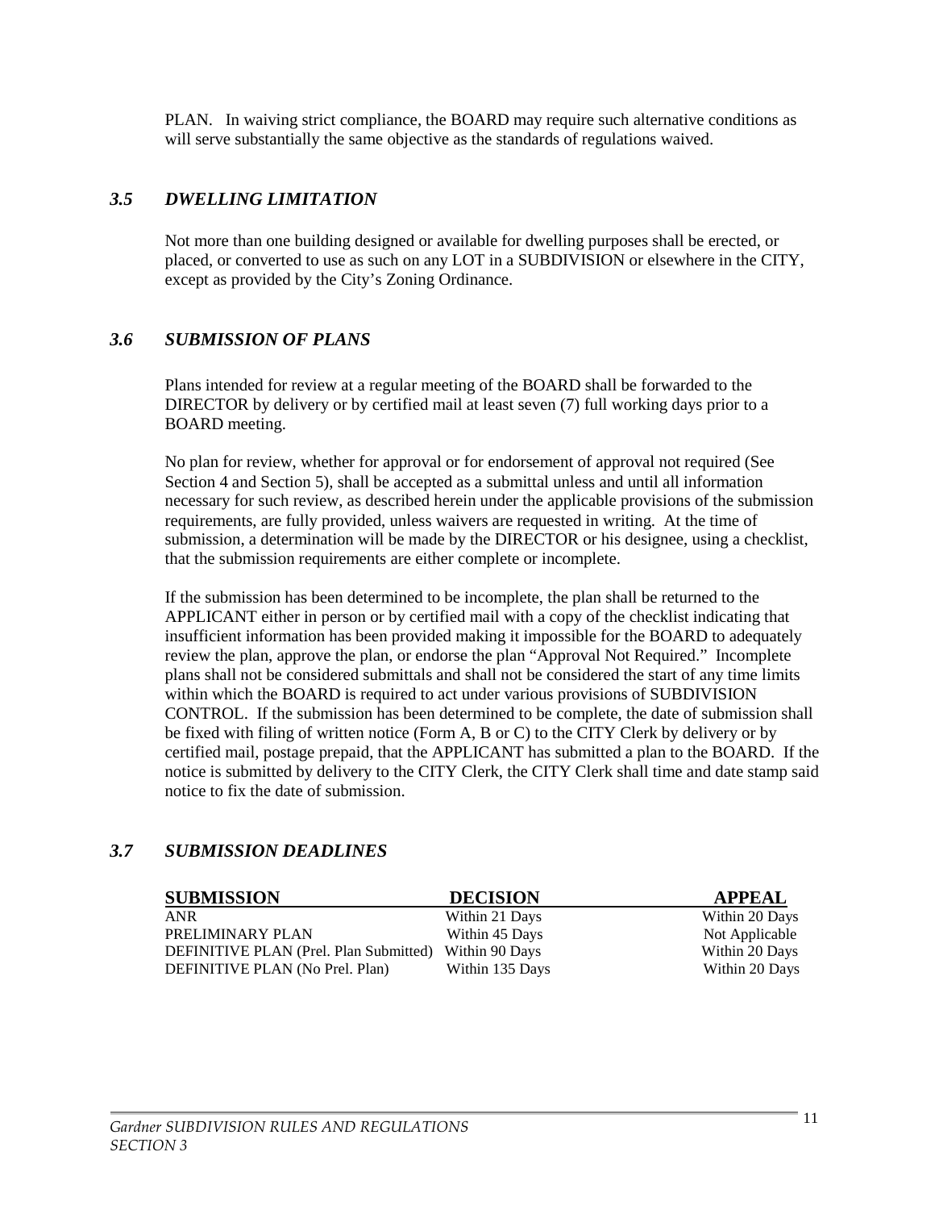PLAN. In waiving strict compliance, the BOARD may require such alternative conditions as will serve substantially the same objective as the standards of regulations waived.

## *3.5 DWELLING LIMITATION*

Not more than one building designed or available for dwelling purposes shall be erected, or placed, or converted to use as such on any LOT in a SUBDIVISION or elsewhere in the CITY, except as provided by the City's Zoning Ordinance.

## *3.6 SUBMISSION OF PLANS*

Plans intended for review at a regular meeting of the BOARD shall be forwarded to the DIRECTOR by delivery or by certified mail at least seven (7) full working days prior to a BOARD meeting.

No plan for review, whether for approval or for endorsement of approval not required (See Section 4 and Section 5), shall be accepted as a submittal unless and until all information necessary for such review, as described herein under the applicable provisions of the submission requirements, are fully provided, unless waivers are requested in writing. At the time of submission, a determination will be made by the DIRECTOR or his designee, using a checklist, that the submission requirements are either complete or incomplete.

If the submission has been determined to be incomplete, the plan shall be returned to the APPLICANT either in person or by certified mail with a copy of the checklist indicating that insufficient information has been provided making it impossible for the BOARD to adequately review the plan, approve the plan, or endorse the plan "Approval Not Required." Incomplete plans shall not be considered submittals and shall not be considered the start of any time limits within which the BOARD is required to act under various provisions of SUBDIVISION CONTROL. If the submission has been determined to be complete, the date of submission shall be fixed with filing of written notice (Form A, B or C) to the CITY Clerk by delivery or by certified mail, postage prepaid, that the APPLICANT has submitted a plan to the BOARD. If the notice is submitted by delivery to the CITY Clerk, the CITY Clerk shall time and date stamp said notice to fix the date of submission.

## *3.7 SUBMISSION DEADLINES*

| SUBMISSION | DECISION | APPEAL |
|---|---|---|
| ANR | Within 21 Days | Within 20 Days |
| PRELIMINARY PLAN | Within 45 Days | Not Applicable |
| DEFINITIVE PLAN (Prel. Plan Submitted) | Within 90 Days | Within 20 Days |
| DEFINITIVE PLAN (No Prel. Plan) | Within 135 Days | Within 20 Days |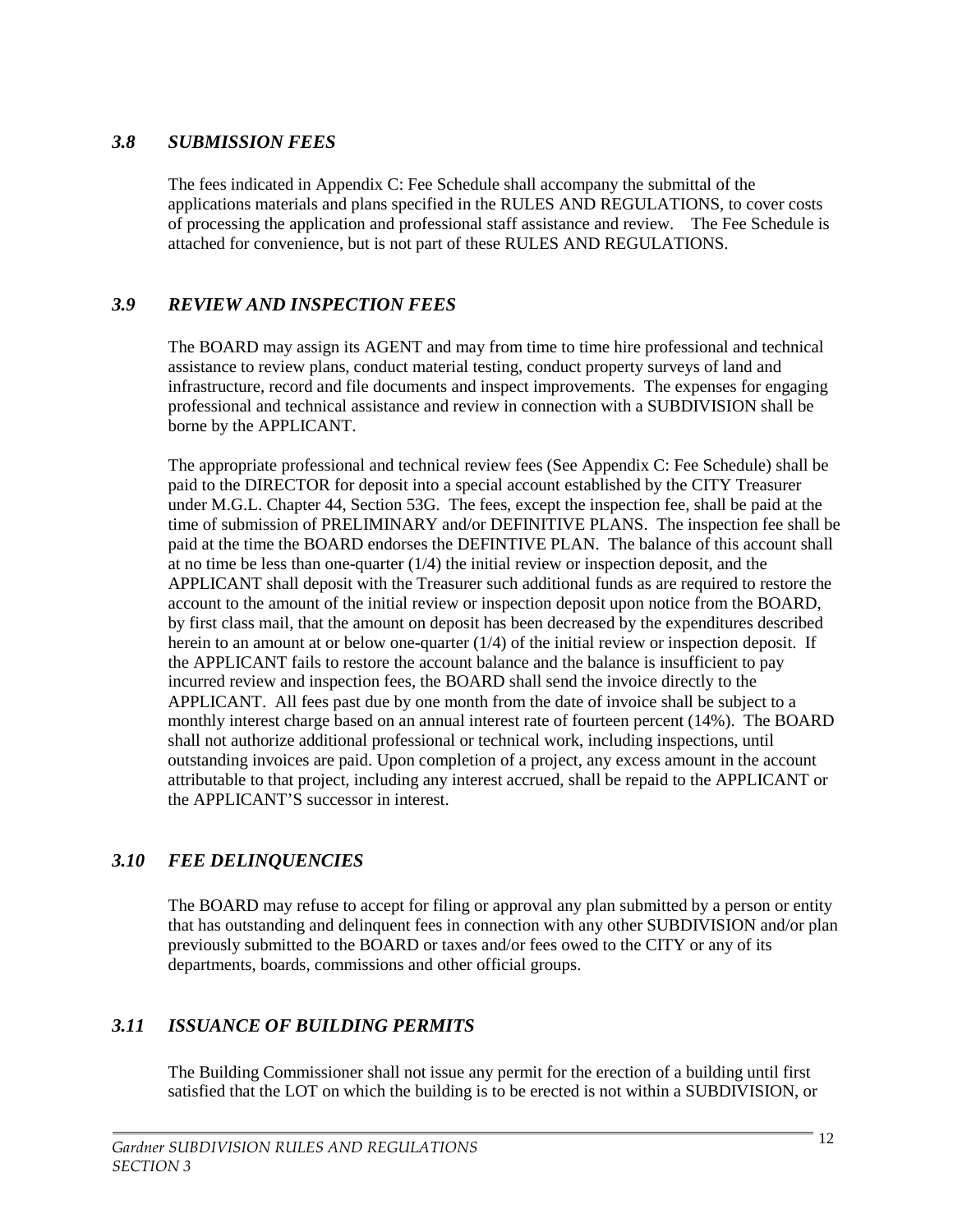### *3.8 SUBMISSION FEES*

The fees indicated in Appendix C: Fee Schedule shall accompany the submittal of the applications materials and plans specified in the RULES AND REGULATIONS, to cover costs of processing the application and professional staff assistance and review. The Fee Schedule is attached for convenience, but is not part of these RULES AND REGULATIONS.

### *3.9 REVIEW AND INSPECTION FEES*

The BOARD may assign its AGENT and may from time to time hire professional and technical assistance to review plans, conduct material testing, conduct property surveys of land and infrastructure, record and file documents and inspect improvements. The expenses for engaging professional and technical assistance and review in connection with a SUBDIVISION shall be borne by the APPLICANT.

The appropriate professional and technical review fees (See Appendix C: Fee Schedule) shall be paid to the DIRECTOR for deposit into a special account established by the CITY Treasurer under M.G.L. Chapter 44, Section 53G. The fees, except the inspection fee, shall be paid at the time of submission of PRELIMINARY and/or DEFINITIVE PLANS. The inspection fee shall be paid at the time the BOARD endorses the DEFINTIVE PLAN. The balance of this account shall at no time be less than one-quarter (1/4) the initial review or inspection deposit, and the APPLICANT shall deposit with the Treasurer such additional funds as are required to restore the account to the amount of the initial review or inspection deposit upon notice from the BOARD, by first class mail, that the amount on deposit has been decreased by the expenditures described herein to an amount at or below one-quarter (1/4) of the initial review or inspection deposit. If the APPLICANT fails to restore the account balance and the balance is insufficient to pay incurred review and inspection fees, the BOARD shall send the invoice directly to the APPLICANT. All fees past due by one month from the date of invoice shall be subject to a monthly interest charge based on an annual interest rate of fourteen percent (14%). The BOARD shall not authorize additional professional or technical work, including inspections, until outstanding invoices are paid. Upon completion of a project, any excess amount in the account attributable to that project, including any interest accrued, shall be repaid to the APPLICANT or the APPLICANT'S successor in interest.

### *3.10 FEE DELINQUENCIES*

The BOARD may refuse to accept for filing or approval any plan submitted by a person or entity that has outstanding and delinquent fees in connection with any other SUBDIVISION and/or plan previously submitted to the BOARD or taxes and/or fees owed to the CITY or any of its departments, boards, commissions and other official groups.

### *3.11 ISSUANCE OF BUILDING PERMITS*

The Building Commissioner shall not issue any permit for the erection of a building until first satisfied that the LOT on which the building is to be erected is not within a SUBDIVISION, or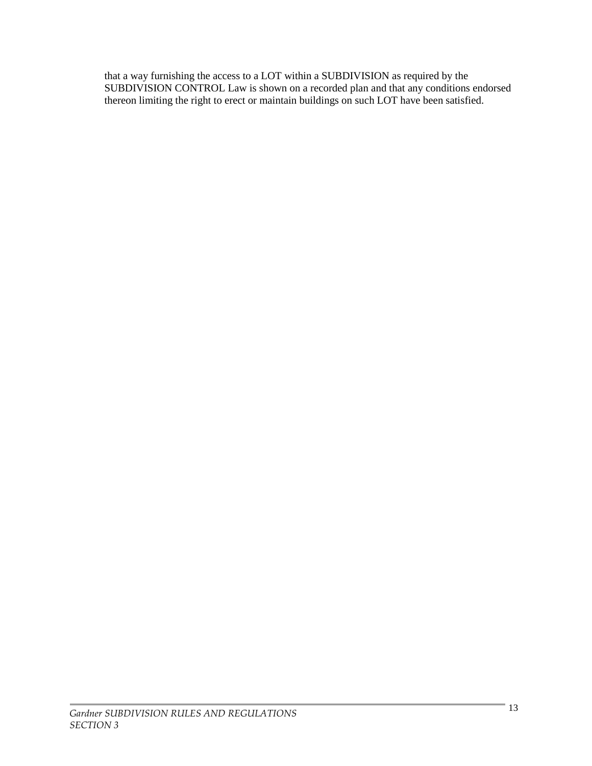that a way furnishing the access to a LOT within a SUBDIVISION as required by the SUBDIVISION CONTROL Law is shown on a recorded plan and that any conditions endorsed thereon limiting the right to erect or maintain buildings on such LOT have been satisfied.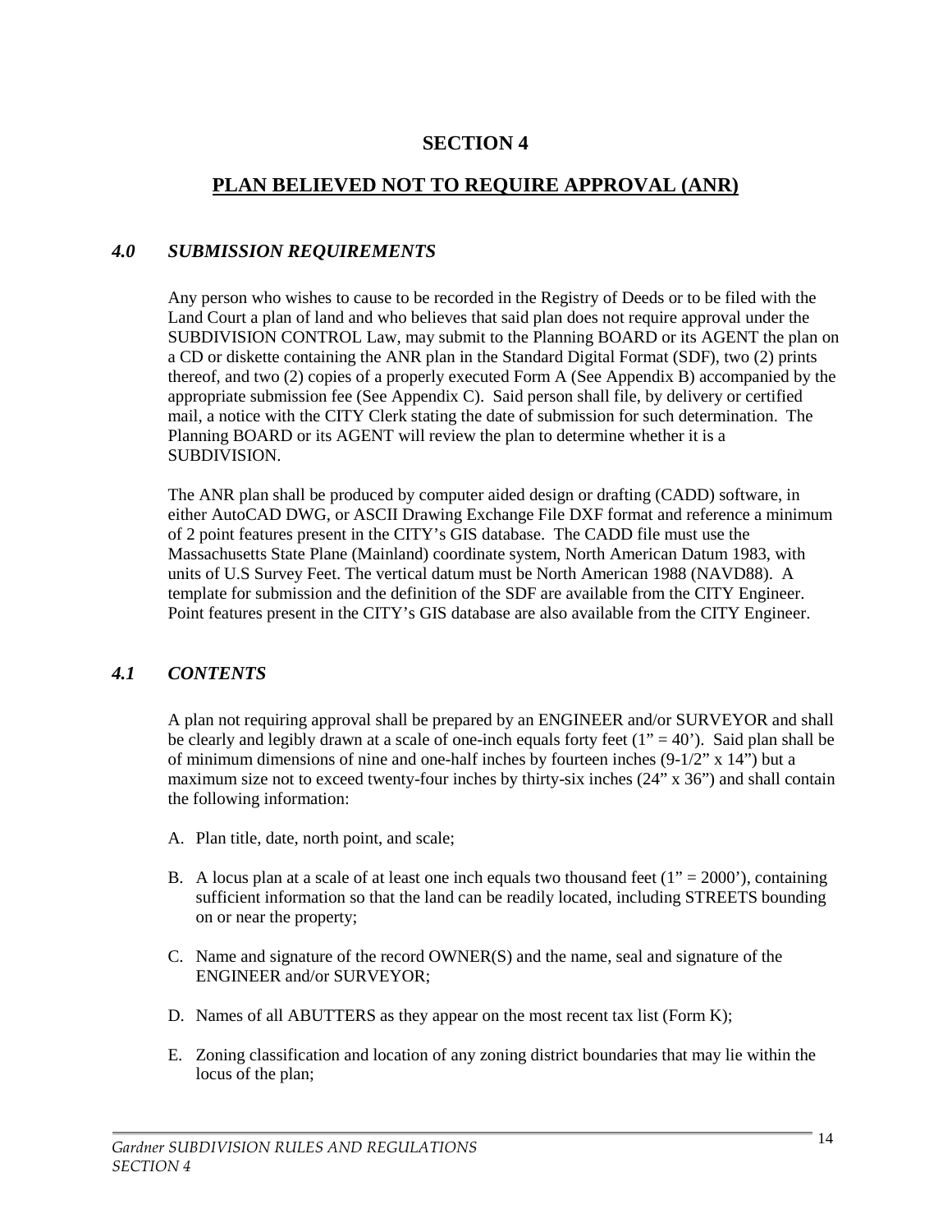# SECTION 4

## PLAN BELIEVED NOT TO REQUIRE APPROVAL (ANR)

### *4.0 SUBMISSION REQUIREMENTS*

Any person who wishes to cause to be recorded in the Registry of Deeds or to be filed with the Land Court a plan of land and who believes that said plan does not require approval under the SUBDIVISION CONTROL Law, may submit to the Planning BOARD or its AGENT the plan on a CD or diskette containing the ANR plan in the Standard Digital Format (SDF), two (2) prints thereof, and two (2) copies of a properly executed Form A (See Appendix B) accompanied by the appropriate submission fee (See Appendix C). Said person shall file, by delivery or certified mail, a notice with the CITY Clerk stating the date of submission for such determination. The Planning BOARD or its AGENT will review the plan to determine whether it is a SUBDIVISION.

The ANR plan shall be produced by computer aided design or drafting (CADD) software, in either AutoCAD DWG, or ASCII Drawing Exchange File DXF format and reference a minimum of 2 point features present in the CITY's GIS database. The CADD file must use the Massachusetts State Plane (Mainland) coordinate system, North American Datum 1983, with units of U.S Survey Feet. The vertical datum must be North American 1988 (NAVD88). A template for submission and the definition of the SDF are available from the CITY Engineer. Point features present in the CITY's GIS database are also available from the CITY Engineer.

### *4.1 CONTENTS*

A plan not requiring approval shall be prepared by an ENGINEER and/or SURVEYOR and shall be clearly and legibly drawn at a scale of one-inch equals forty feet (1" = 40'). Said plan shall be of minimum dimensions of nine and one-half inches by fourteen inches (9-1/2" x 14") but a maximum size not to exceed twenty-four inches by thirty-six inches (24" x 36") and shall contain the following information:

A. Plan title, date, north point, and scale;

B. A locus plan at a scale of at least one inch equals two thousand feet (1" = 2000'), containing sufficient information so that the land can be readily located, including STREETS bounding on or near the property;

C. Name and signature of the record OWNER(S) and the name, seal and signature of the ENGINEER and/or SURVEYOR;

D. Names of all ABUTTERS as they appear on the most recent tax list (Form K);

E. Zoning classification and location of any zoning district boundaries that may lie within the locus of the plan;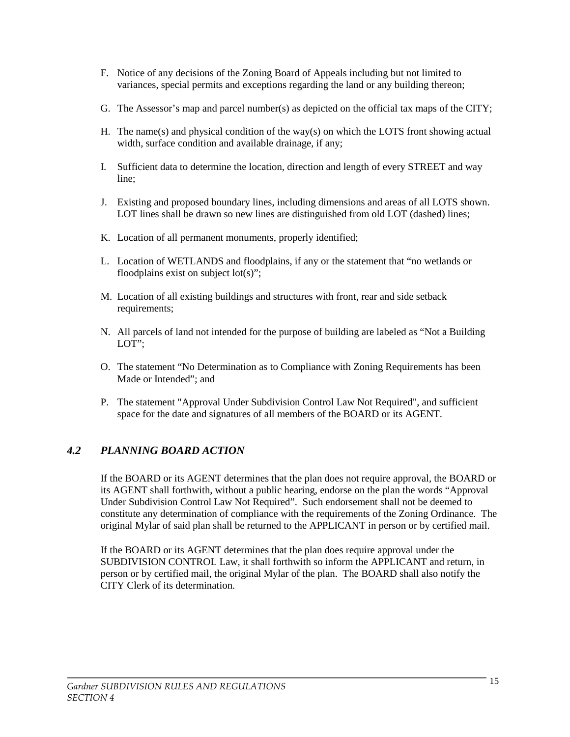F. Notice of any decisions of the Zoning Board of Appeals including but not limited to variances, special permits and exceptions regarding the land or any building thereon;

G. The Assessor's map and parcel number(s) as depicted on the official tax maps of the CITY;

H. The name(s) and physical condition of the way(s) on which the LOTS front showing actual width, surface condition and available drainage, if any;

I. Sufficient data to determine the location, direction and length of every STREET and way line;

J. Existing and proposed boundary lines, including dimensions and areas of all LOTS shown. LOT lines shall be drawn so new lines are distinguished from old LOT (dashed) lines;

K. Location of all permanent monuments, properly identified;

L. Location of WETLANDS and floodplains, if any or the statement that "no wetlands or floodplains exist on subject lot(s)";

M. Location of all existing buildings and structures with front, rear and side setback requirements;

N. All parcels of land not intended for the purpose of building are labeled as "Not a Building LOT";

O. The statement "No Determination as to Compliance with Zoning Requirements has been Made or Intended"; and

P. The statement "Approval Under Subdivision Control Law Not Required", and sufficient space for the date and signatures of all members of the BOARD or its AGENT.

## *4.2 PLANNING BOARD ACTION*

If the BOARD or its AGENT determines that the plan does not require approval, the BOARD or its AGENT shall forthwith, without a public hearing, endorse on the plan the words "Approval Under Subdivision Control Law Not Required". Such endorsement shall not be deemed to constitute any determination of compliance with the requirements of the Zoning Ordinance. The original Mylar of said plan shall be returned to the APPLICANT in person or by certified mail.

If the BOARD or its AGENT determines that the plan does require approval under the SUBDIVISION CONTROL Law, it shall forthwith so inform the APPLICANT and return, in person or by certified mail, the original Mylar of the plan. The BOARD shall also notify the CITY Clerk of its determination.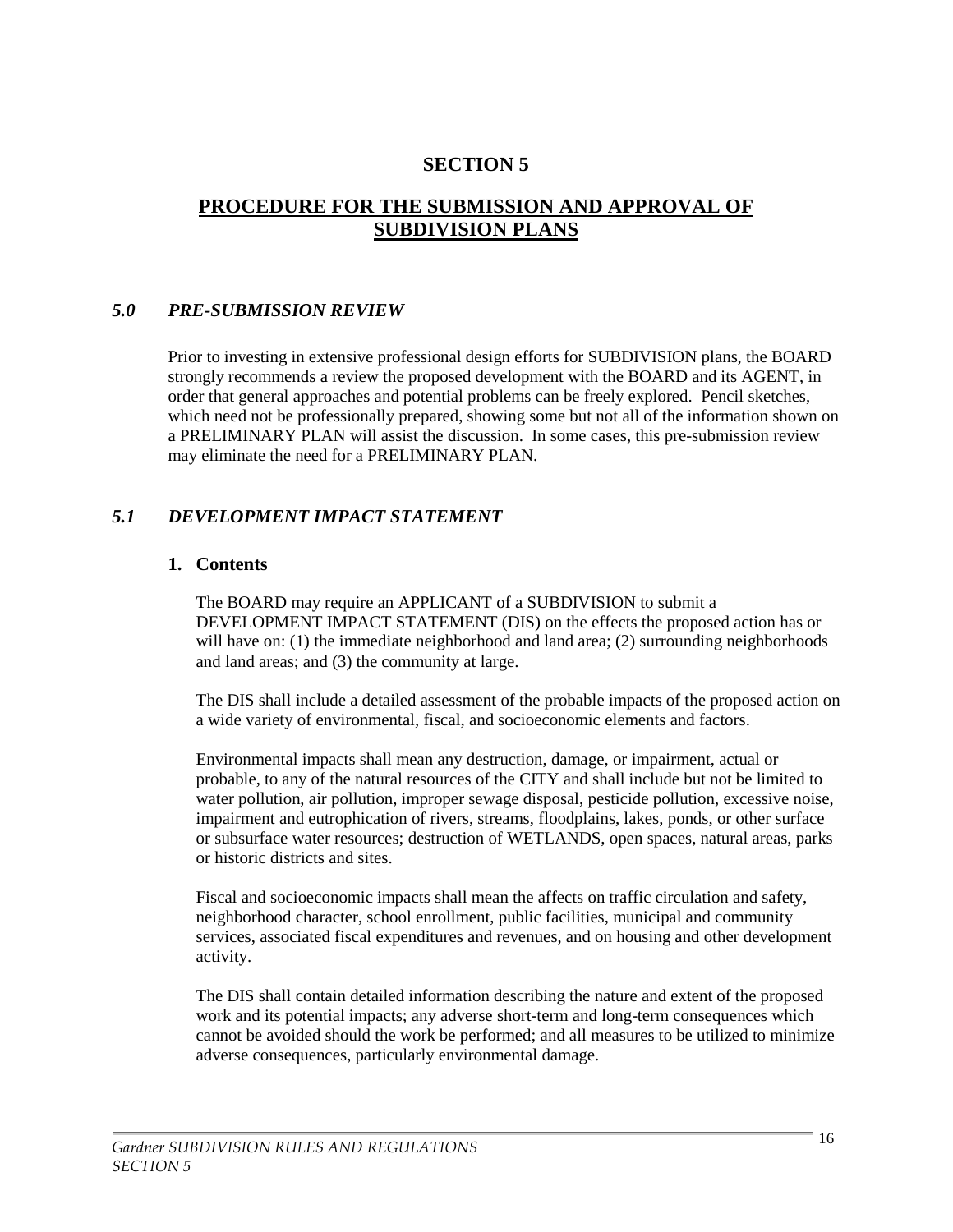# SECTION 5

## PROCEDURE FOR THE SUBMISSION AND APPROVAL OF SUBDIVISION PLANS

### *5.0 PRE-SUBMISSION REVIEW*

Prior to investing in extensive professional design efforts for SUBDIVISION plans, the BOARD strongly recommends a review the proposed development with the BOARD and its AGENT, in order that general approaches and potential problems can be freely explored. Pencil sketches, which need not be professionally prepared, showing some but not all of the information shown on a PRELIMINARY PLAN will assist the discussion. In some cases, this pre-submission review may eliminate the need for a PRELIMINARY PLAN.

### *5.1 DEVELOPMENT IMPACT STATEMENT*

**1. Contents**

The BOARD may require an APPLICANT of a SUBDIVISION to submit a DEVELOPMENT IMPACT STATEMENT (DIS) on the effects the proposed action has or will have on: (1) the immediate neighborhood and land area; (2) surrounding neighborhoods and land areas; and (3) the community at large.

The DIS shall include a detailed assessment of the probable impacts of the proposed action on a wide variety of environmental, fiscal, and socioeconomic elements and factors.

Environmental impacts shall mean any destruction, damage, or impairment, actual or probable, to any of the natural resources of the CITY and shall include but not be limited to water pollution, air pollution, improper sewage disposal, pesticide pollution, excessive noise, impairment and eutrophication of rivers, streams, floodplains, lakes, ponds, or other surface or subsurface water resources; destruction of WETLANDS, open spaces, natural areas, parks or historic districts and sites.

Fiscal and socioeconomic impacts shall mean the affects on traffic circulation and safety, neighborhood character, school enrollment, public facilities, municipal and community services, associated fiscal expenditures and revenues, and on housing and other development activity.

The DIS shall contain detailed information describing the nature and extent of the proposed work and its potential impacts; any adverse short-term and long-term consequences which cannot be avoided should the work be performed; and all measures to be utilized to minimize adverse consequences, particularly environmental damage.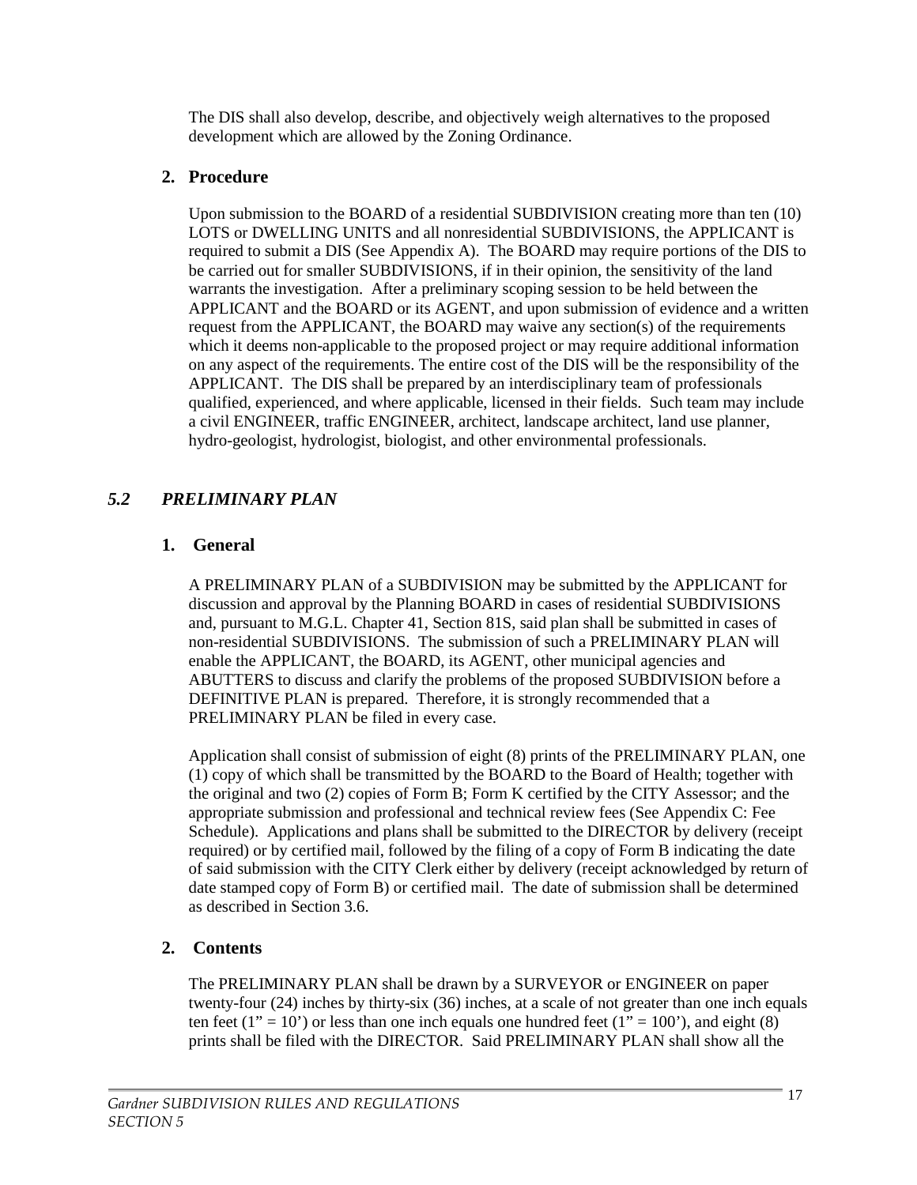The DIS shall also develop, describe, and objectively weigh alternatives to the proposed development which are allowed by the Zoning Ordinance.

### 2. Procedure

Upon submission to the BOARD of a residential SUBDIVISION creating more than ten (10) LOTS or DWELLING UNITS and all nonresidential SUBDIVISIONS, the APPLICANT is required to submit a DIS (See Appendix A). The BOARD may require portions of the DIS to be carried out for smaller SUBDIVISIONS, if in their opinion, the sensitivity of the land warrants the investigation. After a preliminary scoping session to be held between the APPLICANT and the BOARD or its AGENT, and upon submission of evidence and a written request from the APPLICANT, the BOARD may waive any section(s) of the requirements which it deems non-applicable to the proposed project or may require additional information on any aspect of the requirements. The entire cost of the DIS will be the responsibility of the APPLICANT. The DIS shall be prepared by an interdisciplinary team of professionals qualified, experienced, and where applicable, licensed in their fields. Such team may include a civil ENGINEER, traffic ENGINEER, architect, landscape architect, land use planner, hydro-geologist, hydrologist, biologist, and other environmental professionals.

## *5.2 PRELIMINARY PLAN*

### 1. General

A PRELIMINARY PLAN of a SUBDIVISION may be submitted by the APPLICANT for discussion and approval by the Planning BOARD in cases of residential SUBDIVISIONS and, pursuant to M.G.L. Chapter 41, Section 81S, said plan shall be submitted in cases of non-residential SUBDIVISIONS. The submission of such a PRELIMINARY PLAN will enable the APPLICANT, the BOARD, its AGENT, other municipal agencies and ABUTTERS to discuss and clarify the problems of the proposed SUBDIVISION before a DEFINITIVE PLAN is prepared. Therefore, it is strongly recommended that a PRELIMINARY PLAN be filed in every case.

Application shall consist of submission of eight (8) prints of the PRELIMINARY PLAN, one (1) copy of which shall be transmitted by the BOARD to the Board of Health; together with the original and two (2) copies of Form B; Form K certified by the CITY Assessor; and the appropriate submission and professional and technical review fees (See Appendix C: Fee Schedule). Applications and plans shall be submitted to the DIRECTOR by delivery (receipt required) or by certified mail, followed by the filing of a copy of Form B indicating the date of said submission with the CITY Clerk either by delivery (receipt acknowledged by return of date stamped copy of Form B) or certified mail. The date of submission shall be determined as described in Section 3.6.

### 2. Contents

The PRELIMINARY PLAN shall be drawn by a SURVEYOR or ENGINEER on paper twenty-four (24) inches by thirty-six (36) inches, at a scale of not greater than one inch equals ten feet (1" = 10') or less than one inch equals one hundred feet (1" = 100'), and eight (8) prints shall be filed with the DIRECTOR. Said PRELIMINARY PLAN shall show all the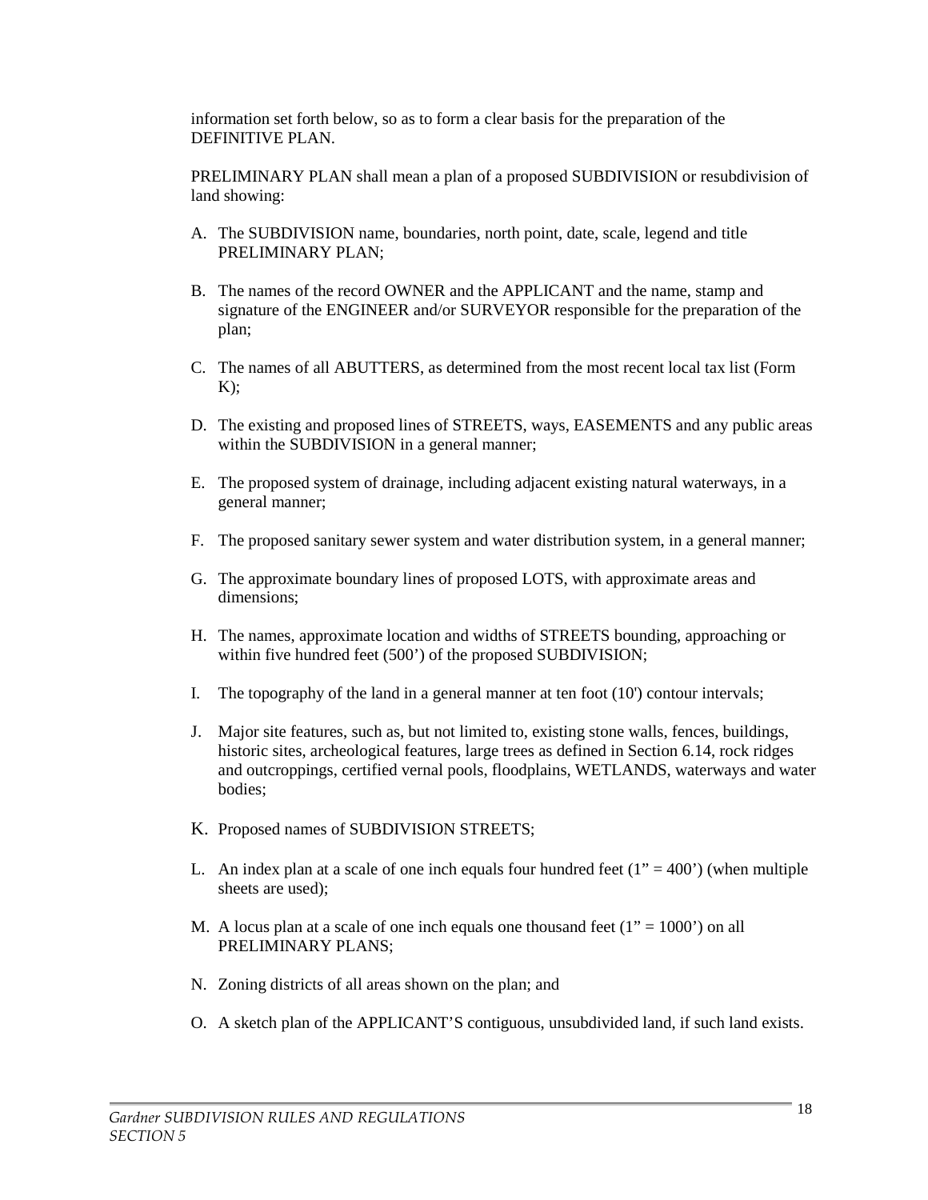information set forth below, so as to form a clear basis for the preparation of the DEFINITIVE PLAN.

PRELIMINARY PLAN shall mean a plan of a proposed SUBDIVISION or resubdivision of land showing:

A. The SUBDIVISION name, boundaries, north point, date, scale, legend and title PRELIMINARY PLAN;

B. The names of the record OWNER and the APPLICANT and the name, stamp and signature of the ENGINEER and/or SURVEYOR responsible for the preparation of the plan;

C. The names of all ABUTTERS, as determined from the most recent local tax list (Form K);

D. The existing and proposed lines of STREETS, ways, EASEMENTS and any public areas within the SUBDIVISION in a general manner;

E. The proposed system of drainage, including adjacent existing natural waterways, in a general manner;

F. The proposed sanitary sewer system and water distribution system, in a general manner;

G. The approximate boundary lines of proposed LOTS, with approximate areas and dimensions;

H. The names, approximate location and widths of STREETS bounding, approaching or within five hundred feet (500’) of the proposed SUBDIVISION;

I. The topography of the land in a general manner at ten foot (10') contour intervals;

J. Major site features, such as, but not limited to, existing stone walls, fences, buildings, historic sites, archeological features, large trees as defined in Section 6.14, rock ridges and outcroppings, certified vernal pools, floodplains, WETLANDS, waterways and water bodies;

K. Proposed names of SUBDIVISION STREETS;

L. An index plan at a scale of one inch equals four hundred feet (1” = 400’) (when multiple sheets are used);

M. A locus plan at a scale of one inch equals one thousand feet (1” = 1000’) on all PRELIMINARY PLANS;

N. Zoning districts of all areas shown on the plan; and

O. A sketch plan of the APPLICANT’S contiguous, unsubdivided land, if such land exists.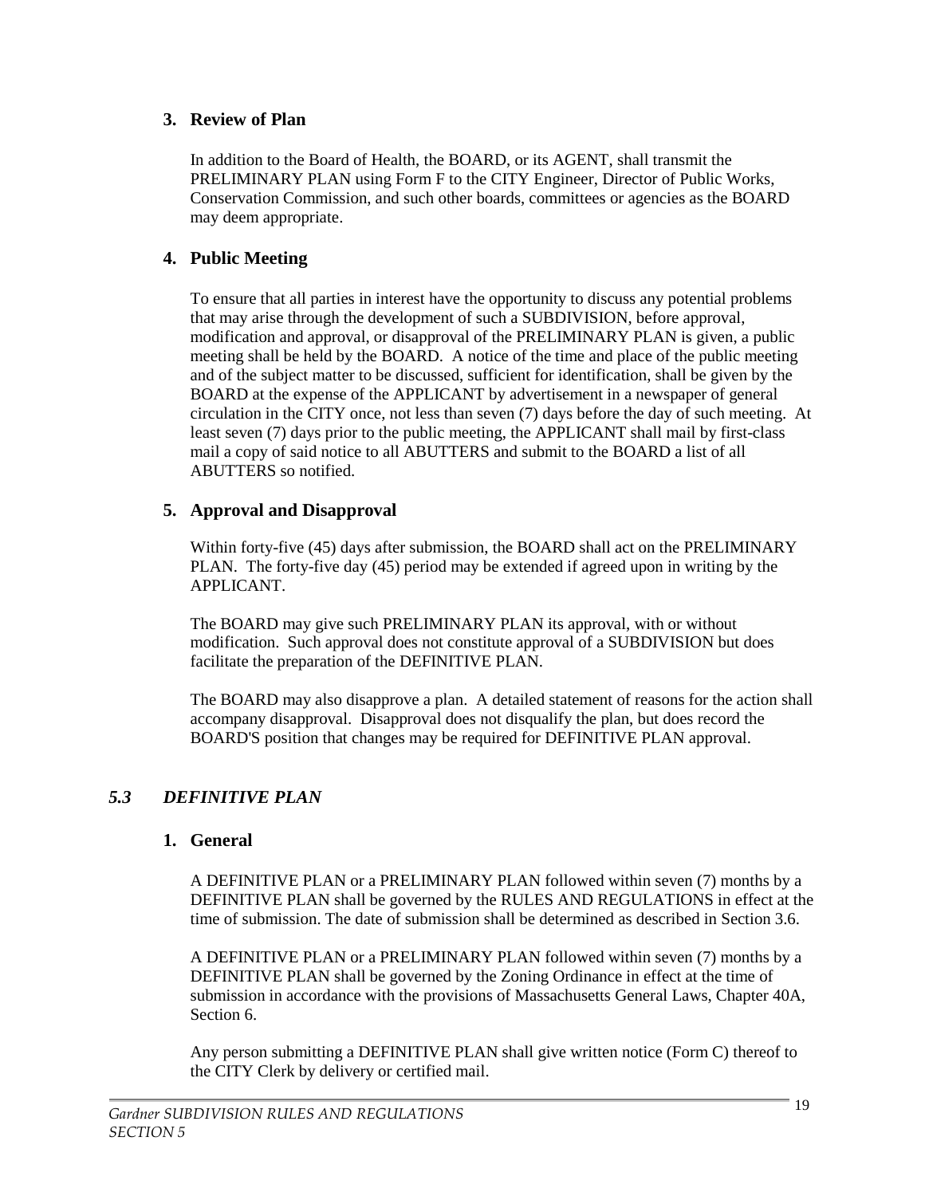### 3. Review of Plan

In addition to the Board of Health, the BOARD, or its AGENT, shall transmit the PRELIMINARY PLAN using Form F to the CITY Engineer, Director of Public Works, Conservation Commission, and such other boards, committees or agencies as the BOARD may deem appropriate.

### 4. Public Meeting

To ensure that all parties in interest have the opportunity to discuss any potential problems that may arise through the development of such a SUBDIVISION, before approval, modification and approval, or disapproval of the PRELIMINARY PLAN is given, a public meeting shall be held by the BOARD. A notice of the time and place of the public meeting and of the subject matter to be discussed, sufficient for identification, shall be given by the BOARD at the expense of the APPLICANT by advertisement in a newspaper of general circulation in the CITY once, not less than seven (7) days before the day of such meeting. At least seven (7) days prior to the public meeting, the APPLICANT shall mail by first-class mail a copy of said notice to all ABUTTERS and submit to the BOARD a list of all ABUTTERS so notified.

### 5. Approval and Disapproval

Within forty-five (45) days after submission, the BOARD shall act on the PRELIMINARY PLAN. The forty-five day (45) period may be extended if agreed upon in writing by the APPLICANT.

The BOARD may give such PRELIMINARY PLAN its approval, with or without modification. Such approval does not constitute approval of a SUBDIVISION but does facilitate the preparation of the DEFINITIVE PLAN.

The BOARD may also disapprove a plan. A detailed statement of reasons for the action shall accompany disapproval. Disapproval does not disqualify the plan, but does record the BOARD'S position that changes may be required for DEFINITIVE PLAN approval.

## *5.3 DEFINITIVE PLAN*

### 1. General

A DEFINITIVE PLAN or a PRELIMINARY PLAN followed within seven (7) months by a DEFINITIVE PLAN shall be governed by the RULES AND REGULATIONS in effect at the time of submission. The date of submission shall be determined as described in Section 3.6.

A DEFINITIVE PLAN or a PRELIMINARY PLAN followed within seven (7) months by a DEFINITIVE PLAN shall be governed by the Zoning Ordinance in effect at the time of submission in accordance with the provisions of Massachusetts General Laws, Chapter 40A, Section 6.

Any person submitting a DEFINITIVE PLAN shall give written notice (Form C) thereof to the CITY Clerk by delivery or certified mail.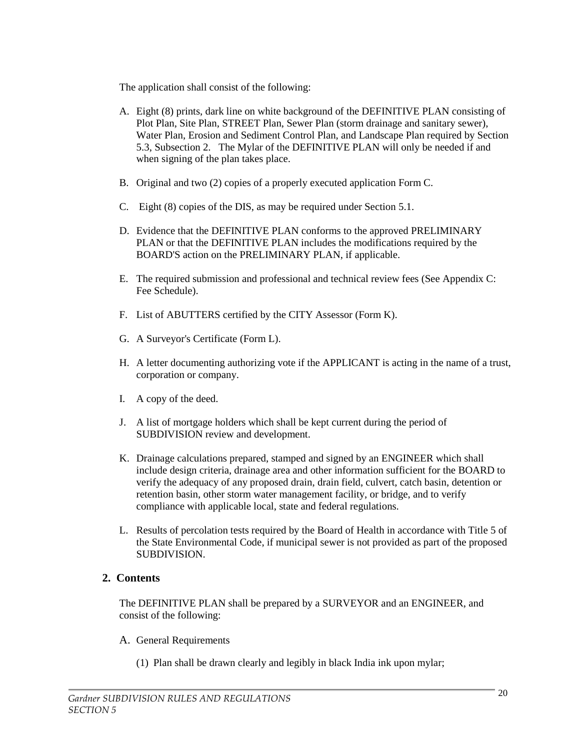The application shall consist of the following:

A. Eight (8) prints, dark line on white background of the DEFINITIVE PLAN consisting of Plot Plan, Site Plan, STREET Plan, Sewer Plan (storm drainage and sanitary sewer), Water Plan, Erosion and Sediment Control Plan, and Landscape Plan required by Section 5.3, Subsection 2. The Mylar of the DEFINITIVE PLAN will only be needed if and when signing of the plan takes place.

B. Original and two (2) copies of a properly executed application Form C.

C. Eight (8) copies of the DIS, as may be required under Section 5.1.

D. Evidence that the DEFINITIVE PLAN conforms to the approved PRELIMINARY PLAN or that the DEFINITIVE PLAN includes the modifications required by the BOARD'S action on the PRELIMINARY PLAN, if applicable.

E. The required submission and professional and technical review fees (See Appendix C: Fee Schedule).

F. List of ABUTTERS certified by the CITY Assessor (Form K).

G. A Surveyor's Certificate (Form L).

H. A letter documenting authorizing vote if the APPLICANT is acting in the name of a trust, corporation or company.

I. A copy of the deed.

J. A list of mortgage holders which shall be kept current during the period of SUBDIVISION review and development.

K. Drainage calculations prepared, stamped and signed by an ENGINEER which shall include design criteria, drainage area and other information sufficient for the BOARD to verify the adequacy of any proposed drain, drain field, culvert, catch basin, detention or retention basin, other storm water management facility, or bridge, and to verify compliance with applicable local, state and federal regulations.

L. Results of percolation tests required by the Board of Health in accordance with Title 5 of the State Environmental Code, if municipal sewer is not provided as part of the proposed SUBDIVISION.

## 2. Contents

The DEFINITIVE PLAN shall be prepared by a SURVEYOR and an ENGINEER, and consist of the following:

A. General Requirements

(1) Plan shall be drawn clearly and legibly in black India ink upon mylar;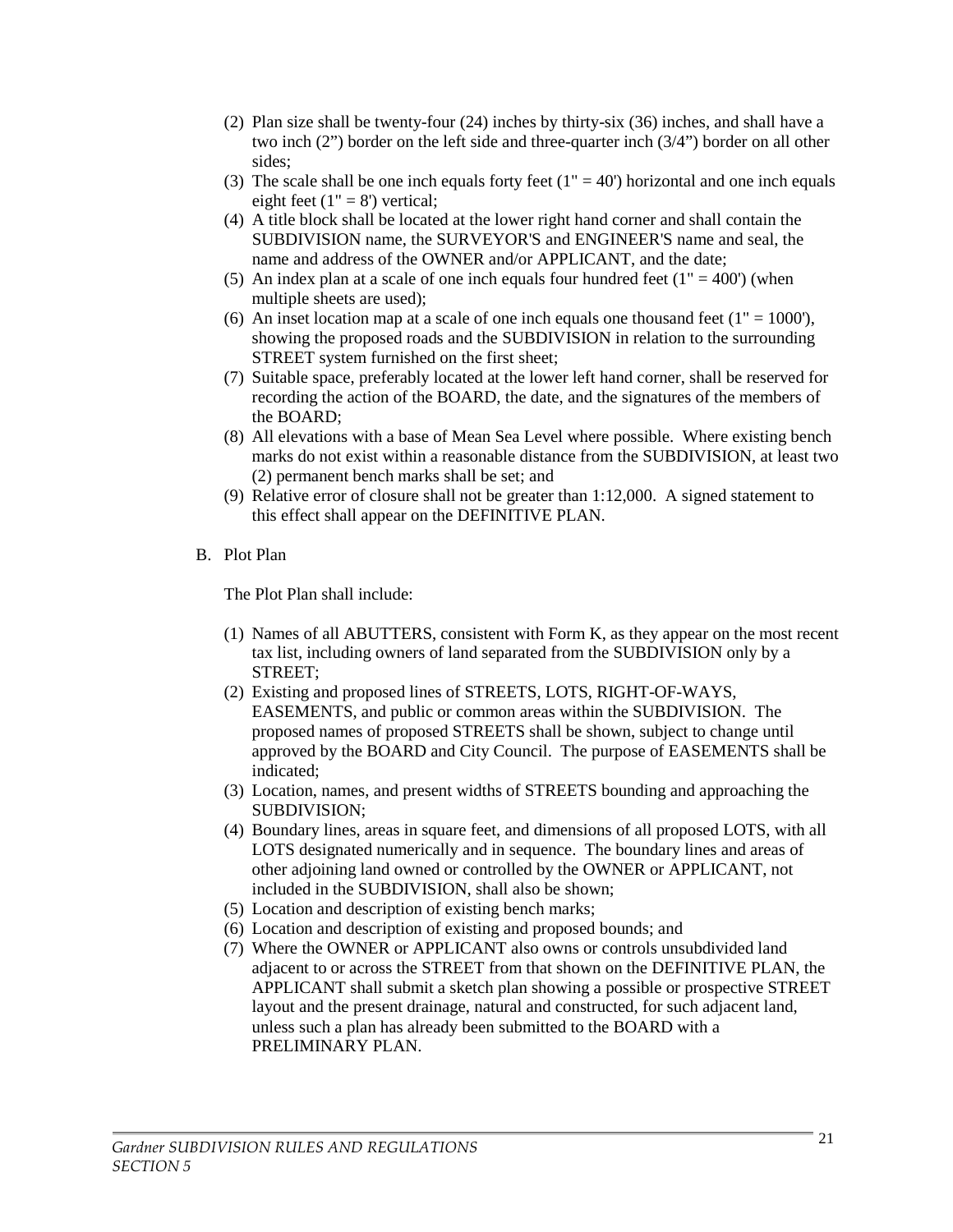(2) Plan size shall be twenty-four (24) inches by thirty-six (36) inches, and shall have a two inch (2”) border on the left side and three-quarter inch (3/4”) border on all other sides;

(3) The scale shall be one inch equals forty feet (1" = 40') horizontal and one inch equals eight feet (1" = 8') vertical;

(4) A title block shall be located at the lower right hand corner and shall contain the SUBDIVISION name, the SURVEYOR'S and ENGINEER'S name and seal, the name and address of the OWNER and/or APPLICANT, and the date;

(5) An index plan at a scale of one inch equals four hundred feet (1" = 400') (when multiple sheets are used);

(6) An inset location map at a scale of one inch equals one thousand feet (1" = 1000'), showing the proposed roads and the SUBDIVISION in relation to the surrounding STREET system furnished on the first sheet;

(7) Suitable space, preferably located at the lower left hand corner, shall be reserved for recording the action of the BOARD, the date, and the signatures of the members of the BOARD;

(8) All elevations with a base of Mean Sea Level where possible. Where existing bench marks do not exist within a reasonable distance from the SUBDIVISION, at least two (2) permanent bench marks shall be set; and

(9) Relative error of closure shall not be greater than 1:12,000. A signed statement to this effect shall appear on the DEFINITIVE PLAN.

B. Plot Plan

The Plot Plan shall include:

(1) Names of all ABUTTERS, consistent with Form K, as they appear on the most recent tax list, including owners of land separated from the SUBDIVISION only by a STREET;

(2) Existing and proposed lines of STREETS, LOTS, RIGHT-OF-WAYS, EASEMENTS, and public or common areas within the SUBDIVISION. The proposed names of proposed STREETS shall be shown, subject to change until approved by the BOARD and City Council. The purpose of EASEMENTS shall be indicated;

(3) Location, names, and present widths of STREETS bounding and approaching the SUBDIVISION;

(4) Boundary lines, areas in square feet, and dimensions of all proposed LOTS, with all LOTS designated numerically and in sequence. The boundary lines and areas of other adjoining land owned or controlled by the OWNER or APPLICANT, not included in the SUBDIVISION, shall also be shown;

(5) Location and description of existing bench marks;

(6) Location and description of existing and proposed bounds; and

(7) Where the OWNER or APPLICANT also owns or controls unsubdivided land adjacent to or across the STREET from that shown on the DEFINITIVE PLAN, the APPLICANT shall submit a sketch plan showing a possible or prospective STREET layout and the present drainage, natural and constructed, for such adjacent land, unless such a plan has already been submitted to the BOARD with a PRELIMINARY PLAN.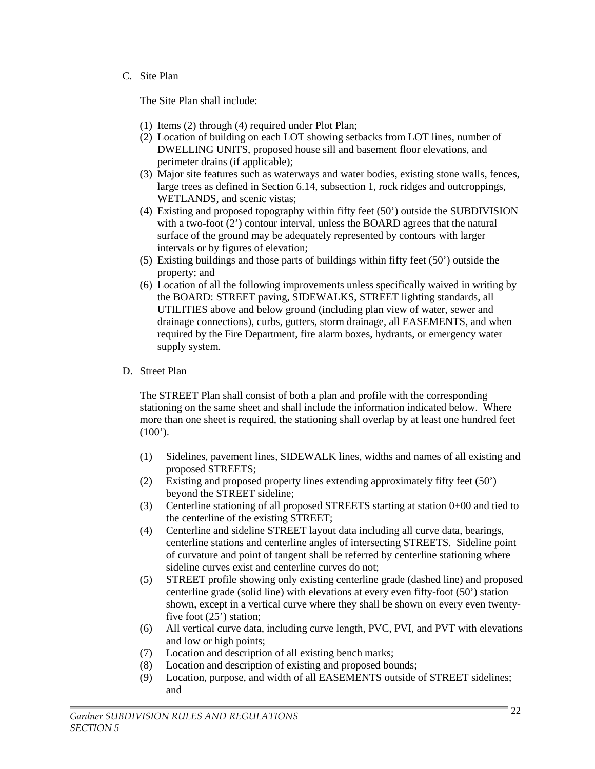C. Site Plan

The Site Plan shall include:

(1) Items (2) through (4) required under Plot Plan;
(2) Location of building on each LOT showing setbacks from LOT lines, number of DWELLING UNITS, proposed house sill and basement floor elevations, and perimeter drains (if applicable);
(3) Major site features such as waterways and water bodies, existing stone walls, fences, large trees as defined in Section 6.14, subsection 1, rock ridges and outcroppings, WETLANDS, and scenic vistas;
(4) Existing and proposed topography within fifty feet (50') outside the SUBDIVISION with a two-foot (2') contour interval, unless the BOARD agrees that the natural surface of the ground may be adequately represented by contours with larger intervals or by figures of elevation;
(5) Existing buildings and those parts of buildings within fifty feet (50') outside the property; and
(6) Location of all the following improvements unless specifically waived in writing by the BOARD: STREET paving, SIDEWALKS, STREET lighting standards, all UTILITIES above and below ground (including plan view of water, sewer and drainage connections), curbs, gutters, storm drainage, all EASEMENTS, and when required by the Fire Department, fire alarm boxes, hydrants, or emergency water supply system.

D. Street Plan

The STREET Plan shall consist of both a plan and profile with the corresponding stationing on the same sheet and shall include the information indicated below. Where more than one sheet is required, the stationing shall overlap by at least one hundred feet (100').

(1) Sidelines, pavement lines, SIDEWALK lines, widths and names of all existing and proposed STREETS;
(2) Existing and proposed property lines extending approximately fifty feet (50') beyond the STREET sideline;
(3) Centerline stationing of all proposed STREETS starting at station 0+00 and tied to the centerline of the existing STREET;
(4) Centerline and sideline STREET layout data including all curve data, bearings, centerline stations and centerline angles of intersecting STREETS. Sideline point of curvature and point of tangent shall be referred by centerline stationing where sideline curves exist and centerline curves do not;
(5) STREET profile showing only existing centerline grade (dashed line) and proposed centerline grade (solid line) with elevations at every even fifty-foot (50') station shown, except in a vertical curve where they shall be shown on every even twenty-five foot (25') station;
(6) All vertical curve data, including curve length, PVC, PVI, and PVT with elevations and low or high points;
(7) Location and description of all existing bench marks;
(8) Location and description of existing and proposed bounds;
(9) Location, purpose, and width of all EASEMENTS outside of STREET sidelines; and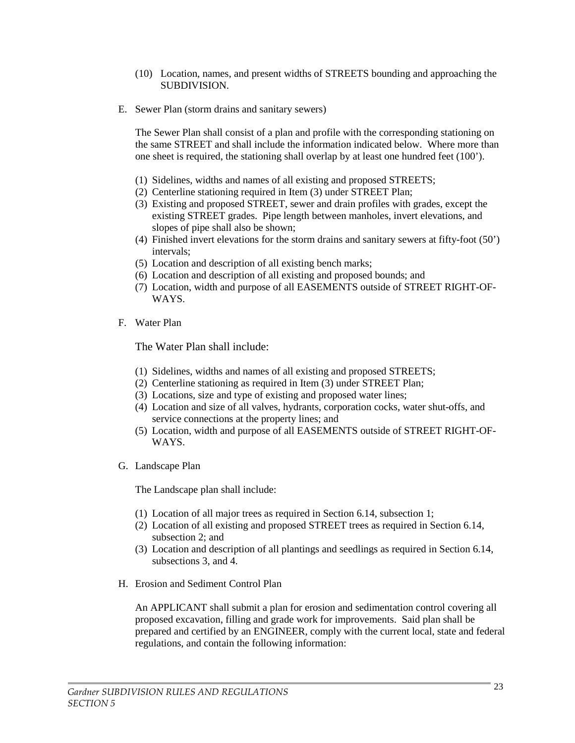(10) Location, names, and present widths of STREETS bounding and approaching the SUBDIVISION.

E. Sewer Plan (storm drains and sanitary sewers)

The Sewer Plan shall consist of a plan and profile with the corresponding stationing on the same STREET and shall include the information indicated below. Where more than one sheet is required, the stationing shall overlap by at least one hundred feet (100').

(1) Sidelines, widths and names of all existing and proposed STREETS;
(2) Centerline stationing required in Item (3) under STREET Plan;
(3) Existing and proposed STREET, sewer and drain profiles with grades, except the existing STREET grades. Pipe length between manholes, invert elevations, and slopes of pipe shall also be shown;
(4) Finished invert elevations for the storm drains and sanitary sewers at fifty-foot (50') intervals;
(5) Location and description of all existing bench marks;
(6) Location and description of all existing and proposed bounds; and
(7) Location, width and purpose of all EASEMENTS outside of STREET RIGHT-OF-WAYS.

F. Water Plan

The Water Plan shall include:

(1) Sidelines, widths and names of all existing and proposed STREETS;
(2) Centerline stationing as required in Item (3) under STREET Plan;
(3) Locations, size and type of existing and proposed water lines;
(4) Location and size of all valves, hydrants, corporation cocks, water shut-offs, and service connections at the property lines; and
(5) Location, width and purpose of all EASEMENTS outside of STREET RIGHT-OF-WAYS.

G. Landscape Plan

The Landscape plan shall include:

(1) Location of all major trees as required in Section 6.14, subsection 1;
(2) Location of all existing and proposed STREET trees as required in Section 6.14, subsection 2; and
(3) Location and description of all plantings and seedlings as required in Section 6.14, subsections 3, and 4.

H. Erosion and Sediment Control Plan

An APPLICANT shall submit a plan for erosion and sedimentation control covering all proposed excavation, filling and grade work for improvements. Said plan shall be prepared and certified by an ENGINEER, comply with the current local, state and federal regulations, and contain the following information: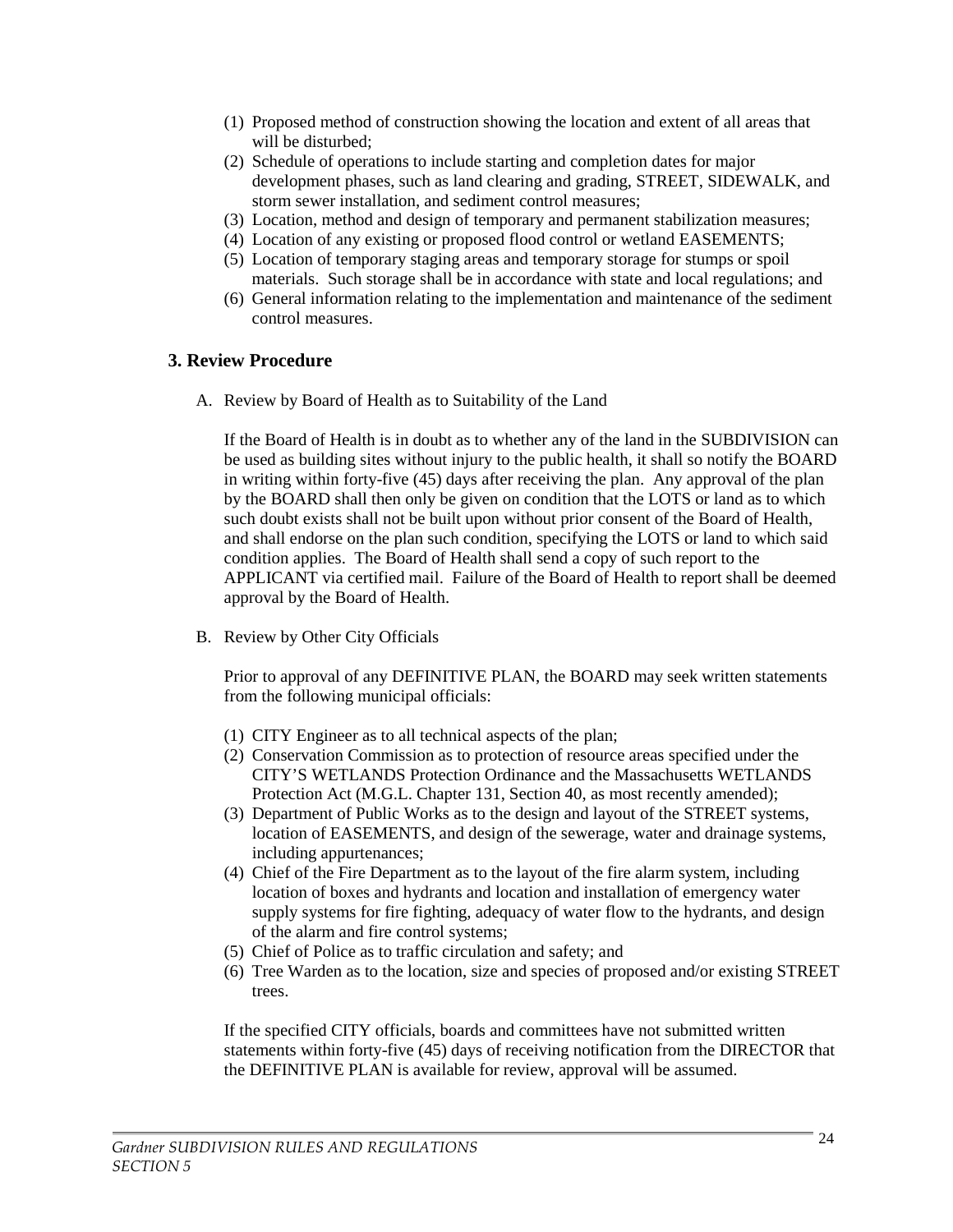(1) Proposed method of construction showing the location and extent of all areas that will be disturbed;
(2) Schedule of operations to include starting and completion dates for major development phases, such as land clearing and grading, STREET, SIDEWALK, and storm sewer installation, and sediment control measures;
(3) Location, method and design of temporary and permanent stabilization measures;
(4) Location of any existing or proposed flood control or wetland EASEMENTS;
(5) Location of temporary staging areas and temporary storage for stumps or spoil materials. Such storage shall be in accordance with state and local regulations; and
(6) General information relating to the implementation and maintenance of the sediment control measures.

## 3. Review Procedure

A. Review by Board of Health as to Suitability of the Land

If the Board of Health is in doubt as to whether any of the land in the SUBDIVISION can be used as building sites without injury to the public health, it shall so notify the BOARD in writing within forty-five (45) days after receiving the plan. Any approval of the plan by the BOARD shall then only be given on condition that the LOTS or land as to which such doubt exists shall not be built upon without prior consent of the Board of Health, and shall endorse on the plan such condition, specifying the LOTS or land to which said condition applies. The Board of Health shall send a copy of such report to the APPLICANT via certified mail. Failure of the Board of Health to report shall be deemed approval by the Board of Health.

B. Review by Other City Officials

Prior to approval of any DEFINITIVE PLAN, the BOARD may seek written statements from the following municipal officials:

(1) CITY Engineer as to all technical aspects of the plan;
(2) Conservation Commission as to protection of resource areas specified under the CITY'S WETLANDS Protection Ordinance and the Massachusetts WETLANDS Protection Act (M.G.L. Chapter 131, Section 40, as most recently amended);
(3) Department of Public Works as to the design and layout of the STREET systems, location of EASEMENTS, and design of the sewerage, water and drainage systems, including appurtenances;
(4) Chief of the Fire Department as to the layout of the fire alarm system, including location of boxes and hydrants and location and installation of emergency water supply systems for fire fighting, adequacy of water flow to the hydrants, and design of the alarm and fire control systems;
(5) Chief of Police as to traffic circulation and safety; and
(6) Tree Warden as to the location, size and species of proposed and/or existing STREET trees.

If the specified CITY officials, boards and committees have not submitted written statements within forty-five (45) days of receiving notification from the DIRECTOR that the DEFINITIVE PLAN is available for review, approval will be assumed.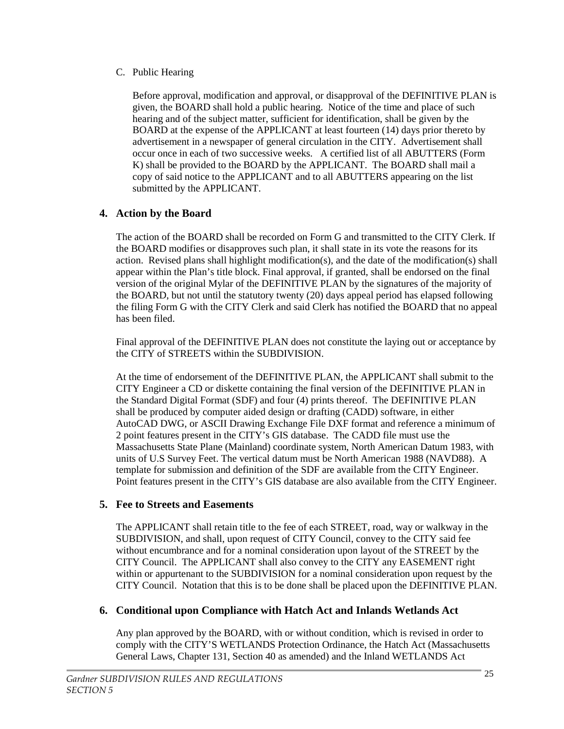C. Public Hearing

Before approval, modification and approval, or disapproval of the DEFINITIVE PLAN is given, the BOARD shall hold a public hearing. Notice of the time and place of such hearing and of the subject matter, sufficient for identification, shall be given by the BOARD at the expense of the APPLICANT at least fourteen (14) days prior thereto by advertisement in a newspaper of general circulation in the CITY. Advertisement shall occur once in each of two successive weeks. A certified list of all ABUTTERS (Form K) shall be provided to the BOARD by the APPLICANT. The BOARD shall mail a copy of said notice to the APPLICANT and to all ABUTTERS appearing on the list submitted by the APPLICANT.

## 4. Action by the Board

The action of the BOARD shall be recorded on Form G and transmitted to the CITY Clerk. If the BOARD modifies or disapproves such plan, it shall state in its vote the reasons for its action. Revised plans shall highlight modification(s), and the date of the modification(s) shall appear within the Plan's title block. Final approval, if granted, shall be endorsed on the final version of the original Mylar of the DEFINITIVE PLAN by the signatures of the majority of the BOARD, but not until the statutory twenty (20) days appeal period has elapsed following the filing Form G with the CITY Clerk and said Clerk has notified the BOARD that no appeal has been filed.

Final approval of the DEFINITIVE PLAN does not constitute the laying out or acceptance by the CITY of STREETS within the SUBDIVISION.

At the time of endorsement of the DEFINITIVE PLAN, the APPLICANT shall submit to the CITY Engineer a CD or diskette containing the final version of the DEFINITIVE PLAN in the Standard Digital Format (SDF) and four (4) prints thereof. The DEFINITIVE PLAN shall be produced by computer aided design or drafting (CADD) software, in either AutoCAD DWG, or ASCII Drawing Exchange File DXF format and reference a minimum of 2 point features present in the CITY's GIS database. The CADD file must use the Massachusetts State Plane (Mainland) coordinate system, North American Datum 1983, with units of U.S Survey Feet. The vertical datum must be North American 1988 (NAVD88). A template for submission and definition of the SDF are available from the CITY Engineer. Point features present in the CITY's GIS database are also available from the CITY Engineer.

## 5. Fee to Streets and Easements

The APPLICANT shall retain title to the fee of each STREET, road, way or walkway in the SUBDIVISION, and shall, upon request of CITY Council, convey to the CITY said fee without encumbrance and for a nominal consideration upon layout of the STREET by the CITY Council. The APPLICANT shall also convey to the CITY any EASEMENT right within or appurtenant to the SUBDIVISION for a nominal consideration upon request by the CITY Council. Notation that this is to be done shall be placed upon the DEFINITIVE PLAN.

## 6. Conditional upon Compliance with Hatch Act and Inlands Wetlands Act

Any plan approved by the BOARD, with or without condition, which is revised in order to comply with the CITY'S WETLANDS Protection Ordinance, the Hatch Act (Massachusetts General Laws, Chapter 131, Section 40 as amended) and the Inland WETLANDS Act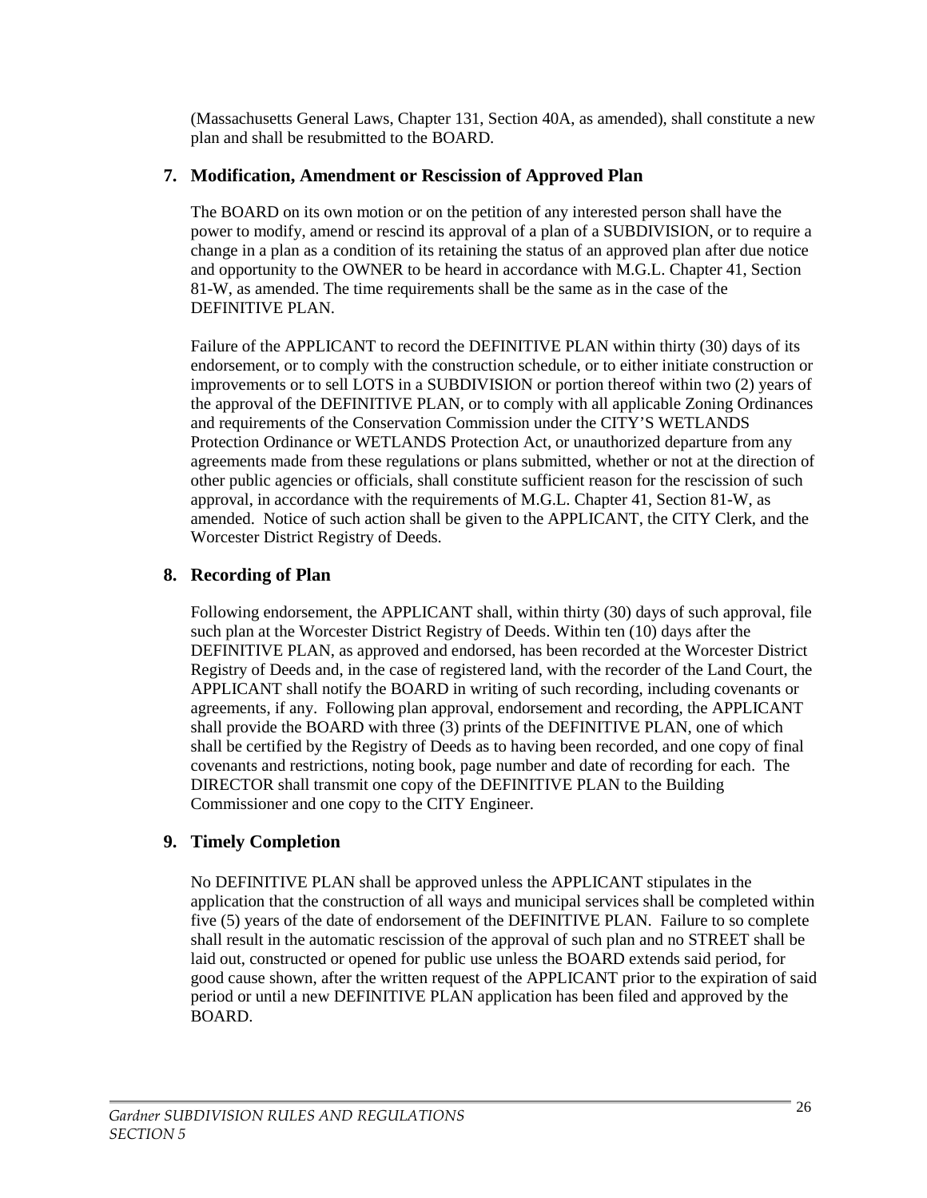(Massachusetts General Laws, Chapter 131, Section 40A, as amended), shall constitute a new plan and shall be resubmitted to the BOARD.

## 7. Modification, Amendment or Rescission of Approved Plan

The BOARD on its own motion or on the petition of any interested person shall have the power to modify, amend or rescind its approval of a plan of a SUBDIVISION, or to require a change in a plan as a condition of its retaining the status of an approved plan after due notice and opportunity to the OWNER to be heard in accordance with M.G.L. Chapter 41, Section 81-W, as amended. The time requirements shall be the same as in the case of the DEFINITIVE PLAN.

Failure of the APPLICANT to record the DEFINITIVE PLAN within thirty (30) days of its endorsement, or to comply with the construction schedule, or to either initiate construction or improvements or to sell LOTS in a SUBDIVISION or portion thereof within two (2) years of the approval of the DEFINITIVE PLAN, or to comply with all applicable Zoning Ordinances and requirements of the Conservation Commission under the CITY'S WETLANDS Protection Ordinance or WETLANDS Protection Act, or unauthorized departure from any agreements made from these regulations or plans submitted, whether or not at the direction of other public agencies or officials, shall constitute sufficient reason for the rescission of such approval, in accordance with the requirements of M.G.L. Chapter 41, Section 81-W, as amended. Notice of such action shall be given to the APPLICANT, the CITY Clerk, and the Worcester District Registry of Deeds.

## 8. Recording of Plan

Following endorsement, the APPLICANT shall, within thirty (30) days of such approval, file such plan at the Worcester District Registry of Deeds. Within ten (10) days after the DEFINITIVE PLAN, as approved and endorsed, has been recorded at the Worcester District Registry of Deeds and, in the case of registered land, with the recorder of the Land Court, the APPLICANT shall notify the BOARD in writing of such recording, including covenants or agreements, if any. Following plan approval, endorsement and recording, the APPLICANT shall provide the BOARD with three (3) prints of the DEFINITIVE PLAN, one of which shall be certified by the Registry of Deeds as to having been recorded, and one copy of final covenants and restrictions, noting book, page number and date of recording for each. The DIRECTOR shall transmit one copy of the DEFINITIVE PLAN to the Building Commissioner and one copy to the CITY Engineer.

## 9. Timely Completion

No DEFINITIVE PLAN shall be approved unless the APPLICANT stipulates in the application that the construction of all ways and municipal services shall be completed within five (5) years of the date of endorsement of the DEFINITIVE PLAN. Failure to so complete shall result in the automatic rescission of the approval of such plan and no STREET shall be laid out, constructed or opened for public use unless the BOARD extends said period, for good cause shown, after the written request of the APPLICANT prior to the expiration of said period or until a new DEFINITIVE PLAN application has been filed and approved by the BOARD.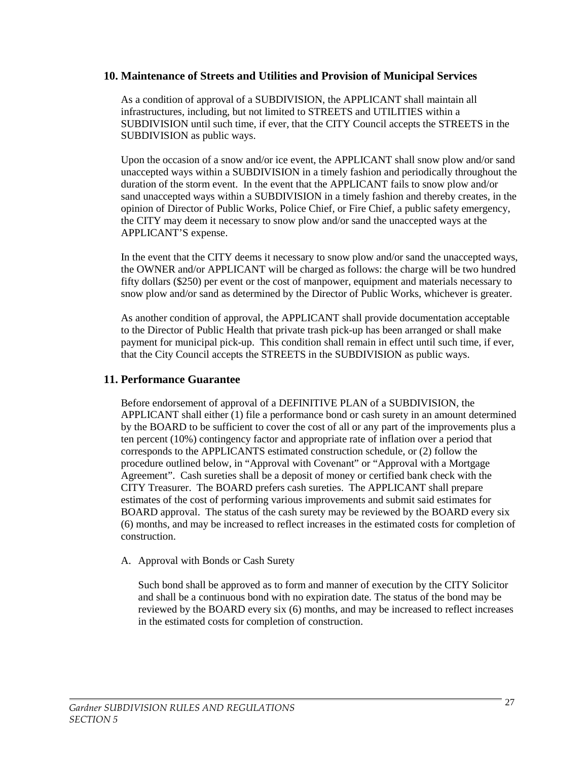## 10. Maintenance of Streets and Utilities and Provision of Municipal Services

As a condition of approval of a SUBDIVISION, the APPLICANT shall maintain all infrastructures, including, but not limited to STREETS and UTILITIES within a SUBDIVISION until such time, if ever, that the CITY Council accepts the STREETS in the SUBDIVISION as public ways.

Upon the occasion of a snow and/or ice event, the APPLICANT shall snow plow and/or sand unaccepted ways within a SUBDIVISION in a timely fashion and periodically throughout the duration of the storm event. In the event that the APPLICANT fails to snow plow and/or sand unaccepted ways within a SUBDIVISION in a timely fashion and thereby creates, in the opinion of Director of Public Works, Police Chief, or Fire Chief, a public safety emergency, the CITY may deem it necessary to snow plow and/or sand the unaccepted ways at the APPLICANT'S expense.

In the event that the CITY deems it necessary to snow plow and/or sand the unaccepted ways, the OWNER and/or APPLICANT will be charged as follows: the charge will be two hundred fifty dollars ($250) per event or the cost of manpower, equipment and materials necessary to snow plow and/or sand as determined by the Director of Public Works, whichever is greater.

As another condition of approval, the APPLICANT shall provide documentation acceptable to the Director of Public Health that private trash pick-up has been arranged or shall make payment for municipal pick-up. This condition shall remain in effect until such time, if ever, that the City Council accepts the STREETS in the SUBDIVISION as public ways.

## 11. Performance Guarantee

Before endorsement of approval of a DEFINITIVE PLAN of a SUBDIVISION, the APPLICANT shall either (1) file a performance bond or cash surety in an amount determined by the BOARD to be sufficient to cover the cost of all or any part of the improvements plus a ten percent (10%) contingency factor and appropriate rate of inflation over a period that corresponds to the APPLICANTS estimated construction schedule, or (2) follow the procedure outlined below, in "Approval with Covenant" or "Approval with a Mortgage Agreement". Cash sureties shall be a deposit of money or certified bank check with the CITY Treasurer. The BOARD prefers cash sureties. The APPLICANT shall prepare estimates of the cost of performing various improvements and submit said estimates for BOARD approval. The status of the cash surety may be reviewed by the BOARD every six (6) months, and may be increased to reflect increases in the estimated costs for completion of construction.

A. Approval with Bonds or Cash Surety

Such bond shall be approved as to form and manner of execution by the CITY Solicitor and shall be a continuous bond with no expiration date. The status of the bond may be reviewed by the BOARD every six (6) months, and may be increased to reflect increases in the estimated costs for completion of construction.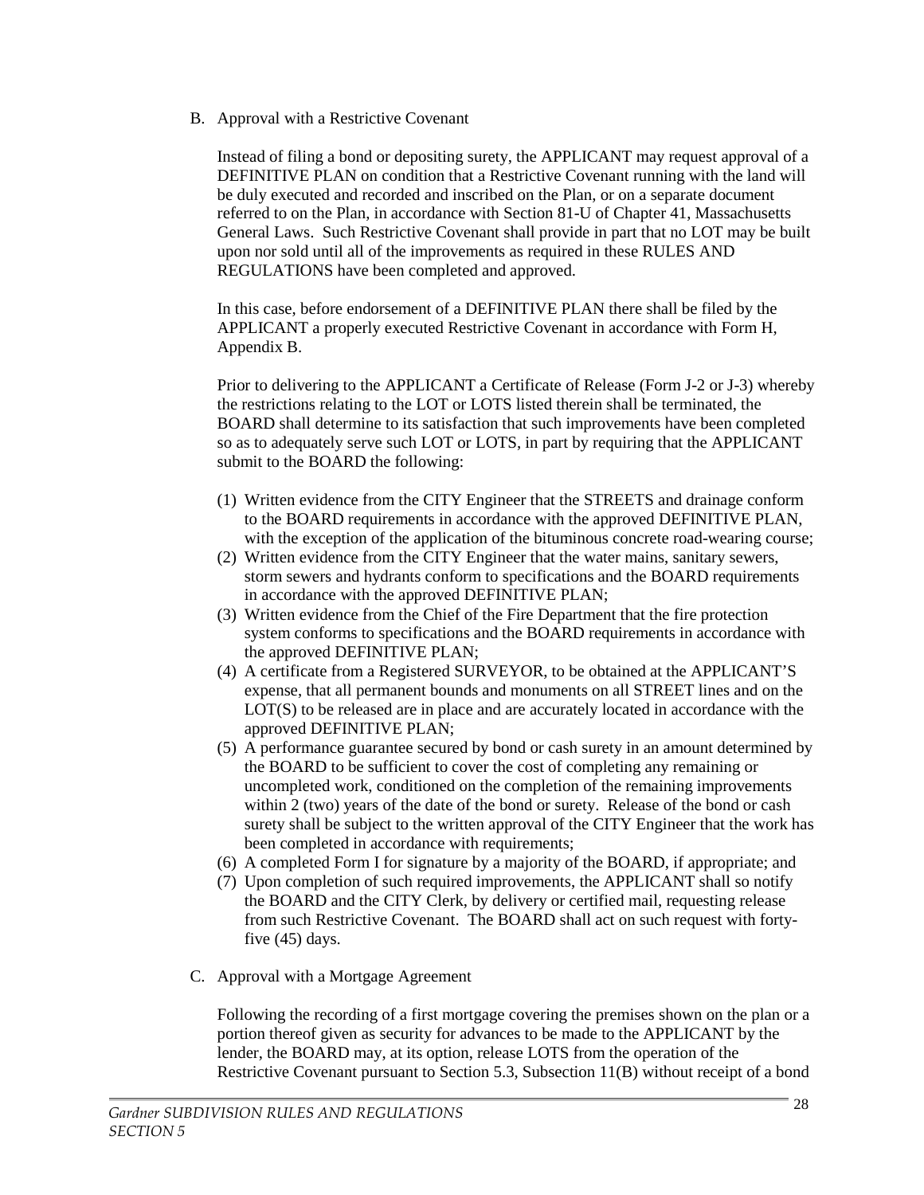B. Approval with a Restrictive Covenant

Instead of filing a bond or depositing surety, the APPLICANT may request approval of a DEFINITIVE PLAN on condition that a Restrictive Covenant running with the land will be duly executed and recorded and inscribed on the Plan, or on a separate document referred to on the Plan, in accordance with Section 81-U of Chapter 41, Massachusetts General Laws. Such Restrictive Covenant shall provide in part that no LOT may be built upon nor sold until all of the improvements as required in these RULES AND REGULATIONS have been completed and approved.

In this case, before endorsement of a DEFINITIVE PLAN there shall be filed by the APPLICANT a properly executed Restrictive Covenant in accordance with Form H, Appendix B.

Prior to delivering to the APPLICANT a Certificate of Release (Form J-2 or J-3) whereby the restrictions relating to the LOT or LOTS listed therein shall be terminated, the BOARD shall determine to its satisfaction that such improvements have been completed so as to adequately serve such LOT or LOTS, in part by requiring that the APPLICANT submit to the BOARD the following:

(1) Written evidence from the CITY Engineer that the STREETS and drainage conform to the BOARD requirements in accordance with the approved DEFINITIVE PLAN, with the exception of the application of the bituminous concrete road-wearing course;
(2) Written evidence from the CITY Engineer that the water mains, sanitary sewers, storm sewers and hydrants conform to specifications and the BOARD requirements in accordance with the approved DEFINITIVE PLAN;
(3) Written evidence from the Chief of the Fire Department that the fire protection system conforms to specifications and the BOARD requirements in accordance with the approved DEFINITIVE PLAN;
(4) A certificate from a Registered SURVEYOR, to be obtained at the APPLICANT'S expense, that all permanent bounds and monuments on all STREET lines and on the LOT(S) to be released are in place and are accurately located in accordance with the approved DEFINITIVE PLAN;
(5) A performance guarantee secured by bond or cash surety in an amount determined by the BOARD to be sufficient to cover the cost of completing any remaining or uncompleted work, conditioned on the completion of the remaining improvements within 2 (two) years of the date of the bond or surety. Release of the bond or cash surety shall be subject to the written approval of the CITY Engineer that the work has been completed in accordance with requirements;
(6) A completed Form I for signature by a majority of the BOARD, if appropriate; and
(7) Upon completion of such required improvements, the APPLICANT shall so notify the BOARD and the CITY Clerk, by delivery or certified mail, requesting release from such Restrictive Covenant. The BOARD shall act on such request with forty-five (45) days.

C. Approval with a Mortgage Agreement

Following the recording of a first mortgage covering the premises shown on the plan or a portion thereof given as security for advances to be made to the APPLICANT by the lender, the BOARD may, at its option, release LOTS from the operation of the Restrictive Covenant pursuant to Section 5.3, Subsection 11(B) without receipt of a bond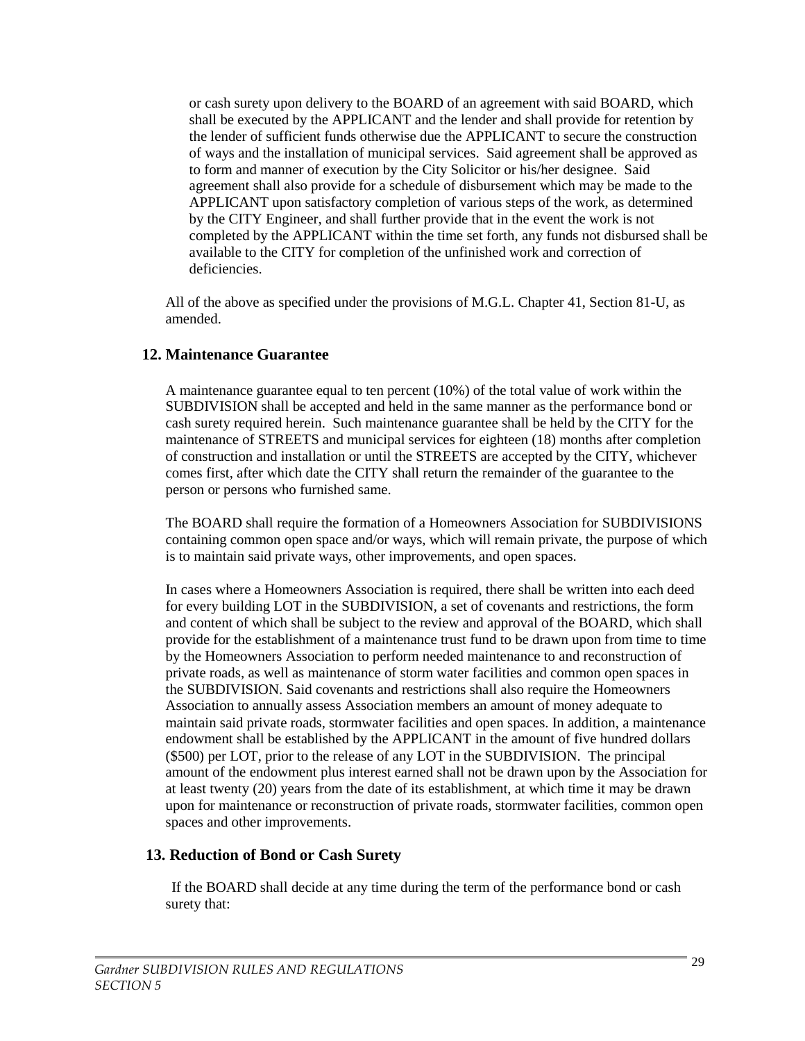or cash surety upon delivery to the BOARD of an agreement with said BOARD, which shall be executed by the APPLICANT and the lender and shall provide for retention by the lender of sufficient funds otherwise due the APPLICANT to secure the construction of ways and the installation of municipal services. Said agreement shall be approved as to form and manner of execution by the City Solicitor or his/her designee. Said agreement shall also provide for a schedule of disbursement which may be made to the APPLICANT upon satisfactory completion of various steps of the work, as determined by the CITY Engineer, and shall further provide that in the event the work is not completed by the APPLICANT within the time set forth, any funds not disbursed shall be available to the CITY for completion of the unfinished work and correction of deficiencies.

All of the above as specified under the provisions of M.G.L. Chapter 41, Section 81-U, as amended.

## 12. Maintenance Guarantee

A maintenance guarantee equal to ten percent (10%) of the total value of work within the SUBDIVISION shall be accepted and held in the same manner as the performance bond or cash surety required herein. Such maintenance guarantee shall be held by the CITY for the maintenance of STREETS and municipal services for eighteen (18) months after completion of construction and installation or until the STREETS are accepted by the CITY, whichever comes first, after which date the CITY shall return the remainder of the guarantee to the person or persons who furnished same.

The BOARD shall require the formation of a Homeowners Association for SUBDIVISIONS containing common open space and/or ways, which will remain private, the purpose of which is to maintain said private ways, other improvements, and open spaces.

In cases where a Homeowners Association is required, there shall be written into each deed for every building LOT in the SUBDIVISION, a set of covenants and restrictions, the form and content of which shall be subject to the review and approval of the BOARD, which shall provide for the establishment of a maintenance trust fund to be drawn upon from time to time by the Homeowners Association to perform needed maintenance to and reconstruction of private roads, as well as maintenance of storm water facilities and common open spaces in the SUBDIVISION. Said covenants and restrictions shall also require the Homeowners Association to annually assess Association members an amount of money adequate to maintain said private roads, stormwater facilities and open spaces. In addition, a maintenance endowment shall be established by the APPLICANT in the amount of five hundred dollars ($500) per LOT, prior to the release of any LOT in the SUBDIVISION. The principal amount of the endowment plus interest earned shall not be drawn upon by the Association for at least twenty (20) years from the date of its establishment, at which time it may be drawn upon for maintenance or reconstruction of private roads, stormwater facilities, common open spaces and other improvements.

## 13. Reduction of Bond or Cash Surety

If the BOARD shall decide at any time during the term of the performance bond or cash surety that: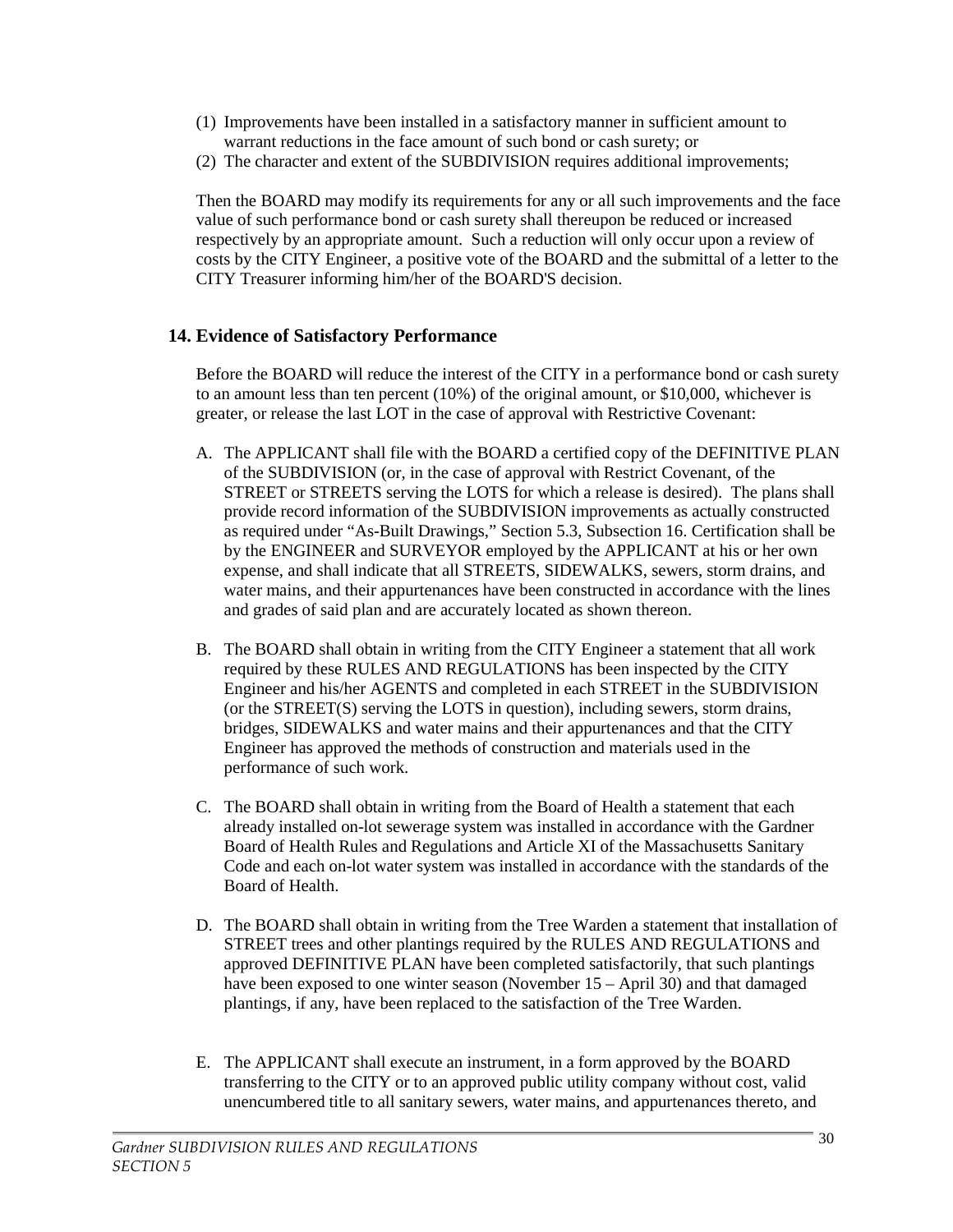(1) Improvements have been installed in a satisfactory manner in sufficient amount to warrant reductions in the face amount of such bond or cash surety; or
(2) The character and extent of the SUBDIVISION requires additional improvements;

Then the BOARD may modify its requirements for any or all such improvements and the face value of such performance bond or cash surety shall thereupon be reduced or increased respectively by an appropriate amount. Such a reduction will only occur upon a review of costs by the CITY Engineer, a positive vote of the BOARD and the submittal of a letter to the CITY Treasurer informing him/her of the BOARD'S decision.

## 14. Evidence of Satisfactory Performance

Before the BOARD will reduce the interest of the CITY in a performance bond or cash surety to an amount less than ten percent (10%) of the original amount, or $10,000, whichever is greater, or release the last LOT in the case of approval with Restrictive Covenant:

A. The APPLICANT shall file with the BOARD a certified copy of the DEFINITIVE PLAN of the SUBDIVISION (or, in the case of approval with Restrict Covenant, of the STREET or STREETS serving the LOTS for which a release is desired). The plans shall provide record information of the SUBDIVISION improvements as actually constructed as required under "As-Built Drawings," Section 5.3, Subsection 16. Certification shall be by the ENGINEER and SURVEYOR employed by the APPLICANT at his or her own expense, and shall indicate that all STREETS, SIDEWALKS, sewers, storm drains, and water mains, and their appurtenances have been constructed in accordance with the lines and grades of said plan and are accurately located as shown thereon.

B. The BOARD shall obtain in writing from the CITY Engineer a statement that all work required by these RULES AND REGULATIONS has been inspected by the CITY Engineer and his/her AGENTS and completed in each STREET in the SUBDIVISION (or the STREET(S) serving the LOTS in question), including sewers, storm drains, bridges, SIDEWALKS and water mains and their appurtenances and that the CITY Engineer has approved the methods of construction and materials used in the performance of such work.

C. The BOARD shall obtain in writing from the Board of Health a statement that each already installed on-lot sewerage system was installed in accordance with the Gardner Board of Health Rules and Regulations and Article XI of the Massachusetts Sanitary Code and each on-lot water system was installed in accordance with the standards of the Board of Health.

D. The BOARD shall obtain in writing from the Tree Warden a statement that installation of STREET trees and other plantings required by the RULES AND REGULATIONS and approved DEFINITIVE PLAN have been completed satisfactorily, that such plantings have been exposed to one winter season (November 15 – April 30) and that damaged plantings, if any, have been replaced to the satisfaction of the Tree Warden.

E. The APPLICANT shall execute an instrument, in a form approved by the BOARD transferring to the CITY or to an approved public utility company without cost, valid unencumbered title to all sanitary sewers, water mains, and appurtenances thereto, and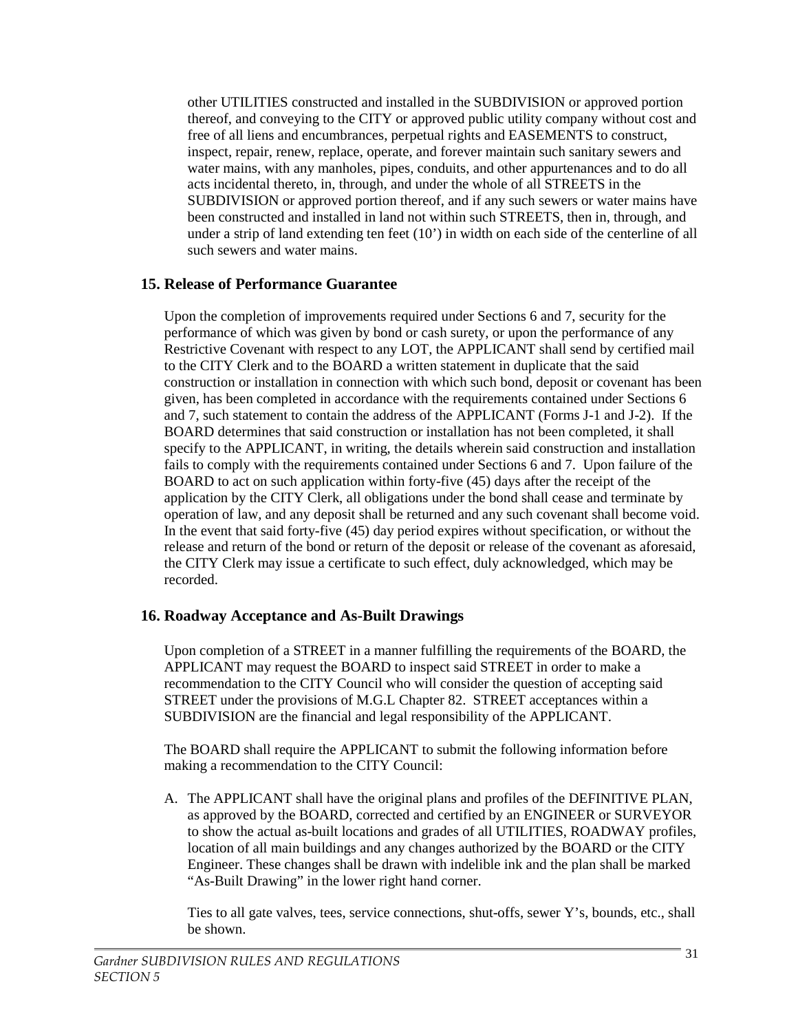other UTILITIES constructed and installed in the SUBDIVISION or approved portion thereof, and conveying to the CITY or approved public utility company without cost and free of all liens and encumbrances, perpetual rights and EASEMENTS to construct, inspect, repair, renew, replace, operate, and forever maintain such sanitary sewers and water mains, with any manholes, pipes, conduits, and other appurtenances and to do all acts incidental thereto, in, through, and under the whole of all STREETS in the SUBDIVISION or approved portion thereof, and if any such sewers or water mains have been constructed and installed in land not within such STREETS, then in, through, and under a strip of land extending ten feet (10') in width on each side of the centerline of all such sewers and water mains.

## 15. Release of Performance Guarantee

Upon the completion of improvements required under Sections 6 and 7, security for the performance of which was given by bond or cash surety, or upon the performance of any Restrictive Covenant with respect to any LOT, the APPLICANT shall send by certified mail to the CITY Clerk and to the BOARD a written statement in duplicate that the said construction or installation in connection with which such bond, deposit or covenant has been given, has been completed in accordance with the requirements contained under Sections 6 and 7, such statement to contain the address of the APPLICANT (Forms J-1 and J-2). If the BOARD determines that said construction or installation has not been completed, it shall specify to the APPLICANT, in writing, the details wherein said construction and installation fails to comply with the requirements contained under Sections 6 and 7. Upon failure of the BOARD to act on such application within forty-five (45) days after the receipt of the application by the CITY Clerk, all obligations under the bond shall cease and terminate by operation of law, and any deposit shall be returned and any such covenant shall become void. In the event that said forty-five (45) day period expires without specification, or without the release and return of the bond or return of the deposit or release of the covenant as aforesaid, the CITY Clerk may issue a certificate to such effect, duly acknowledged, which may be recorded.

## 16. Roadway Acceptance and As-Built Drawings

Upon completion of a STREET in a manner fulfilling the requirements of the BOARD, the APPLICANT may request the BOARD to inspect said STREET in order to make a recommendation to the CITY Council who will consider the question of accepting said STREET under the provisions of M.G.L Chapter 82. STREET acceptances within a SUBDIVISION are the financial and legal responsibility of the APPLICANT.

The BOARD shall require the APPLICANT to submit the following information before making a recommendation to the CITY Council:

A. The APPLICANT shall have the original plans and profiles of the DEFINITIVE PLAN, as approved by the BOARD, corrected and certified by an ENGINEER or SURVEYOR to show the actual as-built locations and grades of all UTILITIES, ROADWAY profiles, location of all main buildings and any changes authorized by the BOARD or the CITY Engineer. These changes shall be drawn with indelible ink and the plan shall be marked "As-Built Drawing" in the lower right hand corner.

   Ties to all gate valves, tees, service connections, shut-offs, sewer Y's, bounds, etc., shall be shown.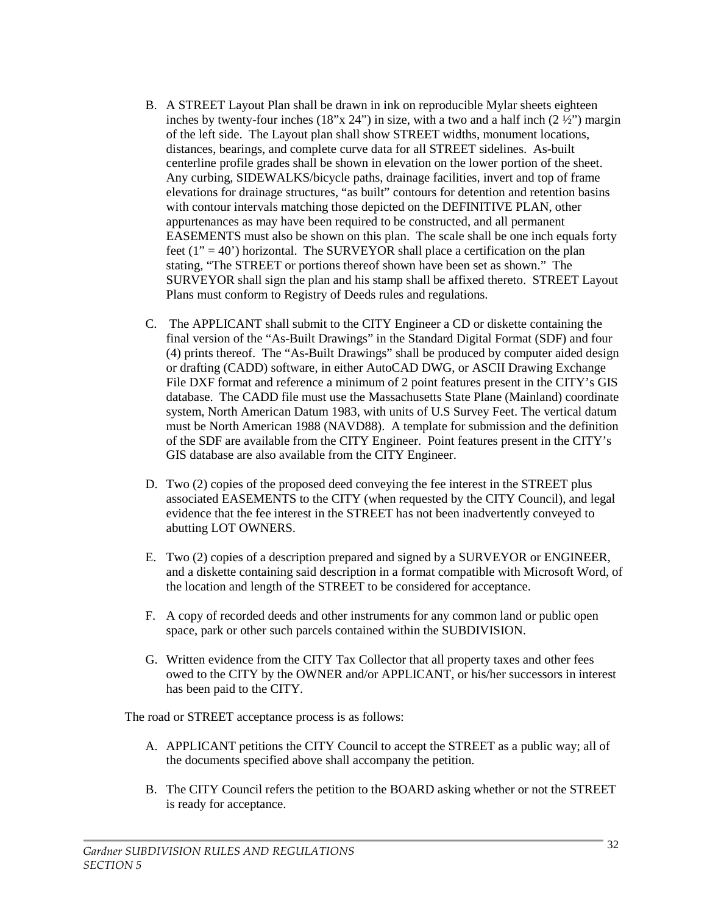B. A STREET Layout Plan shall be drawn in ink on reproducible Mylar sheets eighteen inches by twenty-four inches (18"x 24") in size, with a two and a half inch (2 ½") margin of the left side. The Layout plan shall show STREET widths, monument locations, distances, bearings, and complete curve data for all STREET sidelines. As-built centerline profile grades shall be shown in elevation on the lower portion of the sheet. Any curbing, SIDEWALKS/bicycle paths, drainage facilities, invert and top of frame elevations for drainage structures, "as built" contours for detention and retention basins with contour intervals matching those depicted on the DEFINITIVE PLAN, other appurtenances as may have been required to be constructed, and all permanent EASEMENTS must also be shown on this plan. The scale shall be one inch equals forty feet (1" = 40') horizontal. The SURVEYOR shall place a certification on the plan stating, "The STREET or portions thereof shown have been set as shown." The SURVEYOR shall sign the plan and his stamp shall be affixed thereto. STREET Layout Plans must conform to Registry of Deeds rules and regulations.

C. The APPLICANT shall submit to the CITY Engineer a CD or diskette containing the final version of the "As-Built Drawings" in the Standard Digital Format (SDF) and four (4) prints thereof. The "As-Built Drawings" shall be produced by computer aided design or drafting (CADD) software, in either AutoCAD DWG, or ASCII Drawing Exchange File DXF format and reference a minimum of 2 point features present in the CITY's GIS database. The CADD file must use the Massachusetts State Plane (Mainland) coordinate system, North American Datum 1983, with units of U.S Survey Feet. The vertical datum must be North American 1988 (NAVD88). A template for submission and the definition of the SDF are available from the CITY Engineer. Point features present in the CITY's GIS database are also available from the CITY Engineer.

D. Two (2) copies of the proposed deed conveying the fee interest in the STREET plus associated EASEMENTS to the CITY (when requested by the CITY Council), and legal evidence that the fee interest in the STREET has not been inadvertently conveyed to abutting LOT OWNERS.

E. Two (2) copies of a description prepared and signed by a SURVEYOR or ENGINEER, and a diskette containing said description in a format compatible with Microsoft Word, of the location and length of the STREET to be considered for acceptance.

F. A copy of recorded deeds and other instruments for any common land or public open space, park or other such parcels contained within the SUBDIVISION.

G. Written evidence from the CITY Tax Collector that all property taxes and other fees owed to the CITY by the OWNER and/or APPLICANT, or his/her successors in interest has been paid to the CITY.

The road or STREET acceptance process is as follows:

A. APPLICANT petitions the CITY Council to accept the STREET as a public way; all of the documents specified above shall accompany the petition.

B. The CITY Council refers the petition to the BOARD asking whether or not the STREET is ready for acceptance.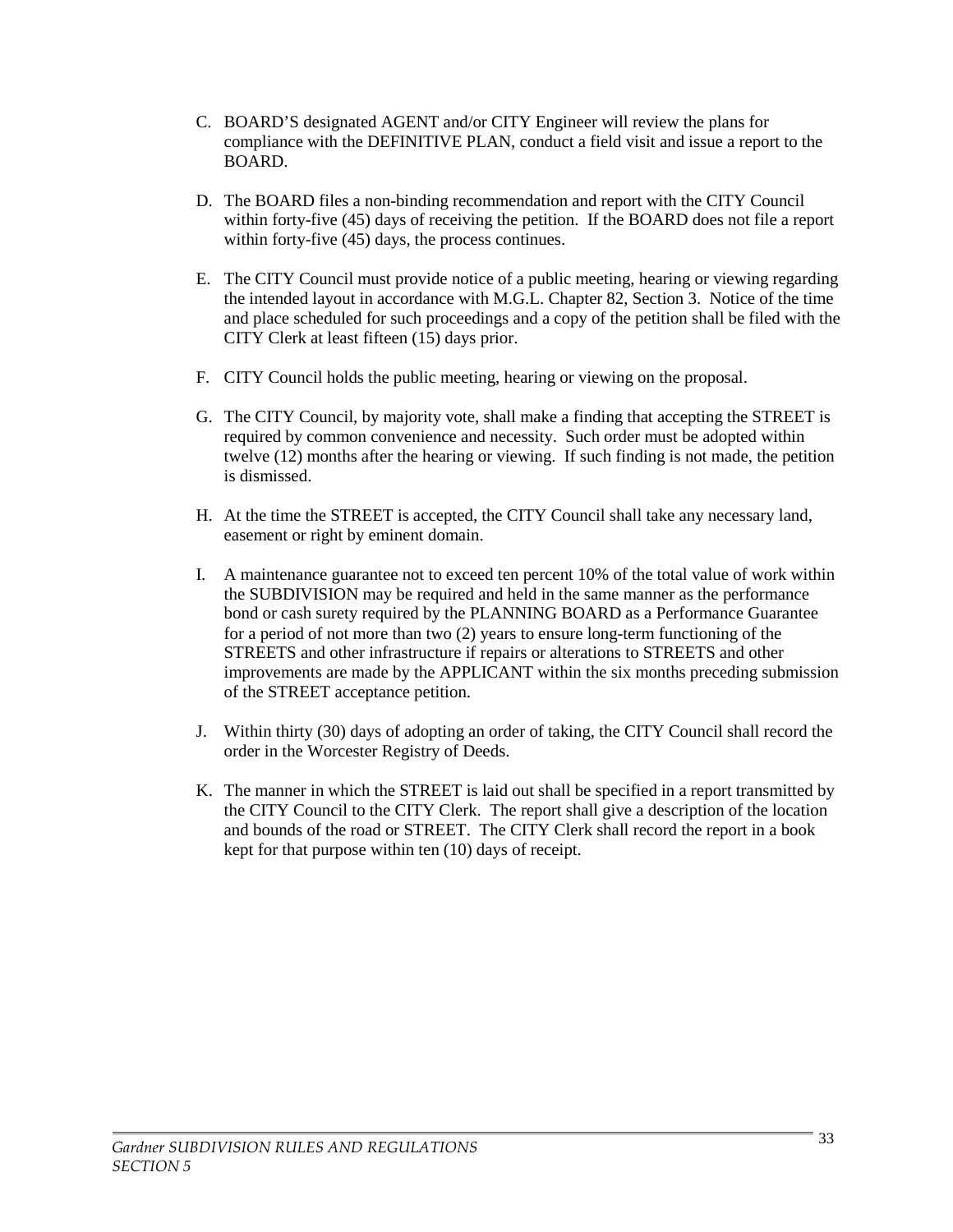C. BOARD'S designated AGENT and/or CITY Engineer will review the plans for compliance with the DEFINITIVE PLAN, conduct a field visit and issue a report to the BOARD.

D. The BOARD files a non-binding recommendation and report with the CITY Council within forty-five (45) days of receiving the petition. If the BOARD does not file a report within forty-five (45) days, the process continues.

E. The CITY Council must provide notice of a public meeting, hearing or viewing regarding the intended layout in accordance with M.G.L. Chapter 82, Section 3. Notice of the time and place scheduled for such proceedings and a copy of the petition shall be filed with the CITY Clerk at least fifteen (15) days prior.

F. CITY Council holds the public meeting, hearing or viewing on the proposal.

G. The CITY Council, by majority vote, shall make a finding that accepting the STREET is required by common convenience and necessity. Such order must be adopted within twelve (12) months after the hearing or viewing. If such finding is not made, the petition is dismissed.

H. At the time the STREET is accepted, the CITY Council shall take any necessary land, easement or right by eminent domain.

I. A maintenance guarantee not to exceed ten percent 10% of the total value of work within the SUBDIVISION may be required and held in the same manner as the performance bond or cash surety required by the PLANNING BOARD as a Performance Guarantee for a period of not more than two (2) years to ensure long-term functioning of the STREETS and other infrastructure if repairs or alterations to STREETS and other improvements are made by the APPLICANT within the six months preceding submission of the STREET acceptance petition.

J. Within thirty (30) days of adopting an order of taking, the CITY Council shall record the order in the Worcester Registry of Deeds.

K. The manner in which the STREET is laid out shall be specified in a report transmitted by the CITY Council to the CITY Clerk. The report shall give a description of the location and bounds of the road or STREET. The CITY Clerk shall record the report in a book kept for that purpose within ten (10) days of receipt.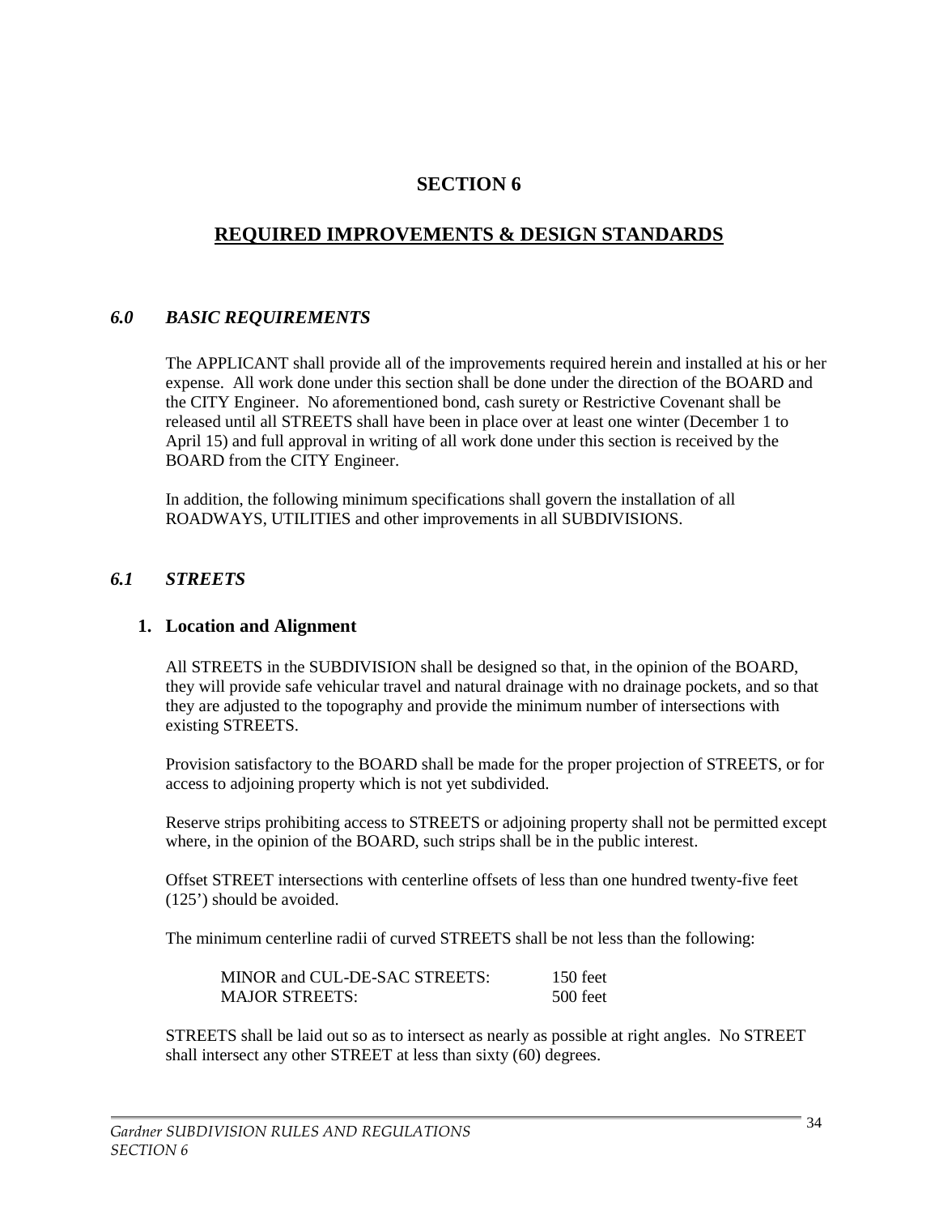# SECTION 6

## REQUIRED IMPROVEMENTS & DESIGN STANDARDS

### *6.0 BASIC REQUIREMENTS*

The APPLICANT shall provide all of the improvements required herein and installed at his or her expense. All work done under this section shall be done under the direction of the BOARD and the CITY Engineer. No aforementioned bond, cash surety or Restrictive Covenant shall be released until all STREETS shall have been in place over at least one winter (December 1 to April 15) and full approval in writing of all work done under this section is received by the BOARD from the CITY Engineer.

In addition, the following minimum specifications shall govern the installation of all ROADWAYS, UTILITIES and other improvements in all SUBDIVISIONS.

### *6.1 STREETS*

#### 1. Location and Alignment

All STREETS in the SUBDIVISION shall be designed so that, in the opinion of the BOARD, they will provide safe vehicular travel and natural drainage with no drainage pockets, and so that they are adjusted to the topography and provide the minimum number of intersections with existing STREETS.

Provision satisfactory to the BOARD shall be made for the proper projection of STREETS, or for access to adjoining property which is not yet subdivided.

Reserve strips prohibiting access to STREETS or adjoining property shall not be permitted except where, in the opinion of the BOARD, such strips shall be in the public interest.

Offset STREET intersections with centerline offsets of less than one hundred twenty-five feet (125') should be avoided.

The minimum centerline radii of curved STREETS shall be not less than the following:

| | |
|---|---|
| MINOR and CUL-DE-SAC STREETS: | 150 feet |
| MAJOR STREETS: | 500 feet |

STREETS shall be laid out so as to intersect as nearly as possible at right angles. No STREET shall intersect any other STREET at less than sixty (60) degrees.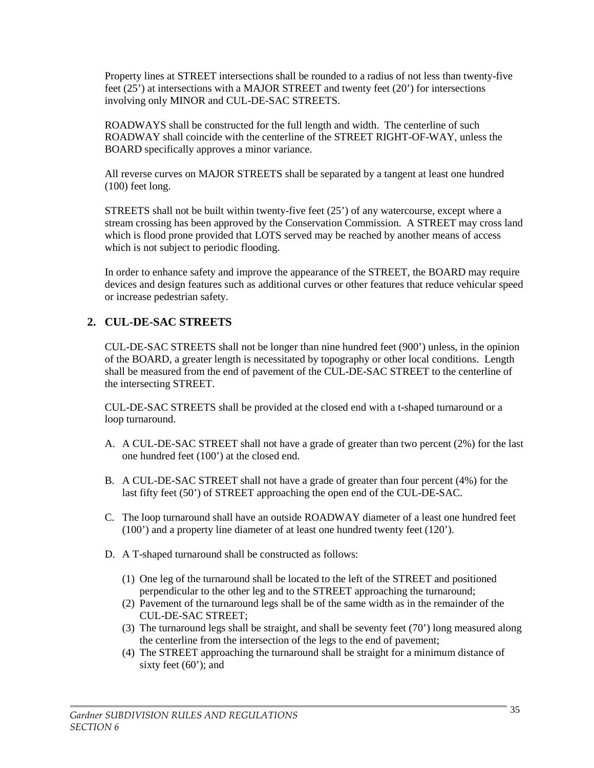Property lines at STREET intersections shall be rounded to a radius of not less than twenty-five feet (25') at intersections with a MAJOR STREET and twenty feet (20') for intersections involving only MINOR and CUL-DE-SAC STREETS.

ROADWAYS shall be constructed for the full length and width. The centerline of such ROADWAY shall coincide with the centerline of the STREET RIGHT-OF-WAY, unless the BOARD specifically approves a minor variance.

All reverse curves on MAJOR STREETS shall be separated by a tangent at least one hundred (100) feet long.

STREETS shall not be built within twenty-five feet (25') of any watercourse, except where a stream crossing has been approved by the Conservation Commission. A STREET may cross land which is flood prone provided that LOTS served may be reached by another means of access which is not subject to periodic flooding.

In order to enhance safety and improve the appearance of the STREET, the BOARD may require devices and design features such as additional curves or other features that reduce vehicular speed or increase pedestrian safety.

## 2. CUL-DE-SAC STREETS

CUL-DE-SAC STREETS shall not be longer than nine hundred feet (900') unless, in the opinion of the BOARD, a greater length is necessitated by topography or other local conditions. Length shall be measured from the end of pavement of the CUL-DE-SAC STREET to the centerline of the intersecting STREET.

CUL-DE-SAC STREETS shall be provided at the closed end with a t-shaped turnaround or a loop turnaround.

A. A CUL-DE-SAC STREET shall not have a grade of greater than two percent (2%) for the last one hundred feet (100') at the closed end.

B. A CUL-DE-SAC STREET shall not have a grade of greater than four percent (4%) for the last fifty feet (50') of STREET approaching the open end of the CUL-DE-SAC.

C. The loop turnaround shall have an outside ROADWAY diameter of a least one hundred feet (100') and a property line diameter of at least one hundred twenty feet (120').

D. A T-shaped turnaround shall be constructed as follows:

   (1) One leg of the turnaround shall be located to the left of the STREET and positioned perpendicular to the other leg and to the STREET approaching the turnaround;
   (2) Pavement of the turnaround legs shall be of the same width as in the remainder of the CUL-DE-SAC STREET;
   (3) The turnaround legs shall be straight, and shall be seventy feet (70') long measured along the centerline from the intersection of the legs to the end of pavement;
   (4) The STREET approaching the turnaround shall be straight for a minimum distance of sixty feet (60'); and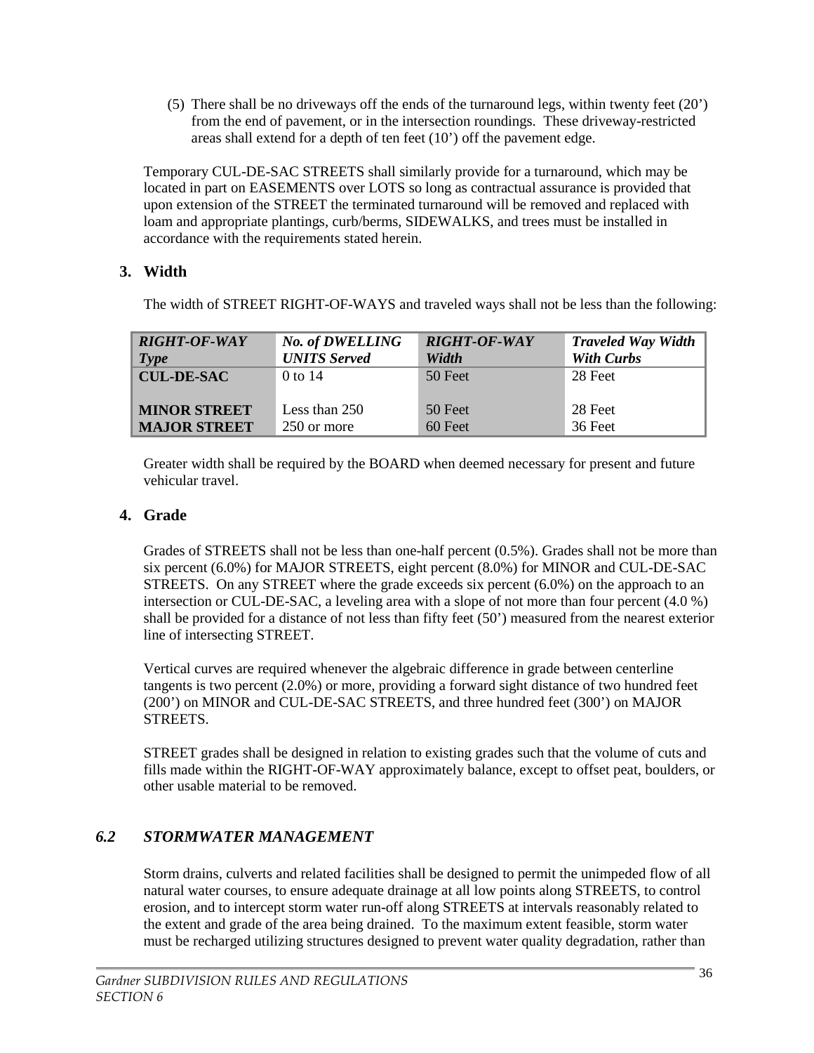(5) There shall be no driveways off the ends of the turnaround legs, within twenty feet (20') from the end of pavement, or in the intersection roundings. These driveway-restricted areas shall extend for a depth of ten feet (10') off the pavement edge.

Temporary CUL-DE-SAC STREETS shall similarly provide for a turnaround, which may be located in part on EASEMENTS over LOTS so long as contractual assurance is provided that upon extension of the STREET the terminated turnaround will be removed and replaced with loam and appropriate plantings, curb/berms, SIDEWALKS, and trees must be installed in accordance with the requirements stated herein.

### 3. Width

The width of STREET RIGHT-OF-WAYS and traveled ways shall not be less than the following:

| ***RIGHT-OF-WAY Type*** | ***No. of DWELLING UNITS Served*** | ***RIGHT-OF-WAY Width*** | ***Traveled Way Width With Curbs*** |
|---|---|---|---|
| **CUL-DE-SAC** | 0 to 14 | 50 Feet | 28 Feet |
| **MINOR STREET** | Less than 250 | 50 Feet | 28 Feet |
| **MAJOR STREET** | 250 or more | 60 Feet | 36 Feet |

Greater width shall be required by the BOARD when deemed necessary for present and future vehicular travel.

### 4. Grade

Grades of STREETS shall not be less than one-half percent (0.5%). Grades shall not be more than six percent (6.0%) for MAJOR STREETS, eight percent (8.0%) for MINOR and CUL-DE-SAC STREETS. On any STREET where the grade exceeds six percent (6.0%) on the approach to an intersection or CUL-DE-SAC, a leveling area with a slope of not more than four percent (4.0 %) shall be provided for a distance of not less than fifty feet (50') measured from the nearest exterior line of intersecting STREET.

Vertical curves are required whenever the algebraic difference in grade between centerline tangents is two percent (2.0%) or more, providing a forward sight distance of two hundred feet (200') on MINOR and CUL-DE-SAC STREETS, and three hundred feet (300') on MAJOR STREETS.

STREET grades shall be designed in relation to existing grades such that the volume of cuts and fills made within the RIGHT-OF-WAY approximately balance, except to offset peat, boulders, or other usable material to be removed.

## *6.2 STORMWATER MANAGEMENT*

Storm drains, culverts and related facilities shall be designed to permit the unimpeded flow of all natural water courses, to ensure adequate drainage at all low points along STREETS, to control erosion, and to intercept storm water run-off along STREETS at intervals reasonably related to the extent and grade of the area being drained. To the maximum extent feasible, storm water must be recharged utilizing structures designed to prevent water quality degradation, rather than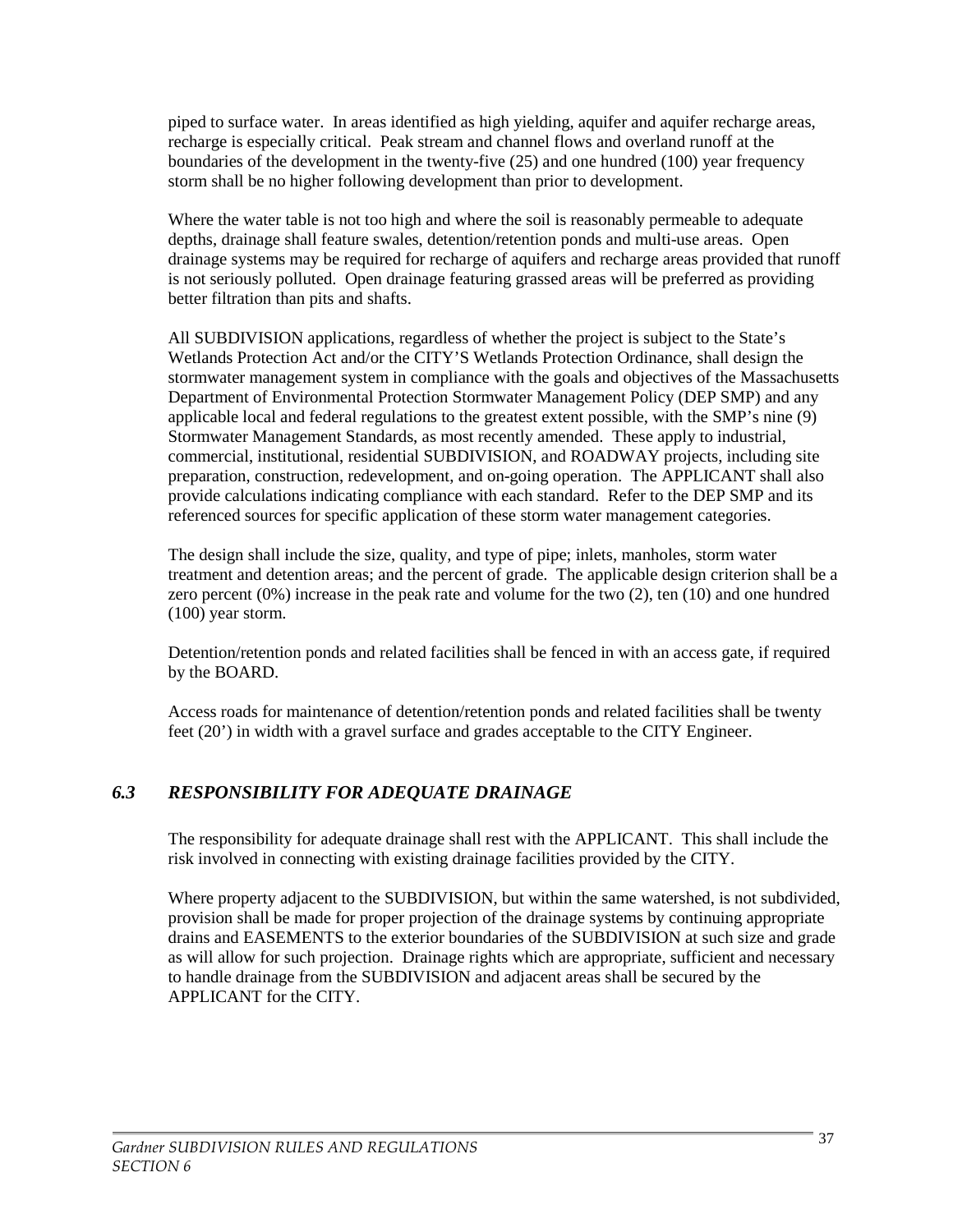piped to surface water. In areas identified as high yielding, aquifer and aquifer recharge areas, recharge is especially critical. Peak stream and channel flows and overland runoff at the boundaries of the development in the twenty-five (25) and one hundred (100) year frequency storm shall be no higher following development than prior to development.

Where the water table is not too high and where the soil is reasonably permeable to adequate depths, drainage shall feature swales, detention/retention ponds and multi-use areas. Open drainage systems may be required for recharge of aquifers and recharge areas provided that runoff is not seriously polluted. Open drainage featuring grassed areas will be preferred as providing better filtration than pits and shafts.

All SUBDIVISION applications, regardless of whether the project is subject to the State's Wetlands Protection Act and/or the CITY'S Wetlands Protection Ordinance, shall design the stormwater management system in compliance with the goals and objectives of the Massachusetts Department of Environmental Protection Stormwater Management Policy (DEP SMP) and any applicable local and federal regulations to the greatest extent possible, with the SMP's nine (9) Stormwater Management Standards, as most recently amended. These apply to industrial, commercial, institutional, residential SUBDIVISION, and ROADWAY projects, including site preparation, construction, redevelopment, and on-going operation. The APPLICANT shall also provide calculations indicating compliance with each standard. Refer to the DEP SMP and its referenced sources for specific application of these storm water management categories.

The design shall include the size, quality, and type of pipe; inlets, manholes, storm water treatment and detention areas; and the percent of grade. The applicable design criterion shall be a zero percent (0%) increase in the peak rate and volume for the two (2), ten (10) and one hundred (100) year storm.

Detention/retention ponds and related facilities shall be fenced in with an access gate, if required by the BOARD.

Access roads for maintenance of detention/retention ponds and related facilities shall be twenty feet (20') in width with a gravel surface and grades acceptable to the CITY Engineer.

## *6.3 RESPONSIBILITY FOR ADEQUATE DRAINAGE*

The responsibility for adequate drainage shall rest with the APPLICANT. This shall include the risk involved in connecting with existing drainage facilities provided by the CITY.

Where property adjacent to the SUBDIVISION, but within the same watershed, is not subdivided, provision shall be made for proper projection of the drainage systems by continuing appropriate drains and EASEMENTS to the exterior boundaries of the SUBDIVISION at such size and grade as will allow for such projection. Drainage rights which are appropriate, sufficient and necessary to handle drainage from the SUBDIVISION and adjacent areas shall be secured by the APPLICANT for the CITY.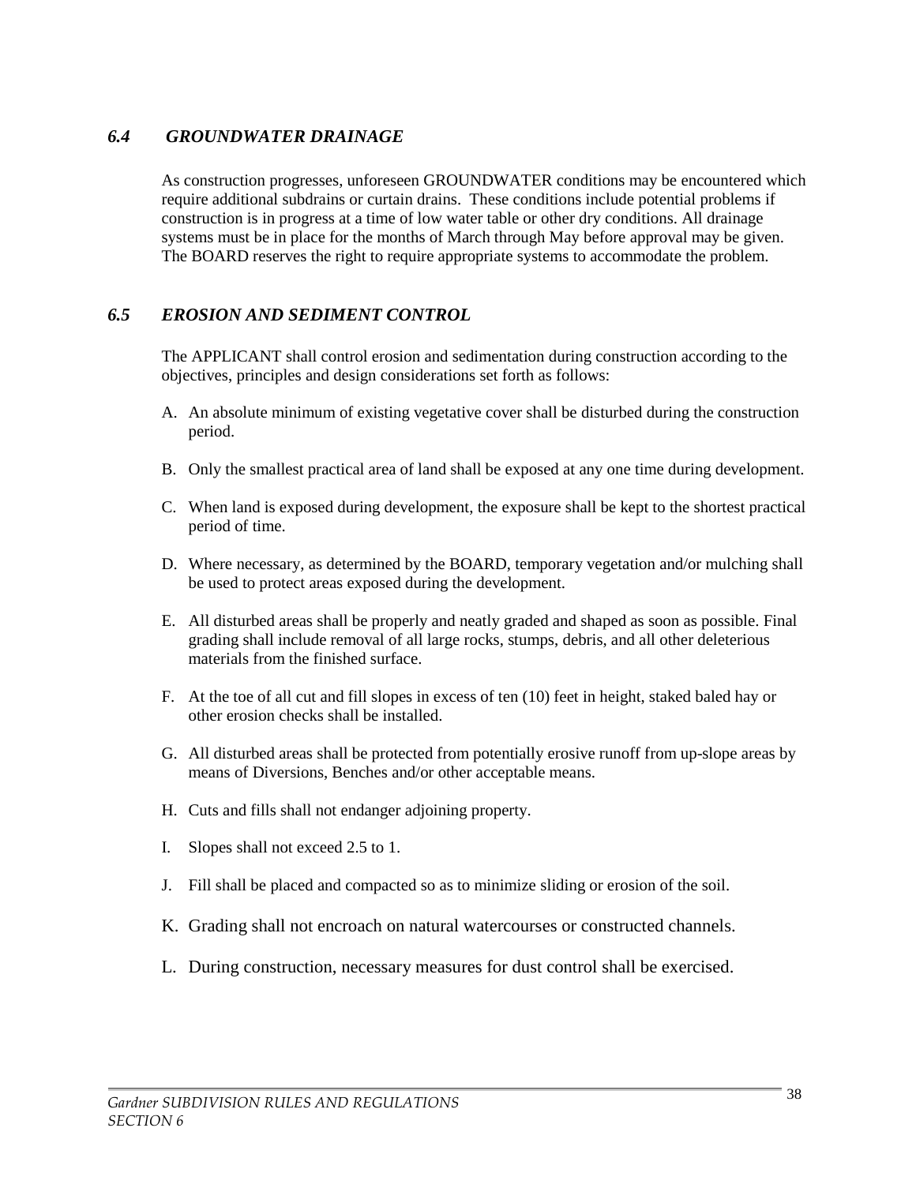### *6.4 GROUNDWATER DRAINAGE*

As construction progresses, unforeseen GROUNDWATER conditions may be encountered which require additional subdrains or curtain drains. These conditions include potential problems if construction is in progress at a time of low water table or other dry conditions. All drainage systems must be in place for the months of March through May before approval may be given. The BOARD reserves the right to require appropriate systems to accommodate the problem.

### *6.5 EROSION AND SEDIMENT CONTROL*

The APPLICANT shall control erosion and sedimentation during construction according to the objectives, principles and design considerations set forth as follows:

A. An absolute minimum of existing vegetative cover shall be disturbed during the construction period.

B. Only the smallest practical area of land shall be exposed at any one time during development.

C. When land is exposed during development, the exposure shall be kept to the shortest practical period of time.

D. Where necessary, as determined by the BOARD, temporary vegetation and/or mulching shall be used to protect areas exposed during the development.

E. All disturbed areas shall be properly and neatly graded and shaped as soon as possible. Final grading shall include removal of all large rocks, stumps, debris, and all other deleterious materials from the finished surface.

F. At the toe of all cut and fill slopes in excess of ten (10) feet in height, staked baled hay or other erosion checks shall be installed.

G. All disturbed areas shall be protected from potentially erosive runoff from up-slope areas by means of Diversions, Benches and/or other acceptable means.

H. Cuts and fills shall not endanger adjoining property.

I. Slopes shall not exceed 2.5 to 1.

J. Fill shall be placed and compacted so as to minimize sliding or erosion of the soil.

K. Grading shall not encroach on natural watercourses or constructed channels.

L. During construction, necessary measures for dust control shall be exercised.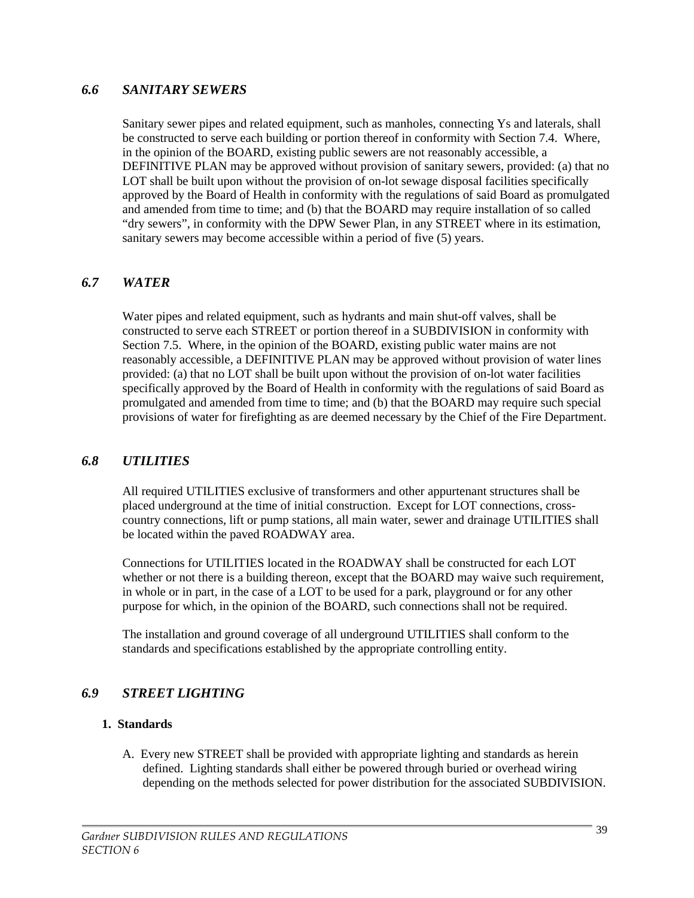## *6.6 SANITARY SEWERS*

Sanitary sewer pipes and related equipment, such as manholes, connecting Ys and laterals, shall be constructed to serve each building or portion thereof in conformity with Section 7.4. Where, in the opinion of the BOARD, existing public sewers are not reasonably accessible, a DEFINITIVE PLAN may be approved without provision of sanitary sewers, provided: (a) that no LOT shall be built upon without the provision of on-lot sewage disposal facilities specifically approved by the Board of Health in conformity with the regulations of said Board as promulgated and amended from time to time; and (b) that the BOARD may require installation of so called "dry sewers", in conformity with the DPW Sewer Plan, in any STREET where in its estimation, sanitary sewers may become accessible within a period of five (5) years.

## *6.7 WATER*

Water pipes and related equipment, such as hydrants and main shut-off valves, shall be constructed to serve each STREET or portion thereof in a SUBDIVISION in conformity with Section 7.5. Where, in the opinion of the BOARD, existing public water mains are not reasonably accessible, a DEFINITIVE PLAN may be approved without provision of water lines provided: (a) that no LOT shall be built upon without the provision of on-lot water facilities specifically approved by the Board of Health in conformity with the regulations of said Board as promulgated and amended from time to time; and (b) that the BOARD may require such special provisions of water for firefighting as are deemed necessary by the Chief of the Fire Department.

## *6.8 UTILITIES*

All required UTILITIES exclusive of transformers and other appurtenant structures shall be placed underground at the time of initial construction. Except for LOT connections, cross-country connections, lift or pump stations, all main water, sewer and drainage UTILITIES shall be located within the paved ROADWAY area.

Connections for UTILITIES located in the ROADWAY shall be constructed for each LOT whether or not there is a building thereon, except that the BOARD may waive such requirement, in whole or in part, in the case of a LOT to be used for a park, playground or for any other purpose for which, in the opinion of the BOARD, such connections shall not be required.

The installation and ground coverage of all underground UTILITIES shall conform to the standards and specifications established by the appropriate controlling entity.

## *6.9 STREET LIGHTING*

**1. Standards**

A. Every new STREET shall be provided with appropriate lighting and standards as herein defined. Lighting standards shall either be powered through buried or overhead wiring depending on the methods selected for power distribution for the associated SUBDIVISION.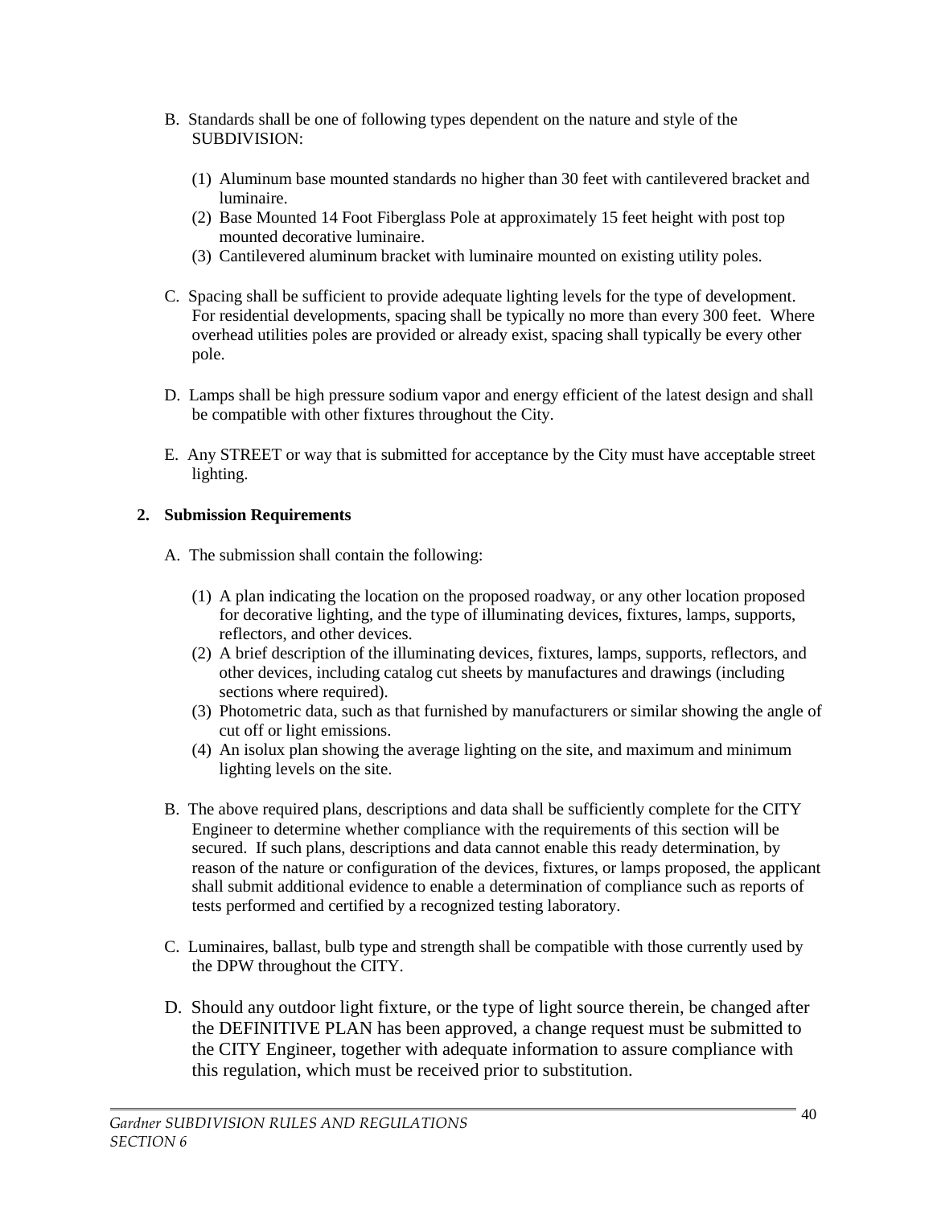B. Standards shall be one of following types dependent on the nature and style of the SUBDIVISION:

   (1) Aluminum base mounted standards no higher than 30 feet with cantilevered bracket and luminaire.
   (2) Base Mounted 14 Foot Fiberglass Pole at approximately 15 feet height with post top mounted decorative luminaire.
   (3) Cantilevered aluminum bracket with luminaire mounted on existing utility poles.

C. Spacing shall be sufficient to provide adequate lighting levels for the type of development. For residential developments, spacing shall be typically no more than every 300 feet. Where overhead utilities poles are provided or already exist, spacing shall typically be every other pole.

D. Lamps shall be high pressure sodium vapor and energy efficient of the latest design and shall be compatible with other fixtures throughout the City.

E. Any STREET or way that is submitted for acceptance by the City must have acceptable street lighting.

**2. Submission Requirements**

A. The submission shall contain the following:

   (1) A plan indicating the location on the proposed roadway, or any other location proposed for decorative lighting, and the type of illuminating devices, fixtures, lamps, supports, reflectors, and other devices.
   (2) A brief description of the illuminating devices, fixtures, lamps, supports, reflectors, and other devices, including catalog cut sheets by manufactures and drawings (including sections where required).
   (3) Photometric data, such as that furnished by manufacturers or similar showing the angle of cut off or light emissions.
   (4) An isolux plan showing the average lighting on the site, and maximum and minimum lighting levels on the site.

B. The above required plans, descriptions and data shall be sufficiently complete for the CITY Engineer to determine whether compliance with the requirements of this section will be secured. If such plans, descriptions and data cannot enable this ready determination, by reason of the nature or configuration of the devices, fixtures, or lamps proposed, the applicant shall submit additional evidence to enable a determination of compliance such as reports of tests performed and certified by a recognized testing laboratory.

C. Luminaires, ballast, bulb type and strength shall be compatible with those currently used by the DPW throughout the CITY.

D. Should any outdoor light fixture, or the type of light source therein, be changed after the DEFINITIVE PLAN has been approved, a change request must be submitted to the CITY Engineer, together with adequate information to assure compliance with this regulation, which must be received prior to substitution.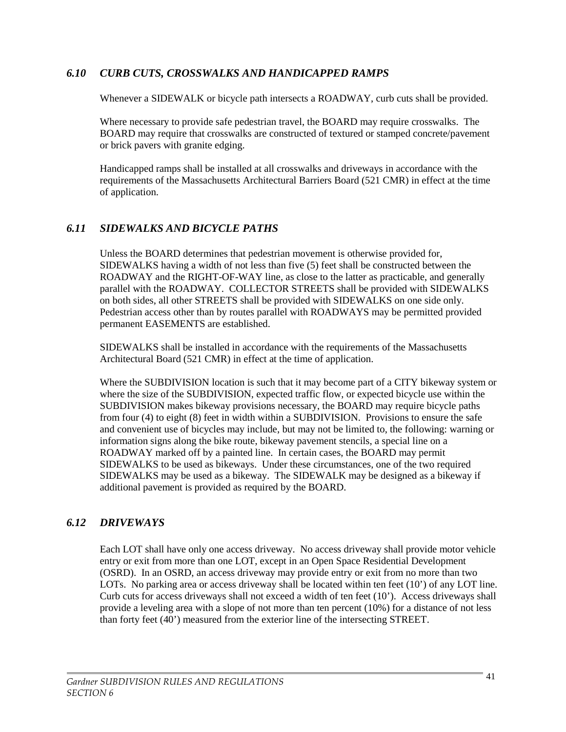### *6.10 CURB CUTS, CROSSWALKS AND HANDICAPPED RAMPS*

Whenever a SIDEWALK or bicycle path intersects a ROADWAY, curb cuts shall be provided.

Where necessary to provide safe pedestrian travel, the BOARD may require crosswalks. The BOARD may require that crosswalks are constructed of textured or stamped concrete/pavement or brick pavers with granite edging.

Handicapped ramps shall be installed at all crosswalks and driveways in accordance with the requirements of the Massachusetts Architectural Barriers Board (521 CMR) in effect at the time of application.

### *6.11 SIDEWALKS AND BICYCLE PATHS*

Unless the BOARD determines that pedestrian movement is otherwise provided for, SIDEWALKS having a width of not less than five (5) feet shall be constructed between the ROADWAY and the RIGHT-OF-WAY line, as close to the latter as practicable, and generally parallel with the ROADWAY. COLLECTOR STREETS shall be provided with SIDEWALKS on both sides, all other STREETS shall be provided with SIDEWALKS on one side only. Pedestrian access other than by routes parallel with ROADWAYS may be permitted provided permanent EASEMENTS are established.

SIDEWALKS shall be installed in accordance with the requirements of the Massachusetts Architectural Board (521 CMR) in effect at the time of application.

Where the SUBDIVISION location is such that it may become part of a CITY bikeway system or where the size of the SUBDIVISION, expected traffic flow, or expected bicycle use within the SUBDIVISION makes bikeway provisions necessary, the BOARD may require bicycle paths from four (4) to eight (8) feet in width within a SUBDIVISION. Provisions to ensure the safe and convenient use of bicycles may include, but may not be limited to, the following: warning or information signs along the bike route, bikeway pavement stencils, a special line on a ROADWAY marked off by a painted line. In certain cases, the BOARD may permit SIDEWALKS to be used as bikeways. Under these circumstances, one of the two required SIDEWALKS may be used as a bikeway. The SIDEWALK may be designed as a bikeway if additional pavement is provided as required by the BOARD.

### *6.12 DRIVEWAYS*

Each LOT shall have only one access driveway. No access driveway shall provide motor vehicle entry or exit from more than one LOT, except in an Open Space Residential Development (OSRD). In an OSRD, an access driveway may provide entry or exit from no more than two LOTs. No parking area or access driveway shall be located within ten feet (10') of any LOT line. Curb cuts for access driveways shall not exceed a width of ten feet (10'). Access driveways shall provide a leveling area with a slope of not more than ten percent (10%) for a distance of not less than forty feet (40') measured from the exterior line of the intersecting STREET.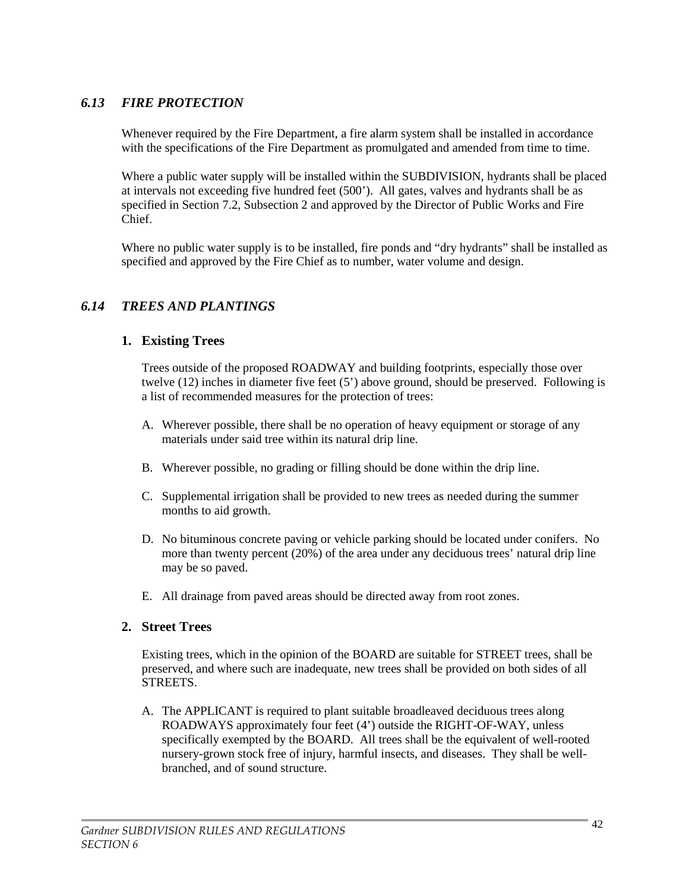## *6.13 FIRE PROTECTION*

Whenever required by the Fire Department, a fire alarm system shall be installed in accordance with the specifications of the Fire Department as promulgated and amended from time to time.

Where a public water supply will be installed within the SUBDIVISION, hydrants shall be placed at intervals not exceeding five hundred feet (500'). All gates, valves and hydrants shall be as specified in Section 7.2, Subsection 2 and approved by the Director of Public Works and Fire Chief.

Where no public water supply is to be installed, fire ponds and "dry hydrants" shall be installed as specified and approved by the Fire Chief as to number, water volume and design.

## *6.14 TREES AND PLANTINGS*

### 1. Existing Trees

Trees outside of the proposed ROADWAY and building footprints, especially those over twelve (12) inches in diameter five feet (5') above ground, should be preserved. Following is a list of recommended measures for the protection of trees:

A. Wherever possible, there shall be no operation of heavy equipment or storage of any materials under said tree within its natural drip line.

B. Wherever possible, no grading or filling should be done within the drip line.

C. Supplemental irrigation shall be provided to new trees as needed during the summer months to aid growth.

D. No bituminous concrete paving or vehicle parking should be located under conifers. No more than twenty percent (20%) of the area under any deciduous trees' natural drip line may be so paved.

E. All drainage from paved areas should be directed away from root zones.

### 2. Street Trees

Existing trees, which in the opinion of the BOARD are suitable for STREET trees, shall be preserved, and where such are inadequate, new trees shall be provided on both sides of all STREETS.

A. The APPLICANT is required to plant suitable broadleaved deciduous trees along ROADWAYS approximately four feet (4') outside the RIGHT-OF-WAY, unless specifically exempted by the BOARD. All trees shall be the equivalent of well-rooted nursery-grown stock free of injury, harmful insects, and diseases. They shall be well-branched, and of sound structure.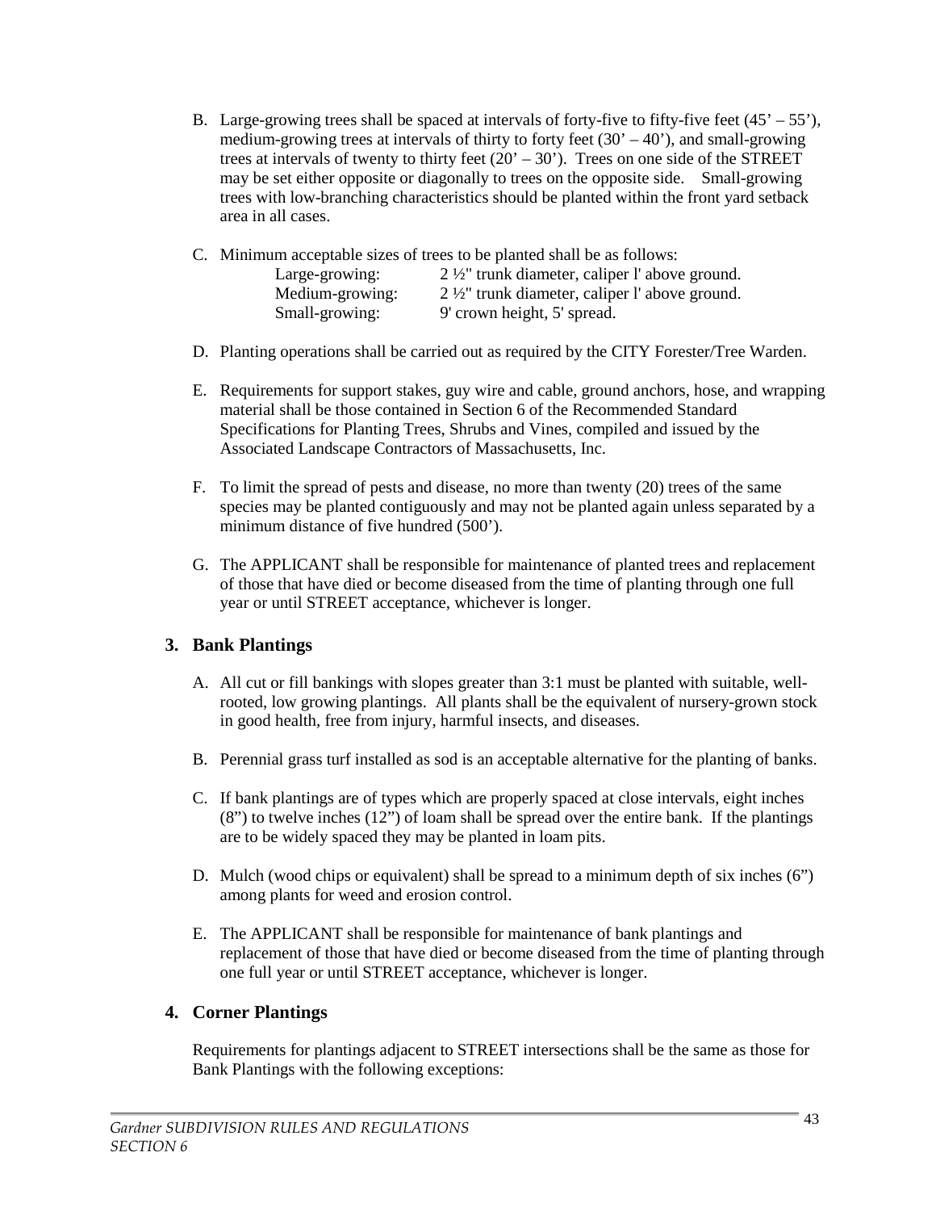B. Large-growing trees shall be spaced at intervals of forty-five to fifty-five feet (45' – 55'), medium-growing trees at intervals of thirty to forty feet (30' – 40'), and small-growing trees at intervals of twenty to thirty feet (20' – 30'). Trees on one side of the STREET may be set either opposite or diagonally to trees on the opposite side. Small-growing trees with low-branching characteristics should be planted within the front yard setback area in all cases.

C. Minimum acceptable sizes of trees to be planted shall be as follows:

| | |
|---|---|
| Large-growing: | 2 ½" trunk diameter, caliper l' above ground. |
| Medium-growing: | 2 ½" trunk diameter, caliper l' above ground. |
| Small-growing: | 9' crown height, 5' spread. |

D. Planting operations shall be carried out as required by the CITY Forester/Tree Warden.

E. Requirements for support stakes, guy wire and cable, ground anchors, hose, and wrapping material shall be those contained in Section 6 of the Recommended Standard Specifications for Planting Trees, Shrubs and Vines, compiled and issued by the Associated Landscape Contractors of Massachusetts, Inc.

F. To limit the spread of pests and disease, no more than twenty (20) trees of the same species may be planted contiguously and may not be planted again unless separated by a minimum distance of five hundred (500').

G. The APPLICANT shall be responsible for maintenance of planted trees and replacement of those that have died or become diseased from the time of planting through one full year or until STREET acceptance, whichever is longer.

## 3. Bank Plantings

A. All cut or fill bankings with slopes greater than 3:1 must be planted with suitable, well-rooted, low growing plantings. All plants shall be the equivalent of nursery-grown stock in good health, free from injury, harmful insects, and diseases.

B. Perennial grass turf installed as sod is an acceptable alternative for the planting of banks.

C. If bank plantings are of types which are properly spaced at close intervals, eight inches (8") to twelve inches (12") of loam shall be spread over the entire bank. If the plantings are to be widely spaced they may be planted in loam pits.

D. Mulch (wood chips or equivalent) shall be spread to a minimum depth of six inches (6") among plants for weed and erosion control.

E. The APPLICANT shall be responsible for maintenance of bank plantings and replacement of those that have died or become diseased from the time of planting through one full year or until STREET acceptance, whichever is longer.

## 4. Corner Plantings

Requirements for plantings adjacent to STREET intersections shall be the same as those for Bank Plantings with the following exceptions: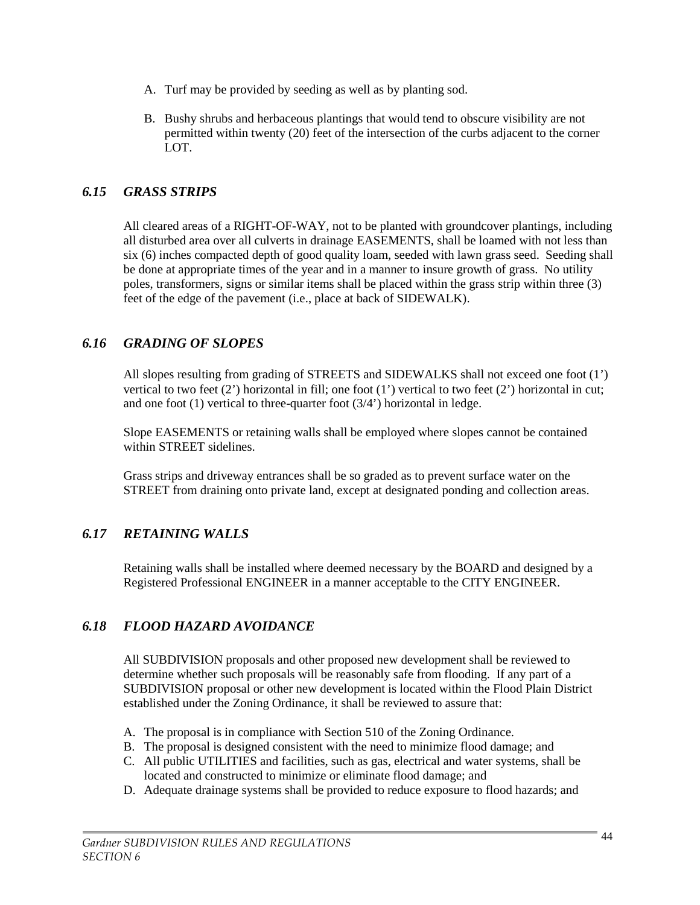A. Turf may be provided by seeding as well as by planting sod.

B. Bushy shrubs and herbaceous plantings that would tend to obscure visibility are not permitted within twenty (20) feet of the intersection of the curbs adjacent to the corner LOT.

## *6.15 GRASS STRIPS*

All cleared areas of a RIGHT-OF-WAY, not to be planted with groundcover plantings, including all disturbed area over all culverts in drainage EASEMENTS, shall be loamed with not less than six (6) inches compacted depth of good quality loam, seeded with lawn grass seed. Seeding shall be done at appropriate times of the year and in a manner to insure growth of grass. No utility poles, transformers, signs or similar items shall be placed within the grass strip within three (3) feet of the edge of the pavement (i.e., place at back of SIDEWALK).

## *6.16 GRADING OF SLOPES*

All slopes resulting from grading of STREETS and SIDEWALKS shall not exceed one foot (1') vertical to two feet (2') horizontal in fill; one foot (1') vertical to two feet (2') horizontal in cut; and one foot (1) vertical to three-quarter foot (3/4') horizontal in ledge.

Slope EASEMENTS or retaining walls shall be employed where slopes cannot be contained within STREET sidelines.

Grass strips and driveway entrances shall be so graded as to prevent surface water on the STREET from draining onto private land, except at designated ponding and collection areas.

## *6.17 RETAINING WALLS*

Retaining walls shall be installed where deemed necessary by the BOARD and designed by a Registered Professional ENGINEER in a manner acceptable to the CITY ENGINEER.

## *6.18 FLOOD HAZARD AVOIDANCE*

All SUBDIVISION proposals and other proposed new development shall be reviewed to determine whether such proposals will be reasonably safe from flooding. If any part of a SUBDIVISION proposal or other new development is located within the Flood Plain District established under the Zoning Ordinance, it shall be reviewed to assure that:

A. The proposal is in compliance with Section 510 of the Zoning Ordinance.
B. The proposal is designed consistent with the need to minimize flood damage; and
C. All public UTILITIES and facilities, such as gas, electrical and water systems, shall be located and constructed to minimize or eliminate flood damage; and
D. Adequate drainage systems shall be provided to reduce exposure to flood hazards; and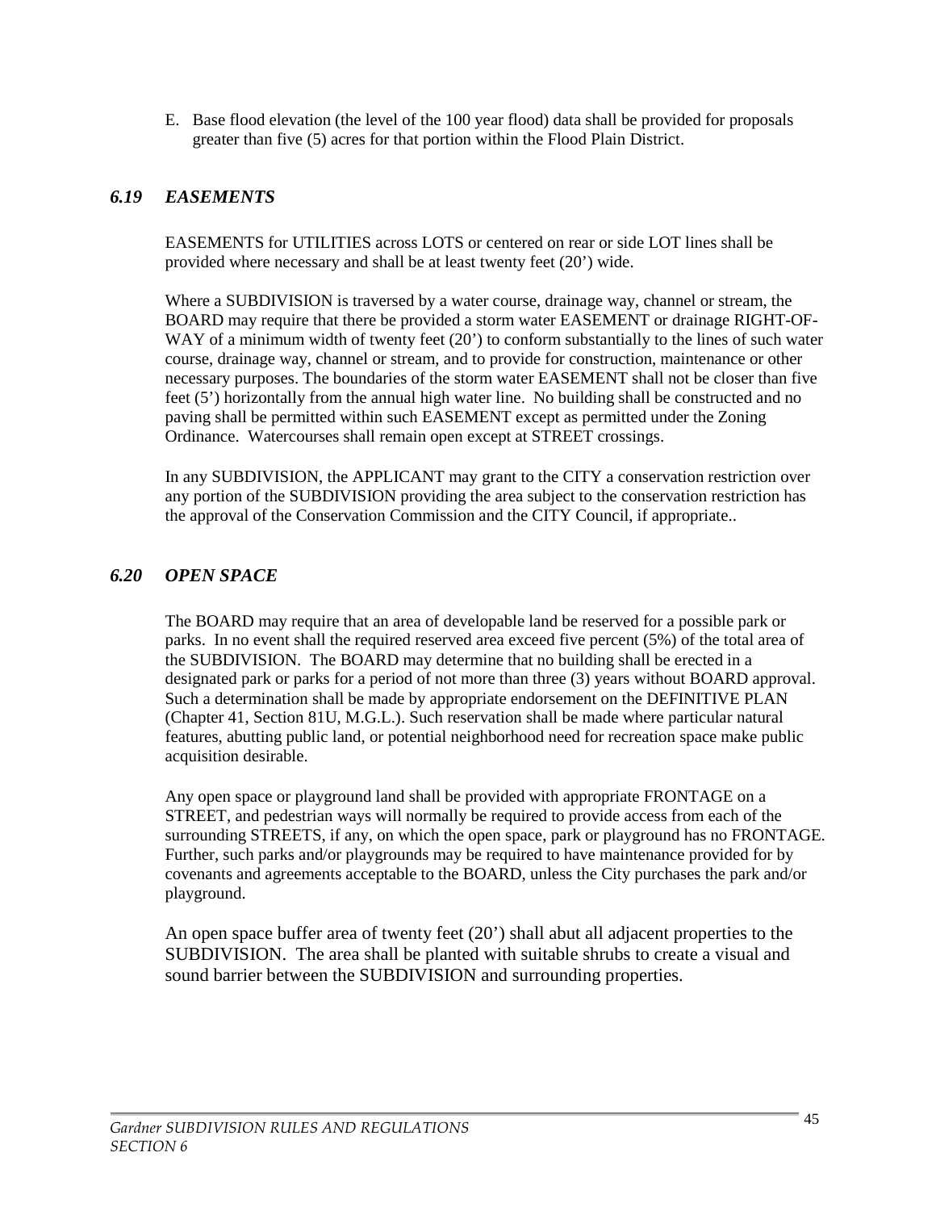E. Base flood elevation (the level of the 100 year flood) data shall be provided for proposals greater than five (5) acres for that portion within the Flood Plain District.

### *6.19 EASEMENTS*

EASEMENTS for UTILITIES across LOTS or centered on rear or side LOT lines shall be provided where necessary and shall be at least twenty feet (20') wide.

Where a SUBDIVISION is traversed by a water course, drainage way, channel or stream, the BOARD may require that there be provided a storm water EASEMENT or drainage RIGHT-OF-WAY of a minimum width of twenty feet (20') to conform substantially to the lines of such water course, drainage way, channel or stream, and to provide for construction, maintenance or other necessary purposes. The boundaries of the storm water EASEMENT shall not be closer than five feet (5') horizontally from the annual high water line. No building shall be constructed and no paving shall be permitted within such EASEMENT except as permitted under the Zoning Ordinance. Watercourses shall remain open except at STREET crossings.

In any SUBDIVISION, the APPLICANT may grant to the CITY a conservation restriction over any portion of the SUBDIVISION providing the area subject to the conservation restriction has the approval of the Conservation Commission and the CITY Council, if appropriate..

### *6.20 OPEN SPACE*

The BOARD may require that an area of developable land be reserved for a possible park or parks. In no event shall the required reserved area exceed five percent (5%) of the total area of the SUBDIVISION. The BOARD may determine that no building shall be erected in a designated park or parks for a period of not more than three (3) years without BOARD approval. Such a determination shall be made by appropriate endorsement on the DEFINITIVE PLAN (Chapter 41, Section 81U, M.G.L.). Such reservation shall be made where particular natural features, abutting public land, or potential neighborhood need for recreation space make public acquisition desirable.

Any open space or playground land shall be provided with appropriate FRONTAGE on a STREET, and pedestrian ways will normally be required to provide access from each of the surrounding STREETS, if any, on which the open space, park or playground has no FRONTAGE. Further, such parks and/or playgrounds may be required to have maintenance provided for by covenants and agreements acceptable to the BOARD, unless the City purchases the park and/or playground.

An open space buffer area of twenty feet (20') shall abut all adjacent properties to the SUBDIVISION. The area shall be planted with suitable shrubs to create a visual and sound barrier between the SUBDIVISION and surrounding properties.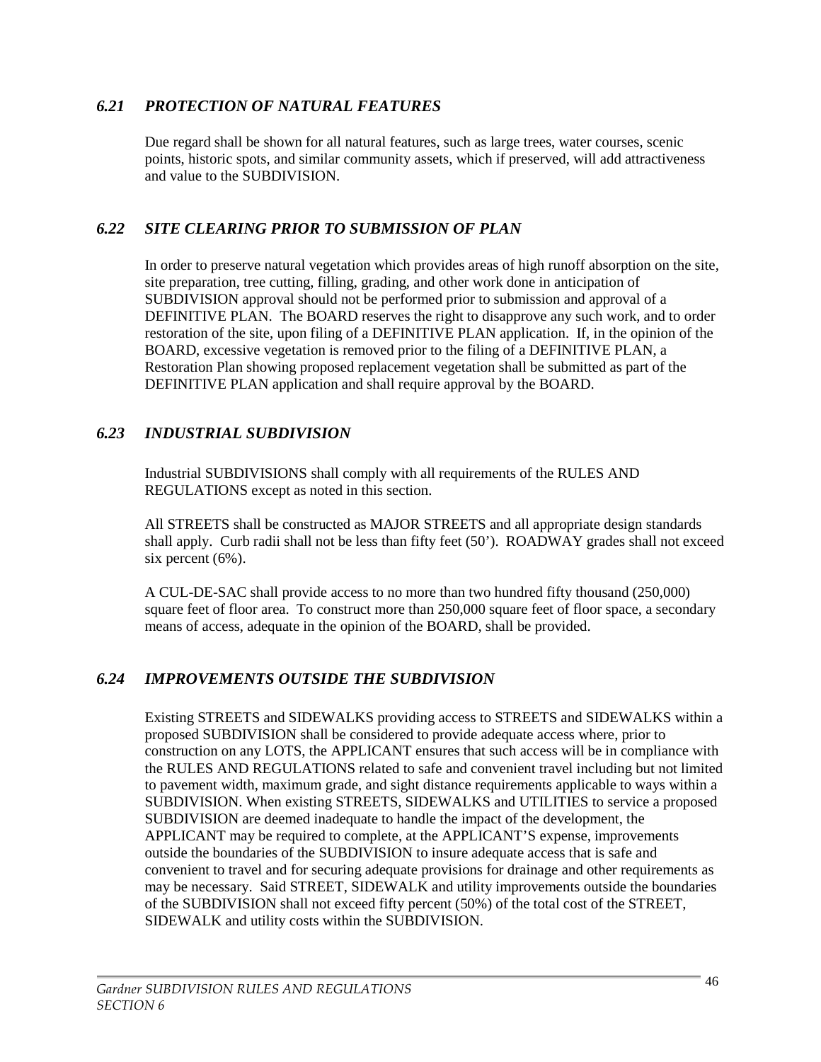### *6.21 PROTECTION OF NATURAL FEATURES*

Due regard shall be shown for all natural features, such as large trees, water courses, scenic points, historic spots, and similar community assets, which if preserved, will add attractiveness and value to the SUBDIVISION.

### *6.22 SITE CLEARING PRIOR TO SUBMISSION OF PLAN*

In order to preserve natural vegetation which provides areas of high runoff absorption on the site, site preparation, tree cutting, filling, grading, and other work done in anticipation of SUBDIVISION approval should not be performed prior to submission and approval of a DEFINITIVE PLAN. The BOARD reserves the right to disapprove any such work, and to order restoration of the site, upon filing of a DEFINITIVE PLAN application. If, in the opinion of the BOARD, excessive vegetation is removed prior to the filing of a DEFINITIVE PLAN, a Restoration Plan showing proposed replacement vegetation shall be submitted as part of the DEFINITIVE PLAN application and shall require approval by the BOARD.

### *6.23 INDUSTRIAL SUBDIVISION*

Industrial SUBDIVISIONS shall comply with all requirements of the RULES AND REGULATIONS except as noted in this section.

All STREETS shall be constructed as MAJOR STREETS and all appropriate design standards shall apply. Curb radii shall not be less than fifty feet (50'). ROADWAY grades shall not exceed six percent (6%).

A CUL-DE-SAC shall provide access to no more than two hundred fifty thousand (250,000) square feet of floor area. To construct more than 250,000 square feet of floor space, a secondary means of access, adequate in the opinion of the BOARD, shall be provided.

### *6.24 IMPROVEMENTS OUTSIDE THE SUBDIVISION*

Existing STREETS and SIDEWALKS providing access to STREETS and SIDEWALKS within a proposed SUBDIVISION shall be considered to provide adequate access where, prior to construction on any LOTS, the APPLICANT ensures that such access will be in compliance with the RULES AND REGULATIONS related to safe and convenient travel including but not limited to pavement width, maximum grade, and sight distance requirements applicable to ways within a SUBDIVISION. When existing STREETS, SIDEWALKS and UTILITIES to service a proposed SUBDIVISION are deemed inadequate to handle the impact of the development, the APPLICANT may be required to complete, at the APPLICANT'S expense, improvements outside the boundaries of the SUBDIVISION to insure adequate access that is safe and convenient to travel and for securing adequate provisions for drainage and other requirements as may be necessary. Said STREET, SIDEWALK and utility improvements outside the boundaries of the SUBDIVISION shall not exceed fifty percent (50%) of the total cost of the STREET, SIDEWALK and utility costs within the SUBDIVISION.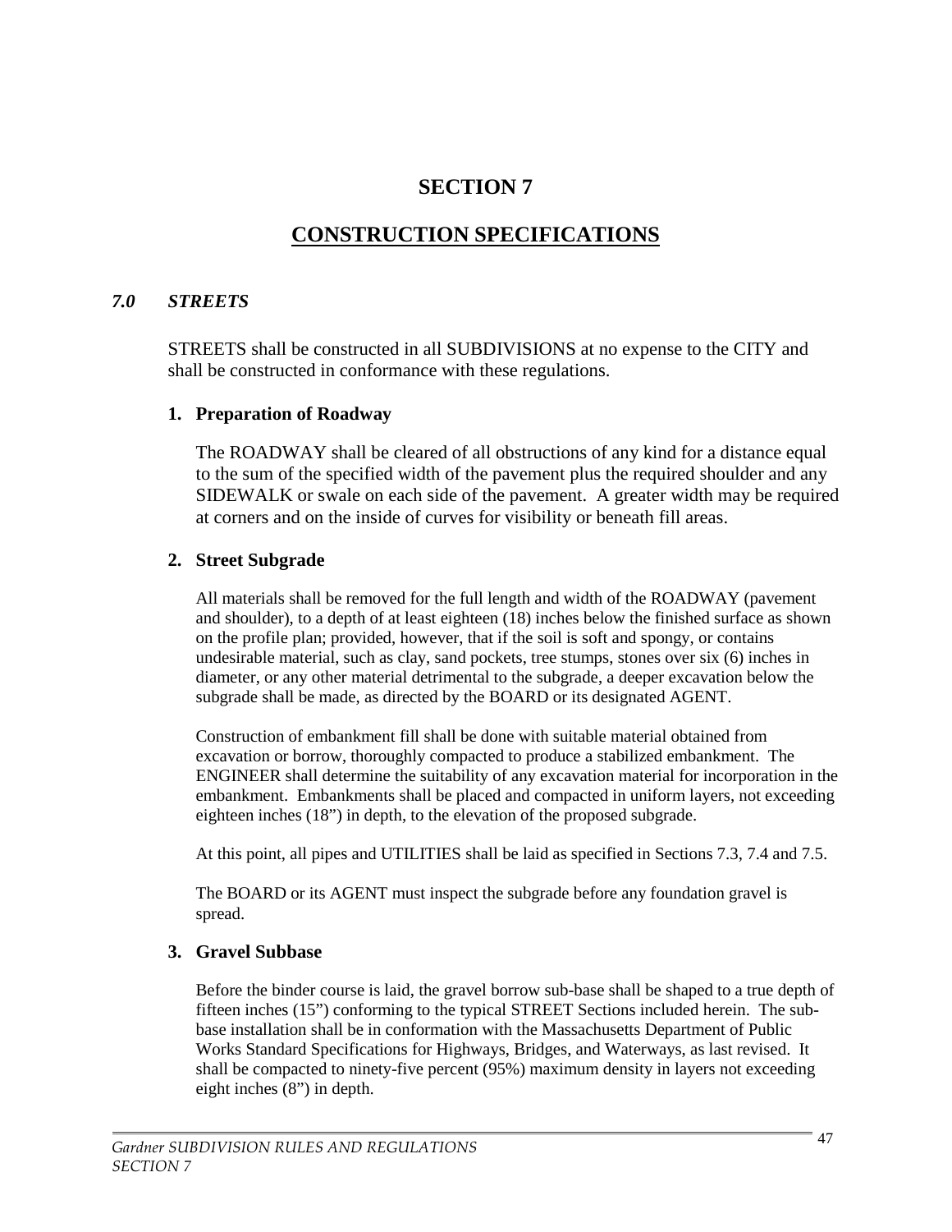# SECTION 7

# CONSTRUCTION SPECIFICATIONS

## *7.0 STREETS*

STREETS shall be constructed in all SUBDIVISIONS at no expense to the CITY and shall be constructed in conformance with these regulations.

### 1. Preparation of Roadway

The ROADWAY shall be cleared of all obstructions of any kind for a distance equal to the sum of the specified width of the pavement plus the required shoulder and any SIDEWALK or swale on each side of the pavement. A greater width may be required at corners and on the inside of curves for visibility or beneath fill areas.

### 2. Street Subgrade

All materials shall be removed for the full length and width of the ROADWAY (pavement and shoulder), to a depth of at least eighteen (18) inches below the finished surface as shown on the profile plan; provided, however, that if the soil is soft and spongy, or contains undesirable material, such as clay, sand pockets, tree stumps, stones over six (6) inches in diameter, or any other material detrimental to the subgrade, a deeper excavation below the subgrade shall be made, as directed by the BOARD or its designated AGENT.

Construction of embankment fill shall be done with suitable material obtained from excavation or borrow, thoroughly compacted to produce a stabilized embankment. The ENGINEER shall determine the suitability of any excavation material for incorporation in the embankment. Embankments shall be placed and compacted in uniform layers, not exceeding eighteen inches (18") in depth, to the elevation of the proposed subgrade.

At this point, all pipes and UTILITIES shall be laid as specified in Sections 7.3, 7.4 and 7.5.

The BOARD or its AGENT must inspect the subgrade before any foundation gravel is spread.

### 3. Gravel Subbase

Before the binder course is laid, the gravel borrow sub-base shall be shaped to a true depth of fifteen inches (15") conforming to the typical STREET Sections included herein. The sub-base installation shall be in conformation with the Massachusetts Department of Public Works Standard Specifications for Highways, Bridges, and Waterways, as last revised. It shall be compacted to ninety-five percent (95%) maximum density in layers not exceeding eight inches (8") in depth.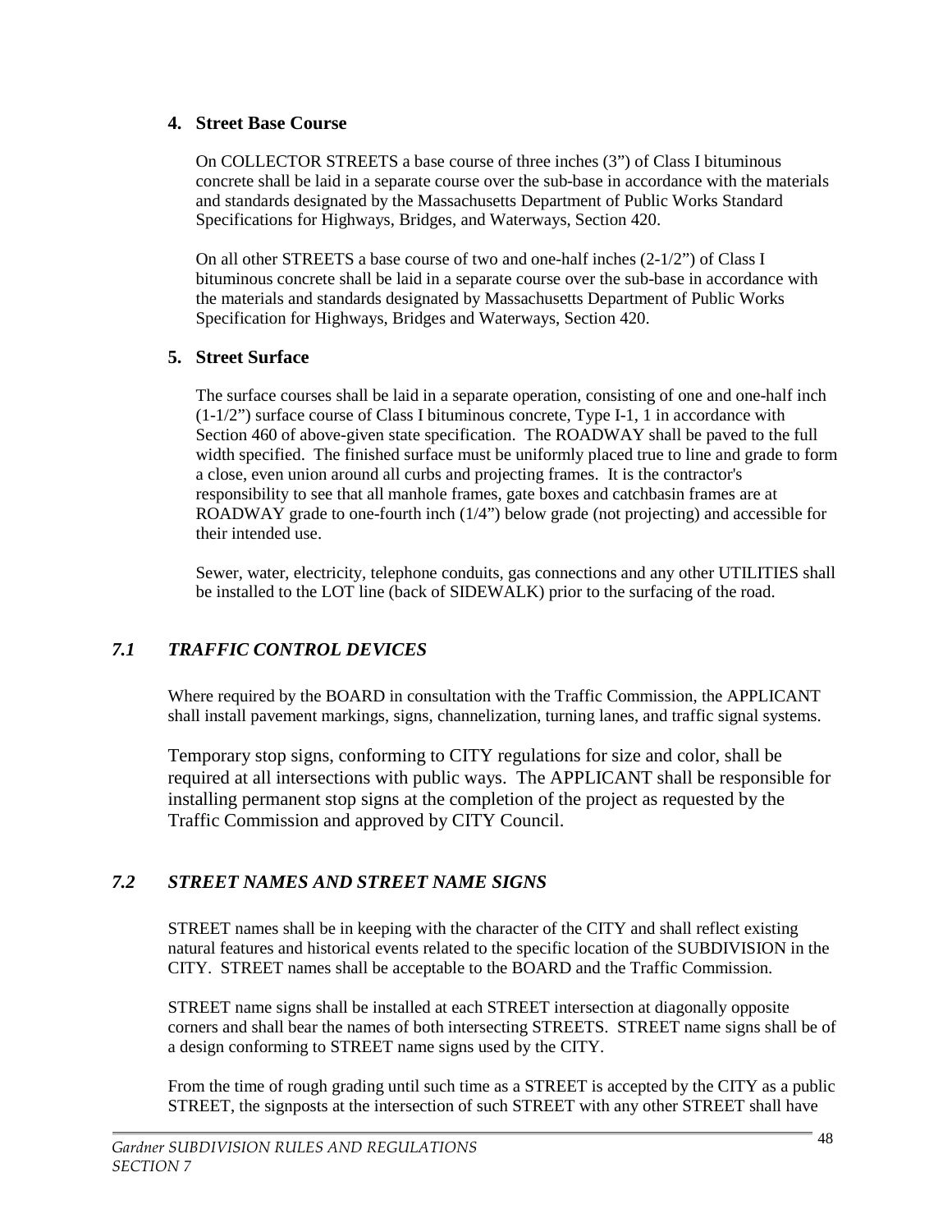### 4. Street Base Course

On COLLECTOR STREETS a base course of three inches (3") of Class I bituminous concrete shall be laid in a separate course over the sub-base in accordance with the materials and standards designated by the Massachusetts Department of Public Works Standard Specifications for Highways, Bridges, and Waterways, Section 420.

On all other STREETS a base course of two and one-half inches (2-1/2") of Class I bituminous concrete shall be laid in a separate course over the sub-base in accordance with the materials and standards designated by Massachusetts Department of Public Works Specification for Highways, Bridges and Waterways, Section 420.

### 5. Street Surface

The surface courses shall be laid in a separate operation, consisting of one and one-half inch (1-1/2") surface course of Class I bituminous concrete, Type I-1, 1 in accordance with Section 460 of above-given state specification. The ROADWAY shall be paved to the full width specified. The finished surface must be uniformly placed true to line and grade to form a close, even union around all curbs and projecting frames. It is the contractor's responsibility to see that all manhole frames, gate boxes and catchbasin frames are at ROADWAY grade to one-fourth inch (1/4") below grade (not projecting) and accessible for their intended use.

Sewer, water, electricity, telephone conduits, gas connections and any other UTILITIES shall be installed to the LOT line (back of SIDEWALK) prior to the surfacing of the road.

## *7.1 TRAFFIC CONTROL DEVICES*

Where required by the BOARD in consultation with the Traffic Commission, the APPLICANT shall install pavement markings, signs, channelization, turning lanes, and traffic signal systems.

Temporary stop signs, conforming to CITY regulations for size and color, shall be required at all intersections with public ways. The APPLICANT shall be responsible for installing permanent stop signs at the completion of the project as requested by the Traffic Commission and approved by CITY Council.

## *7.2 STREET NAMES AND STREET NAME SIGNS*

STREET names shall be in keeping with the character of the CITY and shall reflect existing natural features and historical events related to the specific location of the SUBDIVISION in the CITY. STREET names shall be acceptable to the BOARD and the Traffic Commission.

STREET name signs shall be installed at each STREET intersection at diagonally opposite corners and shall bear the names of both intersecting STREETS. STREET name signs shall be of a design conforming to STREET name signs used by the CITY.

From the time of rough grading until such time as a STREET is accepted by the CITY as a public STREET, the signposts at the intersection of such STREET with any other STREET shall have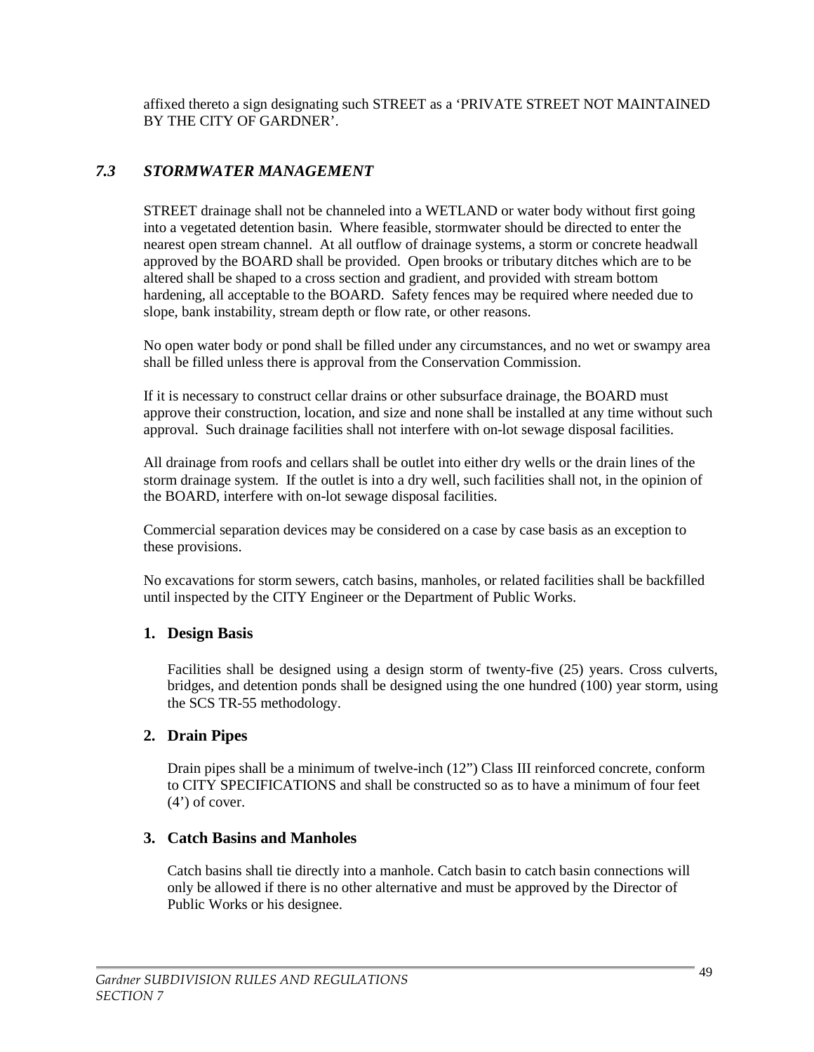affixed thereto a sign designating such STREET as a 'PRIVATE STREET NOT MAINTAINED BY THE CITY OF GARDNER'.

## *7.3 STORMWATER MANAGEMENT*

STREET drainage shall not be channeled into a WETLAND or water body without first going into a vegetated detention basin. Where feasible, stormwater should be directed to enter the nearest open stream channel. At all outflow of drainage systems, a storm or concrete headwall approved by the BOARD shall be provided. Open brooks or tributary ditches which are to be altered shall be shaped to a cross section and gradient, and provided with stream bottom hardening, all acceptable to the BOARD. Safety fences may be required where needed due to slope, bank instability, stream depth or flow rate, or other reasons.

No open water body or pond shall be filled under any circumstances, and no wet or swampy area shall be filled unless there is approval from the Conservation Commission.

If it is necessary to construct cellar drains or other subsurface drainage, the BOARD must approve their construction, location, and size and none shall be installed at any time without such approval. Such drainage facilities shall not interfere with on-lot sewage disposal facilities.

All drainage from roofs and cellars shall be outlet into either dry wells or the drain lines of the storm drainage system. If the outlet is into a dry well, such facilities shall not, in the opinion of the BOARD, interfere with on-lot sewage disposal facilities.

Commercial separation devices may be considered on a case by case basis as an exception to these provisions.

No excavations for storm sewers, catch basins, manholes, or related facilities shall be backfilled until inspected by the CITY Engineer or the Department of Public Works.

### 1. Design Basis

Facilities shall be designed using a design storm of twenty-five (25) years. Cross culverts, bridges, and detention ponds shall be designed using the one hundred (100) year storm, using the SCS TR-55 methodology.

### 2. Drain Pipes

Drain pipes shall be a minimum of twelve-inch (12") Class III reinforced concrete, conform to CITY SPECIFICATIONS and shall be constructed so as to have a minimum of four feet (4') of cover.

### 3. Catch Basins and Manholes

Catch basins shall tie directly into a manhole. Catch basin to catch basin connections will only be allowed if there is no other alternative and must be approved by the Director of Public Works or his designee.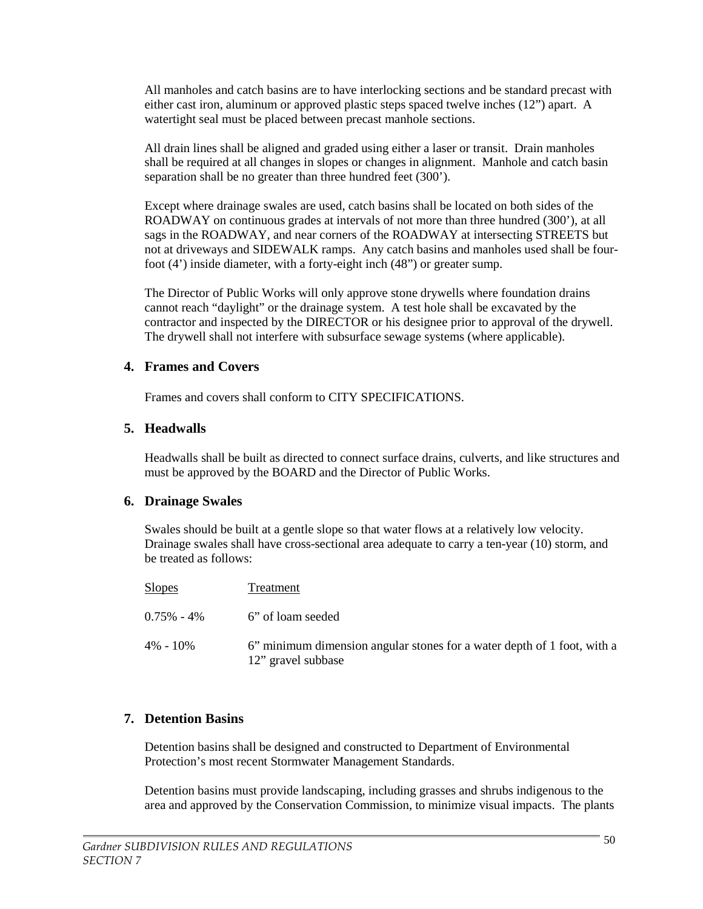All manholes and catch basins are to have interlocking sections and be standard precast with either cast iron, aluminum or approved plastic steps spaced twelve inches (12") apart. A watertight seal must be placed between precast manhole sections.

All drain lines shall be aligned and graded using either a laser or transit. Drain manholes shall be required at all changes in slopes or changes in alignment. Manhole and catch basin separation shall be no greater than three hundred feet (300').

Except where drainage swales are used, catch basins shall be located on both sides of the ROADWAY on continuous grades at intervals of not more than three hundred (300'), at all sags in the ROADWAY, and near corners of the ROADWAY at intersecting STREETS but not at driveways and SIDEWALK ramps. Any catch basins and manholes used shall be four-foot (4') inside diameter, with a forty-eight inch (48") or greater sump.

The Director of Public Works will only approve stone drywells where foundation drains cannot reach "daylight" or the drainage system. A test hole shall be excavated by the contractor and inspected by the DIRECTOR or his designee prior to approval of the drywell. The drywell shall not interfere with subsurface sewage systems (where applicable).

## 4. Frames and Covers

Frames and covers shall conform to CITY SPECIFICATIONS.

## 5. Headwalls

Headwalls shall be built as directed to connect surface drains, culverts, and like structures and must be approved by the BOARD and the Director of Public Works.

## 6. Drainage Swales

Swales should be built at a gentle slope so that water flows at a relatively low velocity. Drainage swales shall have cross-sectional area adequate to carry a ten-year (10) storm, and be treated as follows:

| Slopes | Treatment |
|---|---|
| 0.75% - 4% | 6" of loam seeded |
| 4% - 10% | 6" minimum dimension angular stones for a water depth of 1 foot, with a 12" gravel subbase |

## 7. Detention Basins

Detention basins shall be designed and constructed to Department of Environmental Protection's most recent Stormwater Management Standards.

Detention basins must provide landscaping, including grasses and shrubs indigenous to the area and approved by the Conservation Commission, to minimize visual impacts. The plants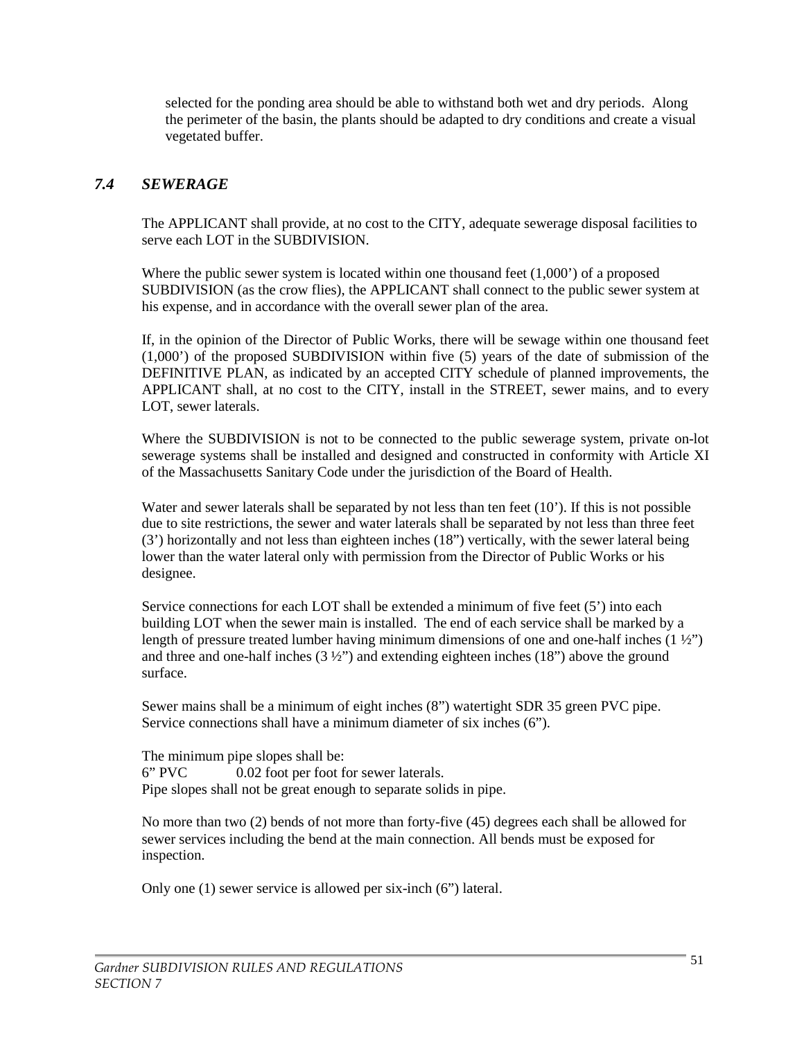selected for the ponding area should be able to withstand both wet and dry periods. Along the perimeter of the basin, the plants should be adapted to dry conditions and create a visual vegetated buffer.

## *7.4 SEWERAGE*

The APPLICANT shall provide, at no cost to the CITY, adequate sewerage disposal facilities to serve each LOT in the SUBDIVISION.

Where the public sewer system is located within one thousand feet (1,000') of a proposed SUBDIVISION (as the crow flies), the APPLICANT shall connect to the public sewer system at his expense, and in accordance with the overall sewer plan of the area.

If, in the opinion of the Director of Public Works, there will be sewage within one thousand feet (1,000') of the proposed SUBDIVISION within five (5) years of the date of submission of the DEFINITIVE PLAN, as indicated by an accepted CITY schedule of planned improvements, the APPLICANT shall, at no cost to the CITY, install in the STREET, sewer mains, and to every LOT, sewer laterals.

Where the SUBDIVISION is not to be connected to the public sewerage system, private on-lot sewerage systems shall be installed and designed and constructed in conformity with Article XI of the Massachusetts Sanitary Code under the jurisdiction of the Board of Health.

Water and sewer laterals shall be separated by not less than ten feet (10'). If this is not possible due to site restrictions, the sewer and water laterals shall be separated by not less than three feet (3') horizontally and not less than eighteen inches (18") vertically, with the sewer lateral being lower than the water lateral only with permission from the Director of Public Works or his designee.

Service connections for each LOT shall be extended a minimum of five feet (5') into each building LOT when the sewer main is installed. The end of each service shall be marked by a length of pressure treated lumber having minimum dimensions of one and one-half inches (1 ½") and three and one-half inches (3 ½") and extending eighteen inches (18") above the ground surface.

Sewer mains shall be a minimum of eight inches (8") watertight SDR 35 green PVC pipe. Service connections shall have a minimum diameter of six inches (6").

The minimum pipe slopes shall be:
6" PVC 0.02 foot per foot for sewer laterals.
Pipe slopes shall not be great enough to separate solids in pipe.

No more than two (2) bends of not more than forty-five (45) degrees each shall be allowed for sewer services including the bend at the main connection. All bends must be exposed for inspection.

Only one (1) sewer service is allowed per six-inch (6") lateral.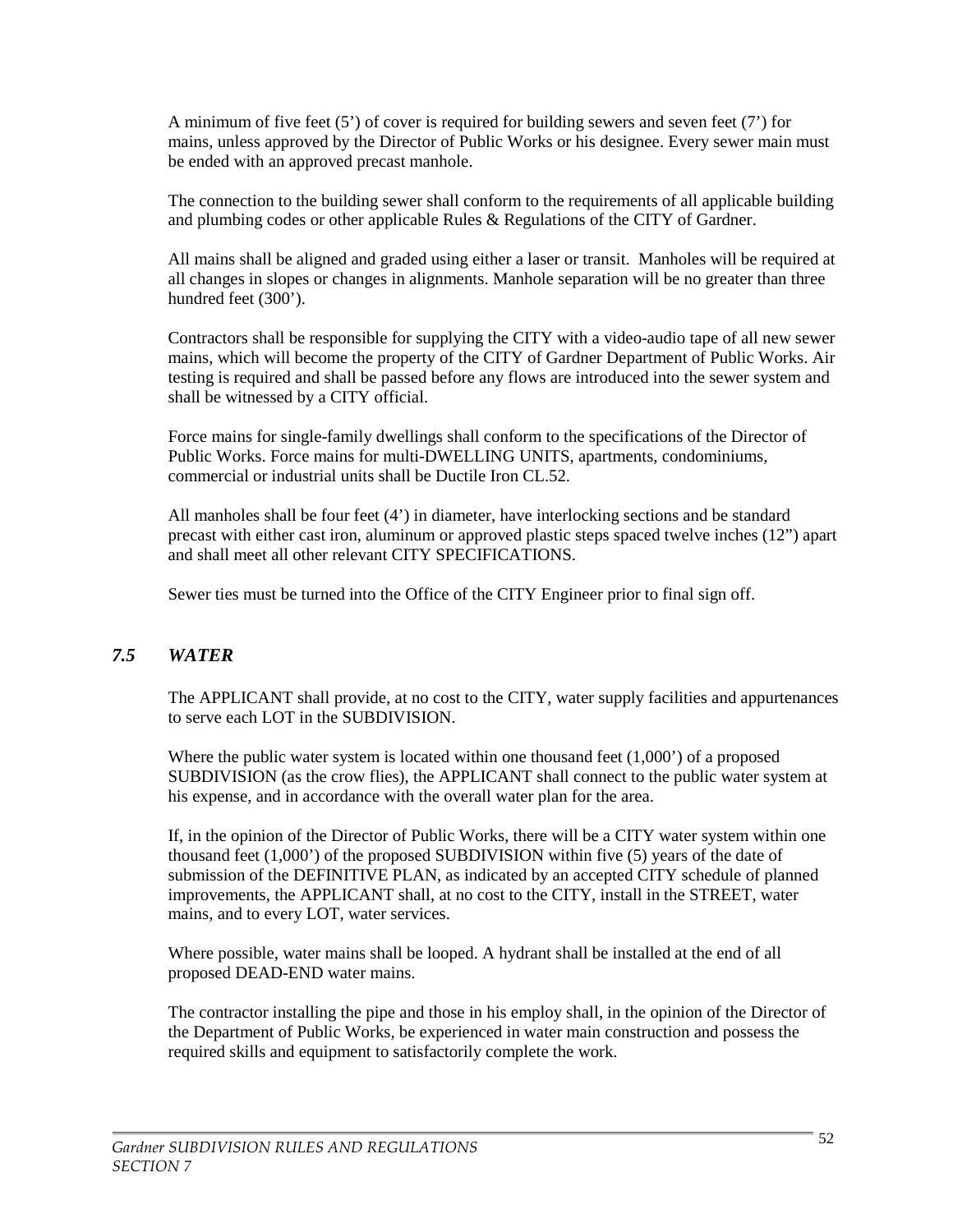A minimum of five feet (5') of cover is required for building sewers and seven feet (7') for mains, unless approved by the Director of Public Works or his designee. Every sewer main must be ended with an approved precast manhole.

The connection to the building sewer shall conform to the requirements of all applicable building and plumbing codes or other applicable Rules & Regulations of the CITY of Gardner.

All mains shall be aligned and graded using either a laser or transit. Manholes will be required at all changes in slopes or changes in alignments. Manhole separation will be no greater than three hundred feet (300').

Contractors shall be responsible for supplying the CITY with a video-audio tape of all new sewer mains, which will become the property of the CITY of Gardner Department of Public Works. Air testing is required and shall be passed before any flows are introduced into the sewer system and shall be witnessed by a CITY official.

Force mains for single-family dwellings shall conform to the specifications of the Director of Public Works. Force mains for multi-DWELLING UNITS, apartments, condominiums, commercial or industrial units shall be Ductile Iron CL.52.

All manholes shall be four feet (4') in diameter, have interlocking sections and be standard precast with either cast iron, aluminum or approved plastic steps spaced twelve inches (12") apart and shall meet all other relevant CITY SPECIFICATIONS.

Sewer ties must be turned into the Office of the CITY Engineer prior to final sign off.

## *7.5 WATER*

The APPLICANT shall provide, at no cost to the CITY, water supply facilities and appurtenances to serve each LOT in the SUBDIVISION.

Where the public water system is located within one thousand feet (1,000') of a proposed SUBDIVISION (as the crow flies), the APPLICANT shall connect to the public water system at his expense, and in accordance with the overall water plan for the area.

If, in the opinion of the Director of Public Works, there will be a CITY water system within one thousand feet (1,000') of the proposed SUBDIVISION within five (5) years of the date of submission of the DEFINITIVE PLAN, as indicated by an accepted CITY schedule of planned improvements, the APPLICANT shall, at no cost to the CITY, install in the STREET, water mains, and to every LOT, water services.

Where possible, water mains shall be looped. A hydrant shall be installed at the end of all proposed DEAD-END water mains.

The contractor installing the pipe and those in his employ shall, in the opinion of the Director of the Department of Public Works, be experienced in water main construction and possess the required skills and equipment to satisfactorily complete the work.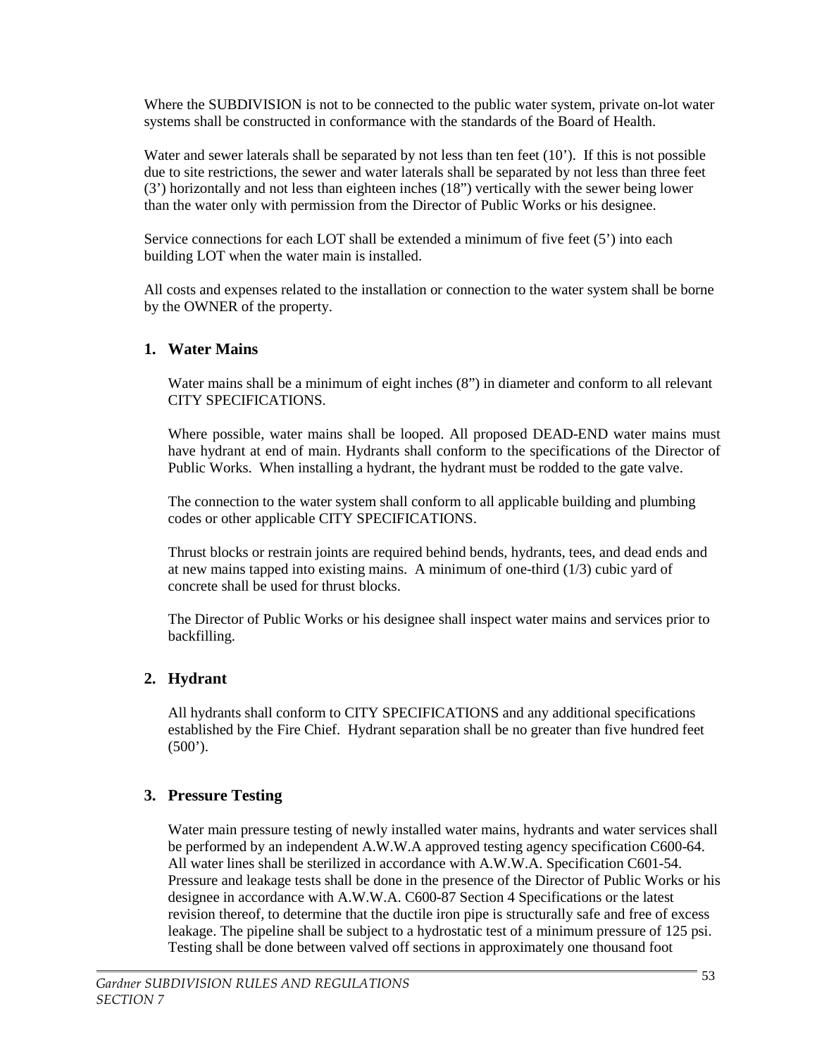Where the SUBDIVISION is not to be connected to the public water system, private on-lot water systems shall be constructed in conformance with the standards of the Board of Health.

Water and sewer laterals shall be separated by not less than ten feet (10'). If this is not possible due to site restrictions, the sewer and water laterals shall be separated by not less than three feet (3') horizontally and not less than eighteen inches (18") vertically with the sewer being lower than the water only with permission from the Director of Public Works or his designee.

Service connections for each LOT shall be extended a minimum of five feet (5') into each building LOT when the water main is installed.

All costs and expenses related to the installation or connection to the water system shall be borne by the OWNER of the property.

## 1. Water Mains

Water mains shall be a minimum of eight inches (8") in diameter and conform to all relevant CITY SPECIFICATIONS.

Where possible, water mains shall be looped. All proposed DEAD-END water mains must have hydrant at end of main. Hydrants shall conform to the specifications of the Director of Public Works. When installing a hydrant, the hydrant must be rodded to the gate valve.

The connection to the water system shall conform to all applicable building and plumbing codes or other applicable CITY SPECIFICATIONS.

Thrust blocks or restrain joints are required behind bends, hydrants, tees, and dead ends and at new mains tapped into existing mains. A minimum of one-third (1/3) cubic yard of concrete shall be used for thrust blocks.

The Director of Public Works or his designee shall inspect water mains and services prior to backfilling.

## 2. Hydrant

All hydrants shall conform to CITY SPECIFICATIONS and any additional specifications established by the Fire Chief. Hydrant separation shall be no greater than five hundred feet (500').

## 3. Pressure Testing

Water main pressure testing of newly installed water mains, hydrants and water services shall be performed by an independent A.W.W.A approved testing agency specification C600-64. All water lines shall be sterilized in accordance with A.W.W.A. Specification C601-54. Pressure and leakage tests shall be done in the presence of the Director of Public Works or his designee in accordance with A.W.W.A. C600-87 Section 4 Specifications or the latest revision thereof, to determine that the ductile iron pipe is structurally safe and free of excess leakage. The pipeline shall be subject to a hydrostatic test of a minimum pressure of 125 psi. Testing shall be done between valved off sections in approximately one thousand foot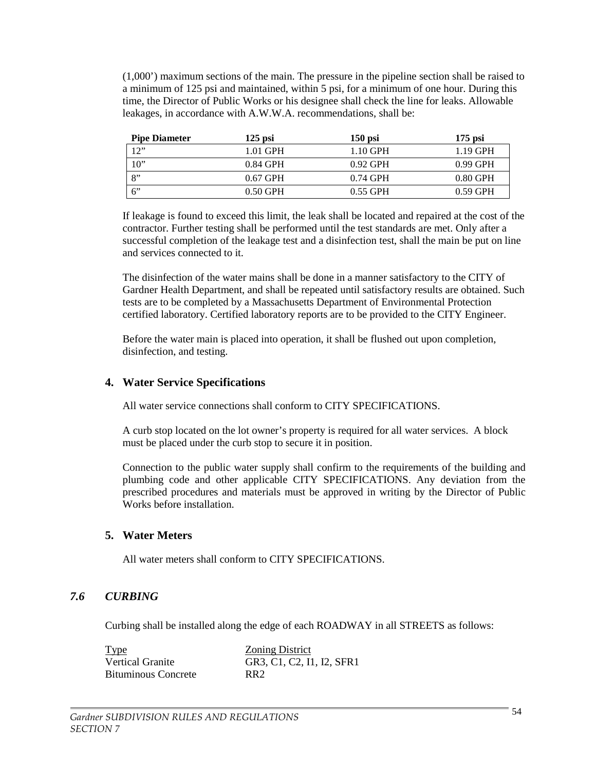(1,000') maximum sections of the main. The pressure in the pipeline section shall be raised to a minimum of 125 psi and maintained, within 5 psi, for a minimum of one hour. During this time, the Director of Public Works or his designee shall check the line for leaks. Allowable leakages, in accordance with A.W.W.A. recommendations, shall be:

| Pipe Diameter | 125 psi | 150 psi | 175 psi |
|---|---|---|---|
| 12" | 1.01 GPH | 1.10 GPH | 1.19 GPH |
| 10" | 0.84 GPH | 0.92 GPH | 0.99 GPH |
| 8" | 0.67 GPH | 0.74 GPH | 0.80 GPH |
| 6" | 0.50 GPH | 0.55 GPH | 0.59 GPH |

If leakage is found to exceed this limit, the leak shall be located and repaired at the cost of the contractor. Further testing shall be performed until the test standards are met. Only after a successful completion of the leakage test and a disinfection test, shall the main be put on line and services connected to it.

The disinfection of the water mains shall be done in a manner satisfactory to the CITY of Gardner Health Department, and shall be repeated until satisfactory results are obtained. Such tests are to be completed by a Massachusetts Department of Environmental Protection certified laboratory. Certified laboratory reports are to be provided to the CITY Engineer.

Before the water main is placed into operation, it shall be flushed out upon completion, disinfection, and testing.

### 4. Water Service Specifications

All water service connections shall conform to CITY SPECIFICATIONS.

A curb stop located on the lot owner's property is required for all water services. A block must be placed under the curb stop to secure it in position.

Connection to the public water supply shall confirm to the requirements of the building and plumbing code and other applicable CITY SPECIFICATIONS. Any deviation from the prescribed procedures and materials must be approved in writing by the Director of Public Works before installation.

### 5. Water Meters

All water meters shall conform to CITY SPECIFICATIONS.

## *7.6 CURBING*

Curbing shall be installed along the edge of each ROADWAY in all STREETS as follows:

| Type | Zoning District |
|---|---|
| Vertical Granite | GR3, C1, C2, I1, I2, SFR1 |
| Bituminous Concrete | RR2 |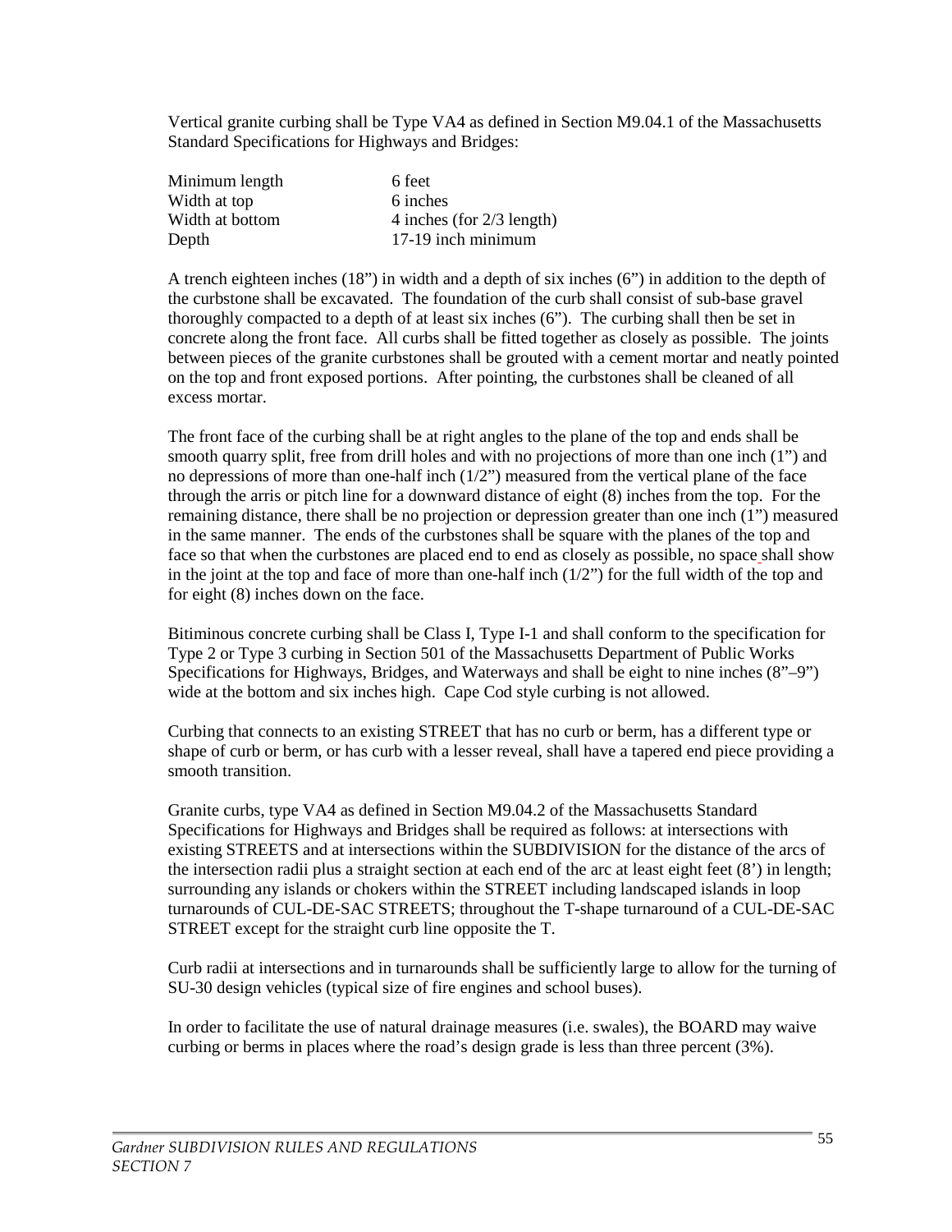Vertical granite curbing shall be Type VA4 as defined in Section M9.04.1 of the Massachusetts Standard Specifications for Highways and Bridges:

| | |
|---|---|
| Minimum length | 6 feet |
| Width at top | 6 inches |
| Width at bottom | 4 inches (for 2/3 length) |
| Depth | 17-19 inch minimum |

A trench eighteen inches (18") in width and a depth of six inches (6") in addition to the depth of the curbstone shall be excavated. The foundation of the curb shall consist of sub-base gravel thoroughly compacted to a depth of at least six inches (6"). The curbing shall then be set in concrete along the front face. All curbs shall be fitted together as closely as possible. The joints between pieces of the granite curbstones shall be grouted with a cement mortar and neatly pointed on the top and front exposed portions. After pointing, the curbstones shall be cleaned of all excess mortar.

The front face of the curbing shall be at right angles to the plane of the top and ends shall be smooth quarry split, free from drill holes and with no projections of more than one inch (1") and no depressions of more than one-half inch (1/2") measured from the vertical plane of the face through the arris or pitch line for a downward distance of eight (8) inches from the top. For the remaining distance, there shall be no projection or depression greater than one inch (1") measured in the same manner. The ends of the curbstones shall be square with the planes of the top and face so that when the curbstones are placed end to end as closely as possible, no space shall show in the joint at the top and face of more than one-half inch (1/2") for the full width of the top and for eight (8) inches down on the face.

Bitiminous concrete curbing shall be Class I, Type I-1 and shall conform to the specification for Type 2 or Type 3 curbing in Section 501 of the Massachusetts Department of Public Works Specifications for Highways, Bridges, and Waterways and shall be eight to nine inches (8"–9") wide at the bottom and six inches high. Cape Cod style curbing is not allowed.

Curbing that connects to an existing STREET that has no curb or berm, has a different type or shape of curb or berm, or has curb with a lesser reveal, shall have a tapered end piece providing a smooth transition.

Granite curbs, type VA4 as defined in Section M9.04.2 of the Massachusetts Standard Specifications for Highways and Bridges shall be required as follows: at intersections with existing STREETS and at intersections within the SUBDIVISION for the distance of the arcs of the intersection radii plus a straight section at each end of the arc at least eight feet (8') in length; surrounding any islands or chokers within the STREET including landscaped islands in loop turnarounds of CUL-DE-SAC STREETS; throughout the T-shape turnaround of a CUL-DE-SAC STREET except for the straight curb line opposite the T.

Curb radii at intersections and in turnarounds shall be sufficiently large to allow for the turning of SU-30 design vehicles (typical size of fire engines and school buses).

In order to facilitate the use of natural drainage measures (i.e. swales), the BOARD may waive curbing or berms in places where the road's design grade is less than three percent (3%).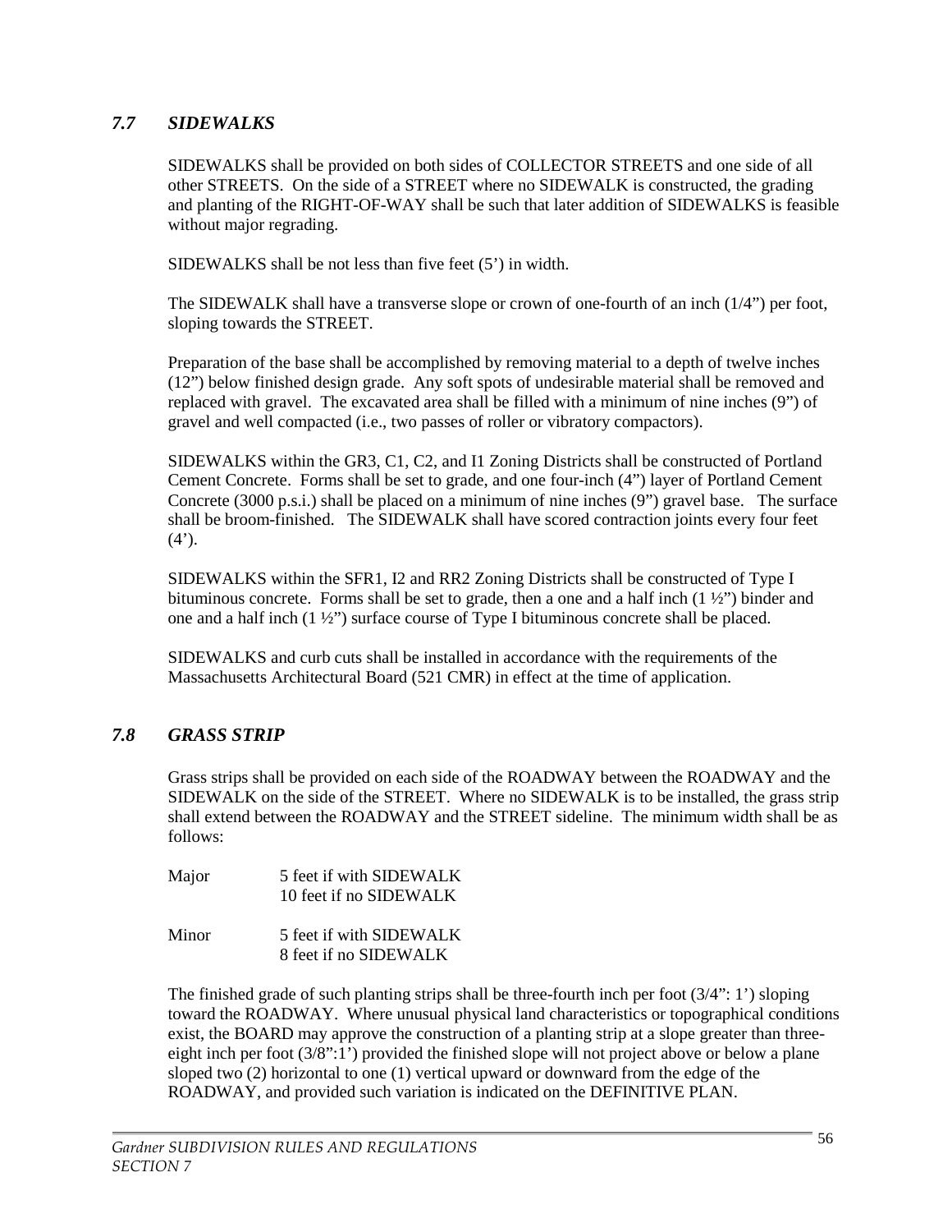## *7.7 SIDEWALKS*

SIDEWALKS shall be provided on both sides of COLLECTOR STREETS and one side of all other STREETS. On the side of a STREET where no SIDEWALK is constructed, the grading and planting of the RIGHT-OF-WAY shall be such that later addition of SIDEWALKS is feasible without major regrading.

SIDEWALKS shall be not less than five feet (5') in width.

The SIDEWALK shall have a transverse slope or crown of one-fourth of an inch (1/4") per foot, sloping towards the STREET.

Preparation of the base shall be accomplished by removing material to a depth of twelve inches (12") below finished design grade. Any soft spots of undesirable material shall be removed and replaced with gravel. The excavated area shall be filled with a minimum of nine inches (9") of gravel and well compacted (i.e., two passes of roller or vibratory compactors).

SIDEWALKS within the GR3, C1, C2, and I1 Zoning Districts shall be constructed of Portland Cement Concrete. Forms shall be set to grade, and one four-inch (4") layer of Portland Cement Concrete (3000 p.s.i.) shall be placed on a minimum of nine inches (9") gravel base. The surface shall be broom-finished. The SIDEWALK shall have scored contraction joints every four feet (4').

SIDEWALKS within the SFR1, I2 and RR2 Zoning Districts shall be constructed of Type I bituminous concrete. Forms shall be set to grade, then a one and a half inch (1 ½") binder and one and a half inch (1 ½") surface course of Type I bituminous concrete shall be placed.

SIDEWALKS and curb cuts shall be installed in accordance with the requirements of the Massachusetts Architectural Board (521 CMR) in effect at the time of application.

## *7.8 GRASS STRIP*

Grass strips shall be provided on each side of the ROADWAY between the ROADWAY and the SIDEWALK on the side of the STREET. Where no SIDEWALK is to be installed, the grass strip shall extend between the ROADWAY and the STREET sideline. The minimum width shall be as follows:

| | |
|---|---|
| Major | 5 feet if with SIDEWALK<br>10 feet if no SIDEWALK |
| Minor | 5 feet if with SIDEWALK<br>8 feet if no SIDEWALK |

The finished grade of such planting strips shall be three-fourth inch per foot (3/4": 1') sloping toward the ROADWAY. Where unusual physical land characteristics or topographical conditions exist, the BOARD may approve the construction of a planting strip at a slope greater than three-eight inch per foot (3/8":1') provided the finished slope will not project above or below a plane sloped two (2) horizontal to one (1) vertical upward or downward from the edge of the ROADWAY, and provided such variation is indicated on the DEFINITIVE PLAN.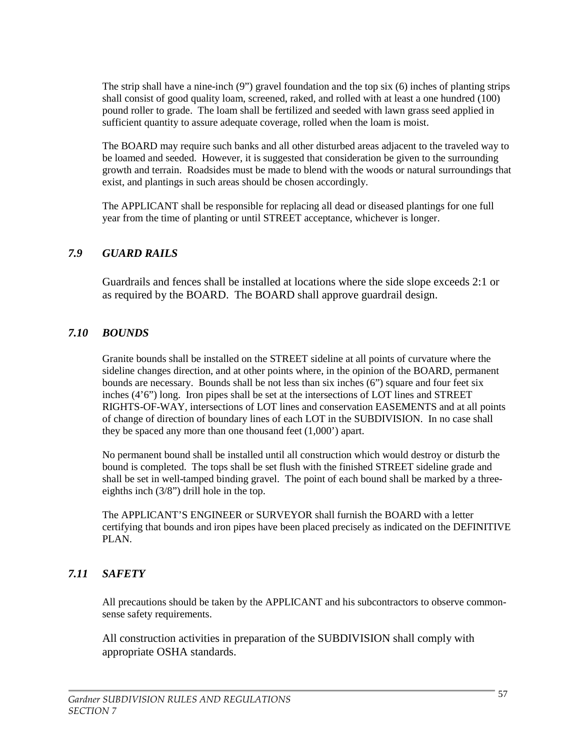The strip shall have a nine-inch (9") gravel foundation and the top six (6) inches of planting strips shall consist of good quality loam, screened, raked, and rolled with at least a one hundred (100) pound roller to grade. The loam shall be fertilized and seeded with lawn grass seed applied in sufficient quantity to assure adequate coverage, rolled when the loam is moist.

The BOARD may require such banks and all other disturbed areas adjacent to the traveled way to be loamed and seeded. However, it is suggested that consideration be given to the surrounding growth and terrain. Roadsides must be made to blend with the woods or natural surroundings that exist, and plantings in such areas should be chosen accordingly.

The APPLICANT shall be responsible for replacing all dead or diseased plantings for one full year from the time of planting or until STREET acceptance, whichever is longer.

### *7.9 GUARD RAILS*

Guardrails and fences shall be installed at locations where the side slope exceeds 2:1 or as required by the BOARD. The BOARD shall approve guardrail design.

### *7.10 BOUNDS*

Granite bounds shall be installed on the STREET sideline at all points of curvature where the sideline changes direction, and at other points where, in the opinion of the BOARD, permanent bounds are necessary. Bounds shall be not less than six inches (6") square and four feet six inches (4'6") long. Iron pipes shall be set at the intersections of LOT lines and STREET RIGHTS-OF-WAY, intersections of LOT lines and conservation EASEMENTS and at all points of change of direction of boundary lines of each LOT in the SUBDIVISION. In no case shall they be spaced any more than one thousand feet (1,000') apart.

No permanent bound shall be installed until all construction which would destroy or disturb the bound is completed. The tops shall be set flush with the finished STREET sideline grade and shall be set in well-tamped binding gravel. The point of each bound shall be marked by a three-eighths inch (3/8") drill hole in the top.

The APPLICANT'S ENGINEER or SURVEYOR shall furnish the BOARD with a letter certifying that bounds and iron pipes have been placed precisely as indicated on the DEFINITIVE PLAN.

### *7.11 SAFETY*

All precautions should be taken by the APPLICANT and his subcontractors to observe common-sense safety requirements.

All construction activities in preparation of the SUBDIVISION shall comply with appropriate OSHA standards.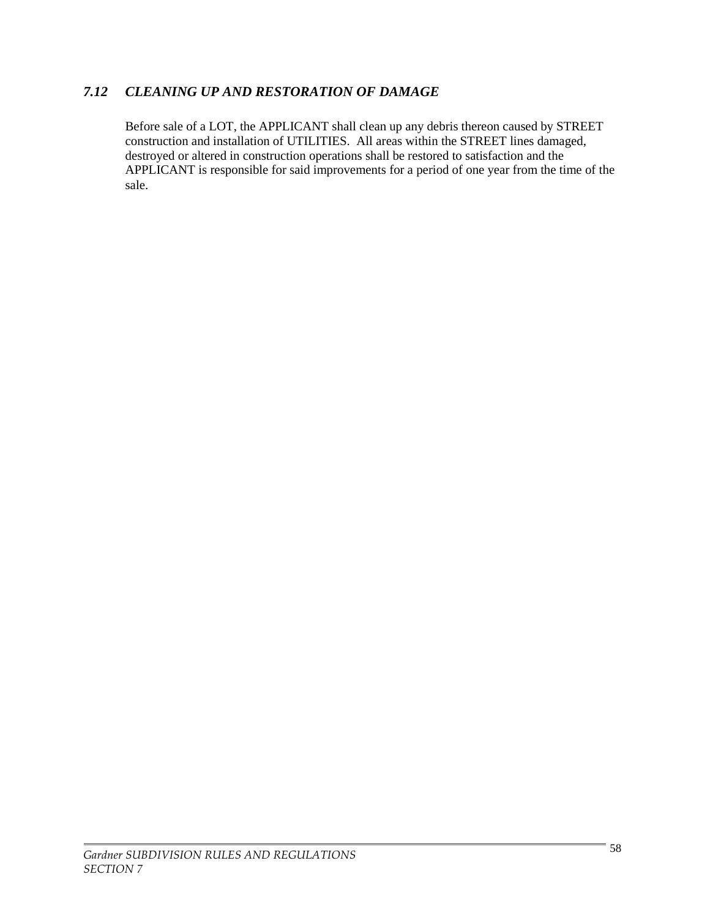## *7.12 CLEANING UP AND RESTORATION OF DAMAGE*

Before sale of a LOT, the APPLICANT shall clean up any debris thereon caused by STREET construction and installation of UTILITIES. All areas within the STREET lines damaged, destroyed or altered in construction operations shall be restored to satisfaction and the APPLICANT is responsible for said improvements for a period of one year from the time of the sale.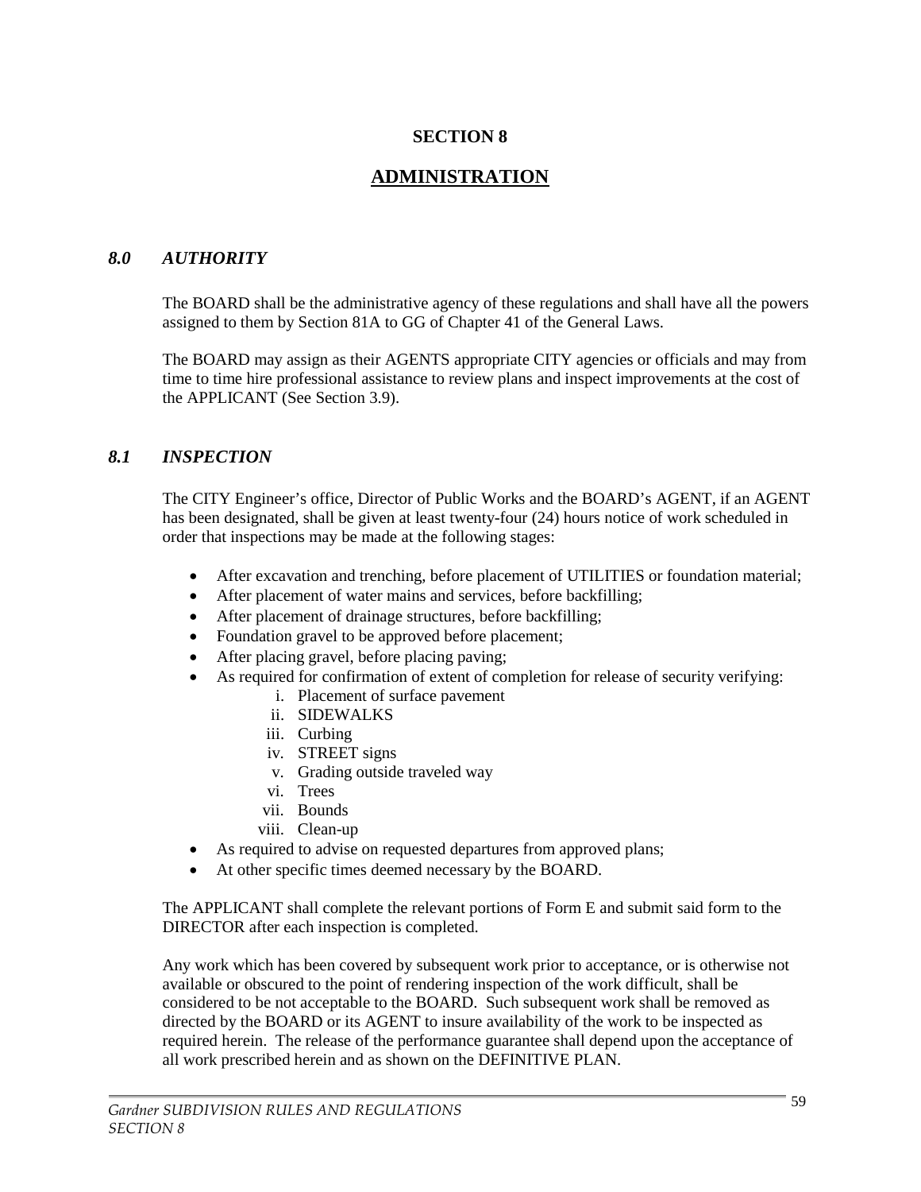# SECTION 8

## ADMINISTRATION

### *8.0 AUTHORITY*

The BOARD shall be the administrative agency of these regulations and shall have all the powers assigned to them by Section 81A to GG of Chapter 41 of the General Laws.

The BOARD may assign as their AGENTS appropriate CITY agencies or officials and may from time to time hire professional assistance to review plans and inspect improvements at the cost of the APPLICANT (See Section 3.9).

### *8.1 INSPECTION*

The CITY Engineer's office, Director of Public Works and the BOARD's AGENT, if an AGENT has been designated, shall be given at least twenty-four (24) hours notice of work scheduled in order that inspections may be made at the following stages:

- After excavation and trenching, before placement of UTILITIES or foundation material;
- After placement of water mains and services, before backfilling;
- After placement of drainage structures, before backfilling;
- Foundation gravel to be approved before placement;
- After placing gravel, before placing paving;
- As required for confirmation of extent of completion for release of security verifying:
    - i. Placement of surface pavement
    - ii. SIDEWALKS
    - iii. Curbing
    - iv. STREET signs
    - v. Grading outside traveled way
    - vi. Trees
    - vii. Bounds
    - viii. Clean-up
- As required to advise on requested departures from approved plans;
- At other specific times deemed necessary by the BOARD.

The APPLICANT shall complete the relevant portions of Form E and submit said form to the DIRECTOR after each inspection is completed.

Any work which has been covered by subsequent work prior to acceptance, or is otherwise not available or obscured to the point of rendering inspection of the work difficult, shall be considered to be not acceptable to the BOARD. Such subsequent work shall be removed as directed by the BOARD or its AGENT to insure availability of the work to be inspected as required herein. The release of the performance guarantee shall depend upon the acceptance of all work prescribed herein and as shown on the DEFINITIVE PLAN.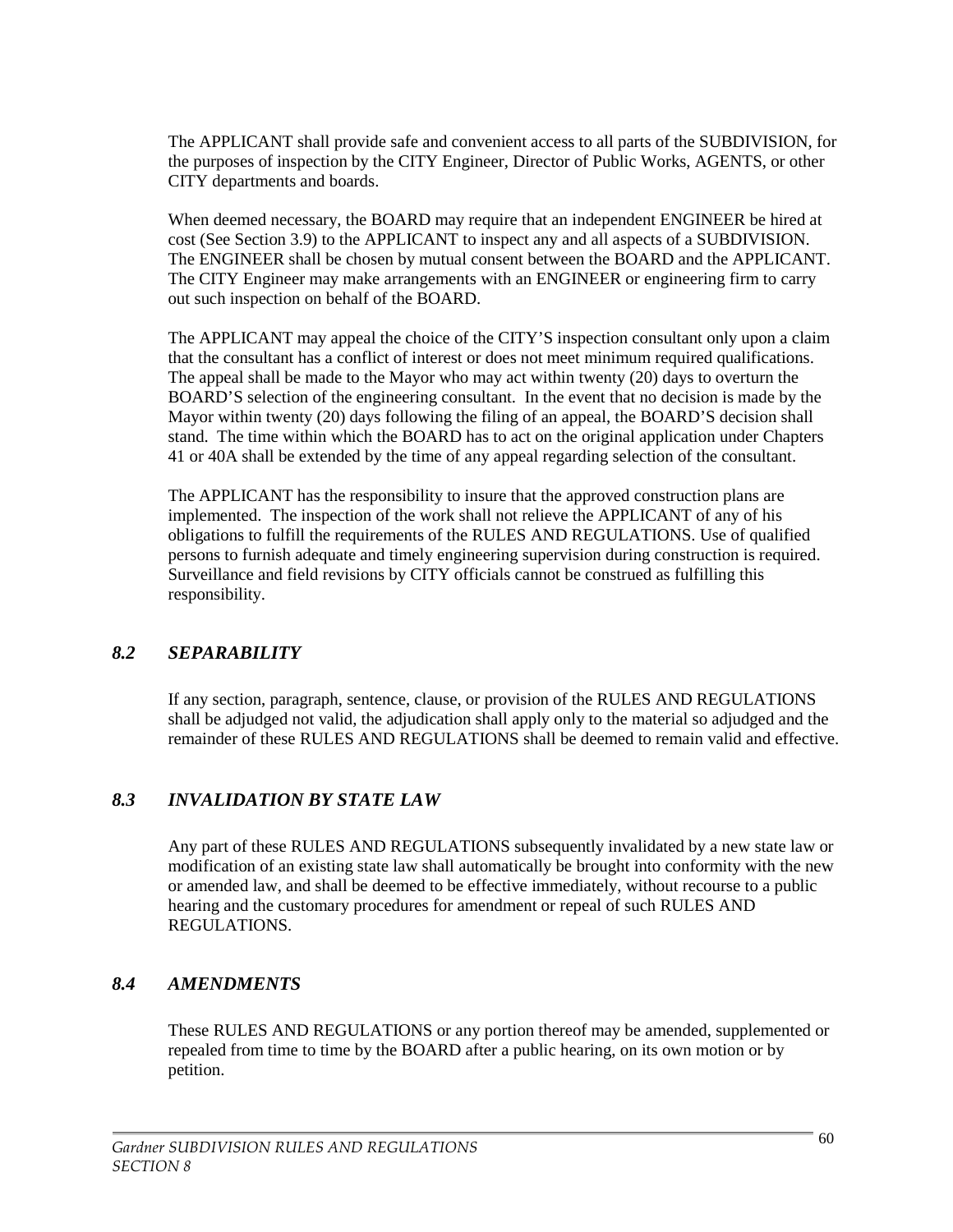The APPLICANT shall provide safe and convenient access to all parts of the SUBDIVISION, for the purposes of inspection by the CITY Engineer, Director of Public Works, AGENTS, or other CITY departments and boards.

When deemed necessary, the BOARD may require that an independent ENGINEER be hired at cost (See Section 3.9) to the APPLICANT to inspect any and all aspects of a SUBDIVISION. The ENGINEER shall be chosen by mutual consent between the BOARD and the APPLICANT. The CITY Engineer may make arrangements with an ENGINEER or engineering firm to carry out such inspection on behalf of the BOARD.

The APPLICANT may appeal the choice of the CITY'S inspection consultant only upon a claim that the consultant has a conflict of interest or does not meet minimum required qualifications. The appeal shall be made to the Mayor who may act within twenty (20) days to overturn the BOARD'S selection of the engineering consultant. In the event that no decision is made by the Mayor within twenty (20) days following the filing of an appeal, the BOARD'S decision shall stand. The time within which the BOARD has to act on the original application under Chapters 41 or 40A shall be extended by the time of any appeal regarding selection of the consultant.

The APPLICANT has the responsibility to insure that the approved construction plans are implemented. The inspection of the work shall not relieve the APPLICANT of any of his obligations to fulfill the requirements of the RULES AND REGULATIONS. Use of qualified persons to furnish adequate and timely engineering supervision during construction is required. Surveillance and field revisions by CITY officials cannot be construed as fulfilling this responsibility.

## *8.2 SEPARABILITY*

If any section, paragraph, sentence, clause, or provision of the RULES AND REGULATIONS shall be adjudged not valid, the adjudication shall apply only to the material so adjudged and the remainder of these RULES AND REGULATIONS shall be deemed to remain valid and effective.

## *8.3 INVALIDATION BY STATE LAW*

Any part of these RULES AND REGULATIONS subsequently invalidated by a new state law or modification of an existing state law shall automatically be brought into conformity with the new or amended law, and shall be deemed to be effective immediately, without recourse to a public hearing and the customary procedures for amendment or repeal of such RULES AND REGULATIONS.

## *8.4 AMENDMENTS*

These RULES AND REGULATIONS or any portion thereof may be amended, supplemented or repealed from time to time by the BOARD after a public hearing, on its own motion or by petition.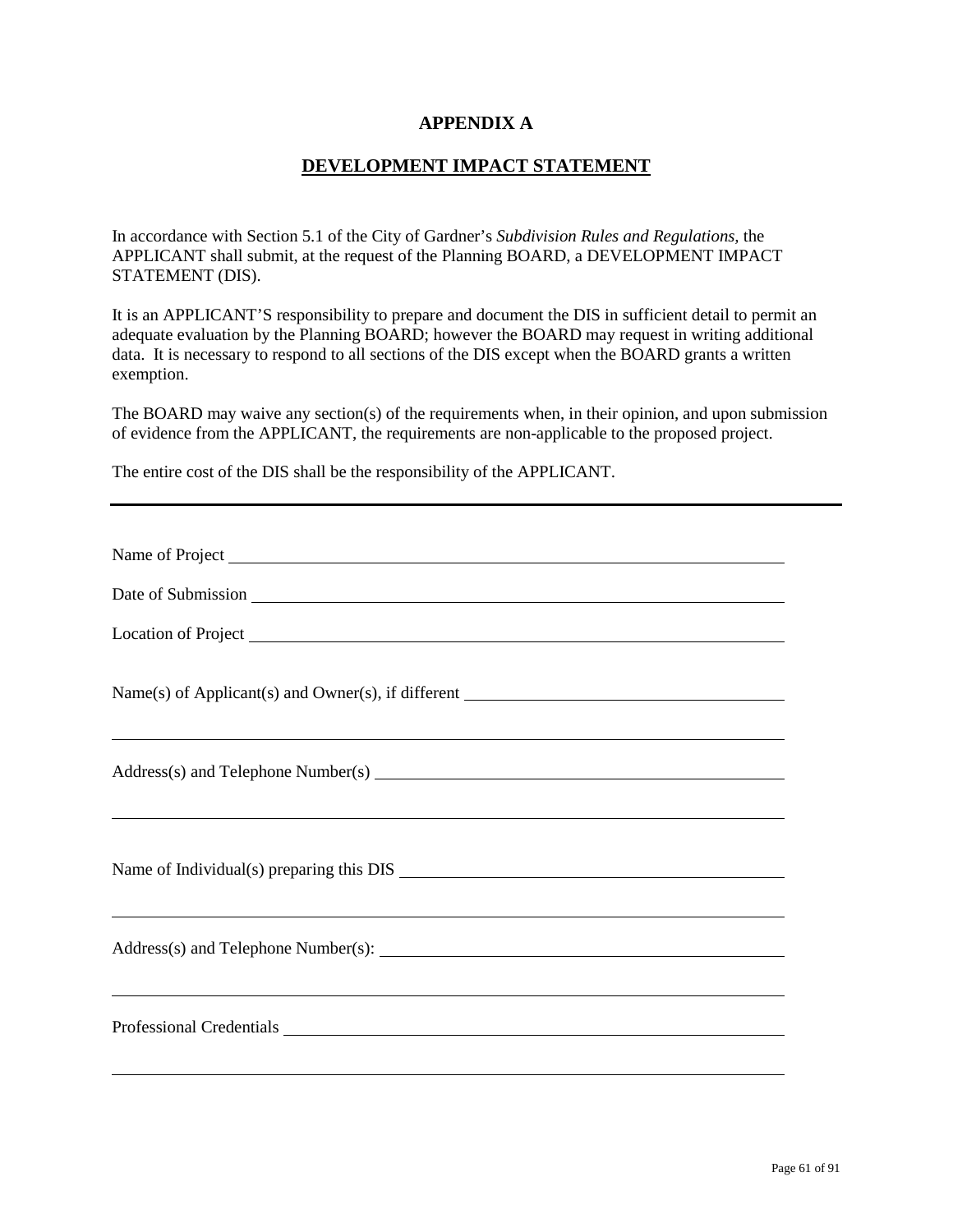# APPENDIX A

## DEVELOPMENT IMPACT STATEMENT

In accordance with Section 5.1 of the City of Gardner's *Subdivision Rules and Regulations,* the APPLICANT shall submit, at the request of the Planning BOARD, a DEVELOPMENT IMPACT STATEMENT (DIS).

It is an APPLICANT'S responsibility to prepare and document the DIS in sufficient detail to permit an adequate evaluation by the Planning BOARD; however the BOARD may request in writing additional data. It is necessary to respond to all sections of the DIS except when the BOARD grants a written exemption.

The BOARD may waive any section(s) of the requirements when, in their opinion, and upon submission of evidence from the APPLICANT, the requirements are non-applicable to the proposed project.

The entire cost of the DIS shall be the responsibility of the APPLICANT.

---

Name of Project ______________________________________________

Date of Submission ______________________________________________

Location of Project ______________________________________________

Name(s) of Applicant(s) and Owner(s), if different ______________________________

______________________________________________

Address(s) and Telephone Number(s) ______________________________

______________________________________________

Name of Individual(s) preparing this DIS ______________________________

______________________________________________

Address(s) and Telephone Number(s): ______________________________

______________________________________________

Professional Credentials ______________________________________________

______________________________________________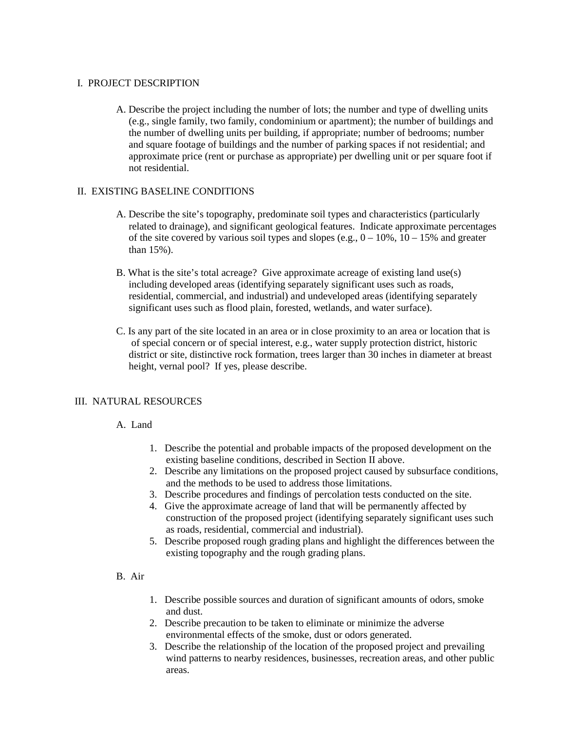## I. PROJECT DESCRIPTION

A. Describe the project including the number of lots; the number and type of dwelling units (e.g., single family, two family, condominium or apartment); the number of buildings and the number of dwelling units per building, if appropriate; number of bedrooms; number and square footage of buildings and the number of parking spaces if not residential; and approximate price (rent or purchase as appropriate) per dwelling unit or per square foot if not residential.

## II. EXISTING BASELINE CONDITIONS

A. Describe the site's topography, predominate soil types and characteristics (particularly related to drainage), and significant geological features. Indicate approximate percentages of the site covered by various soil types and slopes (e.g., 0 – 10%, 10 – 15% and greater than 15%).

B. What is the site's total acreage? Give approximate acreage of existing land use(s) including developed areas (identifying separately significant uses such as roads, residential, commercial, and industrial) and undeveloped areas (identifying separately significant uses such as flood plain, forested, wetlands, and water surface).

C. Is any part of the site located in an area or in close proximity to an area or location that is of special concern or of special interest, e.g., water supply protection district, historic district or site, distinctive rock formation, trees larger than 30 inches in diameter at breast height, vernal pool? If yes, please describe.

## III. NATURAL RESOURCES

### A. Land

1. Describe the potential and probable impacts of the proposed development on the existing baseline conditions, described in Section II above.
2. Describe any limitations on the proposed project caused by subsurface conditions, and the methods to be used to address those limitations.
3. Describe procedures and findings of percolation tests conducted on the site.
4. Give the approximate acreage of land that will be permanently affected by construction of the proposed project (identifying separately significant uses such as roads, residential, commercial and industrial).
5. Describe proposed rough grading plans and highlight the differences between the existing topography and the rough grading plans.

### B. Air

1. Describe possible sources and duration of significant amounts of odors, smoke and dust.
2. Describe precaution to be taken to eliminate or minimize the adverse environmental effects of the smoke, dust or odors generated.
3. Describe the relationship of the location of the proposed project and prevailing wind patterns to nearby residences, businesses, recreation areas, and other public areas.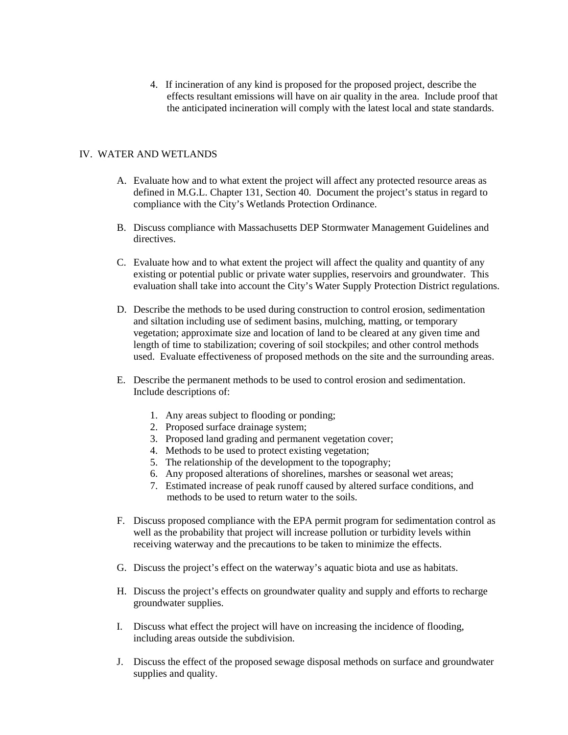4. If incineration of any kind is proposed for the proposed project, describe the effects resultant emissions will have on air quality in the area. Include proof that the anticipated incineration will comply with the latest local and state standards.

## IV. WATER AND WETLANDS

A. Evaluate how and to what extent the project will affect any protected resource areas as defined in M.G.L. Chapter 131, Section 40. Document the project's status in regard to compliance with the City's Wetlands Protection Ordinance.

B. Discuss compliance with Massachusetts DEP Stormwater Management Guidelines and directives.

C. Evaluate how and to what extent the project will affect the quality and quantity of any existing or potential public or private water supplies, reservoirs and groundwater. This evaluation shall take into account the City's Water Supply Protection District regulations.

D. Describe the methods to be used during construction to control erosion, sedimentation and siltation including use of sediment basins, mulching, matting, or temporary vegetation; approximate size and location of land to be cleared at any given time and length of time to stabilization; covering of soil stockpiles; and other control methods used. Evaluate effectiveness of proposed methods on the site and the surrounding areas.

E. Describe the permanent methods to be used to control erosion and sedimentation. Include descriptions of:

   1. Any areas subject to flooding or ponding;
   2. Proposed surface drainage system;
   3. Proposed land grading and permanent vegetation cover;
   4. Methods to be used to protect existing vegetation;
   5. The relationship of the development to the topography;
   6. Any proposed alterations of shorelines, marshes or seasonal wet areas;
   7. Estimated increase of peak runoff caused by altered surface conditions, and methods to be used to return water to the soils.

F. Discuss proposed compliance with the EPA permit program for sedimentation control as well as the probability that project will increase pollution or turbidity levels within receiving waterway and the precautions to be taken to minimize the effects.

G. Discuss the project's effect on the waterway's aquatic biota and use as habitats.

H. Discuss the project's effects on groundwater quality and supply and efforts to recharge groundwater supplies.

I. Discuss what effect the project will have on increasing the incidence of flooding, including areas outside the subdivision.

J. Discuss the effect of the proposed sewage disposal methods on surface and groundwater supplies and quality.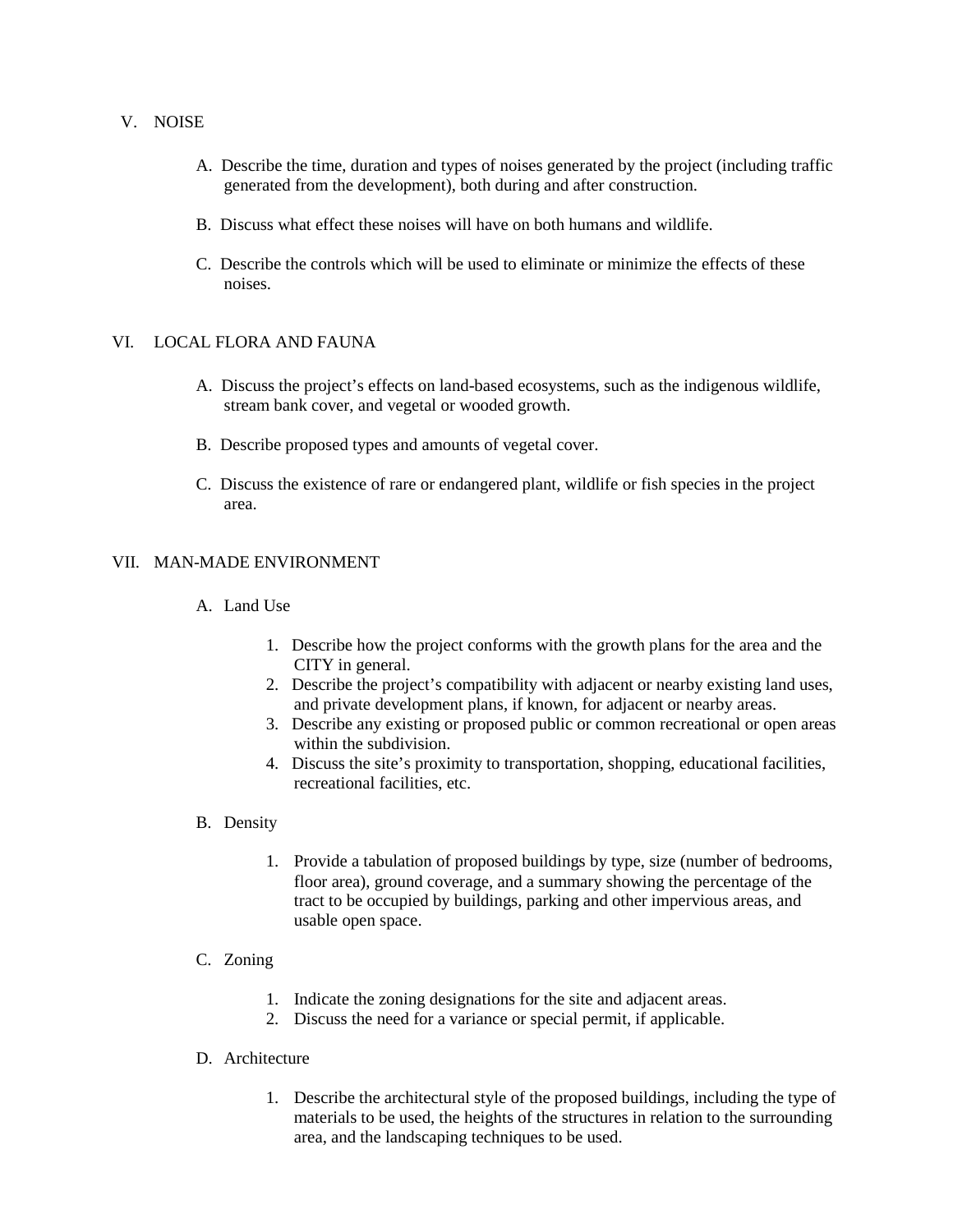## V. NOISE

A. Describe the time, duration and types of noises generated by the project (including traffic generated from the development), both during and after construction.

B. Discuss what effect these noises will have on both humans and wildlife.

C. Describe the controls which will be used to eliminate or minimize the effects of these noises.

## VI. LOCAL FLORA AND FAUNA

A. Discuss the project's effects on land-based ecosystems, such as the indigenous wildlife, stream bank cover, and vegetal or wooded growth.

B. Describe proposed types and amounts of vegetal cover.

C. Discuss the existence of rare or endangered plant, wildlife or fish species in the project area.

## VII. MAN-MADE ENVIRONMENT

A. Land Use

1. Describe how the project conforms with the growth plans for the area and the CITY in general.
2. Describe the project's compatibility with adjacent or nearby existing land uses, and private development plans, if known, for adjacent or nearby areas.
3. Describe any existing or proposed public or common recreational or open areas within the subdivision.
4. Discuss the site's proximity to transportation, shopping, educational facilities, recreational facilities, etc.

B. Density

1. Provide a tabulation of proposed buildings by type, size (number of bedrooms, floor area), ground coverage, and a summary showing the percentage of the tract to be occupied by buildings, parking and other impervious areas, and usable open space.

C. Zoning

1. Indicate the zoning designations for the site and adjacent areas.
2. Discuss the need for a variance or special permit, if applicable.

D. Architecture

1. Describe the architectural style of the proposed buildings, including the type of materials to be used, the heights of the structures in relation to the surrounding area, and the landscaping techniques to be used.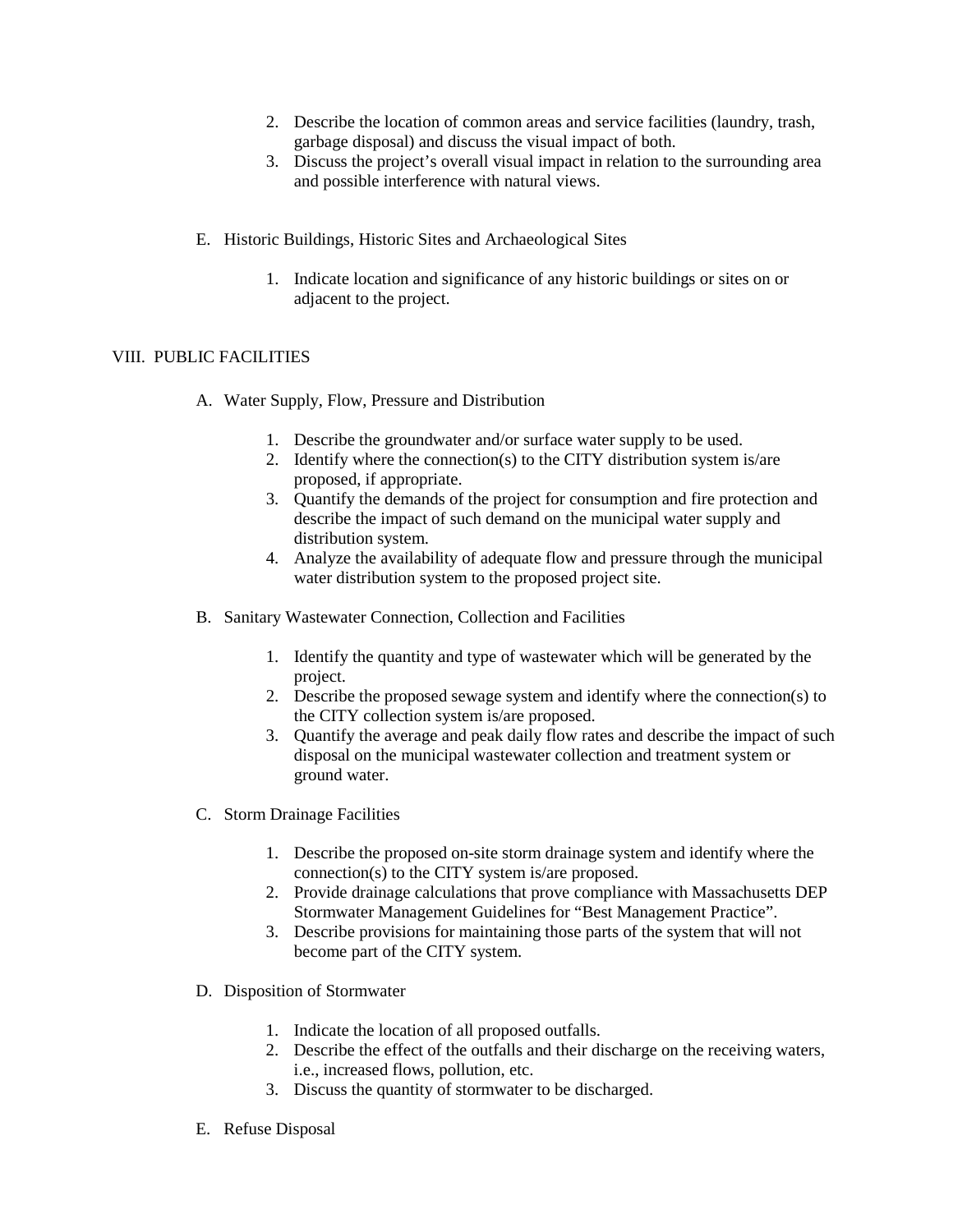2. Describe the location of common areas and service facilities (laundry, trash, garbage disposal) and discuss the visual impact of both.
3. Discuss the project's overall visual impact in relation to the surrounding area and possible interference with natural views.

E. Historic Buildings, Historic Sites and Archaeological Sites

1. Indicate location and significance of any historic buildings or sites on or adjacent to the project.

## VIII. PUBLIC FACILITIES

A. Water Supply, Flow, Pressure and Distribution

1. Describe the groundwater and/or surface water supply to be used.
2. Identify where the connection(s) to the CITY distribution system is/are proposed, if appropriate.
3. Quantify the demands of the project for consumption and fire protection and describe the impact of such demand on the municipal water supply and distribution system.
4. Analyze the availability of adequate flow and pressure through the municipal water distribution system to the proposed project site.

B. Sanitary Wastewater Connection, Collection and Facilities

1. Identify the quantity and type of wastewater which will be generated by the project.
2. Describe the proposed sewage system and identify where the connection(s) to the CITY collection system is/are proposed.
3. Quantify the average and peak daily flow rates and describe the impact of such disposal on the municipal wastewater collection and treatment system or ground water.

C. Storm Drainage Facilities

1. Describe the proposed on-site storm drainage system and identify where the connection(s) to the CITY system is/are proposed.
2. Provide drainage calculations that prove compliance with Massachusetts DEP Stormwater Management Guidelines for "Best Management Practice".
3. Describe provisions for maintaining those parts of the system that will not become part of the CITY system.

D. Disposition of Stormwater

1. Indicate the location of all proposed outfalls.
2. Describe the effect of the outfalls and their discharge on the receiving waters, i.e., increased flows, pollution, etc.
3. Discuss the quantity of stormwater to be discharged.

E. Refuse Disposal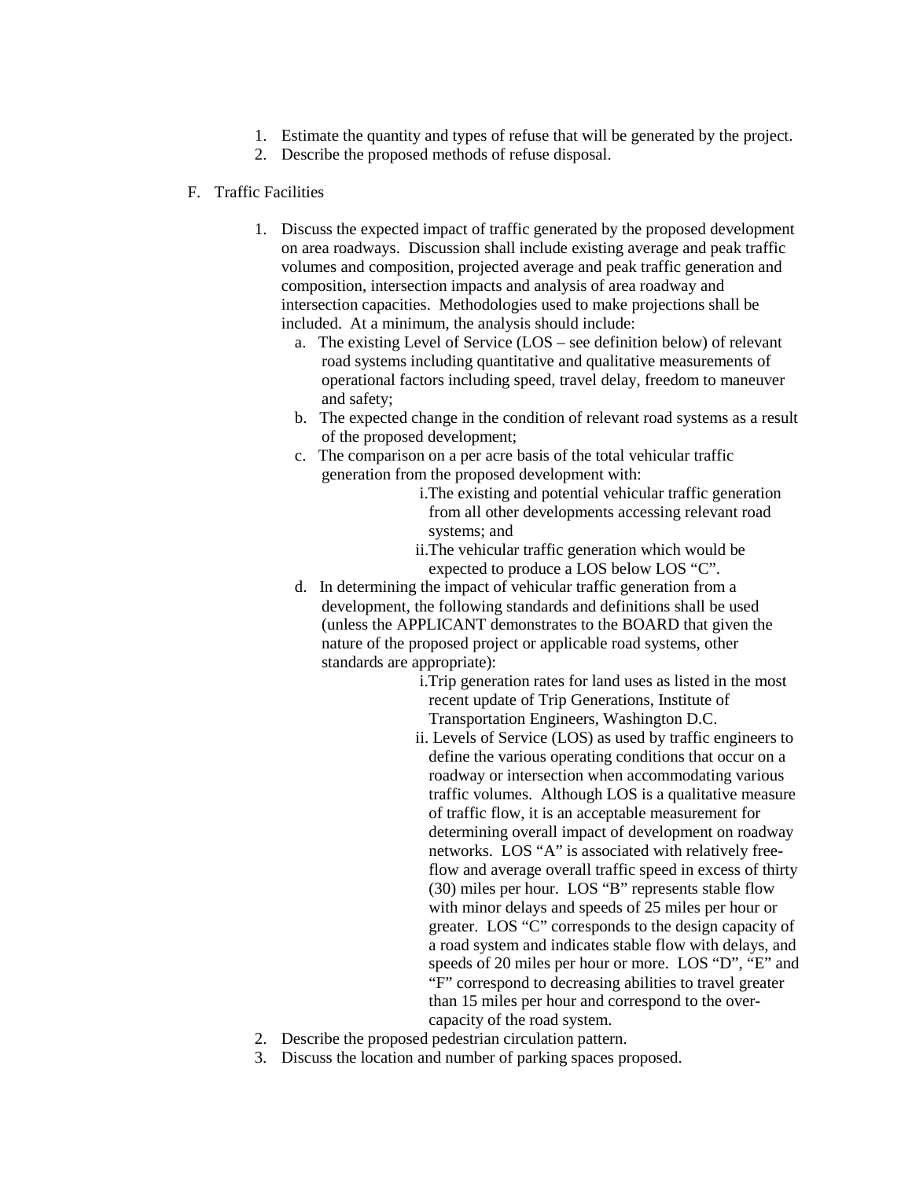1. Estimate the quantity and types of refuse that will be generated by the project.
2. Describe the proposed methods of refuse disposal.

F. Traffic Facilities

1. Discuss the expected impact of traffic generated by the proposed development on area roadways. Discussion shall include existing average and peak traffic volumes and composition, projected average and peak traffic generation and composition, intersection impacts and analysis of area roadway and intersection capacities. Methodologies used to make projections shall be included. At a minimum, the analysis should include:
   a. The existing Level of Service (LOS – see definition below) of relevant road systems including quantitative and qualitative measurements of operational factors including speed, travel delay, freedom to maneuver and safety;
   b. The expected change in the condition of relevant road systems as a result of the proposed development;
   c. The comparison on a per acre basis of the total vehicular traffic generation from the proposed development with:
      i. The existing and potential vehicular traffic generation from all other developments accessing relevant road systems; and
      ii. The vehicular traffic generation which would be expected to produce a LOS below LOS "C".
   d. In determining the impact of vehicular traffic generation from a development, the following standards and definitions shall be used (unless the APPLICANT demonstrates to the BOARD that given the nature of the proposed project or applicable road systems, other standards are appropriate):
      i. Trip generation rates for land uses as listed in the most recent update of Trip Generations, Institute of Transportation Engineers, Washington D.C.
      ii. Levels of Service (LOS) as used by traffic engineers to define the various operating conditions that occur on a roadway or intersection when accommodating various traffic volumes. Although LOS is a qualitative measure of traffic flow, it is an acceptable measurement for determining overall impact of development on roadway networks. LOS "A" is associated with relatively free-flow and average overall traffic speed in excess of thirty (30) miles per hour. LOS "B" represents stable flow with minor delays and speeds of 25 miles per hour or greater. LOS "C" corresponds to the design capacity of a road system and indicates stable flow with delays, and speeds of 20 miles per hour or more. LOS "D", "E" and "F" correspond to decreasing abilities to travel greater than 15 miles per hour and correspond to the over-capacity of the road system.
2. Describe the proposed pedestrian circulation pattern.
3. Discuss the location and number of parking spaces proposed.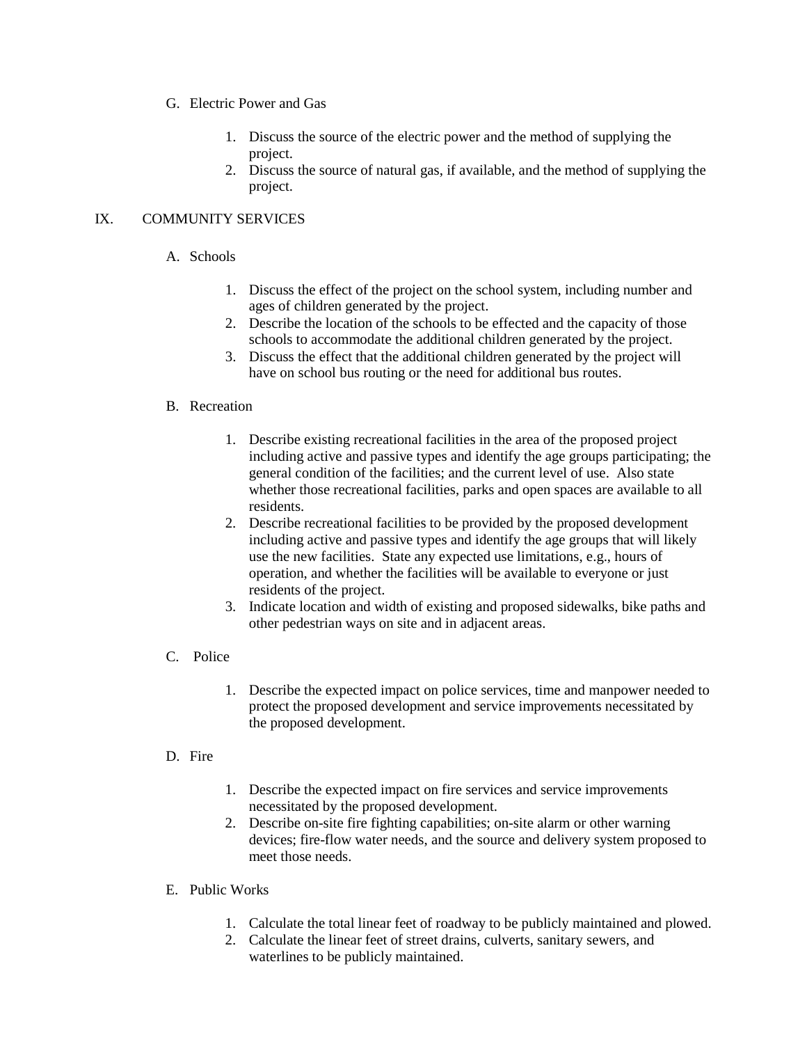G. Electric Power and Gas

1. Discuss the source of the electric power and the method of supplying the project.
2. Discuss the source of natural gas, if available, and the method of supplying the project.

## IX. COMMUNITY SERVICES

A. Schools

1. Discuss the effect of the project on the school system, including number and ages of children generated by the project.
2. Describe the location of the schools to be effected and the capacity of those schools to accommodate the additional children generated by the project.
3. Discuss the effect that the additional children generated by the project will have on school bus routing or the need for additional bus routes.

B. Recreation

1. Describe existing recreational facilities in the area of the proposed project including active and passive types and identify the age groups participating; the general condition of the facilities; and the current level of use. Also state whether those recreational facilities, parks and open spaces are available to all residents.
2. Describe recreational facilities to be provided by the proposed development including active and passive types and identify the age groups that will likely use the new facilities. State any expected use limitations, e.g., hours of operation, and whether the facilities will be available to everyone or just residents of the project.
3. Indicate location and width of existing and proposed sidewalks, bike paths and other pedestrian ways on site and in adjacent areas.

C. Police

1. Describe the expected impact on police services, time and manpower needed to protect the proposed development and service improvements necessitated by the proposed development.

D. Fire

1. Describe the expected impact on fire services and service improvements necessitated by the proposed development.
2. Describe on-site fire fighting capabilities; on-site alarm or other warning devices; fire-flow water needs, and the source and delivery system proposed to meet those needs.

E. Public Works

1. Calculate the total linear feet of roadway to be publicly maintained and plowed.
2. Calculate the linear feet of street drains, culverts, sanitary sewers, and waterlines to be publicly maintained.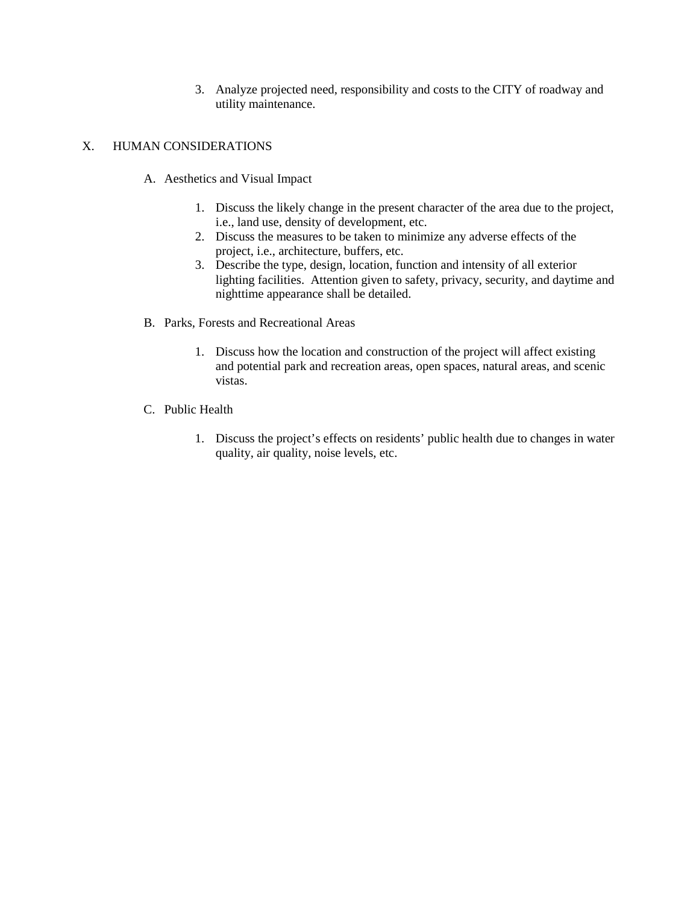3. Analyze projected need, responsibility and costs to the CITY of roadway and utility maintenance.

## X. HUMAN CONSIDERATIONS

### A. Aesthetics and Visual Impact

1. Discuss the likely change in the present character of the area due to the project, i.e., land use, density of development, etc.
2. Discuss the measures to be taken to minimize any adverse effects of the project, i.e., architecture, buffers, etc.
3. Describe the type, design, location, function and intensity of all exterior lighting facilities. Attention given to safety, privacy, security, and daytime and nighttime appearance shall be detailed.

### B. Parks, Forests and Recreational Areas

1. Discuss how the location and construction of the project will affect existing and potential park and recreation areas, open spaces, natural areas, and scenic vistas.

### C. Public Health

1. Discuss the project's effects on residents' public health due to changes in water quality, air quality, noise levels, etc.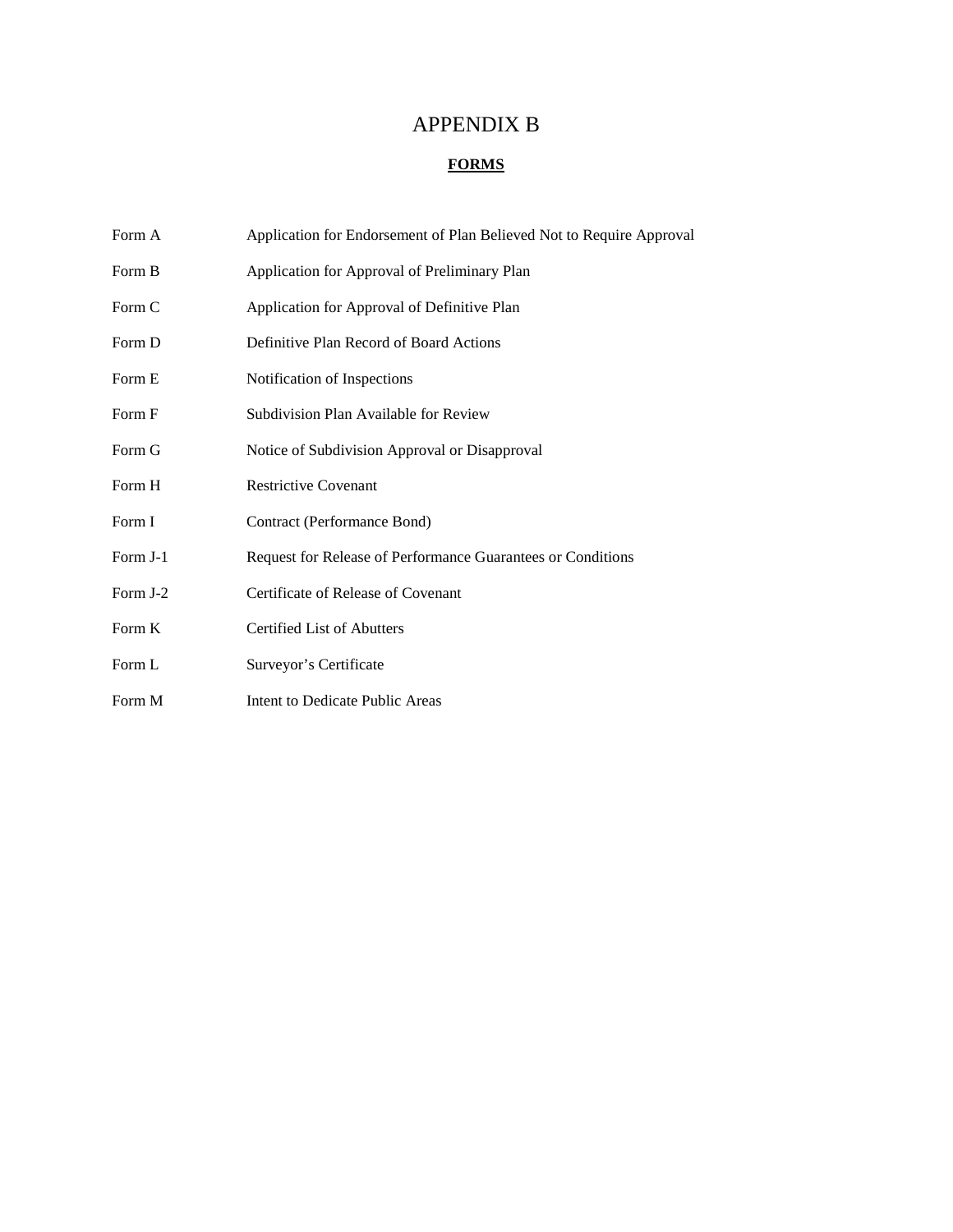# APPENDIX B

## FORMS

| | |
|---|---|
| Form A | Application for Endorsement of Plan Believed Not to Require Approval |
| Form B | Application for Approval of Preliminary Plan |
| Form C | Application for Approval of Definitive Plan |
| Form D | Definitive Plan Record of Board Actions |
| Form E | Notification of Inspections |
| Form F | Subdivision Plan Available for Review |
| Form G | Notice of Subdivision Approval or Disapproval |
| Form H | Restrictive Covenant |
| Form I | Contract (Performance Bond) |
| Form J-1 | Request for Release of Performance Guarantees or Conditions |
| Form J-2 | Certificate of Release of Covenant |
| Form K | Certified List of Abutters |
| Form L | Surveyor's Certificate |
| Form M | Intent to Dedicate Public Areas |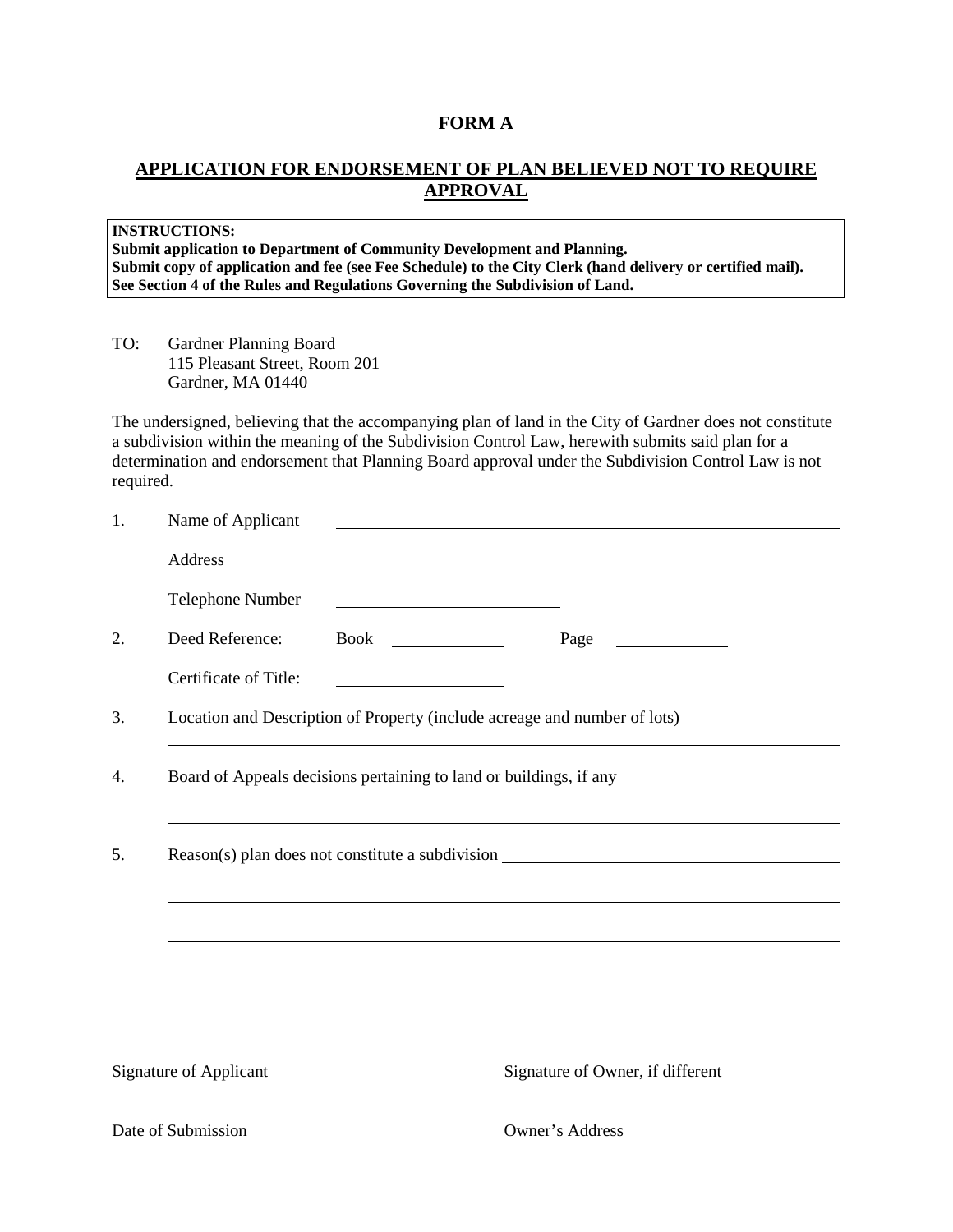# FORM A

## APPLICATION FOR ENDORSEMENT OF PLAN BELIEVED NOT TO REQUIRE APPROVAL

| **INSTRUCTIONS:** |
| --- |
| **Submit application to Department of Community Development and Planning.** |
| **Submit copy of application and fee (see Fee Schedule) to the City Clerk (hand delivery or certified mail).** |
| **See Section 4 of the Rules and Regulations Governing the Subdivision of Land.** |

TO: Gardner Planning Board
115 Pleasant Street, Room 201
Gardner, MA 01440

The undersigned, believing that the accompanying plan of land in the City of Gardner does not constitute a subdivision within the meaning of the Subdivision Control Law, herewith submits said plan for a determination and endorsement that Planning Board approval under the Subdivision Control Law is not required.

1. Name of Applicant ______________________________

   Address ______________________________

   Telephone Number ______________________________

2. Deed Reference: Book __________ Page __________

   Certificate of Title: ______________

3. Location and Description of Property (include acreage and number of lots)

   ______________________________

4. Board of Appeals decisions pertaining to land or buildings, if any ______________________________

   ______________________________

5. Reason(s) plan does not constitute a subdivision ______________________________

   ______________________________

   ______________________________

   ______________________________

______________________________
Signature of Applicant

______________________________
Signature of Owner, if different

______________________________
Date of Submission

______________________________
Owner's Address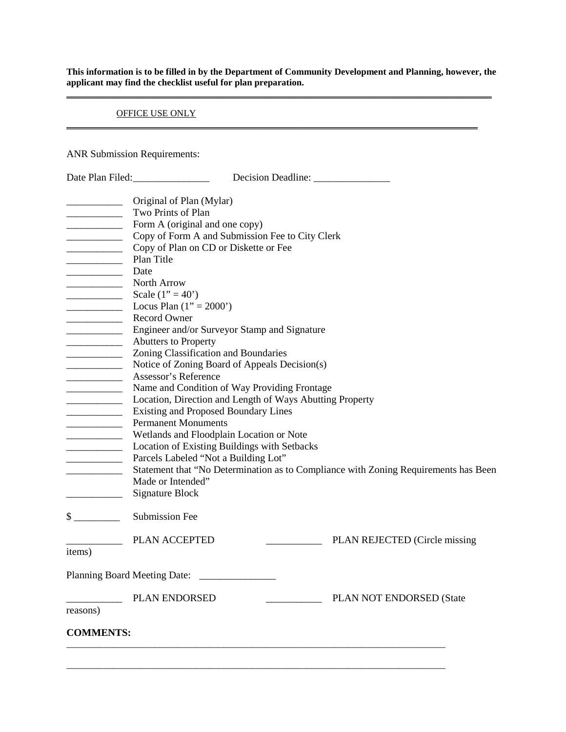**This information is to be filled in by the Department of Community Development and Planning, however, the applicant may find the checklist useful for plan preparation.**

---

OFFICE USE ONLY

---

ANR Submission Requirements:

Date Plan Filed:_______________ Decision Deadline: _______________

___________ Original of Plan (Mylar)
___________ Two Prints of Plan
___________ Form A (original and one copy)
___________ Copy of Form A and Submission Fee to City Clerk
___________ Copy of Plan on CD or Diskette or Fee
___________ Plan Title
___________ Date
___________ North Arrow
___________ Scale (1" = 40')
___________ Locus Plan (1" = 2000')
___________ Record Owner
___________ Engineer and/or Surveyor Stamp and Signature
___________ Abutters to Property
___________ Zoning Classification and Boundaries
___________ Notice of Zoning Board of Appeals Decision(s)
___________ Assessor's Reference
___________ Name and Condition of Way Providing Frontage
___________ Location, Direction and Length of Ways Abutting Property
___________ Existing and Proposed Boundary Lines
___________ Permanent Monuments
___________ Wetlands and Floodplain Location or Note
___________ Location of Existing Buildings with Setbacks
___________ Parcels Labeled "Not a Building Lot"
___________ Statement that "No Determination as to Compliance with Zoning Requirements has Been Made or Intended"
___________ Signature Block

$ _________ Submission Fee

___________ PLAN ACCEPTED ___________ PLAN REJECTED (Circle missing items)

Planning Board Meeting Date: _______________

___________ PLAN ENDORSED ___________ PLAN NOT ENDORSED (State reasons)

**COMMENTS:**

_______________________________________________________________________________

_______________________________________________________________________________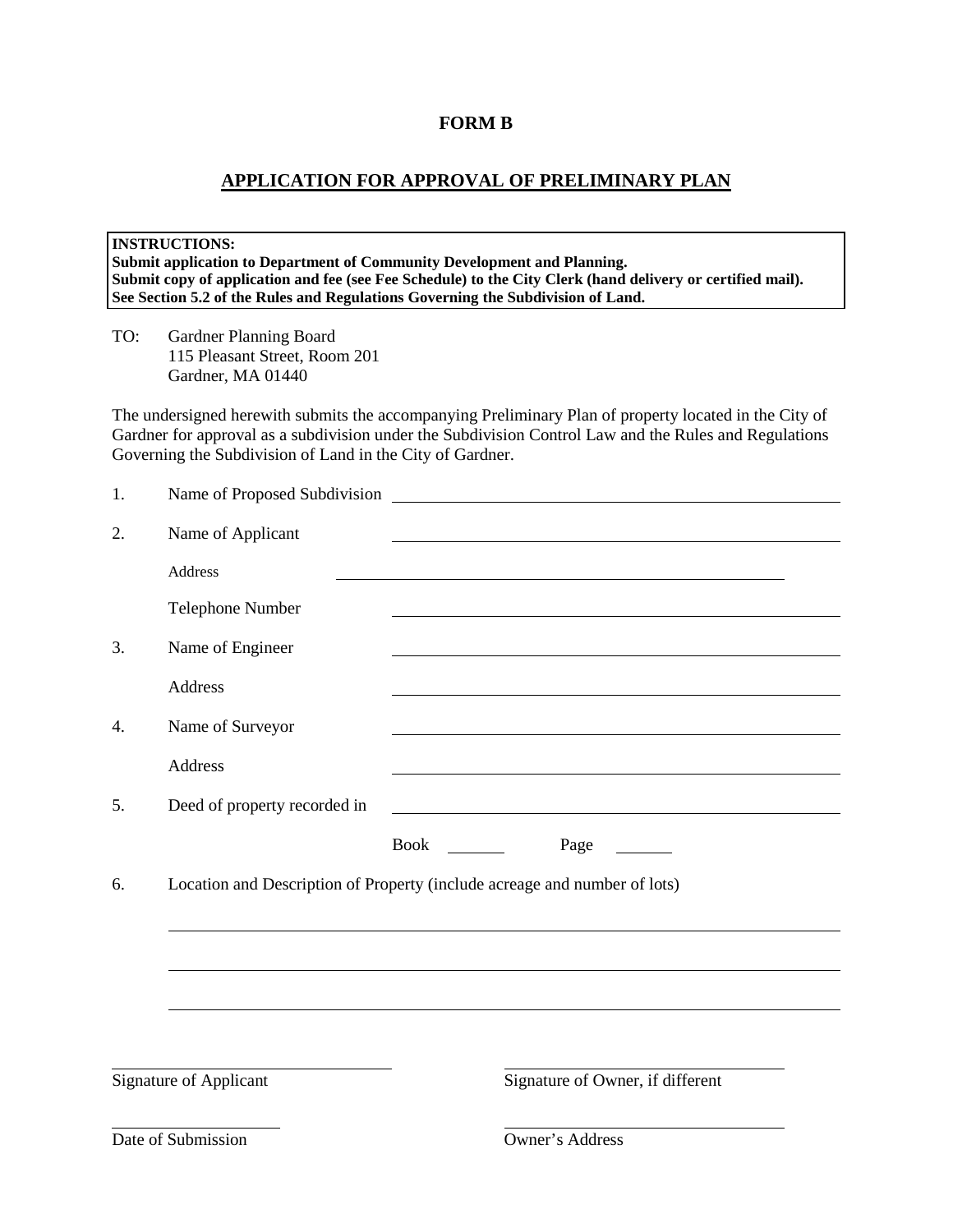# FORM B

## APPLICATION FOR APPROVAL OF PRELIMINARY PLAN

**INSTRUCTIONS:**
**Submit application to Department of Community Development and Planning.**
**Submit copy of application and fee (see Fee Schedule) to the City Clerk (hand delivery or certified mail).**
**See Section 5.2 of the Rules and Regulations Governing the Subdivision of Land.**

TO: Gardner Planning Board
115 Pleasant Street, Room 201
Gardner, MA 01440

The undersigned herewith submits the accompanying Preliminary Plan of property located in the City of Gardner for approval as a subdivision under the Subdivision Control Law and the Rules and Regulations Governing the Subdivision of Land in the City of Gardner.

1. Name of Proposed Subdivision \_\_\_\_\_\_\_\_\_\_\_\_\_\_\_\_\_\_\_\_\_\_\_\_\_\_\_\_\_\_\_\_\_\_\_\_\_\_\_\_

2. Name of Applicant \_\_\_\_\_\_\_\_\_\_\_\_\_\_\_\_\_\_\_\_\_\_\_\_\_\_\_\_\_\_\_\_\_\_\_\_\_\_\_\_

   Address \_\_\_\_\_\_\_\_\_\_\_\_\_\_\_\_\_\_\_\_\_\_\_\_\_\_\_\_\_\_\_\_\_\_\_\_\_\_\_\_

   Telephone Number \_\_\_\_\_\_\_\_\_\_\_\_\_\_\_\_\_\_\_\_\_\_\_\_\_\_\_\_\_\_\_\_\_\_\_\_\_\_\_\_

3. Name of Engineer \_\_\_\_\_\_\_\_\_\_\_\_\_\_\_\_\_\_\_\_\_\_\_\_\_\_\_\_\_\_\_\_\_\_\_\_\_\_\_\_

   Address \_\_\_\_\_\_\_\_\_\_\_\_\_\_\_\_\_\_\_\_\_\_\_\_\_\_\_\_\_\_\_\_\_\_\_\_\_\_\_\_

4. Name of Surveyor \_\_\_\_\_\_\_\_\_\_\_\_\_\_\_\_\_\_\_\_\_\_\_\_\_\_\_\_\_\_\_\_\_\_\_\_\_\_\_\_

   Address \_\_\_\_\_\_\_\_\_\_\_\_\_\_\_\_\_\_\_\_\_\_\_\_\_\_\_\_\_\_\_\_\_\_\_\_\_\_\_\_

5. Deed of property recorded in \_\_\_\_\_\_\_\_\_\_\_\_\_\_\_\_\_\_\_\_\_\_\_\_\_\_\_\_\_\_\_\_\_\_\_\_\_\_\_\_

   Book \_\_\_\_\_\_\_ Page \_\_\_\_\_\_\_

6. Location and Description of Property (include acreage and number of lots)

   \_\_\_\_\_\_\_\_\_\_\_\_\_\_\_\_\_\_\_\_\_\_\_\_\_\_\_\_\_\_\_\_\_\_\_\_\_\_\_\_\_\_\_\_\_\_\_\_\_\_\_\_\_\_\_\_\_\_\_\_

   \_\_\_\_\_\_\_\_\_\_\_\_\_\_\_\_\_\_\_\_\_\_\_\_\_\_\_\_\_\_\_\_\_\_\_\_\_\_\_\_\_\_\_\_\_\_\_\_\_\_\_\_\_\_\_\_\_\_\_\_

   \_\_\_\_\_\_\_\_\_\_\_\_\_\_\_\_\_\_\_\_\_\_\_\_\_\_\_\_\_\_\_\_\_\_\_\_\_\_\_\_\_\_\_\_\_\_\_\_\_\_\_\_\_\_\_\_\_\_\_\_

\_\_\_\_\_\_\_\_\_\_\_\_\_\_\_\_\_\_\_\_\_\_\_\_\_\_\_\_\_\_ \_\_\_\_\_\_\_\_\_\_\_\_\_\_\_\_\_\_\_\_\_\_\_\_\_\_\_\_\_\_
Signature of Applicant Signature of Owner, if different

\_\_\_\_\_\_\_\_\_\_\_\_\_\_\_\_\_\_\_\_ \_\_\_\_\_\_\_\_\_\_\_\_\_\_\_\_\_\_\_\_\_\_\_\_\_\_\_\_\_\_
Date of Submission Owner's Address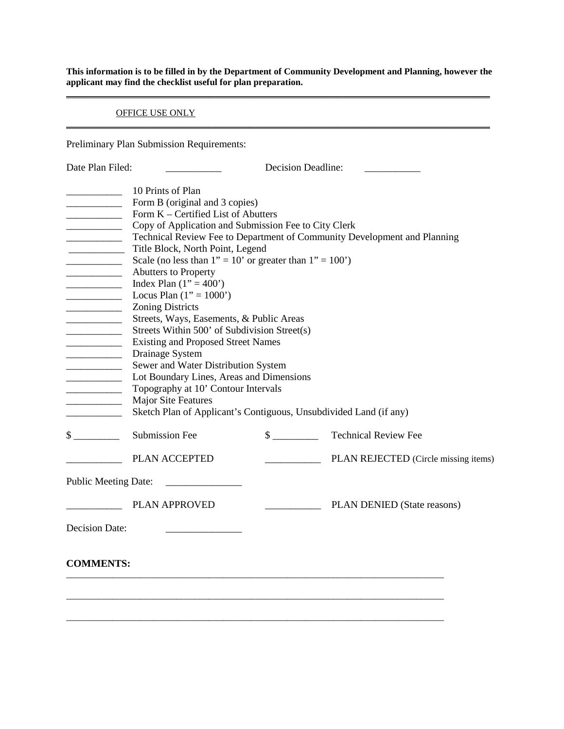**This information is to be filled in by the Department of Community Development and Planning, however the applicant may find the checklist useful for plan preparation.**

---

OFFICE USE ONLY

---

Preliminary Plan Submission Requirements:

Date Plan Filed: ___________ Decision Deadline: ___________

___________ 10 Prints of Plan
___________ Form B (original and 3 copies)
___________ Form K – Certified List of Abutters
___________ Copy of Application and Submission Fee to City Clerk
___________ Technical Review Fee to Department of Community Development and Planning
___________ Title Block, North Point, Legend
___________ Scale (no less than 1" = 10' or greater than 1" = 100')
___________ Abutters to Property
___________ Index Plan (1" = 400')
___________ Locus Plan (1" = 1000')
___________ Zoning Districts
___________ Streets, Ways, Easements, & Public Areas
___________ Streets Within 500' of Subdivision Street(s)
___________ Existing and Proposed Street Names
___________ Drainage System
___________ Sewer and Water Distribution System
___________ Lot Boundary Lines, Areas and Dimensions
___________ Topography at 10' Contour Intervals
___________ Major Site Features
___________ Sketch Plan of Applicant's Contiguous, Unsubdivided Land (if any)

$ _________ Submission Fee $ _________ Technical Review Fee

___________ PLAN ACCEPTED ___________ PLAN REJECTED (Circle missing items)

Public Meeting Date: _______________

___________ PLAN APPROVED ___________ PLAN DENIED (State reasons)

Decision Date: _______________

**COMMENTS:**

______________________________________________________________________________

______________________________________________________________________________

______________________________________________________________________________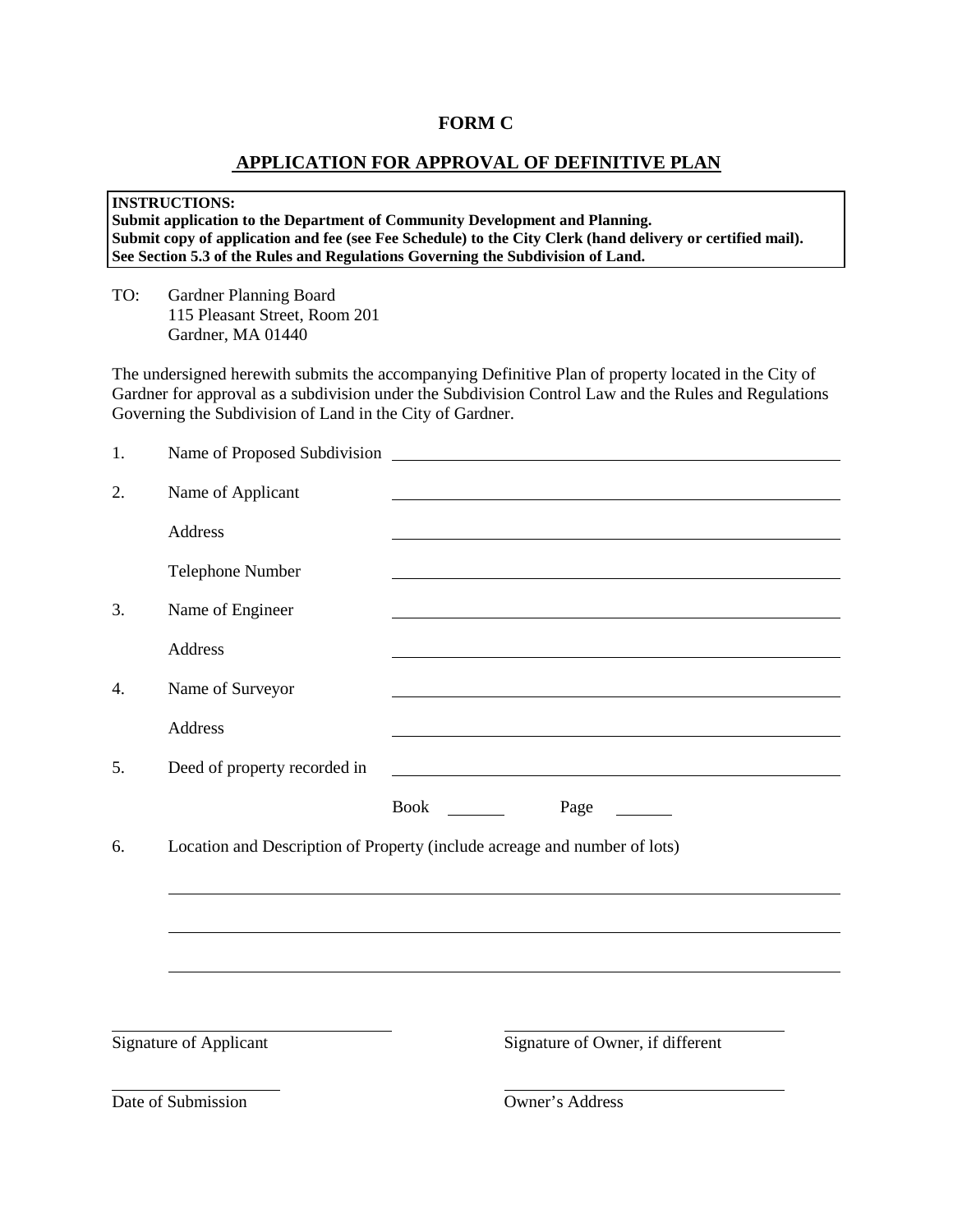# FORM C

## APPLICATION FOR APPROVAL OF DEFINITIVE PLAN

**INSTRUCTIONS:**
**Submit application to the Department of Community Development and Planning.**
**Submit copy of application and fee (see Fee Schedule) to the City Clerk (hand delivery or certified mail).**
**See Section 5.3 of the Rules and Regulations Governing the Subdivision of Land.**

TO: Gardner Planning Board
115 Pleasant Street, Room 201
Gardner, MA 01440

The undersigned herewith submits the accompanying Definitive Plan of property located in the City of Gardner for approval as a subdivision under the Subdivision Control Law and the Rules and Regulations Governing the Subdivision of Land in the City of Gardner.

1. Name of Proposed Subdivision ______________________________

2. Name of Applicant ______________________________

   Address ______________________________

   Telephone Number ______________________________

3. Name of Engineer ______________________________

   Address ______________________________

4. Name of Surveyor ______________________________

   Address ______________________________

5. Deed of property recorded in ______________________________

   Book ______ Page ______

6. Location and Description of Property (include acreage and number of lots)

   ______________________________

   ______________________________

   ______________________________

______________________________
Signature of Applicant

______________________________
Signature of Owner, if different

______________________________
Date of Submission

______________________________
Owner's Address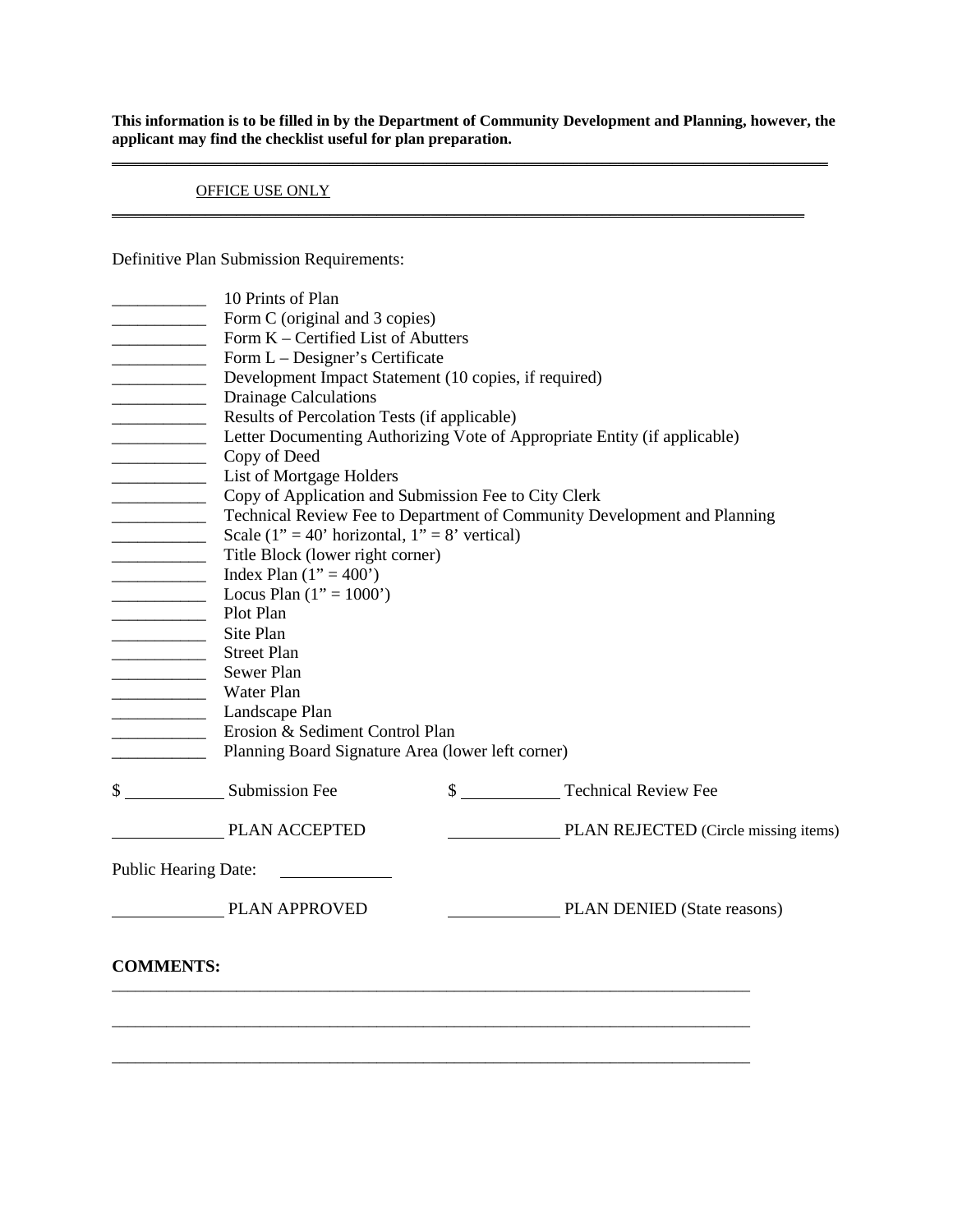**This information is to be filled in by the Department of Community Development and Planning, however, the applicant may find the checklist useful for plan preparation.**

---

OFFICE USE ONLY

---

Definitive Plan Submission Requirements:

- ___________ 10 Prints of Plan
- ___________ Form C (original and 3 copies)
- ___________ Form K – Certified List of Abutters
- ___________ Form L – Designer's Certificate
- ___________ Development Impact Statement (10 copies, if required)
- ___________ Drainage Calculations
- ___________ Results of Percolation Tests (if applicable)
- ___________ Letter Documenting Authorizing Vote of Appropriate Entity (if applicable)
- ___________ Copy of Deed
- ___________ List of Mortgage Holders
- ___________ Copy of Application and Submission Fee to City Clerk
- ___________ Technical Review Fee to Department of Community Development and Planning
- ___________ Scale (1" = 40' horizontal, 1" = 8' vertical)
- ___________ Title Block (lower right corner)
- ___________ Index Plan (1" = 400')
- ___________ Locus Plan (1" = 1000')
- ___________ Plot Plan
- ___________ Site Plan
- ___________ Street Plan
- ___________ Sewer Plan
- ___________ Water Plan
- ___________ Landscape Plan
- ___________ Erosion & Sediment Control Plan
- ___________ Planning Board Signature Area (lower left corner)

$ ___________ Submission Fee $ ___________ Technical Review Fee

___________ PLAN ACCEPTED ___________ PLAN REJECTED (Circle missing items)

Public Hearing Date: ___________

___________ PLAN APPROVED ___________ PLAN DENIED (State reasons)

**COMMENTS:**

_______________________________________________________________________________

_______________________________________________________________________________

_______________________________________________________________________________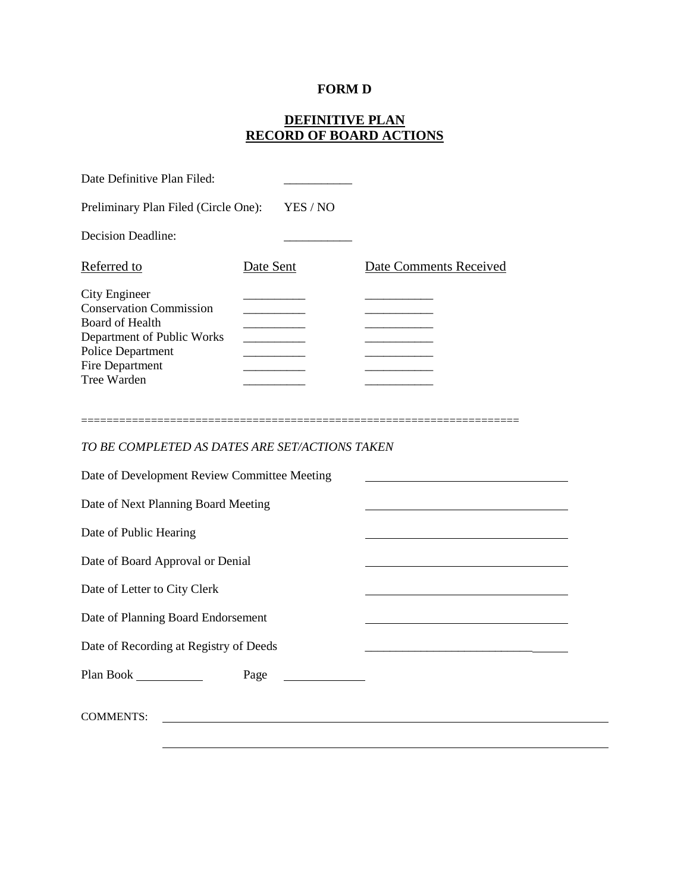**FORM D**

**DEFINITIVE PLAN**
**RECORD OF BOARD ACTIONS**

Date Definitive Plan Filed: ___________

Preliminary Plan Filed (Circle One): YES / NO

Decision Deadline: ___________

| Referred to | Date Sent | Date Comments Received |
|---|---|---|
| City Engineer | __________ | ___________ |
| Conservation Commission | __________ | ___________ |
| Board of Health | __________ | ___________ |
| Department of Public Works | __________ | ___________ |
| Police Department | __________ | ___________ |
| Fire Department | __________ | ___________ |
| Tree Warden | __________ | ___________ |

===================================================================

*TO BE COMPLETED AS DATES ARE SET/ACTIONS TAKEN*

Date of Development Review Committee Meeting ________________________________

Date of Next Planning Board Meeting ________________________________

Date of Public Hearing ________________________________

Date of Board Approval or Denial ________________________________

Date of Letter to City Clerk ________________________________

Date of Planning Board Endorsement ________________________________

Date of Recording at Registry of Deeds ________________________________

Plan Book ___________ Page _____________

COMMENTS: ________________________________________________________________________

________________________________________________________________________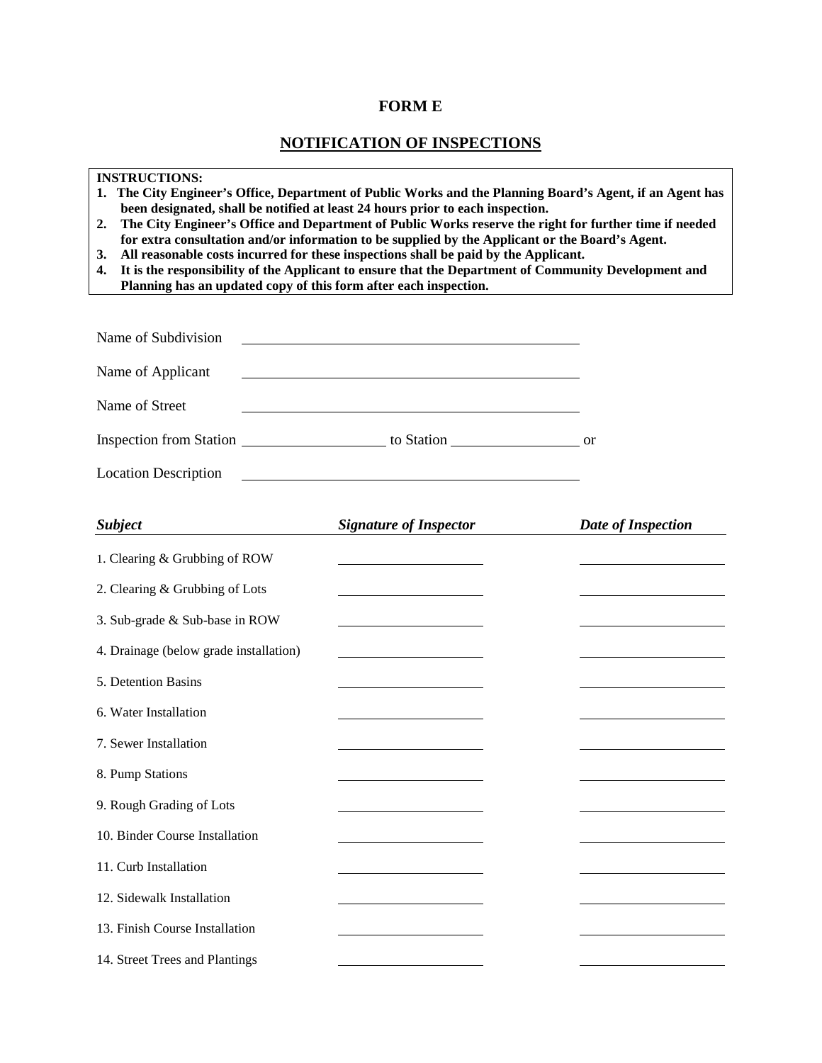# FORM E

## NOTIFICATION OF INSPECTIONS

**INSTRUCTIONS:**

1. **The City Engineer's Office, Department of Public Works and the Planning Board's Agent, if an Agent has been designated, shall be notified at least 24 hours prior to each inspection.**
2. **The City Engineer's Office and Department of Public Works reserve the right for further time if needed for extra consultation and/or information to be supplied by the Applicant or the Board's Agent.**
3. **All reasonable costs incurred for these inspections shall be paid by the Applicant.**
4. **It is the responsibility of the Applicant to ensure that the Department of Community Development and Planning has an updated copy of this form after each inspection.**

Name of Subdivision ______________________________

Name of Applicant ______________________________

Name of Street ______________________________

Inspection from Station ______________ to Station ______________ or

Location Description ______________________________

| *Subject* | *Signature of Inspector* | *Date of Inspection* |
|---|---|---|
| 1. Clearing & Grubbing of ROW | | |
| 2. Clearing & Grubbing of Lots | | |
| 3. Sub-grade & Sub-base in ROW | | |
| 4. Drainage (below grade installation) | | |
| 5. Detention Basins | | |
| 6. Water Installation | | |
| 7. Sewer Installation | | |
| 8. Pump Stations | | |
| 9. Rough Grading of Lots | | |
| 10. Binder Course Installation | | |
| 11. Curb Installation | | |
| 12. Sidewalk Installation | | |
| 13. Finish Course Installation | | |
| 14. Street Trees and Plantings | | |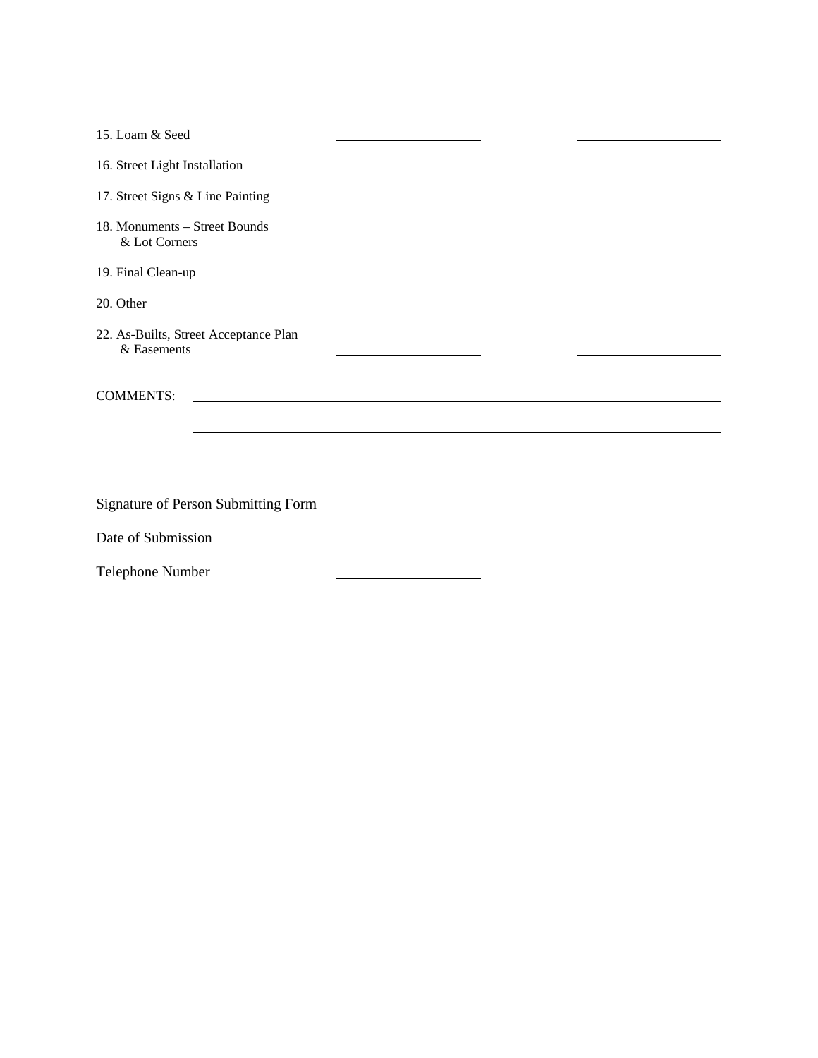| | | |
|---|---|---|
| 15. Loam & Seed | \_\_\_\_\_\_\_\_\_\_\_\_\_\_\_\_\_\_\_\_ | \_\_\_\_\_\_\_\_\_\_\_\_\_\_\_\_\_\_\_\_ |
| 16. Street Light Installation | \_\_\_\_\_\_\_\_\_\_\_\_\_\_\_\_\_\_\_\_ | \_\_\_\_\_\_\_\_\_\_\_\_\_\_\_\_\_\_\_\_ |
| 17. Street Signs & Line Painting | \_\_\_\_\_\_\_\_\_\_\_\_\_\_\_\_\_\_\_\_ | \_\_\_\_\_\_\_\_\_\_\_\_\_\_\_\_\_\_\_\_ |
| 18. Monuments – Street Bounds & Lot Corners | \_\_\_\_\_\_\_\_\_\_\_\_\_\_\_\_\_\_\_\_ | \_\_\_\_\_\_\_\_\_\_\_\_\_\_\_\_\_\_\_\_ |
| 19. Final Clean-up | \_\_\_\_\_\_\_\_\_\_\_\_\_\_\_\_\_\_\_\_ | \_\_\_\_\_\_\_\_\_\_\_\_\_\_\_\_\_\_\_\_ |
| 20. Other \_\_\_\_\_\_\_\_\_\_\_\_\_\_\_\_\_\_\_\_ | \_\_\_\_\_\_\_\_\_\_\_\_\_\_\_\_\_\_\_\_ | \_\_\_\_\_\_\_\_\_\_\_\_\_\_\_\_\_\_\_\_ |
| 22. As-Builts, Street Acceptance Plan & Easements | \_\_\_\_\_\_\_\_\_\_\_\_\_\_\_\_\_\_\_\_ | \_\_\_\_\_\_\_\_\_\_\_\_\_\_\_\_\_\_\_\_ |

COMMENTS: \_\_\_\_\_\_\_\_\_\_\_\_\_\_\_\_\_\_\_\_\_\_\_\_\_\_\_\_\_\_\_\_\_\_\_\_\_\_\_\_\_\_\_\_\_\_\_\_\_\_\_\_\_\_\_\_\_\_\_\_

\_\_\_\_\_\_\_\_\_\_\_\_\_\_\_\_\_\_\_\_\_\_\_\_\_\_\_\_\_\_\_\_\_\_\_\_\_\_\_\_\_\_\_\_\_\_\_\_\_\_\_\_\_\_\_\_\_\_\_\_

\_\_\_\_\_\_\_\_\_\_\_\_\_\_\_\_\_\_\_\_\_\_\_\_\_\_\_\_\_\_\_\_\_\_\_\_\_\_\_\_\_\_\_\_\_\_\_\_\_\_\_\_\_\_\_\_\_\_\_\_

Signature of Person Submitting Form \_\_\_\_\_\_\_\_\_\_\_\_\_\_\_\_\_\_\_\_

Date of Submission \_\_\_\_\_\_\_\_\_\_\_\_\_\_\_\_\_\_\_\_

Telephone Number \_\_\_\_\_\_\_\_\_\_\_\_\_\_\_\_\_\_\_\_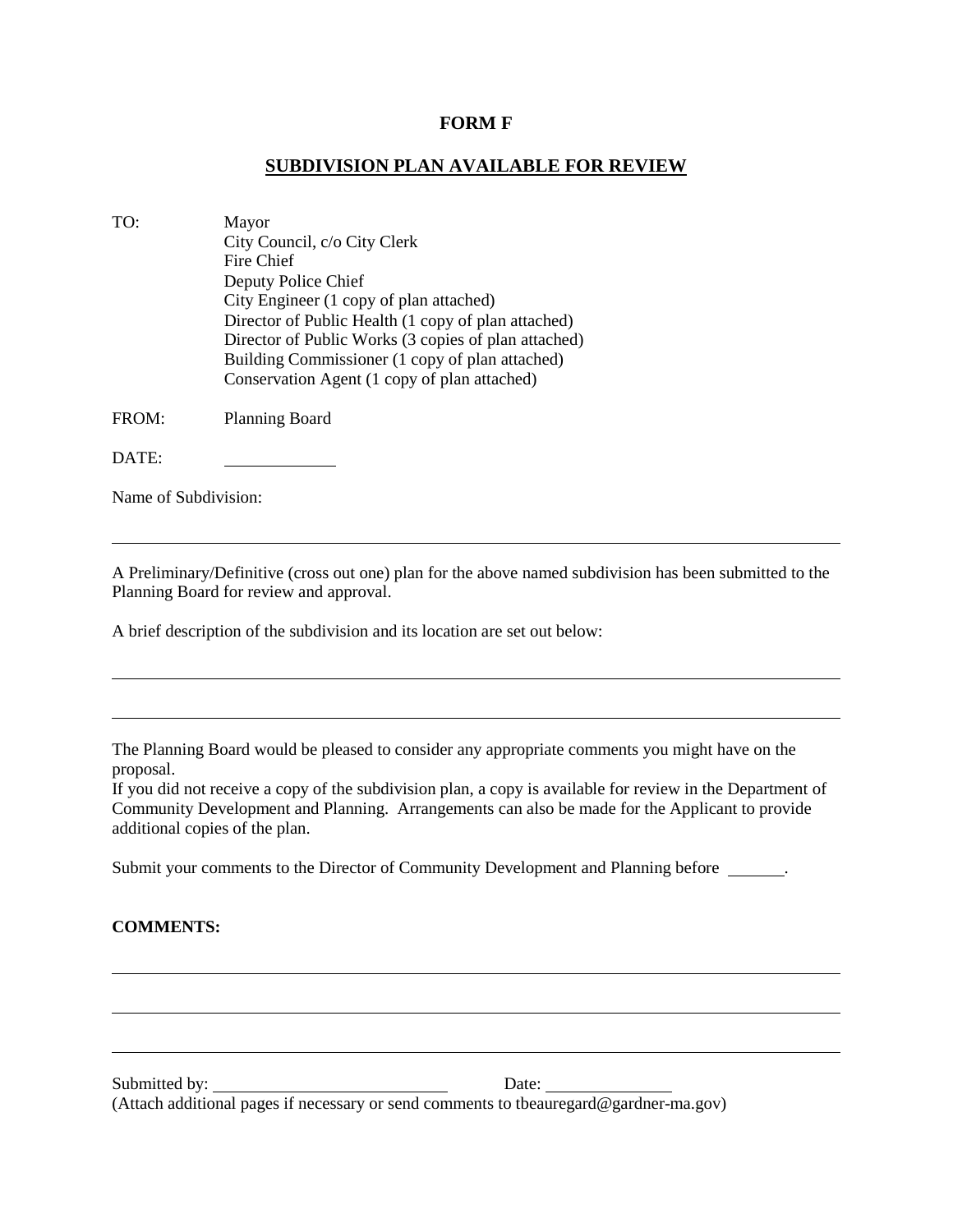# FORM F

## SUBDIVISION PLAN AVAILABLE FOR REVIEW

TO: Mayor
City Council, c/o City Clerk
Fire Chief
Deputy Police Chief
City Engineer (1 copy of plan attached)
Director of Public Health (1 copy of plan attached)
Director of Public Works (3 copies of plan attached)
Building Commissioner (1 copy of plan attached)
Conservation Agent (1 copy of plan attached)

FROM: Planning Board

DATE: ____________

Name of Subdivision:

_______________________________________________________________________________

A Preliminary/Definitive (cross out one) plan for the above named subdivision has been submitted to the Planning Board for review and approval.

A brief description of the subdivision and its location are set out below:

_______________________________________________________________________________

_______________________________________________________________________________

The Planning Board would be pleased to consider any appropriate comments you might have on the proposal.
If you did not receive a copy of the subdivision plan, a copy is available for review in the Department of Community Development and Planning. Arrangements can also be made for the Applicant to provide additional copies of the plan.

Submit your comments to the Director of Community Development and Planning before ______.

**COMMENTS:**

_______________________________________________________________________________

_______________________________________________________________________________

_______________________________________________________________________________

Submitted by: ___________________________ Date: ______________
(Attach additional pages if necessary or send comments to tbeauregard@gardner-ma.gov)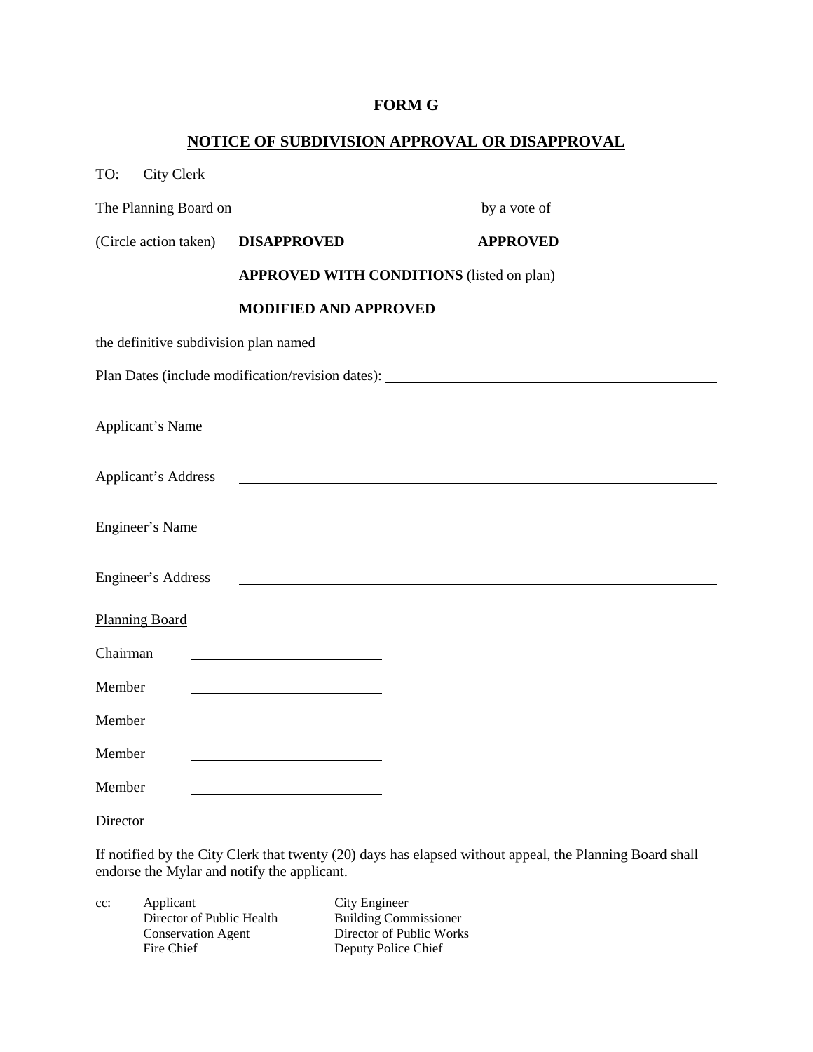# FORM G

## NOTICE OF SUBDIVISION APPROVAL OR DISAPPROVAL

TO: City Clerk

The Planning Board on ______________________________ by a vote of ______________

(Circle action taken) **DISAPPROVED** **APPROVED**

**APPROVED WITH CONDITIONS** (listed on plan)

**MODIFIED AND APPROVED**

the definitive subdivision plan named ______________________________________________

Plan Dates (include modification/revision dates): ________________________________________

Applicant's Name ______________________________________________

Applicant's Address ______________________________________________

Engineer's Name ______________________________________________

Engineer's Address ______________________________________________

Planning Board

Chairman ________________________

Member ________________________

Member ________________________

Member ________________________

Member ________________________

Director ________________________

If notified by the City Clerk that twenty (20) days has elapsed without appeal, the Planning Board shall endorse the Mylar and notify the applicant.

cc: Applicant
Director of Public Health
Conservation Agent
Fire Chief
City Engineer
Building Commissioner
Director of Public Works
Deputy Police Chief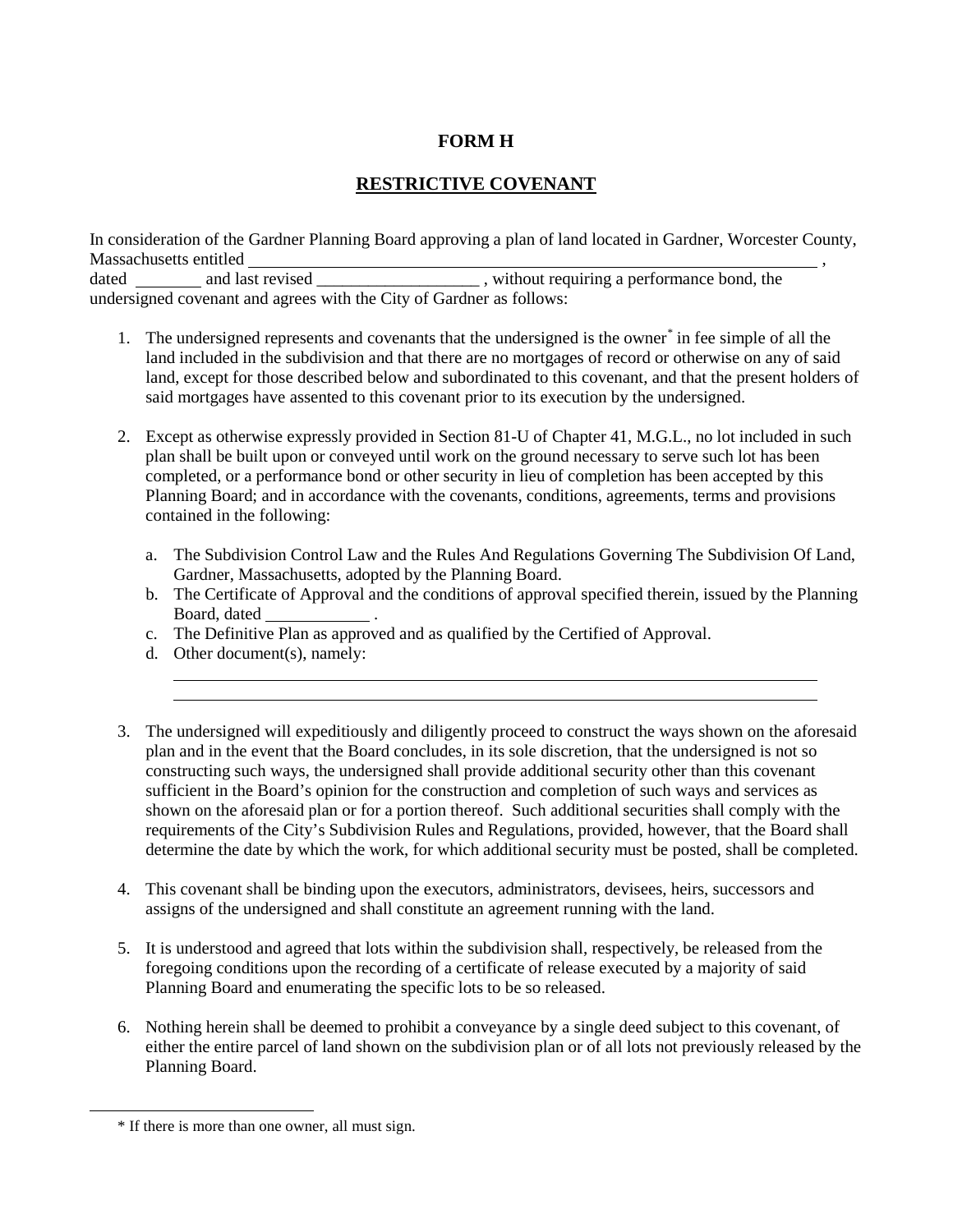# FORM H

## RESTRICTIVE COVENANT

In consideration of the Gardner Planning Board approving a plan of land located in Gardner, Worcester County, Massachusetts entitled ______________________________________________________________________ , dated ________ and last revised ___________________ , without requiring a performance bond, the undersigned covenant and agrees with the City of Gardner as follows:

1. The undersigned represents and covenants that the undersigned is the owner* in fee simple of all the land included in the subdivision and that there are no mortgages of record or otherwise on any of said land, except for those described below and subordinated to this covenant, and that the present holders of said mortgages have assented to this covenant prior to its execution by the undersigned.

2. Except as otherwise expressly provided in Section 81-U of Chapter 41, M.G.L., no lot included in such plan shall be built upon or conveyed until work on the ground necessary to serve such lot has been completed, or a performance bond or other security in lieu of completion has been accepted by this Planning Board; and in accordance with the covenants, conditions, agreements, terms and provisions contained in the following:

   a. The Subdivision Control Law and the Rules And Regulations Governing The Subdivision Of Land, Gardner, Massachusetts, adopted by the Planning Board.
   b. The Certificate of Approval and the conditions of approval specified therein, issued by the Planning Board, dated ____________ .
   c. The Definitive Plan as approved and as qualified by the Certified of Approval.
   d. Other document(s), namely:

      ______________________________________________________________________

      ______________________________________________________________________

3. The undersigned will expeditiously and diligently proceed to construct the ways shown on the aforesaid plan and in the event that the Board concludes, in its sole discretion, that the undersigned is not so constructing such ways, the undersigned shall provide additional security other than this covenant sufficient in the Board's opinion for the construction and completion of such ways and services as shown on the aforesaid plan or for a portion thereof. Such additional securities shall comply with the requirements of the City's Subdivision Rules and Regulations, provided, however, that the Board shall determine the date by which the work, for which additional security must be posted, shall be completed.

4. This covenant shall be binding upon the executors, administrators, devisees, heirs, successors and assigns of the undersigned and shall constitute an agreement running with the land.

5. It is understood and agreed that lots within the subdivision shall, respectively, be released from the foregoing conditions upon the recording of a certificate of release executed by a majority of said Planning Board and enumerating the specific lots to be so released.

6. Nothing herein shall be deemed to prohibit a conveyance by a single deed subject to this covenant, of either the entire parcel of land shown on the subdivision plan or of all lots not previously released by the Planning Board.

---

* If there is more than one owner, all must sign.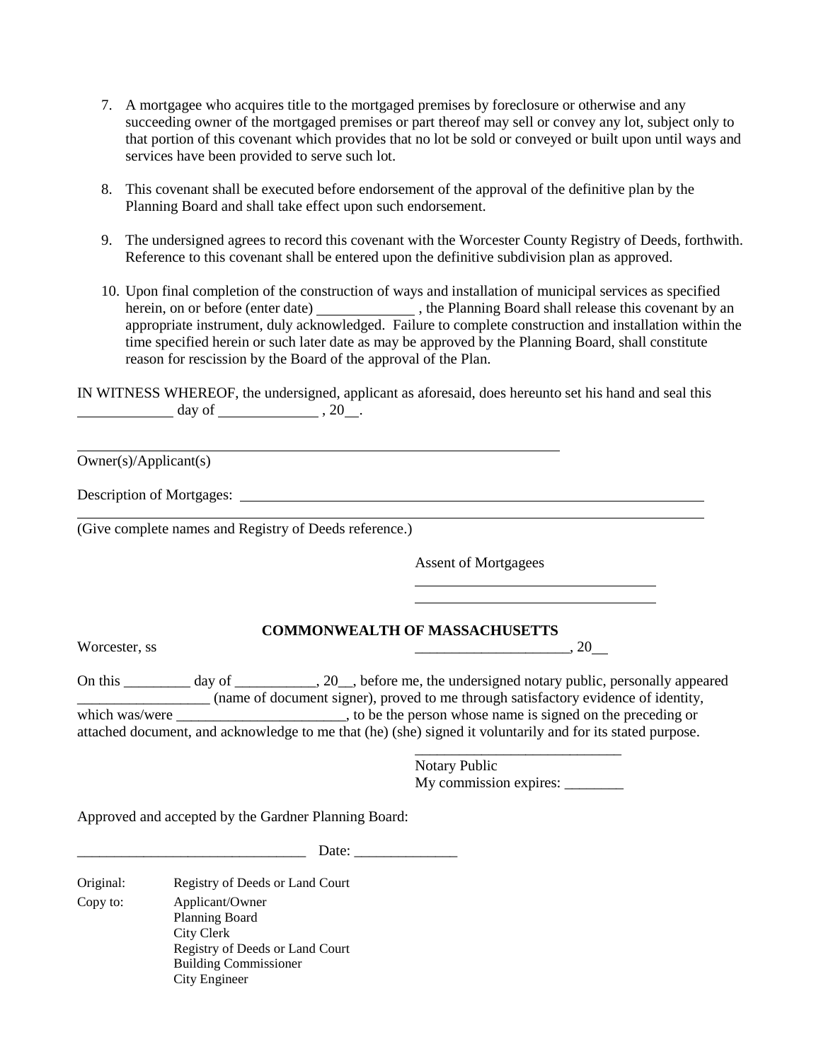7. A mortgagee who acquires title to the mortgaged premises by foreclosure or otherwise and any succeeding owner of the mortgaged premises or part thereof may sell or convey any lot, subject only to that portion of this covenant which provides that no lot be sold or conveyed or built upon until ways and services have been provided to serve such lot.

8. This covenant shall be executed before endorsement of the approval of the definitive plan by the Planning Board and shall take effect upon such endorsement.

9. The undersigned agrees to record this covenant with the Worcester County Registry of Deeds, forthwith. Reference to this covenant shall be entered upon the definitive subdivision plan as approved.

10. Upon final completion of the construction of ways and installation of municipal services as specified herein, on or before (enter date) _____________ , the Planning Board shall release this covenant by an appropriate instrument, duly acknowledged. Failure to complete construction and installation within the time specified herein or such later date as may be approved by the Planning Board, shall constitute reason for rescission by the Board of the approval of the Plan.

IN WITNESS WHEREOF, the undersigned, applicant as aforesaid, does hereunto set his hand and seal this _____________ day of ______________ , 20__.

______________________________________________________________

Owner(s)/Applicant(s)

Description of Mortgages: ______________________________________________________________

______________________________________________________________________________

(Give complete names and Registry of Deeds reference.)

Assent of Mortgagees

_________________________________

_________________________________

**COMMONWEALTH OF MASSACHUSETTS**

Worcester, ss _____________________, 20__

On this _________ day of ___________, 20__, before me, the undersigned notary public, personally appeared _________________ (name of document signer), proved to me through satisfactory evidence of identity, which was/were _______________________, to be the person whose name is signed on the preceding or attached document, and acknowledge to me that (he) (she) signed it voluntarily and for its stated purpose.

____________________________

Notary Public

My commission expires: ________

Approved and accepted by the Gardner Planning Board:

_______________________________ Date: ______________

Original: Registry of Deeds or Land Court

Copy to: Applicant/Owner
Planning Board
City Clerk
Registry of Deeds or Land Court
Building Commissioner
City Engineer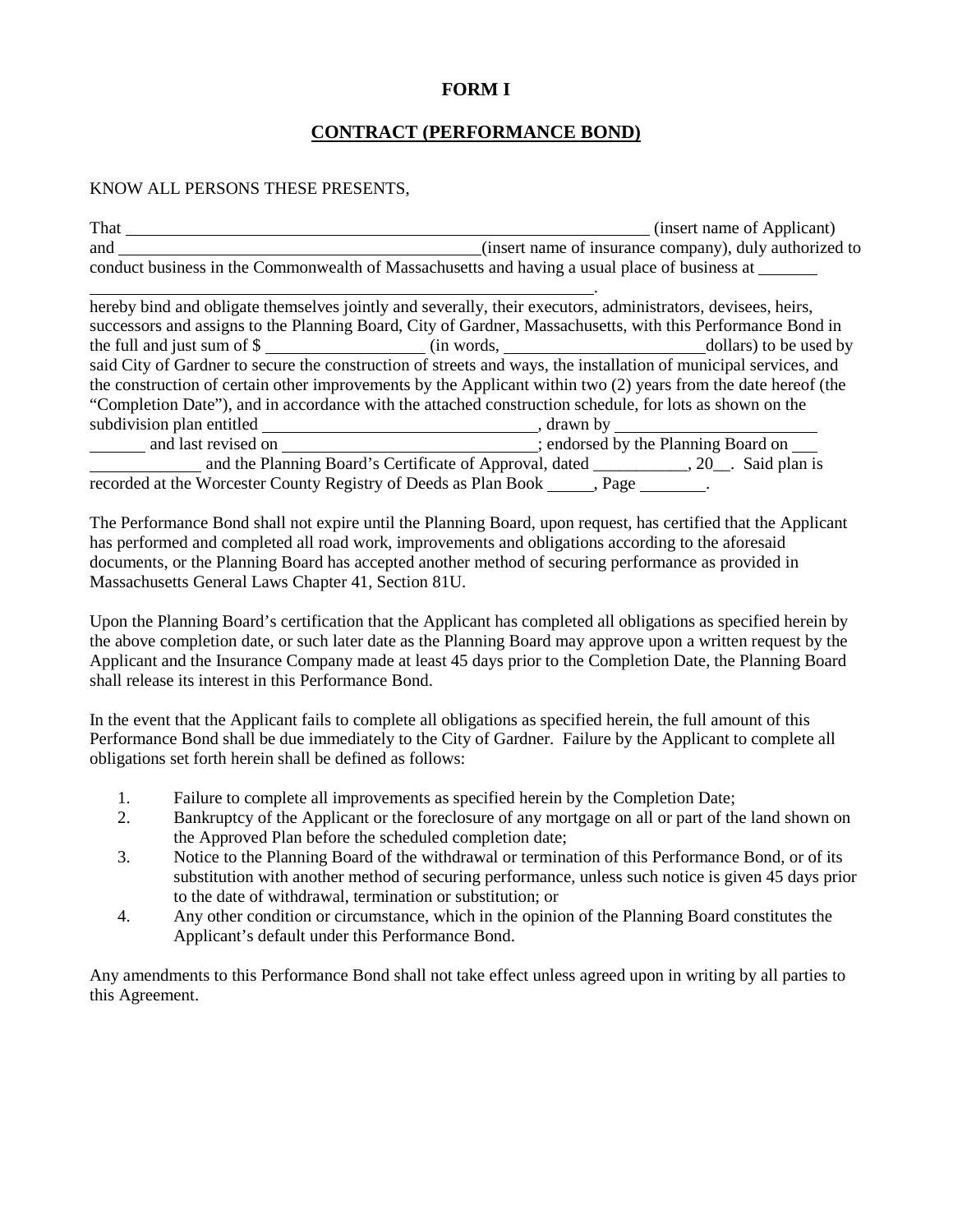# FORM I

## CONTRACT (PERFORMANCE BOND)

KNOW ALL PERSONS THESE PRESENTS,

That ______________________________________________ (insert name of Applicant) and _________________________________ (insert name of insurance company), duly authorized to conduct business in the Commonwealth of Massachusetts and having a usual place of business at _______ ______________________________________________.

hereby bind and obligate themselves jointly and severally, their executors, administrators, devisees, heirs, successors and assigns to the Planning Board, City of Gardner, Massachusetts, with this Performance Bond in the full and just sum of $ _______________ (in words, __________________dollars) to be used by said City of Gardner to secure the construction of streets and ways, the installation of municipal services, and the construction of certain other improvements by the Applicant within two (2) years from the date hereof (the "Completion Date"), and in accordance with the attached construction schedule, for lots as shown on the subdivision plan entitled _________________________, drawn by __________________ _______ and last revised on ________________________; endorsed by the Planning Board on ___ ____________ and the Planning Board's Certificate of Approval, dated ___________, 20__. Said plan is recorded at the Worcester County Registry of Deeds as Plan Book _____, Page ________.

The Performance Bond shall not expire until the Planning Board, upon request, has certified that the Applicant has performed and completed all road work, improvements and obligations according to the aforesaid documents, or the Planning Board has accepted another method of securing performance as provided in Massachusetts General Laws Chapter 41, Section 81U.

Upon the Planning Board's certification that the Applicant has completed all obligations as specified herein by the above completion date, or such later date as the Planning Board may approve upon a written request by the Applicant and the Insurance Company made at least 45 days prior to the Completion Date, the Planning Board shall release its interest in this Performance Bond.

In the event that the Applicant fails to complete all obligations as specified herein, the full amount of this Performance Bond shall be due immediately to the City of Gardner. Failure by the Applicant to complete all obligations set forth herein shall be defined as follows:

1. Failure to complete all improvements as specified herein by the Completion Date;
2. Bankruptcy of the Applicant or the foreclosure of any mortgage on all or part of the land shown on the Approved Plan before the scheduled completion date;
3. Notice to the Planning Board of the withdrawal or termination of this Performance Bond, or of its substitution with another method of securing performance, unless such notice is given 45 days prior to the date of withdrawal, termination or substitution; or
4. Any other condition or circumstance, which in the opinion of the Planning Board constitutes the Applicant's default under this Performance Bond.

Any amendments to this Performance Bond shall not take effect unless agreed upon in writing by all parties to this Agreement.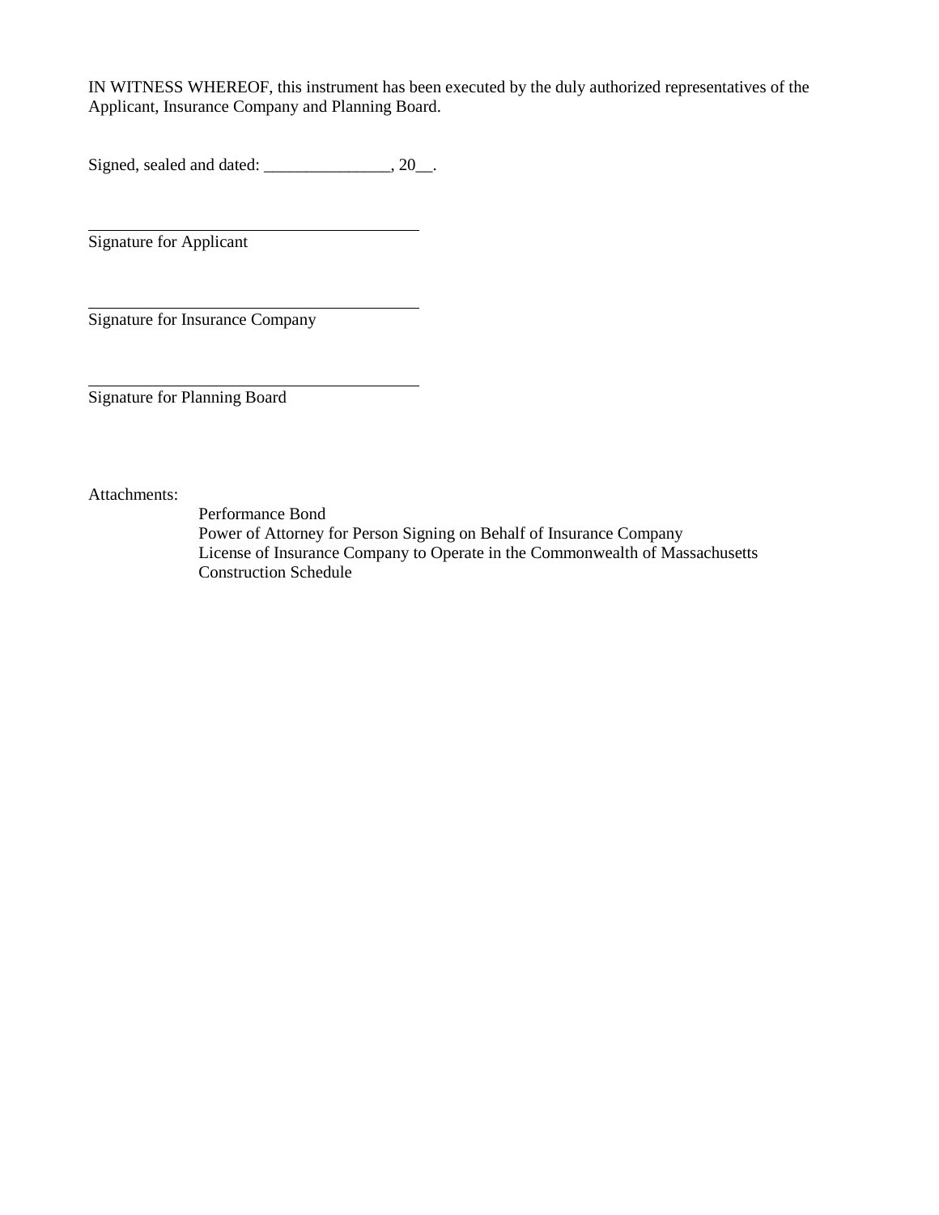IN WITNESS WHEREOF, this instrument has been executed by the duly authorized representatives of the Applicant, Insurance Company and Planning Board.

Signed, sealed and dated: _______________, 20__.

_________________________________________
Signature for Applicant

_________________________________________
Signature for Insurance Company

_________________________________________
Signature for Planning Board

Attachments:

Performance Bond
Power of Attorney for Person Signing on Behalf of Insurance Company
License of Insurance Company to Operate in the Commonwealth of Massachusetts
Construction Schedule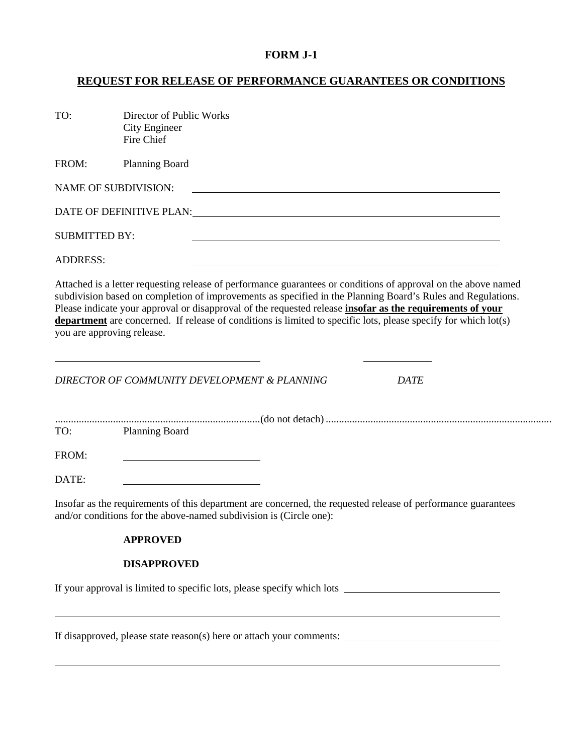# FORM J-1

## REQUEST FOR RELEASE OF PERFORMANCE GUARANTEES OR CONDITIONS

TO: Director of Public Works
City Engineer
Fire Chief

FROM: Planning Board

NAME OF SUBDIVISION: ______________________________

DATE OF DEFINITIVE PLAN: ______________________________

SUBMITTED BY: ______________________________

ADDRESS: ______________________________

Attached is a letter requesting release of performance guarantees or conditions of approval on the above named subdivision based on completion of improvements as specified in the Planning Board's Rules and Regulations. Please indicate your approval or disapproval of the requested release **insofar as the requirements of your department** are concerned. If release of conditions is limited to specific lots, please specify for which lot(s) you are approving release.

______________________________ ____________

*DIRECTOR OF COMMUNITY DEVELOPMENT & PLANNING* *DATE*

..............................................................................(do not detach).......................................................................................

TO: Planning Board

FROM: ______________________________

DATE: ______________________________

Insofar as the requirements of this department are concerned, the requested release of performance guarantees and/or conditions for the above-named subdivision is (Circle one):

**APPROVED**

**DISAPPROVED**

If your approval is limited to specific lots, please specify which lots ______________________________

______________________________________________________________________

If disapproved, please state reason(s) here or attach your comments: ______________________________

______________________________________________________________________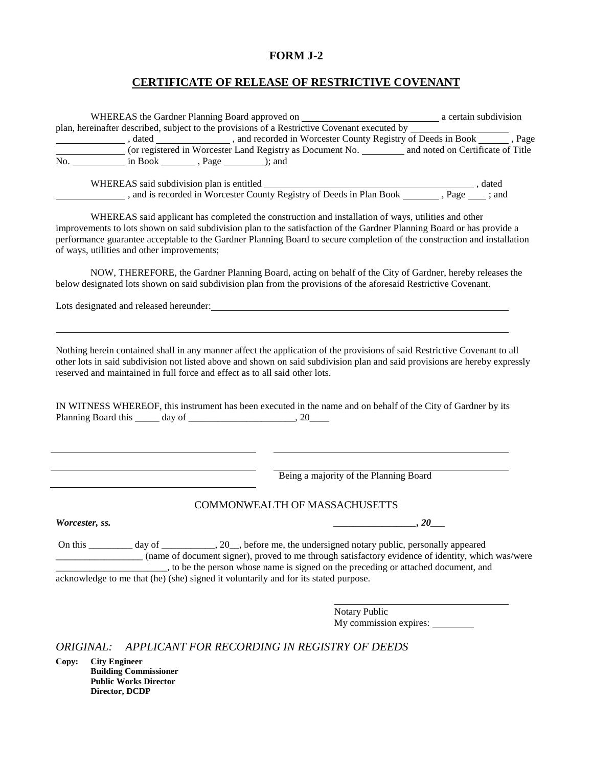# FORM J-2

## CERTIFICATE OF RELEASE OF RESTRICTIVE COVENANT

WHEREAS the Gardner Planning Board approved on ____________________________ a certain subdivision plan, hereinafter described, subject to the provisions of a Restrictive Covenant executed by ____________________ ______________ , dated _______________ , and recorded in Worcester County Registry of Deeds in Book ______ , Page ______________ (or registered in Worcester Land Registry as Document No. _________ and noted on Certificate of Title No. ___________ in Book _______ , Page ________); and

WHEREAS said subdivision plan is entitled ___________________________________________ , dated ______________ , and is recorded in Worcester County Registry of Deeds in Plan Book ________ , Page ____ ; and

WHEREAS said applicant has completed the construction and installation of ways, utilities and other improvements to lots shown on said subdivision plan to the satisfaction of the Gardner Planning Board or has provide a performance guarantee acceptable to the Gardner Planning Board to secure completion of the construction and installation of ways, utilities and other improvements;

NOW, THEREFORE, the Gardner Planning Board, acting on behalf of the City of Gardner, hereby releases the below designated lots shown on said subdivision plan from the provisions of the aforesaid Restrictive Covenant.

Lots designated and released hereunder: ________________________________________________________________

____________________________________________________________________________________________

Nothing herein contained shall in any manner affect the application of the provisions of said Restrictive Covenant to all other lots in said subdivision not listed above and shown on said subdivision plan and said provisions are hereby expressly reserved and maintained in full force and effect as to all said other lots.

IN WITNESS WHEREOF, this instrument has been executed in the name and on behalf of the City of Gardner by its Planning Board this _____ day of ______________________, 20____

________________________________________ ________________________________________

________________________________________ ________________________________________

________________________________________ Being a majority of the Planning Board

COMMONWEALTH OF MASSACHUSETTS

***Worcester, ss.*** ***_________________, 20___***

On this _________ day of ___________, 20__, before me, the undersigned notary public, personally appeared __________________ (name of document signer), proved to me through satisfactory evidence of identity, which was/were _______________________, to be the person whose name is signed on the preceding or attached document, and acknowledge to me that (he) (she) signed it voluntarily and for its stated purpose.

____________________________________
Notary Public
My commission expires: _________

*ORIGINAL: APPLICANT FOR RECORDING IN REGISTRY OF DEEDS*

**Copy: City Engineer**
**Building Commissioner**
**Public Works Director**
**Director, DCDP**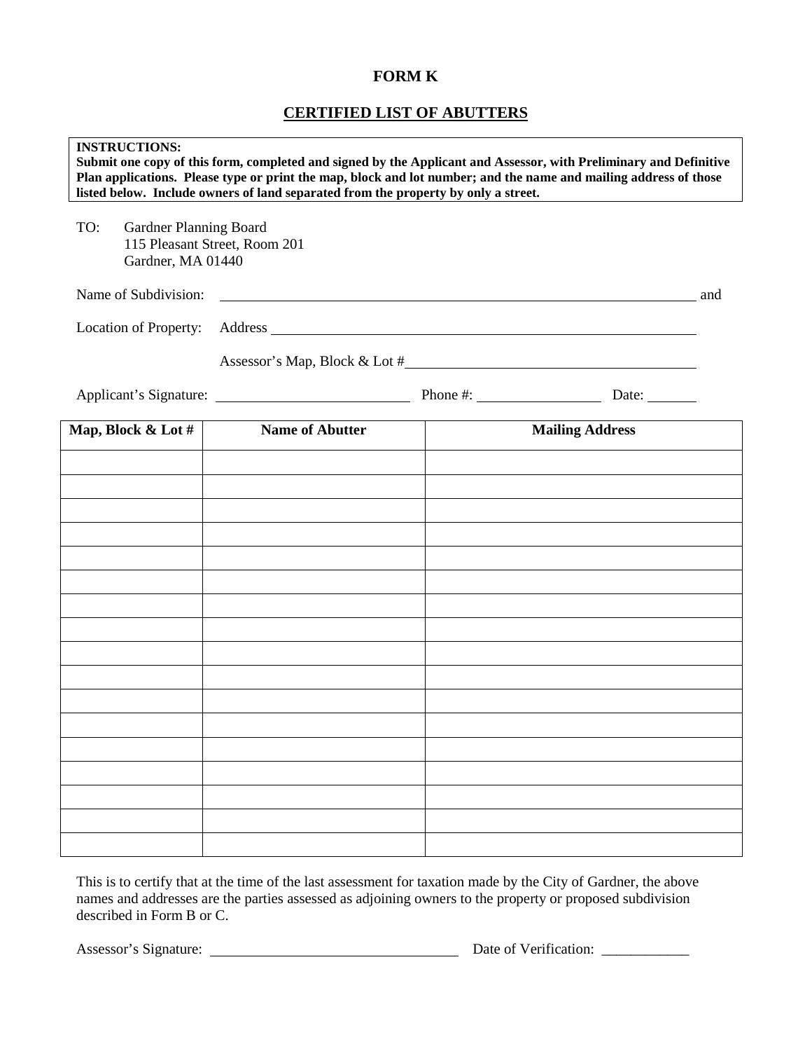# FORM K

## CERTIFIED LIST OF ABUTTERS

**INSTRUCTIONS:**
**Submit one copy of this form, completed and signed by the Applicant and Assessor, with Preliminary and Definitive Plan applications. Please type or print the map, block and lot number; and the name and mailing address of those listed below. Include owners of land separated from the property by only a street.**

TO: Gardner Planning Board
115 Pleasant Street, Room 201
Gardner, MA 01440

Name of Subdivision: ______________________________________________ and

Location of Property: Address ______________________________________________

Assessor's Map, Block & Lot #______________________________

Applicant's Signature: ____________________ Phone #: ______________ Date: ______

| Map, Block & Lot # | Name of Abutter | Mailing Address |
|---|---|---|
| | | |
| | | |
| | | |
| | | |
| | | |
| | | |
| | | |
| | | |
| | | |
| | | |
| | | |
| | | |
| | | |
| | | |
| | | |
| | | |
| | | |

This is to certify that at the time of the last assessment for taxation made by the City of Gardner, the above names and addresses are the parties assessed as adjoining owners to the property or proposed subdivision described in Form B or C.

Assessor's Signature: ______________________________ Date of Verification: ____________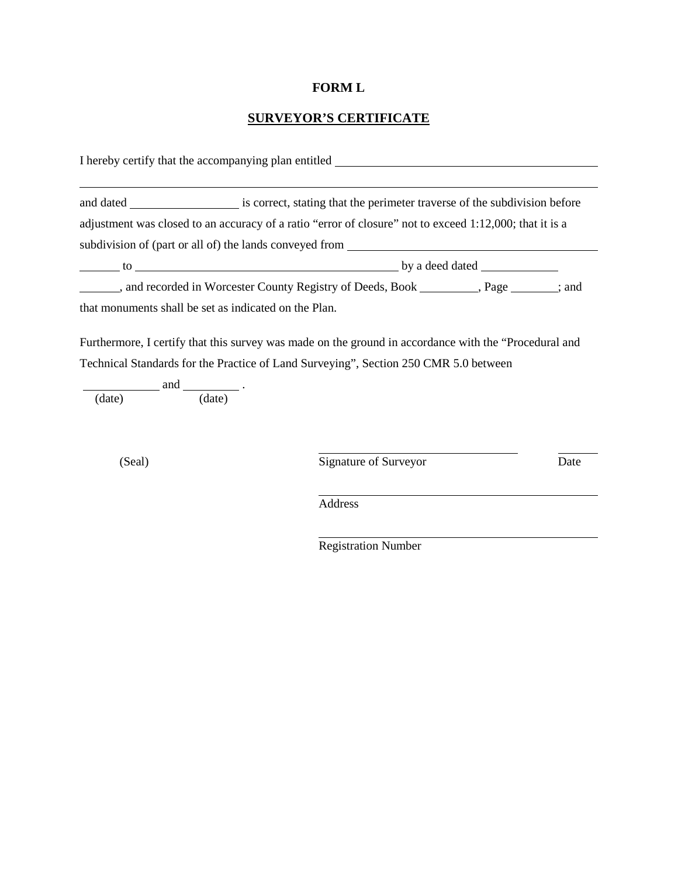# FORM L

## SURVEYOR'S CERTIFICATE

I hereby certify that the accompanying plan entitled ______________________________________________

______________________________________________________________________________

and dated __________________ is correct, stating that the perimeter traverse of the subdivision before adjustment was closed to an accuracy of a ratio "error of closure" not to exceed 1:12,000; that it is a subdivision of (part or all of) the lands conveyed from ______________________________________

_______ to _____________________________________________ by a deed dated _____________

_______, and recorded in Worcester County Registry of Deeds, Book __________, Page ________; and that monuments shall be set as indicated on the Plan.

Furthermore, I certify that this survey was made on the ground in accordance with the "Procedural and Technical Standards for the Practice of Land Surveying", Section 250 CMR 5.0 between

_____________ and _________ .
(date) (date)

(Seal)

_________________________________ _______
Signature of Surveyor Date

_________________________________________
Address

_________________________________________
Registration Number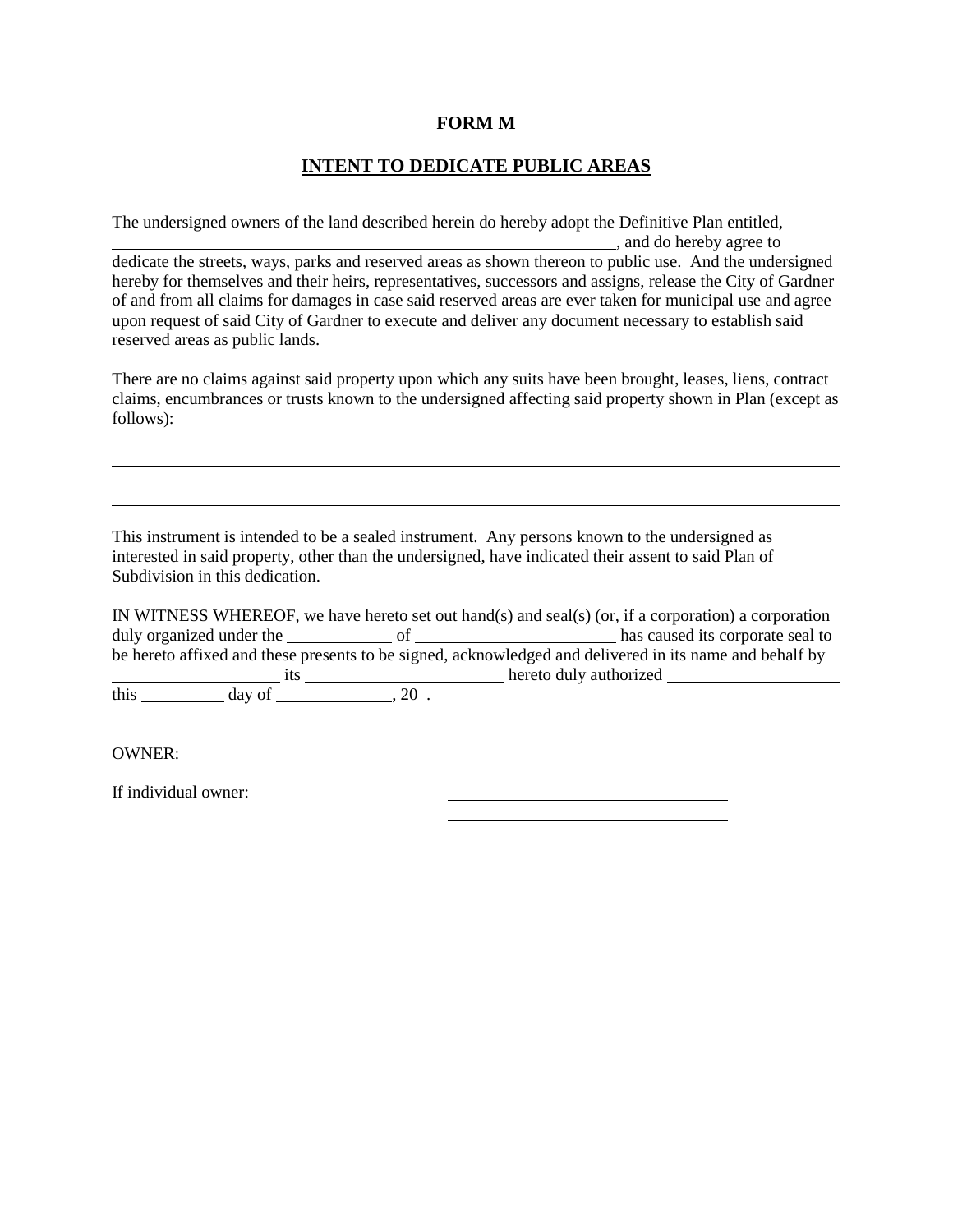# FORM M

## INTENT TO DEDICATE PUBLIC AREAS

The undersigned owners of the land described herein do hereby adopt the Definitive Plan entitled, ______________________________________________________________, and do hereby agree to dedicate the streets, ways, parks and reserved areas as shown thereon to public use. And the undersigned hereby for themselves and their heirs, representatives, successors and assigns, release the City of Gardner of and from all claims for damages in case said reserved areas are ever taken for municipal use and agree upon request of said City of Gardner to execute and deliver any document necessary to establish said reserved areas as public lands.

There are no claims against said property upon which any suits have been brought, leases, liens, contract claims, encumbrances or trusts known to the undersigned affecting said property shown in Plan (except as follows):

______________________________________________________________________________

______________________________________________________________________________

This instrument is intended to be a sealed instrument. Any persons known to the undersigned as interested in said property, other than the undersigned, have indicated their assent to said Plan of Subdivision in this dedication.

IN WITNESS WHEREOF, we have hereto set out hand(s) and seal(s) (or, if a corporation) a corporation duly organized under the ____________ of ________________________ has caused its corporate seal to be hereto affixed and these presents to be signed, acknowledged and delivered in its name and behalf by ____________________ its ________________________ hereto duly authorized ____________________ this __________ day of ______________, 20 .

OWNER:

If individual owner: ________________________________

________________________________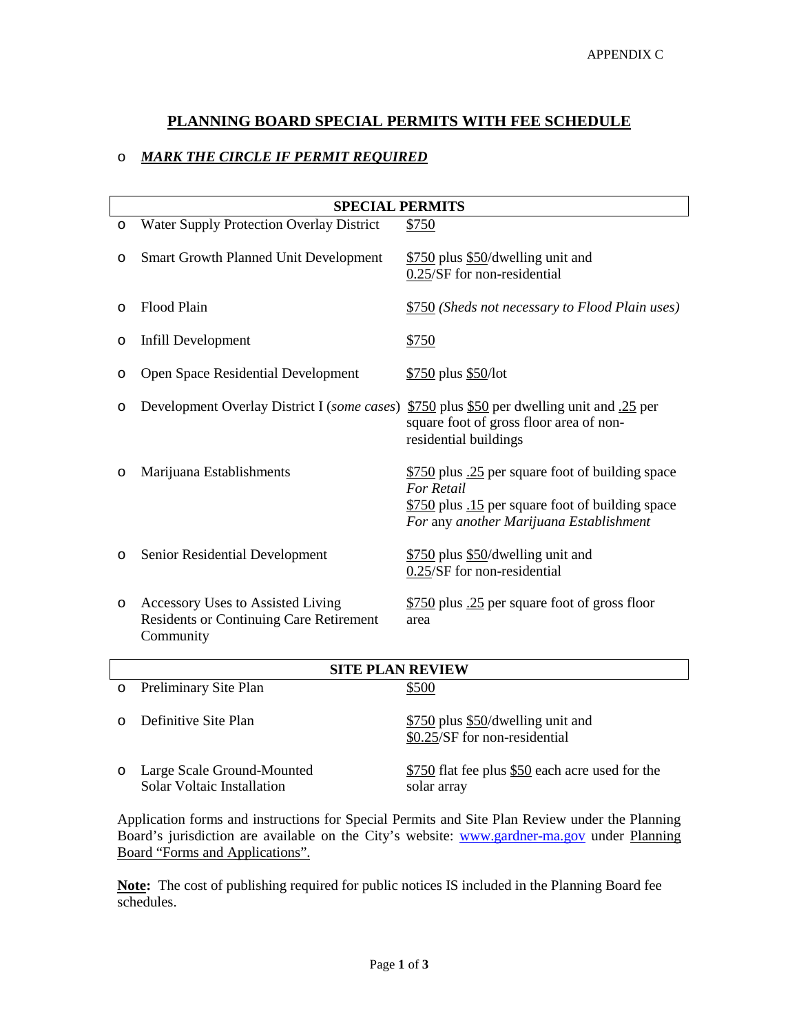APPENDIX C

# PLANNING BOARD SPECIAL PERMITS WITH FEE SCHEDULE

o ***MARK THE CIRCLE IF PERMIT REQUIRED***

| | SPECIAL PERMITS | |
|---|---|---|
| o | Water Supply Protection Overlay District | $750 |
| o | Smart Growth Planned Unit Development | $750 plus $50/dwelling unit and 0.25/SF for non-residential |
| o | Flood Plain | $750 *(Sheds not necessary to Flood Plain uses)* |
| o | Infill Development | $750 |
| o | Open Space Residential Development | $750 plus $50/lot |
| o | Development Overlay District I (*some cases*) | $750 plus $50 per dwelling unit and .25 per square foot of gross floor area of non-residential buildings |
| o | Marijuana Establishments | $750 plus .25 per square foot of building space *For Retail*<br>$750 plus .15 per square foot of building space *For* any *another Marijuana Establishment* |
| o | Senior Residential Development | $750 plus $50/dwelling unit and 0.25/SF for non-residential |
| o | Accessory Uses to Assisted Living Residents or Continuing Care Retirement Community | $750 plus .25 per square foot of gross floor area |

| | SITE PLAN REVIEW | |
|---|---|---|
| o | Preliminary Site Plan | $500 |
| o | Definitive Site Plan | $750 plus $50/dwelling unit and $0.25/SF for non-residential |
| o | Large Scale Ground-Mounted Solar Voltaic Installation | $750 flat fee plus $50 each acre used for the solar array |

Application forms and instructions for Special Permits and Site Plan Review under the Planning Board's jurisdiction are available on the City's website: www.gardner-ma.gov under Planning Board "Forms and Applications".

**Note:** The cost of publishing required for public notices IS included in the Planning Board fee schedules.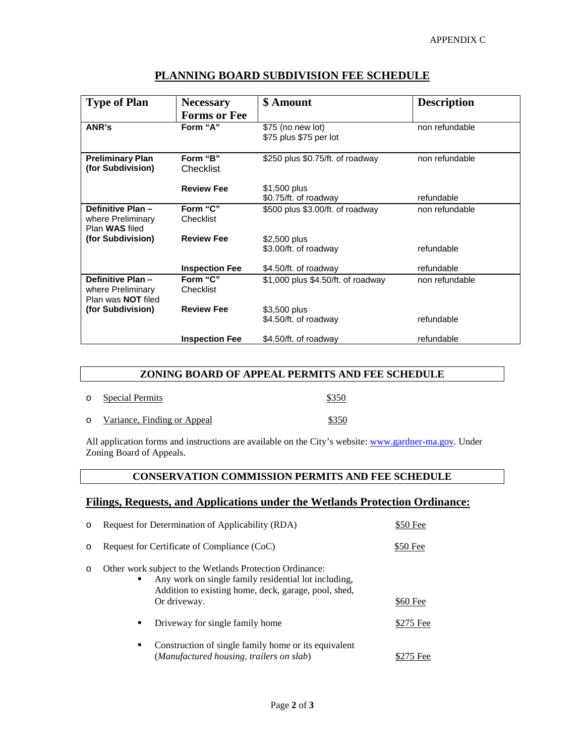APPENDIX C

# PLANNING BOARD SUBDIVISION FEE SCHEDULE

| Type of Plan | Necessary Forms or Fee | $ Amount | Description |
|---|---|---|---|
| **ANR's** | **Form "A"** | $75 (no new lot)<br>$75 plus $75 per lot | non refundable |
| **Preliminary Plan (for Subdivision)** | **Form "B"** Checklist | $250 plus $0.75/ft. of roadway | non refundable |
| | **Review Fee** | $1,500 plus $0.75/ft. of roadway | refundable |
| **Definitive Plan –** where Preliminary Plan **WAS** filed **(for Subdivision)** | **Form "C"** Checklist | $500 plus $3.00/ft. of roadway | non refundable |
| | **Review Fee** | $2,500 plus $3.00/ft. of roadway | refundable |
| | **Inspection Fee** | $4.50/ft. of roadway | refundable |
| **Definitive Plan –** where Preliminary Plan was **NOT** filed **(for Subdivision)** | **Form "C"** Checklist | $1,000 plus $4.50/ft. of roadway | non refundable |
| | **Review Fee** | $3,500 plus $4.50/ft. of roadway | refundable |
| | **Inspection Fee** | $4.50/ft. of roadway | refundable |

## ZONING BOARD OF APPEAL PERMITS AND FEE SCHEDULE

- Special Permits — $350
- Variance, Finding or Appeal — $350

All application forms and instructions are available on the City's website: www.gardner-ma.gov. Under Zoning Board of Appeals.

## CONSERVATION COMMISSION PERMITS AND FEE SCHEDULE

### Filings, Requests, and Applications under the Wetlands Protection Ordinance:

- Request for Determination of Applicability (RDA) — $50 Fee
- Request for Certificate of Compliance (CoC) — $50 Fee
- Other work subject to the Wetlands Protection Ordinance:
  - Any work on single family residential lot including, Addition to existing home, deck, garage, pool, shed, Or driveway. — $60 Fee
  - Driveway for single family home — $275 Fee
  - Construction of single family home or its equivalent (*Manufactured housing, trailers on slab*) — $275 Fee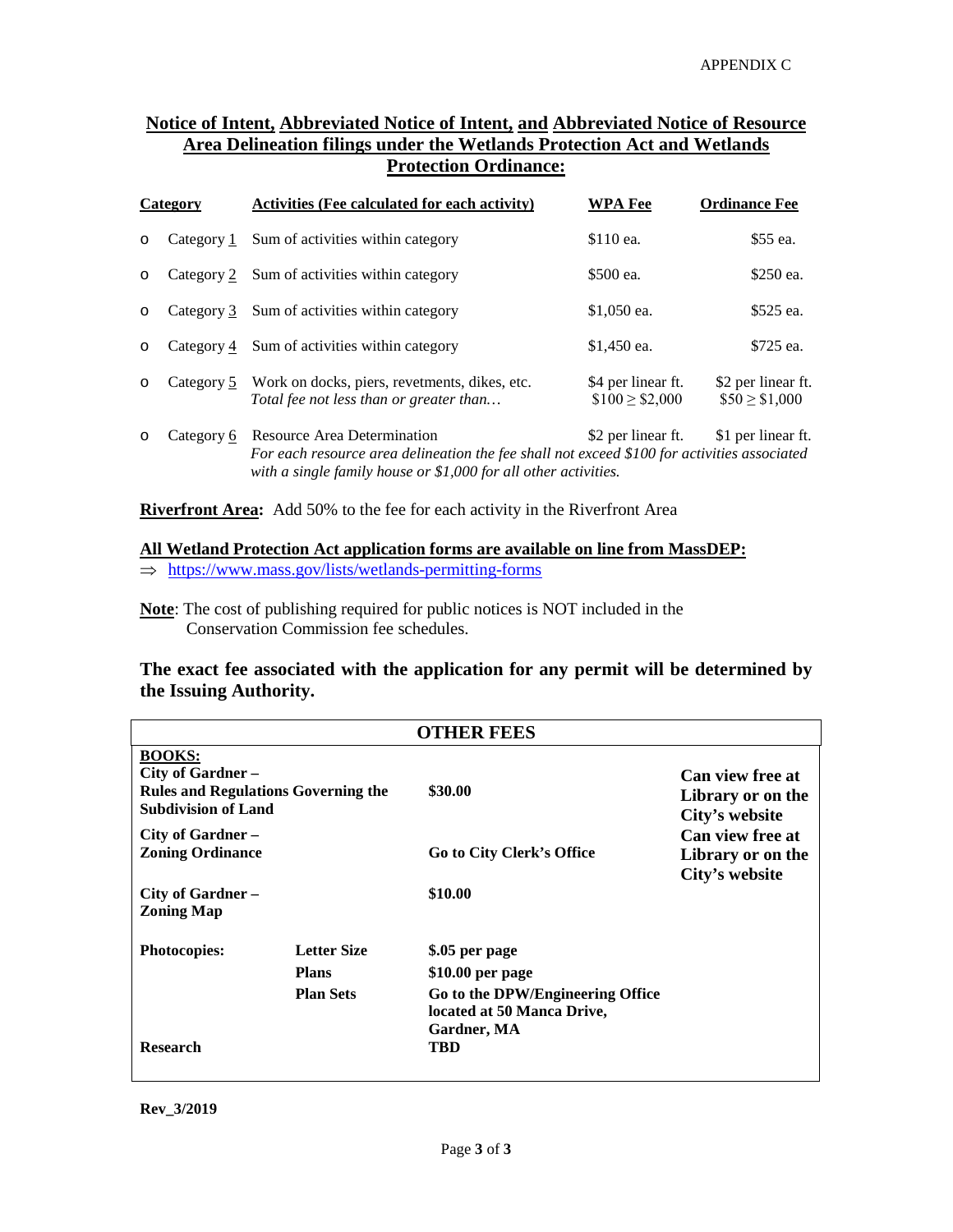APPENDIX C

## Notice of Intent, Abbreviated Notice of Intent, and Abbreviated Notice of Resource Area Delineation filings under the Wetlands Protection Act and Wetlands Protection Ordinance:

| | Category | Activities (Fee calculated for each activity) | WPA Fee | Ordinance Fee |
|---|---|---|---|---|
| o | Category 1 | Sum of activities within category | $110 ea. | $55 ea. |
| o | Category 2 | Sum of activities within category | $500 ea. | $250 ea. |
| o | Category 3 | Sum of activities within category | $1,050 ea. | $525 ea. |
| o | Category 4 | Sum of activities within category | $1,450 ea. | $725 ea. |
| o | Category 5 | Work on docks, piers, revetments, dikes, etc. *Total fee not less than or greater than…* | $4 per linear ft. $100 ≥ $2,000 | $2 per linear ft. $50 ≥ $1,000 |
| o | Category 6 | Resource Area Determination | $2 per linear ft. | $1 per linear ft. |

*For each resource area delineation the fee shall not exceed $100 for activities associated with a single family house or $1,000 for all other activities.*

**Riverfront Area:** Add 50% to the fee for each activity in the Riverfront Area

**All Wetland Protection Act application forms are available on line from MassDEP:**

⇒ https://www.mass.gov/lists/wetlands-permitting-forms

**Note**: The cost of publishing required for public notices is NOT included in the Conservation Commission fee schedules.

**The exact fee associated with the application for any permit will be determined by the Issuing Authority.**

| OTHER FEES | | | |
|---|---|---|---|
| **BOOKS:** | | | |
| **City of Gardner – Rules and Regulations Governing the Subdivision of Land** | | **$30.00** | **Can view free at Library or on the City's website** |
| **City of Gardner – Zoning Ordinance** | | **Go to City Clerk's Office** | **Can view free at Library or on the City's website** |
| **City of Gardner – Zoning Map** | | **$10.00** | |
| **Photocopies:** | **Letter Size** | **$.05 per page** | |
| | **Plans** | **$10.00 per page** | |
| | **Plan Sets** | **Go to the DPW/Engineering Office located at 50 Manca Drive, Gardner, MA** | |
| **Research** | | **TBD** | |

**Rev_3/2019**